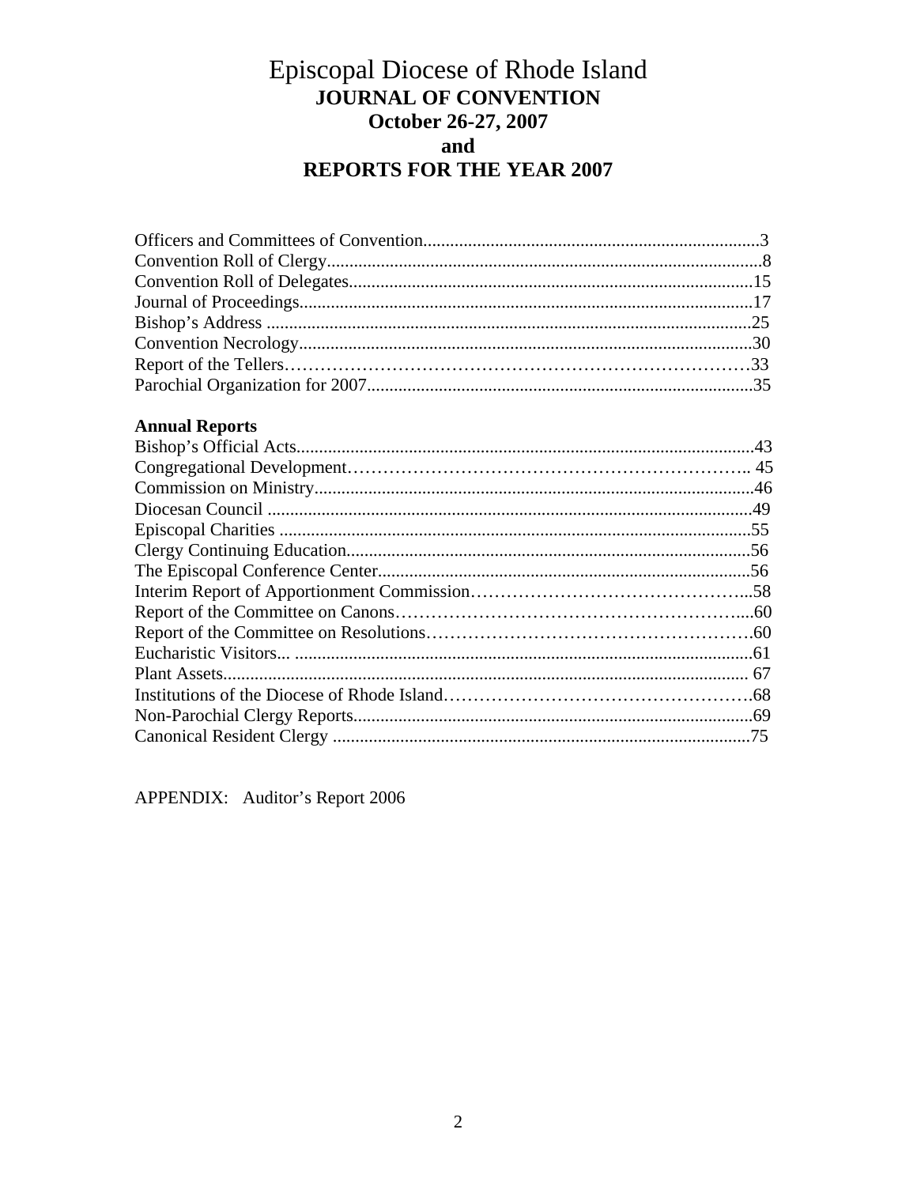# Episcopal Diocese of Rhode Island

## JOURNAL OF CONVENTION

## October 26-27, 2007

## and

## REPORTS FOR THE YEAR 2007

Officers and Committees of Convention..........................................................................3
Convention Roll of Clergy................................................................................................8
Convention Roll of Delegates..........................................................................................15
Journal of Proceedings....................................................................................................17
Bishop's Address ...........................................................................................................25
Convention Necrology....................................................................................................30
Report of the Tellers……………………………………………………………………33
Parochial Organization for 2007.....................................................................................35

**Annual Reports**

Bishop's Official Acts.....................................................................................................43
Congregational Development………………………………………………………….. 45
Commission on Ministry.................................................................................................46
Diocesan Council ...........................................................................................................49
Episcopal Charities ........................................................................................................55
Clergy Continuing Education.........................................................................................56
The Episcopal Conference Center...................................................................................56
Interim Report of Apportionment Commission………………………………………...58
Report of the Committee on Canons…………………………………………………....60
Report of the Committee on Resolutions……………………………………………….60
Eucharistic Visitors... ....................................................................................................61
Plant Assets................................................................................................................... 67
Institutions of the Diocese of Rhode Island…………………………………………….68
Non-Parochial Clergy Reports........................................................................................69
Canonical Resident Clergy ............................................................................................75

APPENDIX: Auditor's Report 2006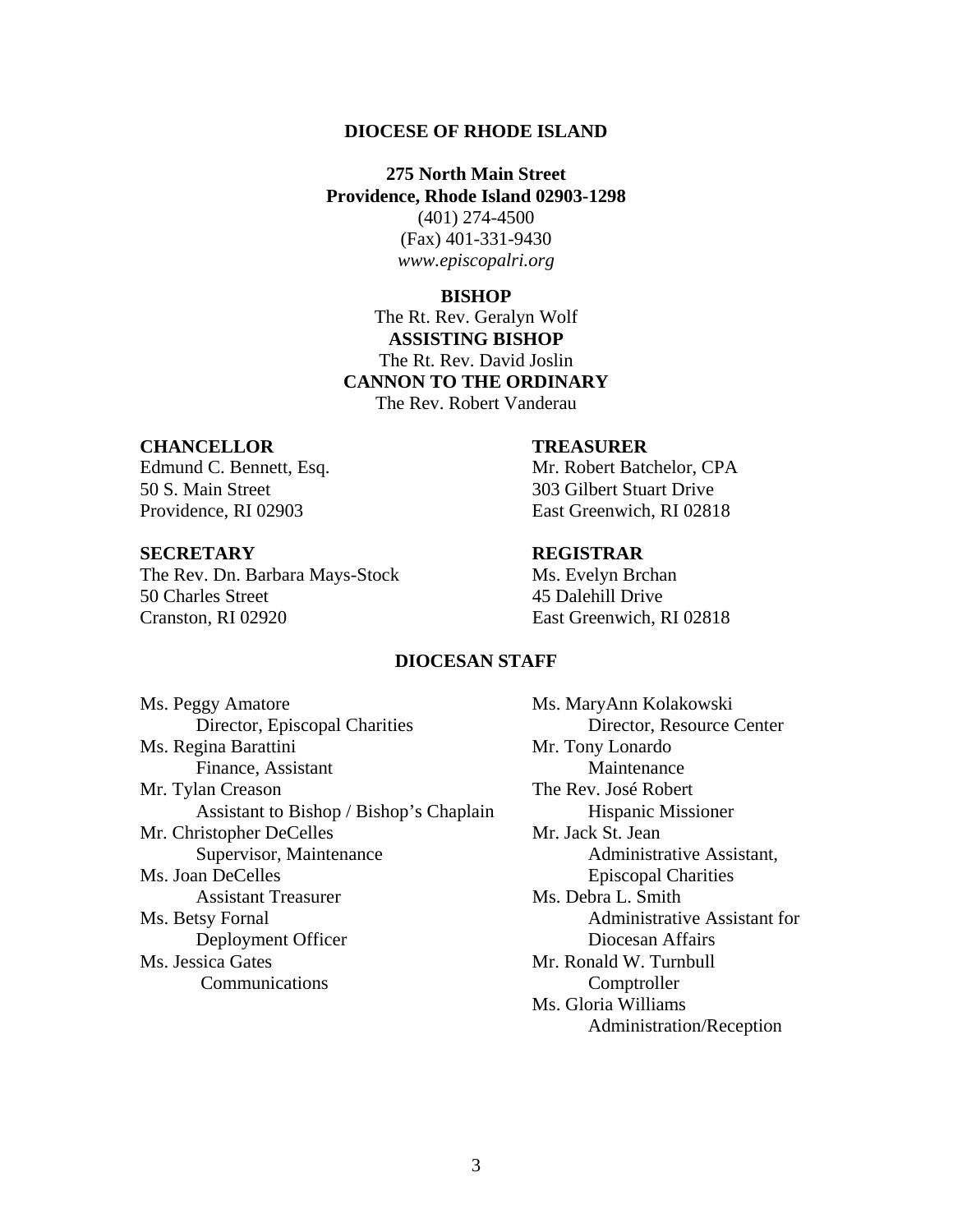# DIOCESE OF RHODE ISLAND

**275 North Main Street**
**Providence, Rhode Island 02903-1298**
(401) 274-4500
(Fax) 401-331-9430
*www.episcopalri.org*

**BISHOP**
The Rt. Rev. Geralyn Wolf
**ASSISTING BISHOP**
The Rt. Rev. David Joslin
**CANNON TO THE ORDINARY**
The Rev. Robert Vanderau

**CHANCELLOR**
Edmund C. Bennett, Esq.
50 S. Main Street
Providence, RI 02903

**TREASURER**
Mr. Robert Batchelor, CPA
303 Gilbert Stuart Drive
East Greenwich, RI 02818

**SECRETARY**
The Rev. Dn. Barbara Mays-Stock
50 Charles Street
Cranston, RI 02920

**REGISTRAR**
Ms. Evelyn Brchan
45 Dalehill Drive
East Greenwich, RI 02818

## DIOCESAN STAFF

Ms. Peggy Amatore
Director, Episcopal Charities

Ms. Regina Barattini
Finance, Assistant

Mr. Tylan Creason
Assistant to Bishop / Bishop's Chaplain

Mr. Christopher DeCelles
Supervisor, Maintenance

Ms. Joan DeCelles
Assistant Treasurer

Ms. Betsy Fornal
Deployment Officer

Ms. Jessica Gates
Communications

Ms. MaryAnn Kolakowski
Director, Resource Center

Mr. Tony Lonardo
Maintenance

The Rev. José Robert
Hispanic Missioner

Mr. Jack St. Jean
Administrative Assistant, Episcopal Charities

Ms. Debra L. Smith
Administrative Assistant for Diocesan Affairs

Mr. Ronald W. Turnbull
Comptroller

Ms. Gloria Williams
Administration/Reception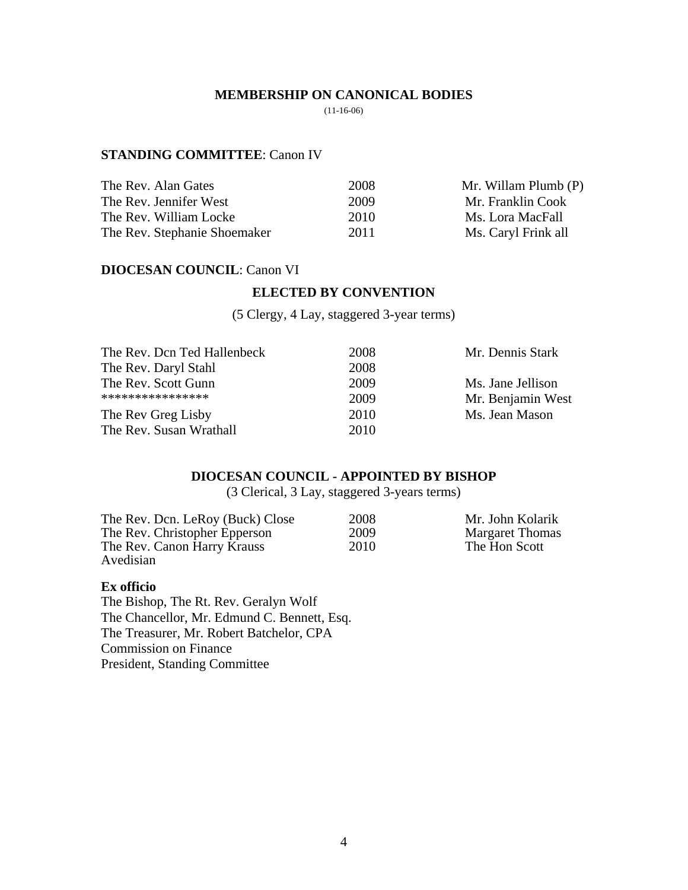# MEMBERSHIP ON CANONICAL BODIES

(11-16-06)

**STANDING COMMITTEE**: Canon IV

| | | |
|---|---|---|
| The Rev. Alan Gates | 2008 | Mr. Willam Plumb (P) |
| The Rev. Jennifer West | 2009 | Mr. Franklin Cook |
| The Rev. William Locke | 2010 | Ms. Lora MacFall |
| The Rev. Stephanie Shoemaker | 2011 | Ms. Caryl Frink all |

**DIOCESAN COUNCIL**: Canon VI

## ELECTED BY CONVENTION

(5 Clergy, 4 Lay, staggered 3-year terms)

| | | |
|---|---|---|
| The Rev. Dcn Ted Hallenbeck | 2008 | Mr. Dennis Stark |
| The Rev. Daryl Stahl | 2008 | |
| The Rev. Scott Gunn | 2009 | Ms. Jane Jellison |
| **************** | 2009 | Mr. Benjamin West |
| The Rev Greg Lisby | 2010 | Ms. Jean Mason |
| The Rev. Susan Wrathall | 2010 | |

## DIOCESAN COUNCIL - APPOINTED BY BISHOP

(3 Clerical, 3 Lay, staggered 3-years terms)

| | | |
|---|---|---|
| The Rev. Dcn. LeRoy (Buck) Close | 2008 | Mr. John Kolarik |
| The Rev. Christopher Epperson | 2009 | Margaret Thomas |
| The Rev. Canon Harry Krauss | 2010 | The Hon Scott Avedisian |

**Ex officio**

The Bishop, The Rt. Rev. Geralyn Wolf
The Chancellor, Mr. Edmund C. Bennett, Esq.
The Treasurer, Mr. Robert Batchelor, CPA
Commission on Finance
President, Standing Committee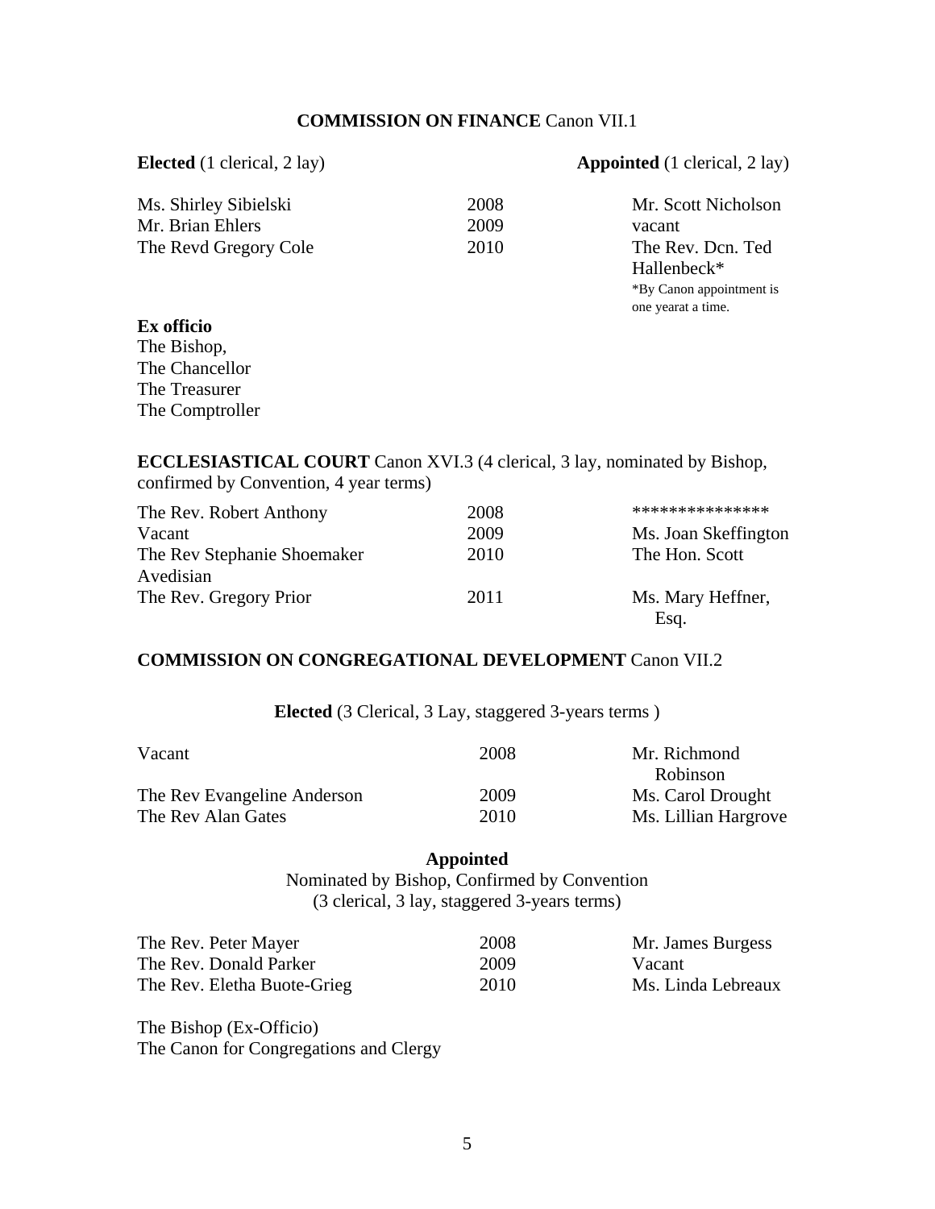**COMMISSION ON FINANCE** Canon VII.1

| **Elected** (1 clerical, 2 lay) | | **Appointed** (1 clerical, 2 lay) |
|---|---|---|
| Ms. Shirley Sibielski | 2008 | Mr. Scott Nicholson |
| Mr. Brian Ehlers | 2009 | vacant |
| The Revd Gregory Cole | 2010 | The Rev. Dcn. Ted Hallenbeck* |

*By Canon appointment is one yearat a time.

**Ex officio**
The Bishop,
The Chancellor
The Treasurer
The Comptroller

**ECCLESIASTICAL COURT** Canon XVI.3 (4 clerical, 3 lay, nominated by Bishop, confirmed by Convention, 4 year terms)

| | | |
|---|---|---|
| The Rev. Robert Anthony | 2008 | *************** |
| Vacant | 2009 | Ms. Joan Skeffington |
| The Rev Stephanie Shoemaker Avedisian | 2010 | The Hon. Scott |
| The Rev. Gregory Prior | 2011 | Ms. Mary Heffner, Esq. |

**COMMISSION ON CONGREGATIONAL DEVELOPMENT** Canon VII.2

**Elected** (3 Clerical, 3 Lay, staggered 3-years terms )

| | | |
|---|---|---|
| Vacant | 2008 | Mr. Richmond Robinson |
| The Rev Evangeline Anderson | 2009 | Ms. Carol Drought |
| The Rev Alan Gates | 2010 | Ms. Lillian Hargrove |

**Appointed**
Nominated by Bishop, Confirmed by Convention
(3 clerical, 3 lay, staggered 3-years terms)

| | | |
|---|---|---|
| The Rev. Peter Mayer | 2008 | Mr. James Burgess |
| The Rev. Donald Parker | 2009 | Vacant |
| The Rev. Eletha Buote-Grieg | 2010 | Ms. Linda Lebreaux |

The Bishop (Ex-Officio)
The Canon for Congregations and Clergy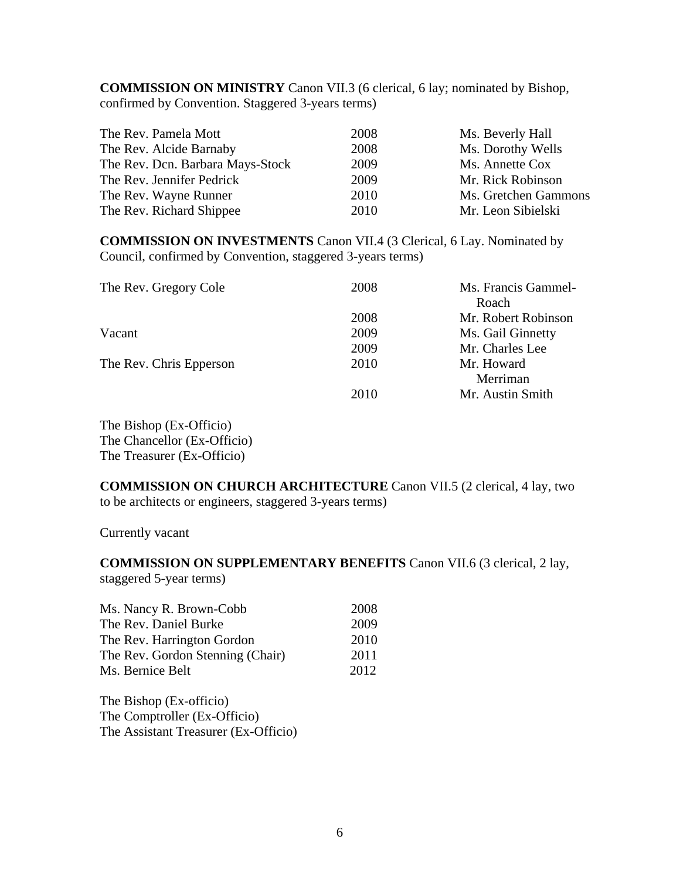**COMMISSION ON MINISTRY** Canon VII.3 (6 clerical, 6 lay; nominated by Bishop, confirmed by Convention. Staggered 3-years terms)

| | | |
|---|---|---|
| The Rev. Pamela Mott | 2008 | Ms. Beverly Hall |
| The Rev. Alcide Barnaby | 2008 | Ms. Dorothy Wells |
| The Rev. Dcn. Barbara Mays-Stock | 2009 | Ms. Annette Cox |
| The Rev. Jennifer Pedrick | 2009 | Mr. Rick Robinson |
| The Rev. Wayne Runner | 2010 | Ms. Gretchen Gammons |
| The Rev. Richard Shippee | 2010 | Mr. Leon Sibielski |

**COMMISSION ON INVESTMENTS** Canon VII.4 (3 Clerical, 6 Lay. Nominated by Council, confirmed by Convention, staggered 3-years terms)

| | | |
|---|---|---|
| The Rev. Gregory Cole | 2008 | Ms. Francis Gammel-Roach |
| | 2008 | Mr. Robert Robinson |
| Vacant | 2009 | Ms. Gail Ginnetty |
| | 2009 | Mr. Charles Lee |
| The Rev. Chris Epperson | 2010 | Mr. Howard Merriman |
| | 2010 | Mr. Austin Smith |

The Bishop (Ex-Officio)
The Chancellor (Ex-Officio)
The Treasurer (Ex-Officio)

**COMMISSION ON CHURCH ARCHITECTURE** Canon VII.5 (2 clerical, 4 lay, two to be architects or engineers, staggered 3-years terms)

Currently vacant

**COMMISSION ON SUPPLEMENTARY BENEFITS** Canon VII.6 (3 clerical, 2 lay, staggered 5-year terms)

| | |
|---|---|
| Ms. Nancy R. Brown-Cobb | 2008 |
| The Rev. Daniel Burke | 2009 |
| The Rev. Harrington Gordon | 2010 |
| The Rev. Gordon Stenning (Chair) | 2011 |
| Ms. Bernice Belt | 2012 |

The Bishop (Ex-officio)
The Comptroller (Ex-Officio)
The Assistant Treasurer (Ex-Officio)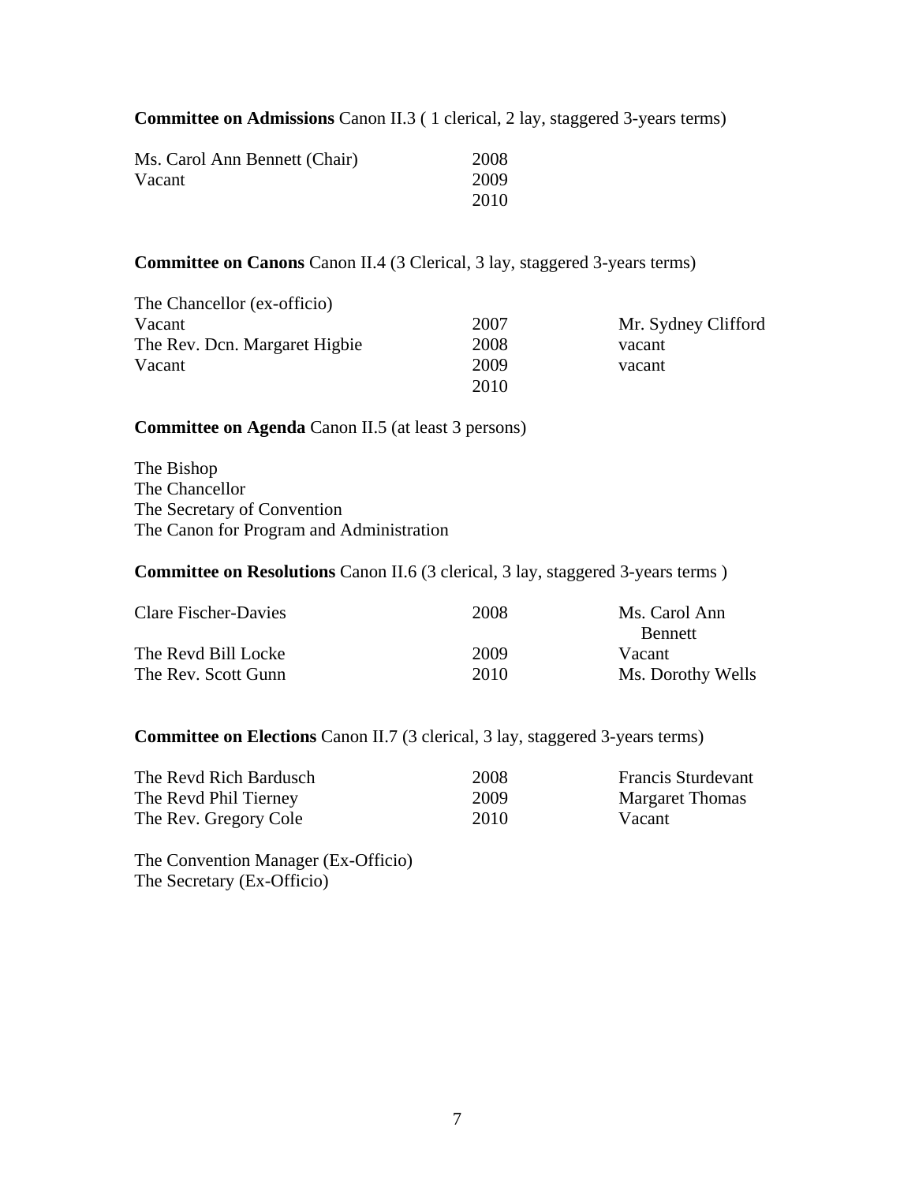**Committee on Admissions** Canon II.3 ( 1 clerical, 2 lay, staggered 3-years terms)

| | | |
|---|---|---|
| Ms. Carol Ann Bennett (Chair) | 2008 | |
| Vacant | 2009 | |
| | 2010 | |

**Committee on Canons** Canon II.4 (3 Clerical, 3 lay, staggered 3-years terms)

| | | |
|---|---|---|
| The Chancellor (ex-officio) | | |
| Vacant | 2007 | Mr. Sydney Clifford |
| The Rev. Dcn. Margaret Higbie | 2008 | vacant |
| Vacant | 2009 | vacant |
| | 2010 | |

**Committee on Agenda** Canon II.5 (at least 3 persons)

The Bishop
The Chancellor
The Secretary of Convention
The Canon for Program and Administration

**Committee on Resolutions** Canon II.6 (3 clerical, 3 lay, staggered 3-years terms )

| | | |
|---|---|---|
| Clare Fischer-Davies | 2008 | Ms. Carol Ann Bennett |
| The Revd Bill Locke | 2009 | Vacant |
| The Rev. Scott Gunn | 2010 | Ms. Dorothy Wells |

**Committee on Elections** Canon II.7 (3 clerical, 3 lay, staggered 3-years terms)

| | | |
|---|---|---|
| The Revd Rich Bardusch | 2008 | Francis Sturdevant |
| The Revd Phil Tierney | 2009 | Margaret Thomas |
| The Rev. Gregory Cole | 2010 | Vacant |

The Convention Manager (Ex-Officio)
The Secretary (Ex-Officio)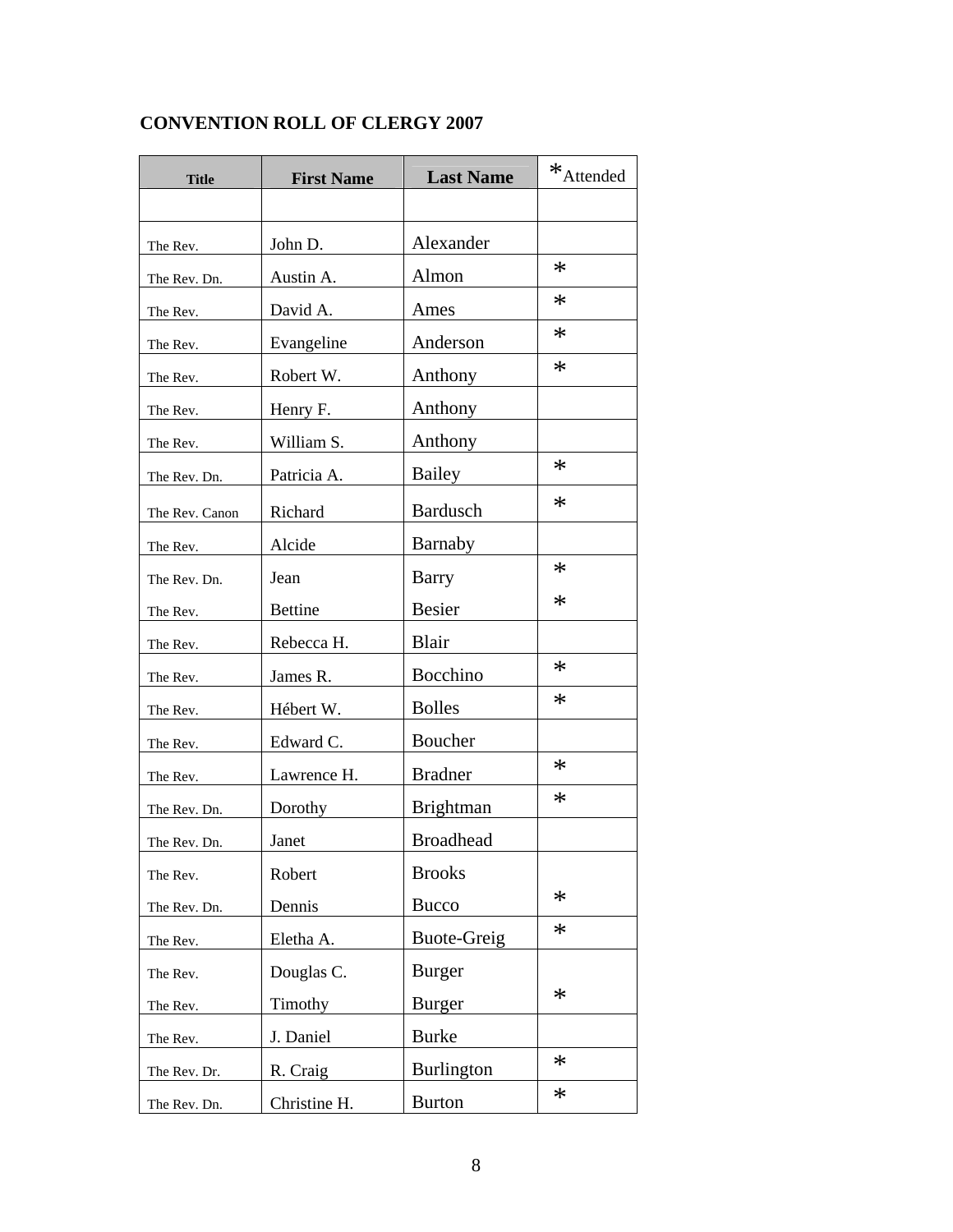**CONVENTION ROLL OF CLERGY 2007**

| Title | First Name | Last Name | *Attended |
|---|---|---|---|
| | | | |
| The Rev. | John D. | Alexander | |
| The Rev. Dn. | Austin A. | Almon | * |
| The Rev. | David A. | Ames | * |
| The Rev. | Evangeline | Anderson | * |
| The Rev. | Robert W. | Anthony | * |
| The Rev. | Henry F. | Anthony | |
| The Rev. | William S. | Anthony | |
| The Rev. Dn. | Patricia A. | Bailey | * |
| The Rev. Canon | Richard | Bardusch | * |
| The Rev. | Alcide | Barnaby | |
| The Rev. Dn. | Jean | Barry | * |
| The Rev. | Bettine | Besier | * |
| The Rev. | Rebecca H. | Blair | |
| The Rev. | James R. | Bocchino | * |
| The Rev. | Hébert W. | Bolles | * |
| The Rev. | Edward C. | Boucher | |
| The Rev. | Lawrence H. | Bradner | * |
| The Rev. Dn. | Dorothy | Brightman | * |
| The Rev. Dn. | Janet | Broadhead | |
| The Rev. | Robert | Brooks | |
| The Rev. Dn. | Dennis | Bucco | * |
| The Rev. | Eletha A. | Buote-Greig | * |
| The Rev. | Douglas C. | Burger | |
| The Rev. | Timothy | Burger | * |
| The Rev. | J. Daniel | Burke | |
| The Rev. Dr. | R. Craig | Burlington | * |
| The Rev. Dn. | Christine H. | Burton | * |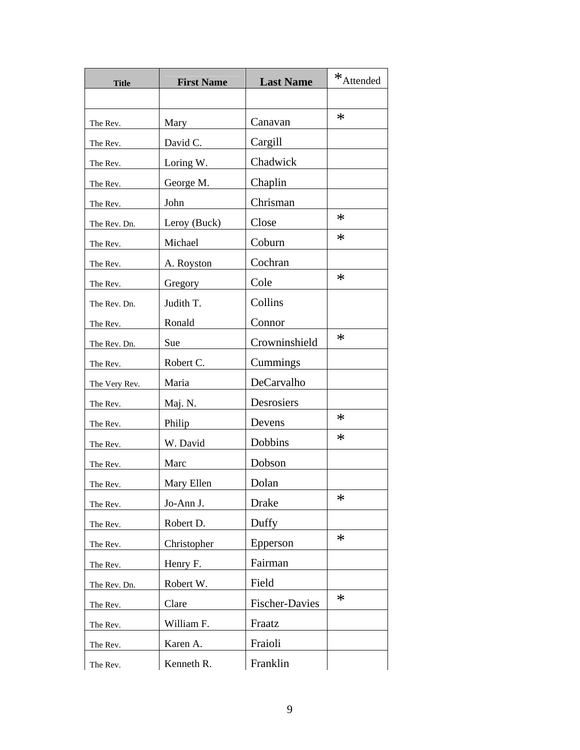| Title | First Name | Last Name | *Attended |
|---|---|---|---|
| | | | |
| The Rev. | Mary | Canavan | * |
| The Rev. | David C. | Cargill | |
| The Rev. | Loring W. | Chadwick | |
| The Rev. | George M. | Chaplin | |
| The Rev. | John | Chrisman | |
| The Rev. Dn. | Leroy (Buck) | Close | * |
| The Rev. | Michael | Coburn | * |
| The Rev. | A. Royston | Cochran | |
| The Rev. | Gregory | Cole | * |
| The Rev. Dn. | Judith T. | Collins | |
| The Rev. | Ronald | Connor | |
| The Rev. Dn. | Sue | Crowninshield | * |
| The Rev. | Robert C. | Cummings | |
| The Very Rev. | Maria | DeCarvalho | |
| The Rev. | Maj. N. | Desrosiers | |
| The Rev. | Philip | Devens | * |
| The Rev. | W. David | Dobbins | * |
| The Rev. | Marc | Dobson | |
| The Rev. | Mary Ellen | Dolan | |
| The Rev. | Jo-Ann J. | Drake | * |
| The Rev. | Robert D. | Duffy | |
| The Rev. | Christopher | Epperson | * |
| The Rev. | Henry F. | Fairman | |
| The Rev. Dn. | Robert W. | Field | |
| The Rev. | Clare | Fischer-Davies | * |
| The Rev. | William F. | Fraatz | |
| The Rev. | Karen A. | Fraioli | |
| The Rev. | Kenneth R. | Franklin | |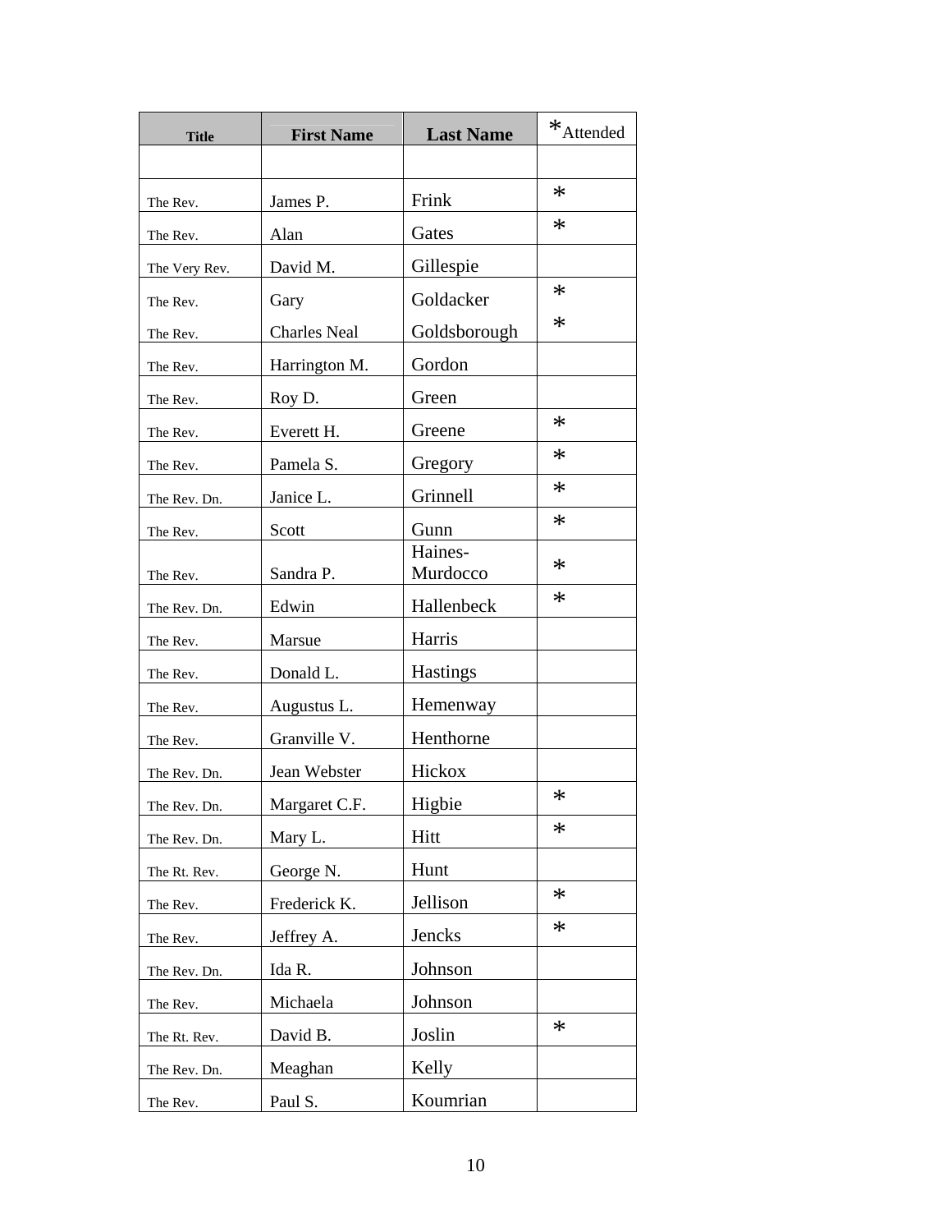| Title | First Name | Last Name | *Attended |
|---|---|---|---|
| | | | |
| The Rev. | James P. | Frink | * |
| The Rev. | Alan | Gates | * |
| The Very Rev. | David M. | Gillespie | |
| The Rev. | Gary | Goldacker | * |
| The Rev. | Charles Neal | Goldsborough | * |
| The Rev. | Harrington M. | Gordon | |
| The Rev. | Roy D. | Green | |
| The Rev. | Everett H. | Greene | * |
| The Rev. | Pamela S. | Gregory | * |
| The Rev. Dn. | Janice L. | Grinnell | * |
| The Rev. | Scott | Gunn | * |
| The Rev. | Sandra P. | Haines-Murdocco | * |
| The Rev. Dn. | Edwin | Hallenbeck | * |
| The Rev. | Marsue | Harris | |
| The Rev. | Donald L. | Hastings | |
| The Rev. | Augustus L. | Hemenway | |
| The Rev. | Granville V. | Henthorne | |
| The Rev. Dn. | Jean Webster | Hickox | |
| The Rev. Dn. | Margaret C.F. | Higbie | * |
| The Rev. Dn. | Mary L. | Hitt | * |
| The Rt. Rev. | George N. | Hunt | |
| The Rev. | Frederick K. | Jellison | * |
| The Rev. | Jeffrey A. | Jencks | * |
| The Rev. Dn. | Ida R. | Johnson | |
| The Rev. | Michaela | Johnson | |
| The Rt. Rev. | David B. | Joslin | * |
| The Rev. Dn. | Meaghan | Kelly | |
| The Rev. | Paul S. | Koumrian | |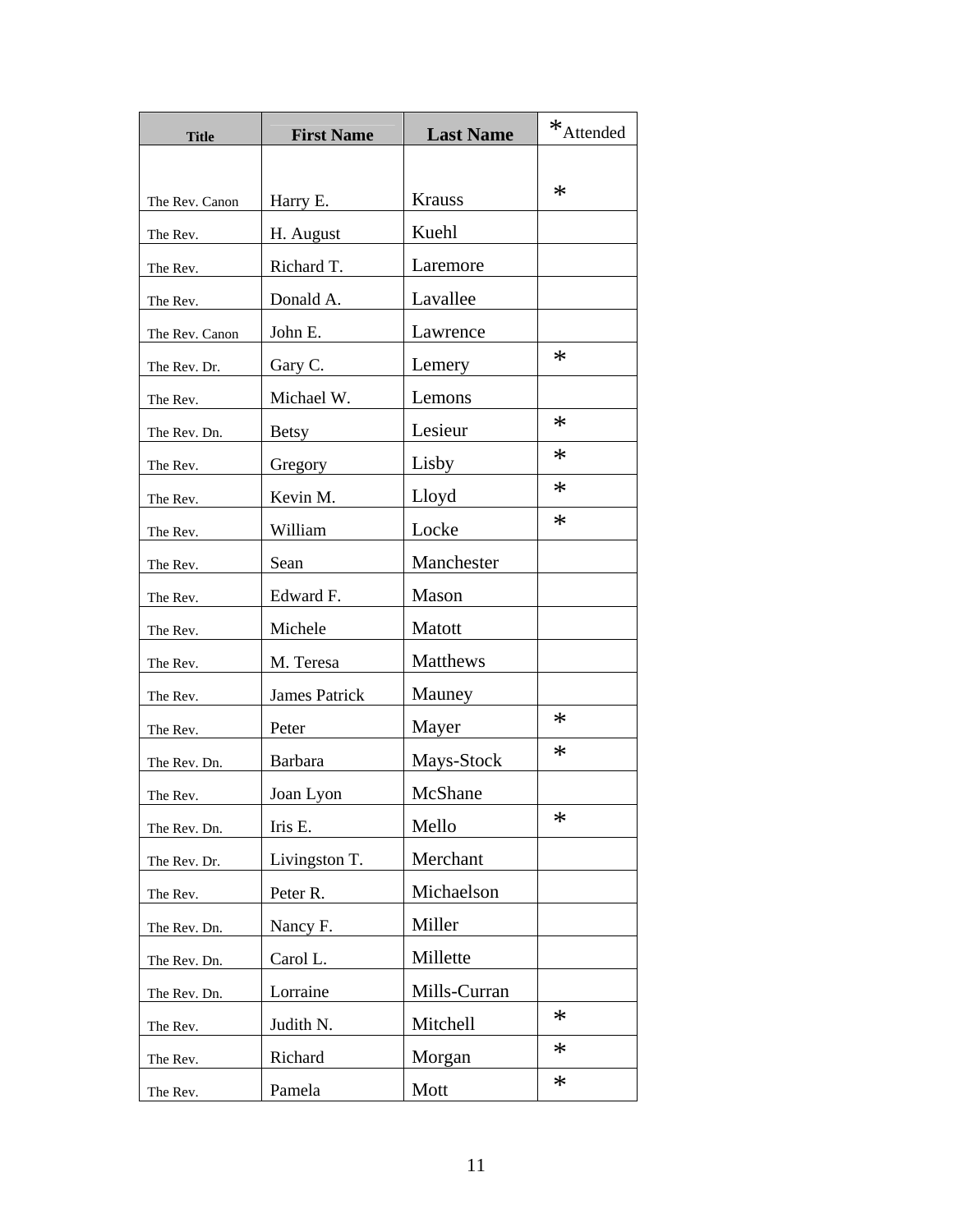| Title | First Name | Last Name | *Attended |
| --- | --- | --- | --- |
| The Rev. Canon | Harry E. | Krauss | * |
| The Rev. | H. August | Kuehl | |
| The Rev. | Richard T. | Laremore | |
| The Rev. | Donald A. | Lavallee | |
| The Rev. Canon | John E. | Lawrence | |
| The Rev. Dr. | Gary C. | Lemery | * |
| The Rev. | Michael W. | Lemons | |
| The Rev. Dn. | Betsy | Lesieur | * |
| The Rev. | Gregory | Lisby | * |
| The Rev. | Kevin M. | Lloyd | * |
| The Rev. | William | Locke | * |
| The Rev. | Sean | Manchester | |
| The Rev. | Edward F. | Mason | |
| The Rev. | Michele | Matott | |
| The Rev. | M. Teresa | Matthews | |
| The Rev. | James Patrick | Mauney | |
| The Rev. | Peter | Mayer | * |
| The Rev. Dn. | Barbara | Mays-Stock | * |
| The Rev. | Joan Lyon | McShane | |
| The Rev. Dn. | Iris E. | Mello | * |
| The Rev. Dr. | Livingston T. | Merchant | |
| The Rev. | Peter R. | Michaelson | |
| The Rev. Dn. | Nancy F. | Miller | |
| The Rev. Dn. | Carol L. | Millette | |
| The Rev. Dn. | Lorraine | Mills-Curran | |
| The Rev. | Judith N. | Mitchell | * |
| The Rev. | Richard | Morgan | * |
| The Rev. | Pamela | Mott | * |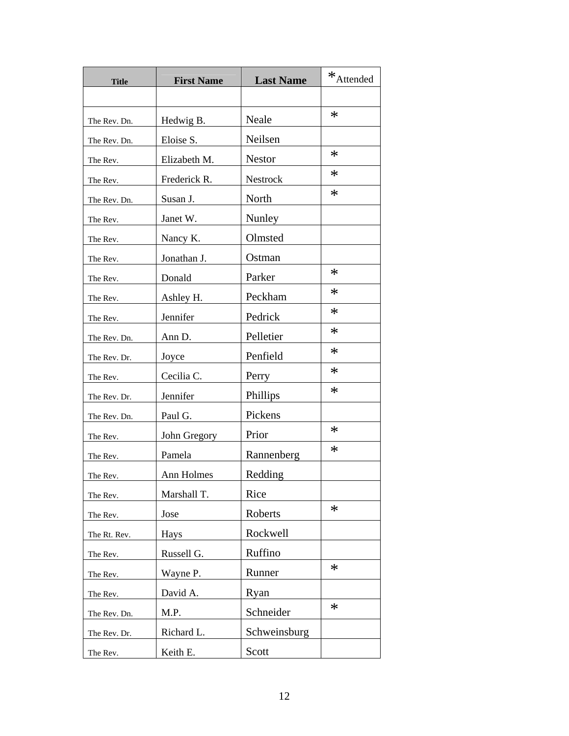| Title | First Name | Last Name | *Attended |
|---|---|---|---|
| | | | |
| The Rev. Dn. | Hedwig B. | Neale | * |
| The Rev. Dn. | Eloise S. | Neilsen | |
| The Rev. | Elizabeth M. | Nestor | * |
| The Rev. | Frederick R. | Nestrock | * |
| The Rev. Dn. | Susan J. | North | * |
| The Rev. | Janet W. | Nunley | |
| The Rev. | Nancy K. | Olmsted | |
| The Rev. | Jonathan J. | Ostman | |
| The Rev. | Donald | Parker | * |
| The Rev. | Ashley H. | Peckham | * |
| The Rev. | Jennifer | Pedrick | * |
| The Rev. Dn. | Ann D. | Pelletier | * |
| The Rev. Dr. | Joyce | Penfield | * |
| The Rev. | Cecilia C. | Perry | * |
| The Rev. Dr. | Jennifer | Phillips | * |
| The Rev. Dn. | Paul G. | Pickens | |
| The Rev. | John Gregory | Prior | * |
| The Rev. | Pamela | Rannenberg | * |
| The Rev. | Ann Holmes | Redding | |
| The Rev. | Marshall T. | Rice | |
| The Rev. | Jose | Roberts | * |
| The Rt. Rev. | Hays | Rockwell | |
| The Rev. | Russell G. | Ruffino | |
| The Rev. | Wayne P. | Runner | * |
| The Rev. | David A. | Ryan | |
| The Rev. Dn. | M.P. | Schneider | * |
| The Rev. Dr. | Richard L. | Schweinsburg | |
| The Rev. | Keith E. | Scott | |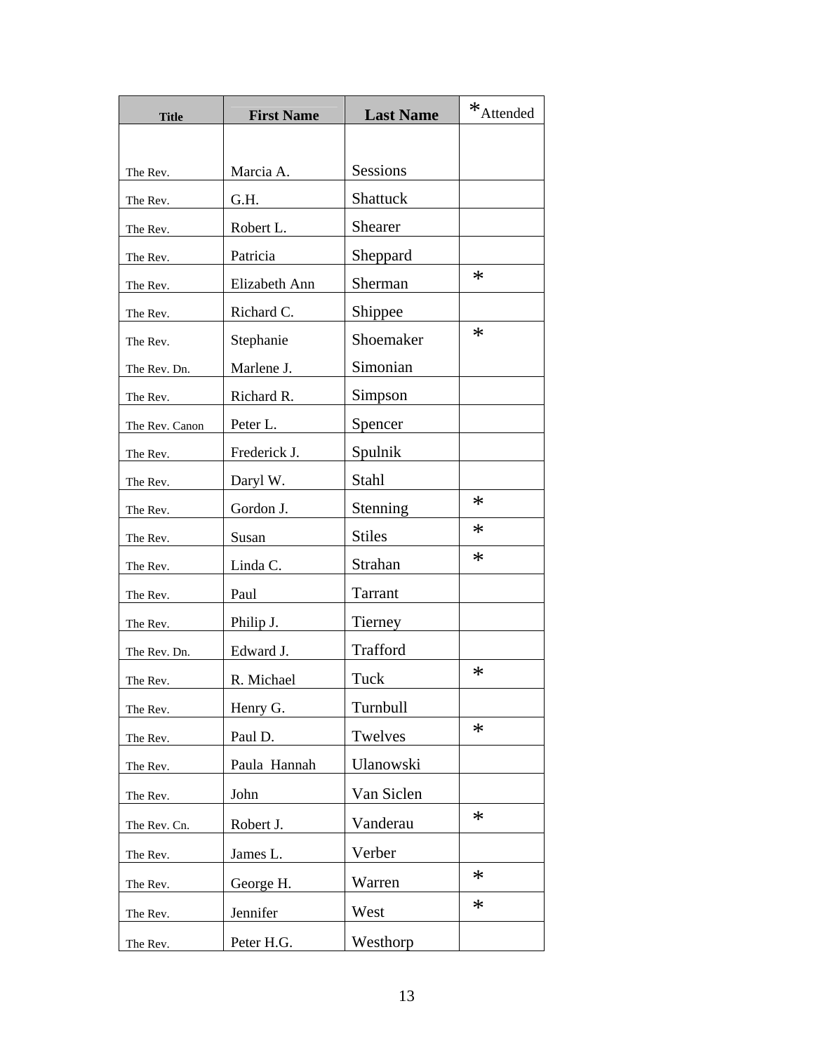| Title | First Name | Last Name | *Attended |
|---|---|---|---|
| The Rev. | Marcia A. | Sessions | |
| The Rev. | G.H. | Shattuck | |
| The Rev. | Robert L. | Shearer | |
| The Rev. | Patricia | Sheppard | |
| The Rev. | Elizabeth Ann | Sherman | * |
| The Rev. | Richard C. | Shippee | |
| The Rev. | Stephanie | Shoemaker | * |
| The Rev. Dn. | Marlene J. | Simonian | |
| The Rev. | Richard R. | Simpson | |
| The Rev. Canon | Peter L. | Spencer | |
| The Rev. | Frederick J. | Spulnik | |
| The Rev. | Daryl W. | Stahl | |
| The Rev. | Gordon J. | Stenning | * |
| The Rev. | Susan | Stiles | * |
| The Rev. | Linda C. | Strahan | * |
| The Rev. | Paul | Tarrant | |
| The Rev. | Philip J. | Tierney | |
| The Rev. Dn. | Edward J. | Trafford | |
| The Rev. | R. Michael | Tuck | * |
| The Rev. | Henry G. | Turnbull | |
| The Rev. | Paul D. | Twelves | * |
| The Rev. | Paula Hannah | Ulanowski | |
| The Rev. | John | Van Siclen | |
| The Rev. Cn. | Robert J. | Vanderau | * |
| The Rev. | James L. | Verber | |
| The Rev. | George H. | Warren | * |
| The Rev. | Jennifer | West | * |
| The Rev. | Peter H.G. | Westhorp | |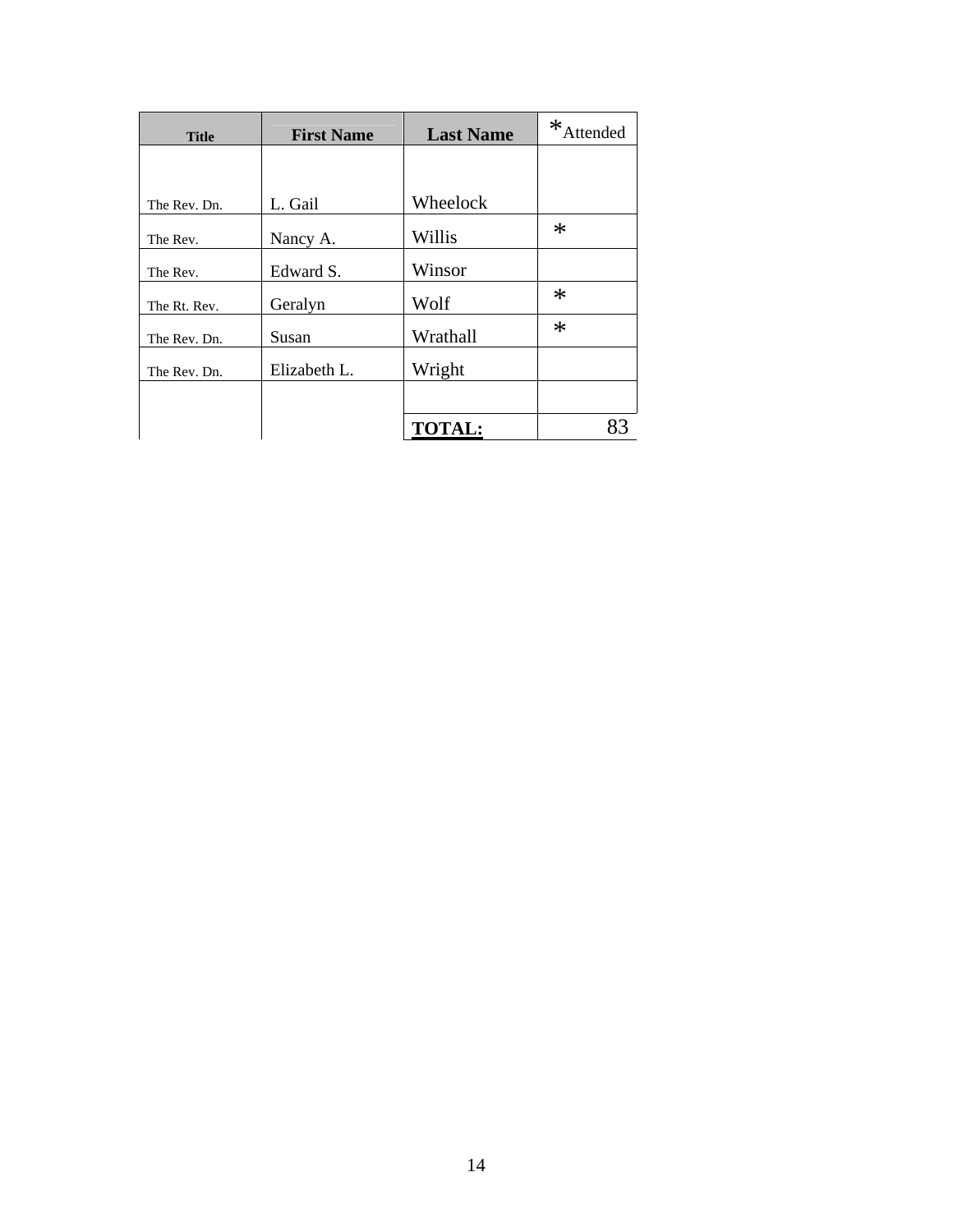| Title | First Name | Last Name | *Attended |
|---|---|---|---|
| The Rev. Dn. | L. Gail | Wheelock | |
| The Rev. | Nancy A. | Willis | * |
| The Rev. | Edward S. | Winsor | |
| The Rt. Rev. | Geralyn | Wolf | * |
| The Rev. Dn. | Susan | Wrathall | * |
| The Rev. Dn. | Elizabeth L. | Wright | |
| | | | |
| | | **TOTAL:** | 83 |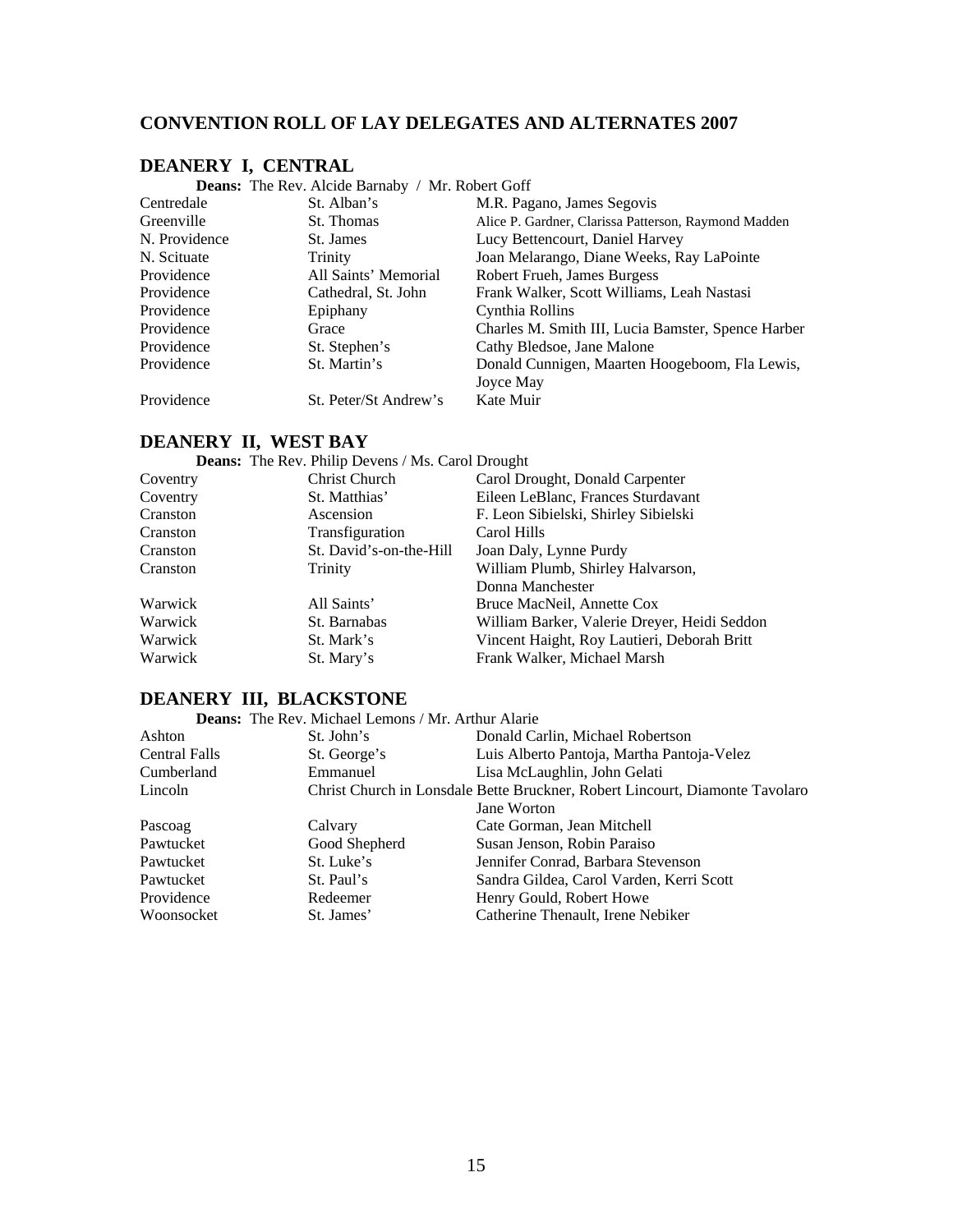## CONVENTION ROLL OF LAY DELEGATES AND ALTERNATES 2007

### DEANERY I, CENTRAL

**Deans:** The Rev. Alcide Barnaby / Mr. Robert Goff

| | | |
|---|---|---|
| Centredale | St. Alban's | M.R. Pagano, James Segovis |
| Greenville | St. Thomas | Alice P. Gardner, Clarissa Patterson, Raymond Madden |
| N. Providence | St. James | Lucy Bettencourt, Daniel Harvey |
| N. Scituate | Trinity | Joan Melarango, Diane Weeks, Ray LaPointe |
| Providence | All Saints' Memorial | Robert Frueh, James Burgess |
| Providence | Cathedral, St. John | Frank Walker, Scott Williams, Leah Nastasi |
| Providence | Epiphany | Cynthia Rollins |
| Providence | Grace | Charles M. Smith III, Lucia Bamster, Spence Harber |
| Providence | St. Stephen's | Cathy Bledsoe, Jane Malone |
| Providence | St. Martin's | Donald Cunnigen, Maarten Hoogeboom, Fla Lewis, Joyce May |
| Providence | St. Peter/St Andrew's | Kate Muir |

### DEANERY II, WEST BAY

**Deans:** The Rev. Philip Devens / Ms. Carol Drought

| | | |
|---|---|---|
| Coventry | Christ Church | Carol Drought, Donald Carpenter |
| Coventry | St. Matthias' | Eileen LeBlanc, Frances Sturdavant |
| Cranston | Ascension | F. Leon Sibielski, Shirley Sibielski |
| Cranston | Transfiguration | Carol Hills |
| Cranston | St. David's-on-the-Hill | Joan Daly, Lynne Purdy |
| Cranston | Trinity | William Plumb, Shirley Halvarson, Donna Manchester |
| Warwick | All Saints' | Bruce MacNeil, Annette Cox |
| Warwick | St. Barnabas | William Barker, Valerie Dreyer, Heidi Seddon |
| Warwick | St. Mark's | Vincent Haight, Roy Lautieri, Deborah Britt |
| Warwick | St. Mary's | Frank Walker, Michael Marsh |

### DEANERY III, BLACKSTONE

**Deans:** The Rev. Michael Lemons / Mr. Arthur Alarie

| | | |
|---|---|---|
| Ashton | St. John's | Donald Carlin, Michael Robertson |
| Central Falls | St. George's | Luis Alberto Pantoja, Martha Pantoja-Velez |
| Cumberland | Emmanuel | Lisa McLaughlin, John Gelati |
| Lincoln | Christ Church in Lonsdale | Bette Bruckner, Robert Lincourt, Diamonte Tavolaro Jane Worton |
| Pascoag | Calvary | Cate Gorman, Jean Mitchell |
| Pawtucket | Good Shepherd | Susan Jenson, Robin Paraiso |
| Pawtucket | St. Luke's | Jennifer Conrad, Barbara Stevenson |
| Pawtucket | St. Paul's | Sandra Gildea, Carol Varden, Kerri Scott |
| Providence | Redeemer | Henry Gould, Robert Howe |
| Woonsocket | St. James' | Catherine Thenault, Irene Nebiker |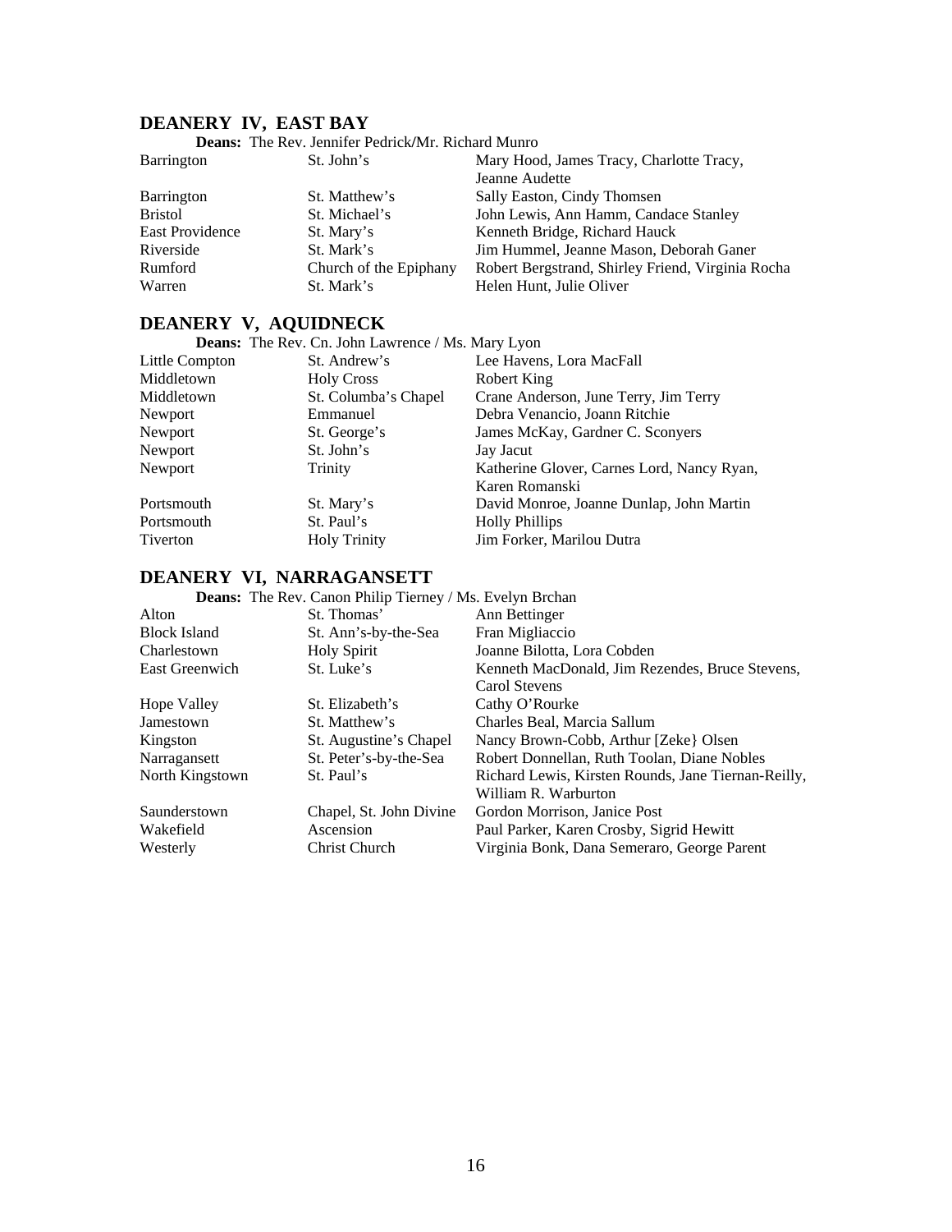## DEANERY IV, EAST BAY

**Deans:** The Rev. Jennifer Pedrick/Mr. Richard Munro

| | | |
|---|---|---|
| Barrington | St. John's | Mary Hood, James Tracy, Charlotte Tracy, Jeanne Audette |
| Barrington | St. Matthew's | Sally Easton, Cindy Thomsen |
| Bristol | St. Michael's | John Lewis, Ann Hamm, Candace Stanley |
| East Providence | St. Mary's | Kenneth Bridge, Richard Hauck |
| Riverside | St. Mark's | Jim Hummel, Jeanne Mason, Deborah Ganer |
| Rumford | Church of the Epiphany | Robert Bergstrand, Shirley Friend, Virginia Rocha |
| Warren | St. Mark's | Helen Hunt, Julie Oliver |

## DEANERY V, AQUIDNECK

**Deans:** The Rev. Cn. John Lawrence / Ms. Mary Lyon

| | | |
|---|---|---|
| Little Compton | St. Andrew's | Lee Havens, Lora MacFall |
| Middletown | Holy Cross | Robert King |
| Middletown | St. Columba's Chapel | Crane Anderson, June Terry, Jim Terry |
| Newport | Emmanuel | Debra Venancio, Joann Ritchie |
| Newport | St. George's | James McKay, Gardner C. Sconyers |
| Newport | St. John's | Jay Jacut |
| Newport | Trinity | Katherine Glover, Carnes Lord, Nancy Ryan, Karen Romanski |
| Portsmouth | St. Mary's | David Monroe, Joanne Dunlap, John Martin |
| Portsmouth | St. Paul's | Holly Phillips |
| Tiverton | Holy Trinity | Jim Forker, Marilou Dutra |

## DEANERY VI, NARRAGANSETT

**Deans:** The Rev. Canon Philip Tierney / Ms. Evelyn Brchan

| | | |
|---|---|---|
| Alton | St. Thomas' | Ann Bettinger |
| Block Island | St. Ann's-by-the-Sea | Fran Migliaccio |
| Charlestown | Holy Spirit | Joanne Bilotta, Lora Cobden |
| East Greenwich | St. Luke's | Kenneth MacDonald, Jim Rezendes, Bruce Stevens, Carol Stevens |
| Hope Valley | St. Elizabeth's | Cathy O'Rourke |
| Jamestown | St. Matthew's | Charles Beal, Marcia Sallum |
| Kingston | St. Augustine's Chapel | Nancy Brown-Cobb, Arthur [Zeke} Olsen |
| Narragansett | St. Peter's-by-the-Sea | Robert Donnellan, Ruth Toolan, Diane Nobles |
| North Kingstown | St. Paul's | Richard Lewis, Kirsten Rounds, Jane Tiernan-Reilly, William R. Warburton |
| Saunderstown | Chapel, St. John Divine | Gordon Morrison, Janice Post |
| Wakefield | Ascension | Paul Parker, Karen Crosby, Sigrid Hewitt |
| Westerly | Christ Church | Virginia Bonk, Dana Semeraro, George Parent |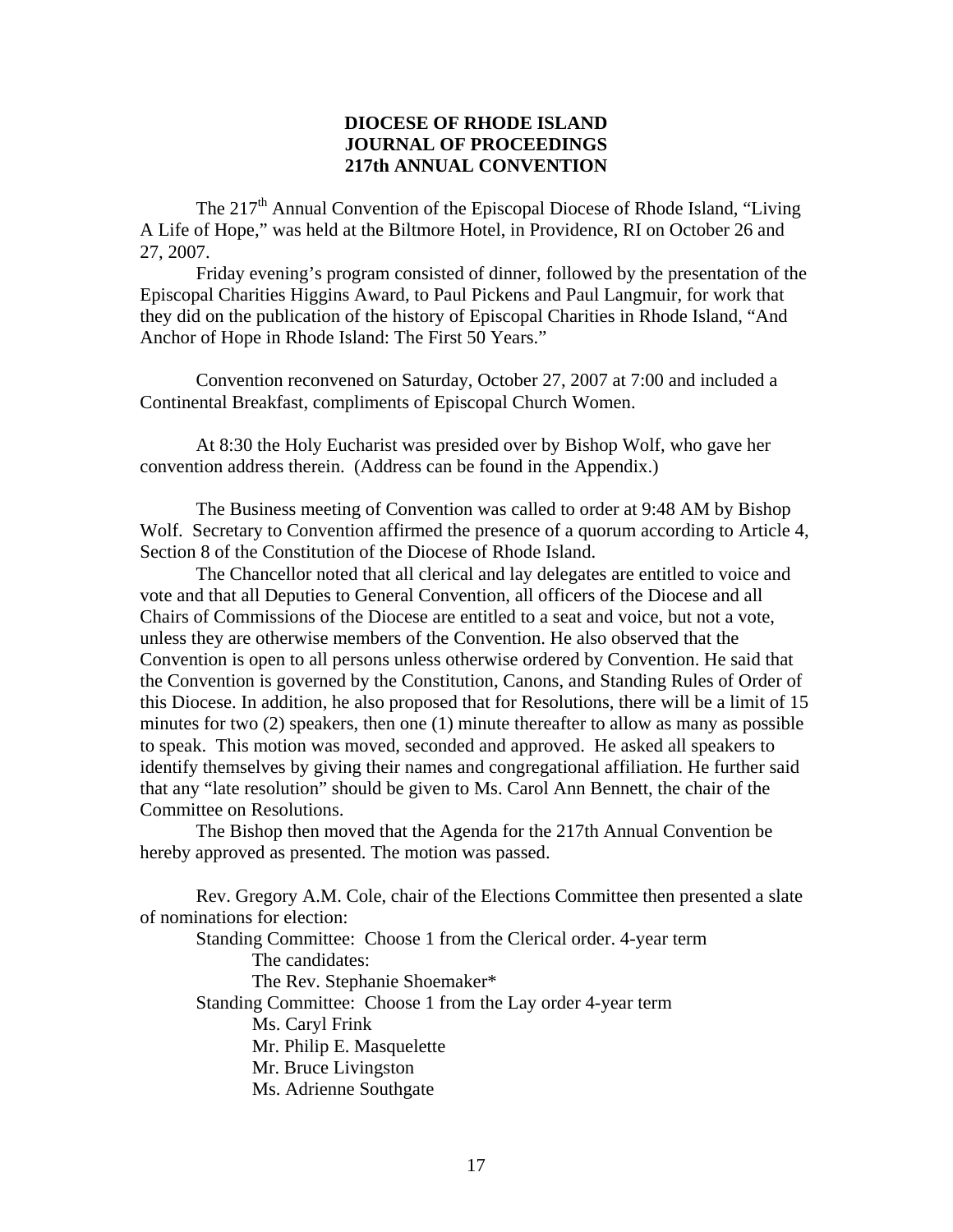**DIOCESE OF RHODE ISLAND**
**JOURNAL OF PROCEEDINGS**
**217th ANNUAL CONVENTION**

The 217th Annual Convention of the Episcopal Diocese of Rhode Island, "Living A Life of Hope," was held at the Biltmore Hotel, in Providence, RI on October 26 and 27, 2007.

Friday evening's program consisted of dinner, followed by the presentation of the Episcopal Charities Higgins Award, to Paul Pickens and Paul Langmuir, for work that they did on the publication of the history of Episcopal Charities in Rhode Island, "And Anchor of Hope in Rhode Island: The First 50 Years."

Convention reconvened on Saturday, October 27, 2007 at 7:00 and included a Continental Breakfast, compliments of Episcopal Church Women.

At 8:30 the Holy Eucharist was presided over by Bishop Wolf, who gave her convention address therein. (Address can be found in the Appendix.)

The Business meeting of Convention was called to order at 9:48 AM by Bishop Wolf. Secretary to Convention affirmed the presence of a quorum according to Article 4, Section 8 of the Constitution of the Diocese of Rhode Island.

The Chancellor noted that all clerical and lay delegates are entitled to voice and vote and that all Deputies to General Convention, all officers of the Diocese and all Chairs of Commissions of the Diocese are entitled to a seat and voice, but not a vote, unless they are otherwise members of the Convention. He also observed that the Convention is open to all persons unless otherwise ordered by Convention. He said that the Convention is governed by the Constitution, Canons, and Standing Rules of Order of this Diocese. In addition, he also proposed that for Resolutions, there will be a limit of 15 minutes for two (2) speakers, then one (1) minute thereafter to allow as many as possible to speak. This motion was moved, seconded and approved. He asked all speakers to identify themselves by giving their names and congregational affiliation. He further said that any "late resolution" should be given to Ms. Carol Ann Bennett, the chair of the Committee on Resolutions.

The Bishop then moved that the Agenda for the 217th Annual Convention be hereby approved as presented. The motion was passed.

Rev. Gregory A.M. Cole, chair of the Elections Committee then presented a slate of nominations for election:

Standing Committee: Choose 1 from the Clerical order. 4-year term
- The candidates:
- The Rev. Stephanie Shoemaker*

Standing Committee: Choose 1 from the Lay order 4-year term
- Ms. Caryl Frink
- Mr. Philip E. Masquelette
- Mr. Bruce Livingston
- Ms. Adrienne Southgate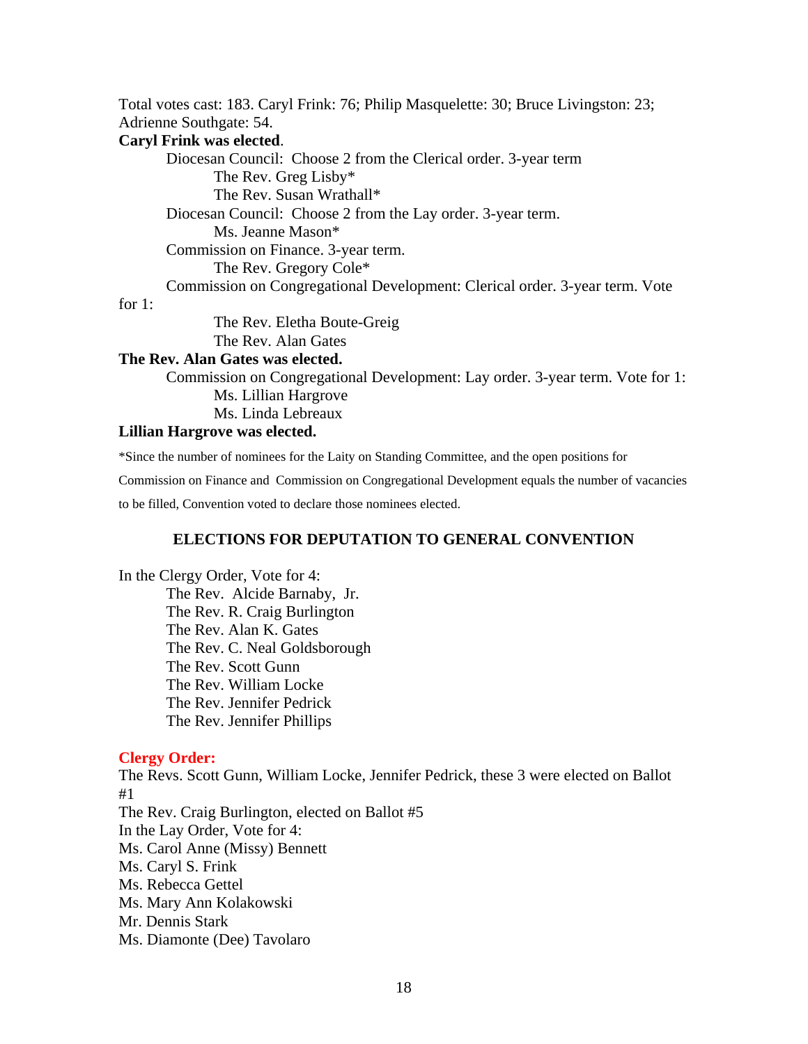Total votes cast: 183. Caryl Frink: 76; Philip Masquelette: 30; Bruce Livingston: 23; Adrienne Southgate: 54.

**Caryl Frink was elected**.

Diocesan Council: Choose 2 from the Clerical order. 3-year term

- The Rev. Greg Lisby*
- The Rev. Susan Wrathall*

Diocesan Council: Choose 2 from the Lay order. 3-year term.

- Ms. Jeanne Mason*

Commission on Finance. 3-year term.

- The Rev. Gregory Cole*

Commission on Congregational Development: Clerical order. 3-year term. Vote for 1:

- The Rev. Eletha Boute-Greig
- The Rev. Alan Gates

**The Rev. Alan Gates was elected.**

Commission on Congregational Development: Lay order. 3-year term. Vote for 1:

- Ms. Lillian Hargrove
- Ms. Linda Lebreaux

**Lillian Hargrove was elected.**

*Since the number of nominees for the Laity on Standing Committee, and the open positions for Commission on Finance and Commission on Congregational Development equals the number of vacancies to be filled, Convention voted to declare those nominees elected.

## ELECTIONS FOR DEPUTATION TO GENERAL CONVENTION

In the Clergy Order, Vote for 4:

- The Rev. Alcide Barnaby, Jr.
- The Rev. R. Craig Burlington
- The Rev. Alan K. Gates
- The Rev. C. Neal Goldsborough
- The Rev. Scott Gunn
- The Rev. William Locke
- The Rev. Jennifer Pedrick
- The Rev. Jennifer Phillips

**Clergy Order:**

The Revs. Scott Gunn, William Locke, Jennifer Pedrick, these 3 were elected on Ballot #1

The Rev. Craig Burlington, elected on Ballot #5

In the Lay Order, Vote for 4:

Ms. Carol Anne (Missy) Bennett
Ms. Caryl S. Frink
Ms. Rebecca Gettel
Ms. Mary Ann Kolakowski
Mr. Dennis Stark
Ms. Diamonte (Dee) Tavolaro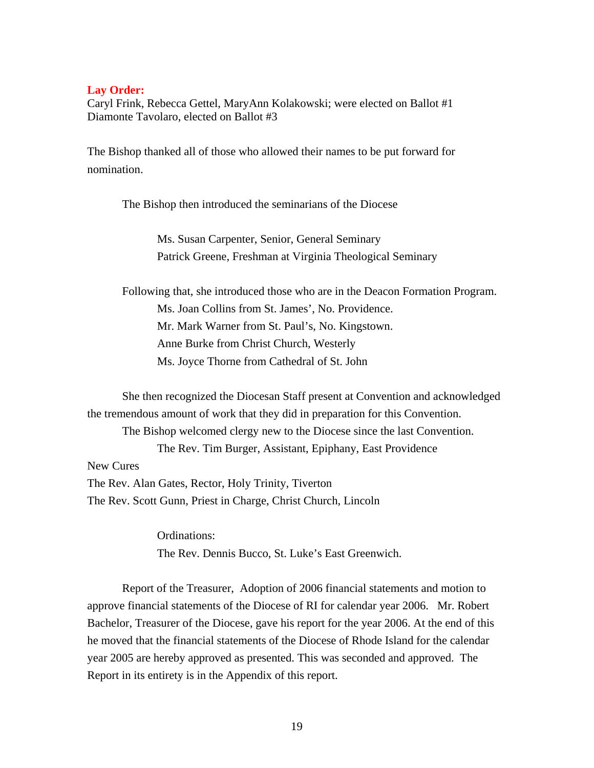**Lay Order:**
Caryl Frink, Rebecca Gettel, MaryAnn Kolakowski; were elected on Ballot #1
Diamonte Tavolaro, elected on Ballot #3

The Bishop thanked all of those who allowed their names to be put forward for nomination.

The Bishop then introduced the seminarians of the Diocese

Ms. Susan Carpenter, Senior, General Seminary
Patrick Greene, Freshman at Virginia Theological Seminary

Following that, she introduced those who are in the Deacon Formation Program.

Ms. Joan Collins from St. James', No. Providence.
Mr. Mark Warner from St. Paul's, No. Kingstown.
Anne Burke from Christ Church, Westerly
Ms. Joyce Thorne from Cathedral of St. John

She then recognized the Diocesan Staff present at Convention and acknowledged the tremendous amount of work that they did in preparation for this Convention.

The Bishop welcomed clergy new to the Diocese since the last Convention.

The Rev. Tim Burger, Assistant, Epiphany, East Providence

New Cures
The Rev. Alan Gates, Rector, Holy Trinity, Tiverton
The Rev. Scott Gunn, Priest in Charge, Christ Church, Lincoln

Ordinations:
The Rev. Dennis Bucco, St. Luke's East Greenwich.

Report of the Treasurer, Adoption of 2006 financial statements and motion to approve financial statements of the Diocese of RI for calendar year 2006. Mr. Robert Bachelor, Treasurer of the Diocese, gave his report for the year 2006. At the end of this he moved that the financial statements of the Diocese of Rhode Island for the calendar year 2005 are hereby approved as presented. This was seconded and approved. The Report in its entirety is in the Appendix of this report.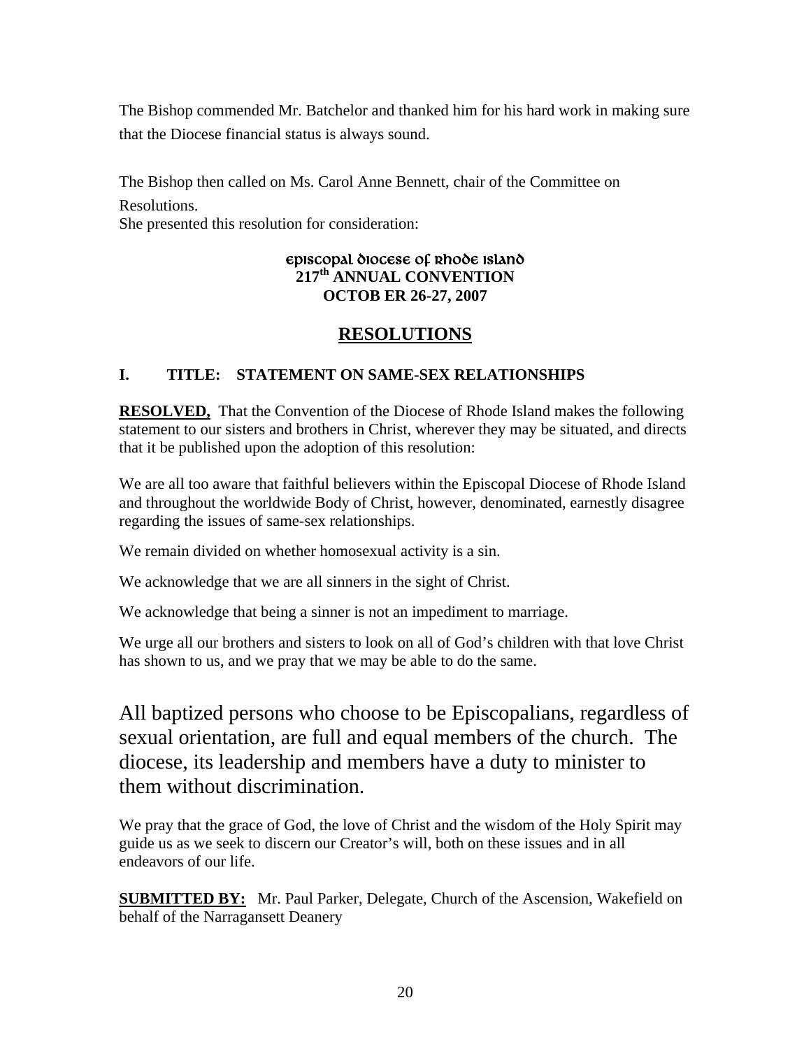The Bishop commended Mr. Batchelor and thanked him for his hard work in making sure that the Diocese financial status is always sound.

The Bishop then called on Ms. Carol Anne Bennett, chair of the Committee on Resolutions.
She presented this resolution for consideration:

**Episcopal Diocese of Rhode Island**
**217th ANNUAL CONVENTION**
**OCTOB ER 26-27, 2007**

## RESOLUTIONS

**I. TITLE: STATEMENT ON SAME-SEX RELATIONSHIPS**

**RESOLVED,** That the Convention of the Diocese of Rhode Island makes the following statement to our sisters and brothers in Christ, wherever they may be situated, and directs that it be published upon the adoption of this resolution:

We are all too aware that faithful believers within the Episcopal Diocese of Rhode Island and throughout the worldwide Body of Christ, however, denominated, earnestly disagree regarding the issues of same-sex relationships.

We remain divided on whether homosexual activity is a sin.

We acknowledge that we are all sinners in the sight of Christ.

We acknowledge that being a sinner is not an impediment to marriage.

We urge all our brothers and sisters to look on all of God's children with that love Christ has shown to us, and we pray that we may be able to do the same.

All baptized persons who choose to be Episcopalians, regardless of sexual orientation, are full and equal members of the church. The diocese, its leadership and members have a duty to minister to them without discrimination.

We pray that the grace of God, the love of Christ and the wisdom of the Holy Spirit may guide us as we seek to discern our Creator's will, both on these issues and in all endeavors of our life.

**SUBMITTED BY:** Mr. Paul Parker, Delegate, Church of the Ascension, Wakefield on behalf of the Narragansett Deanery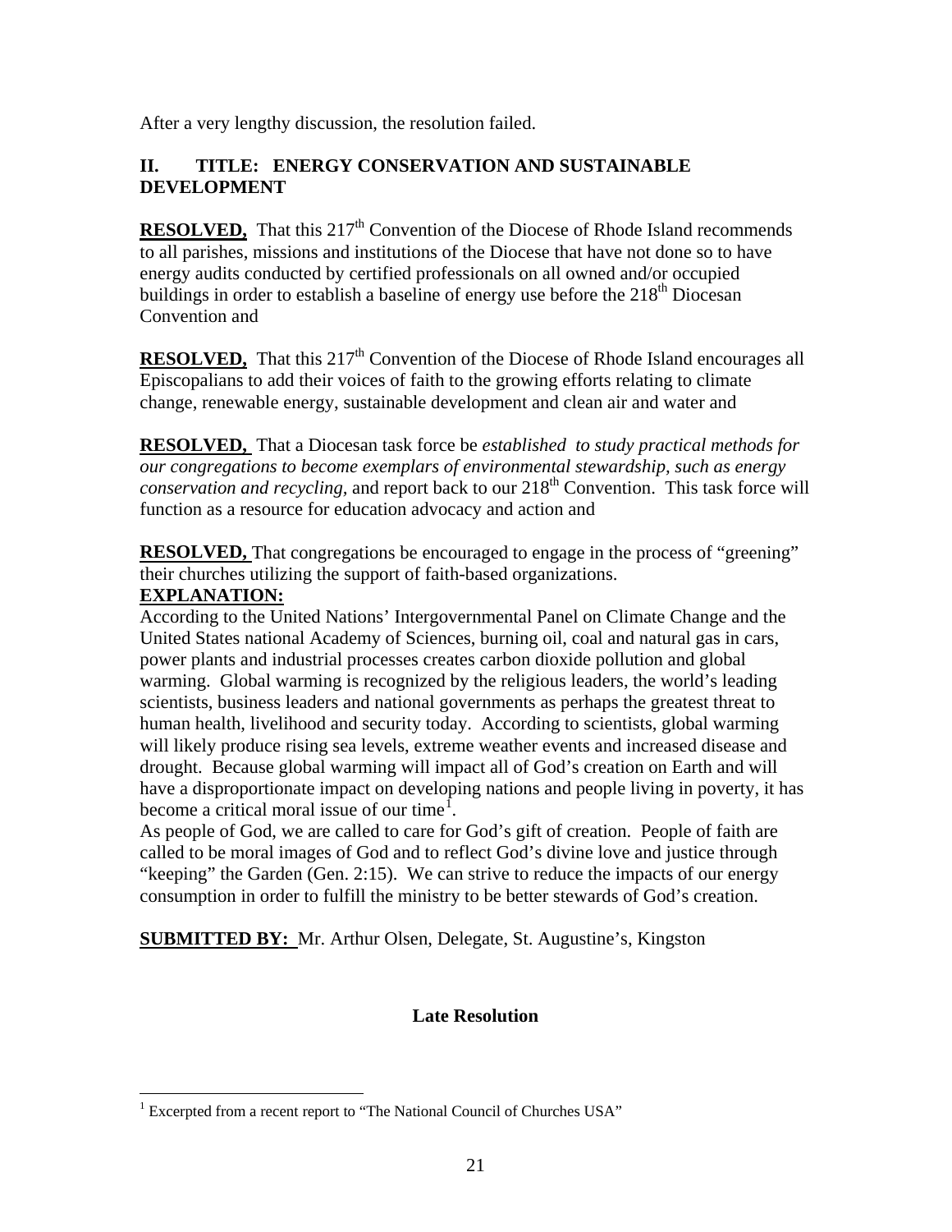After a very lengthy discussion, the resolution failed.

## II. TITLE: ENERGY CONSERVATION AND SUSTAINABLE DEVELOPMENT

**RESOLVED,** That this 217th Convention of the Diocese of Rhode Island recommends to all parishes, missions and institutions of the Diocese that have not done so to have energy audits conducted by certified professionals on all owned and/or occupied buildings in order to establish a baseline of energy use before the 218th Diocesan Convention and

**RESOLVED,** That this 217th Convention of the Diocese of Rhode Island encourages all Episcopalians to add their voices of faith to the growing efforts relating to climate change, renewable energy, sustainable development and clean air and water and

**RESOLVED,** That a Diocesan task force be *established to study practical methods for our congregations to become exemplars of environmental stewardship, such as energy conservation and recycling*, and report back to our 218th Convention. This task force will function as a resource for education advocacy and action and

**RESOLVED,** That congregations be encouraged to engage in the process of "greening" their churches utilizing the support of faith-based organizations.

**EXPLANATION:**

According to the United Nations' Intergovernmental Panel on Climate Change and the United States national Academy of Sciences, burning oil, coal and natural gas in cars, power plants and industrial processes creates carbon dioxide pollution and global warming. Global warming is recognized by the religious leaders, the world's leading scientists, business leaders and national governments as perhaps the greatest threat to human health, livelihood and security today. According to scientists, global warming will likely produce rising sea levels, extreme weather events and increased disease and drought. Because global warming will impact all of God's creation on Earth and will have a disproportionate impact on developing nations and people living in poverty, it has become a critical moral issue of our time[1].

As people of God, we are called to care for God's gift of creation. People of faith are called to be moral images of God and to reflect God's divine love and justice through "keeping" the Garden (Gen. 2:15). We can strive to reduce the impacts of our energy consumption in order to fulfill the ministry to be better stewards of God's creation.

**SUBMITTED BY:** Mr. Arthur Olsen, Delegate, St. Augustine's, Kingston

**Late Resolution**

[1] Excerpted from a recent report to "The National Council of Churches USA"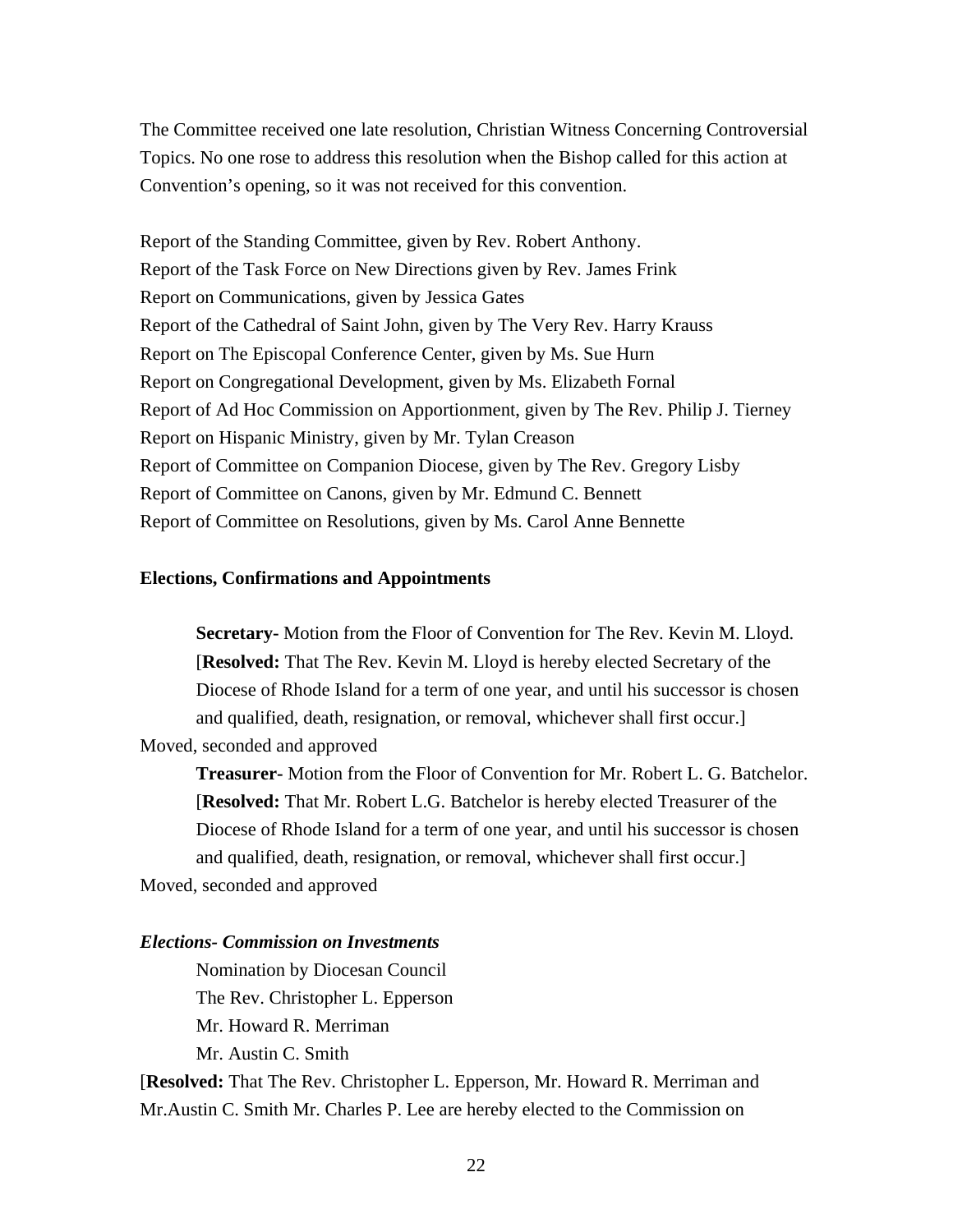The Committee received one late resolution, Christian Witness Concerning Controversial Topics. No one rose to address this resolution when the Bishop called for this action at Convention's opening, so it was not received for this convention.

Report of the Standing Committee, given by Rev. Robert Anthony.
Report of the Task Force on New Directions given by Rev. James Frink
Report on Communications, given by Jessica Gates
Report of the Cathedral of Saint John, given by The Very Rev. Harry Krauss
Report on The Episcopal Conference Center, given by Ms. Sue Hurn
Report on Congregational Development, given by Ms. Elizabeth Fornal
Report of Ad Hoc Commission on Apportionment, given by The Rev. Philip J. Tierney
Report on Hispanic Ministry, given by Mr. Tylan Creason
Report of Committee on Companion Diocese, given by The Rev. Gregory Lisby
Report of Committee on Canons, given by Mr. Edmund C. Bennett
Report of Committee on Resolutions, given by Ms. Carol Anne Bennette

**Elections, Confirmations and Appointments**

> **Secretary-** Motion from the Floor of Convention for The Rev. Kevin M. Lloyd. [**Resolved:** That The Rev. Kevin M. Lloyd is hereby elected Secretary of the Diocese of Rhode Island for a term of one year, and until his successor is chosen and qualified, death, resignation, or removal, whichever shall first occur.]

Moved, seconded and approved

> **Treasurer-** Motion from the Floor of Convention for Mr. Robert L. G. Batchelor. [**Resolved:** That Mr. Robert L.G. Batchelor is hereby elected Treasurer of the Diocese of Rhode Island for a term of one year, and until his successor is chosen and qualified, death, resignation, or removal, whichever shall first occur.]

Moved, seconded and approved

***Elections- Commission on Investments***

> Nomination by Diocesan Council
> The Rev. Christopher L. Epperson
> Mr. Howard R. Merriman
> Mr. Austin C. Smith

[**Resolved:** That The Rev. Christopher L. Epperson, Mr. Howard R. Merriman and Mr.Austin C. Smith Mr. Charles P. Lee are hereby elected to the Commission on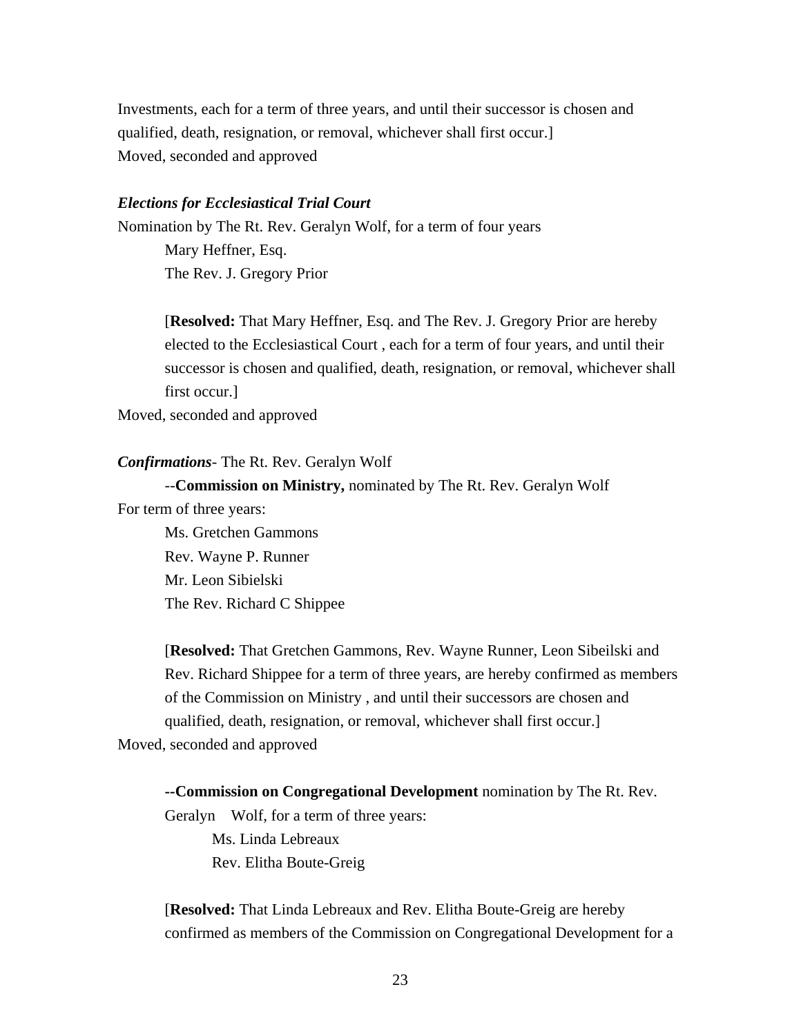Investments, each for a term of three years, and until their successor is chosen and qualified, death, resignation, or removal, whichever shall first occur.]
Moved, seconded and approved

***Elections for Ecclesiastical Trial Court***

Nomination by The Rt. Rev. Geralyn Wolf, for a term of four years

Mary Heffner, Esq.
The Rev. J. Gregory Prior

[**Resolved:** That Mary Heffner, Esq. and The Rev. J. Gregory Prior are hereby elected to the Ecclesiastical Court , each for a term of four years, and until their successor is chosen and qualified, death, resignation, or removal, whichever shall first occur.]

Moved, seconded and approved

***Confirmations***- The Rt. Rev. Geralyn Wolf

--**Commission on Ministry,** nominated by The Rt. Rev. Geralyn Wolf

For term of three years:

Ms. Gretchen Gammons
Rev. Wayne P. Runner
Mr. Leon Sibielski
The Rev. Richard C Shippee

[**Resolved:** That Gretchen Gammons, Rev. Wayne Runner, Leon Sibeilski and Rev. Richard Shippee for a term of three years, are hereby confirmed as members of the Commission on Ministry , and until their successors are chosen and qualified, death, resignation, or removal, whichever shall first occur.]

Moved, seconded and approved

--**Commission on Congregational Development** nomination by The Rt. Rev. Geralyn Wolf, for a term of three years:

Ms. Linda Lebreaux
Rev. Elitha Boute-Greig

[**Resolved:** That Linda Lebreaux and Rev. Elitha Boute-Greig are hereby confirmed as members of the Commission on Congregational Development for a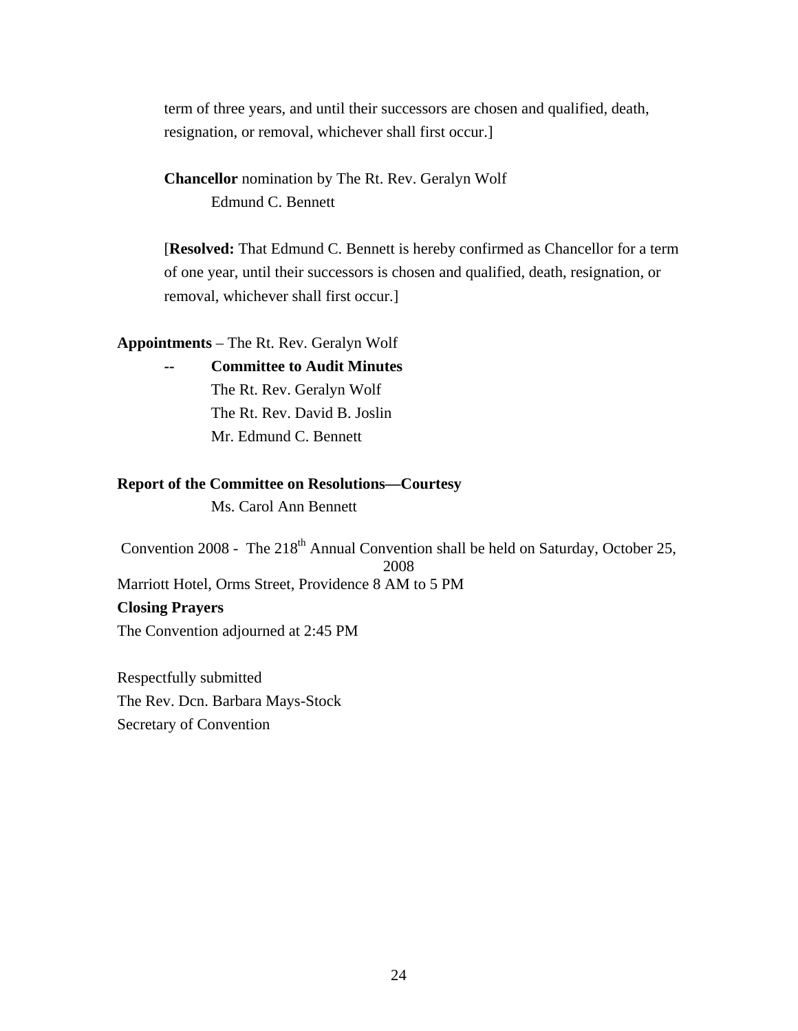term of three years, and until their successors are chosen and qualified, death, resignation, or removal, whichever shall first occur.]

**Chancellor** nomination by The Rt. Rev. Geralyn Wolf
Edmund C. Bennett

[**Resolved:** That Edmund C. Bennett is hereby confirmed as Chancellor for a term of one year, until their successors is chosen and qualified, death, resignation, or removal, whichever shall first occur.]

**Appointments** – The Rt. Rev. Geralyn Wolf

-- **Committee to Audit Minutes**
The Rt. Rev. Geralyn Wolf
The Rt. Rev. David B. Joslin
Mr. Edmund C. Bennett

**Report of the Committee on Resolutions—Courtesy**
Ms. Carol Ann Bennett

Convention 2008 - The 218th Annual Convention shall be held on Saturday, October 25, 2008
Marriott Hotel, Orms Street, Providence 8 AM to 5 PM

**Closing Prayers**

The Convention adjourned at 2:45 PM

Respectfully submitted
The Rev. Dcn. Barbara Mays-Stock
Secretary of Convention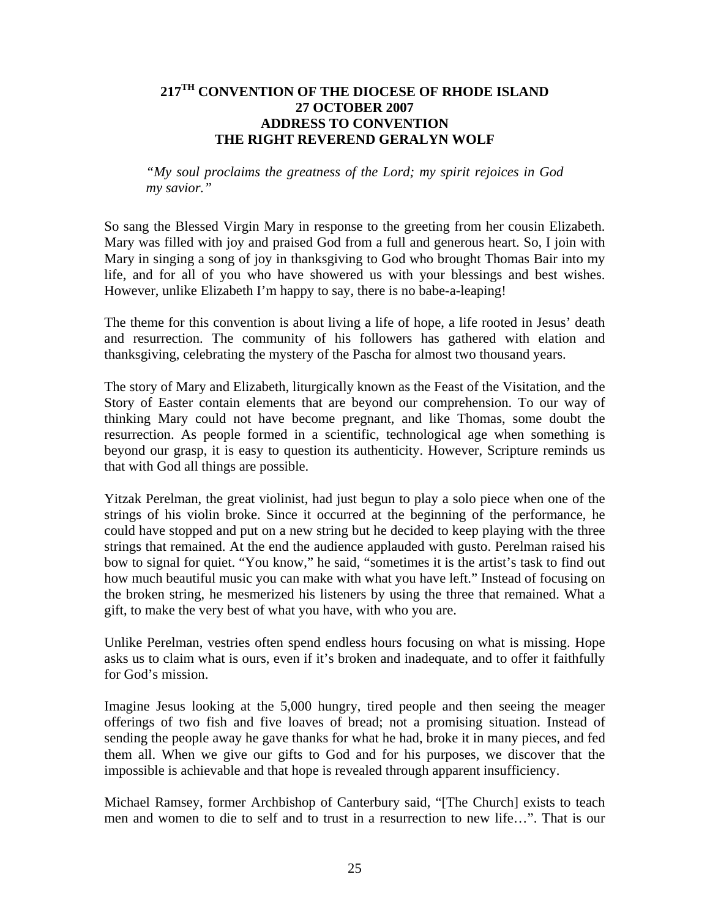# 217TH CONVENTION OF THE DIOCESE OF RHODE ISLAND
## 27 OCTOBER 2007
## ADDRESS TO CONVENTION
## THE RIGHT REVEREND GERALYN WOLF

> *"My soul proclaims the greatness of the Lord; my spirit rejoices in God my savior."*

So sang the Blessed Virgin Mary in response to the greeting from her cousin Elizabeth. Mary was filled with joy and praised God from a full and generous heart. So, I join with Mary in singing a song of joy in thanksgiving to God who brought Thomas Bair into my life, and for all of you who have showered us with your blessings and best wishes. However, unlike Elizabeth I'm happy to say, there is no babe-a-leaping!

The theme for this convention is about living a life of hope, a life rooted in Jesus' death and resurrection. The community of his followers has gathered with elation and thanksgiving, celebrating the mystery of the Pascha for almost two thousand years.

The story of Mary and Elizabeth, liturgically known as the Feast of the Visitation, and the Story of Easter contain elements that are beyond our comprehension. To our way of thinking Mary could not have become pregnant, and like Thomas, some doubt the resurrection. As people formed in a scientific, technological age when something is beyond our grasp, it is easy to question its authenticity. However, Scripture reminds us that with God all things are possible.

Yitzak Perelman, the great violinist, had just begun to play a solo piece when one of the strings of his violin broke. Since it occurred at the beginning of the performance, he could have stopped and put on a new string but he decided to keep playing with the three strings that remained. At the end the audience applauded with gusto. Perelman raised his bow to signal for quiet. "You know," he said, "sometimes it is the artist's task to find out how much beautiful music you can make with what you have left." Instead of focusing on the broken string, he mesmerized his listeners by using the three that remained. What a gift, to make the very best of what you have, with who you are.

Unlike Perelman, vestries often spend endless hours focusing on what is missing. Hope asks us to claim what is ours, even if it's broken and inadequate, and to offer it faithfully for God's mission.

Imagine Jesus looking at the 5,000 hungry, tired people and then seeing the meager offerings of two fish and five loaves of bread; not a promising situation. Instead of sending the people away he gave thanks for what he had, broke it in many pieces, and fed them all. When we give our gifts to God and for his purposes, we discover that the impossible is achievable and that hope is revealed through apparent insufficiency.

Michael Ramsey, former Archbishop of Canterbury said, "[The Church] exists to teach men and women to die to self and to trust in a resurrection to new life…". That is our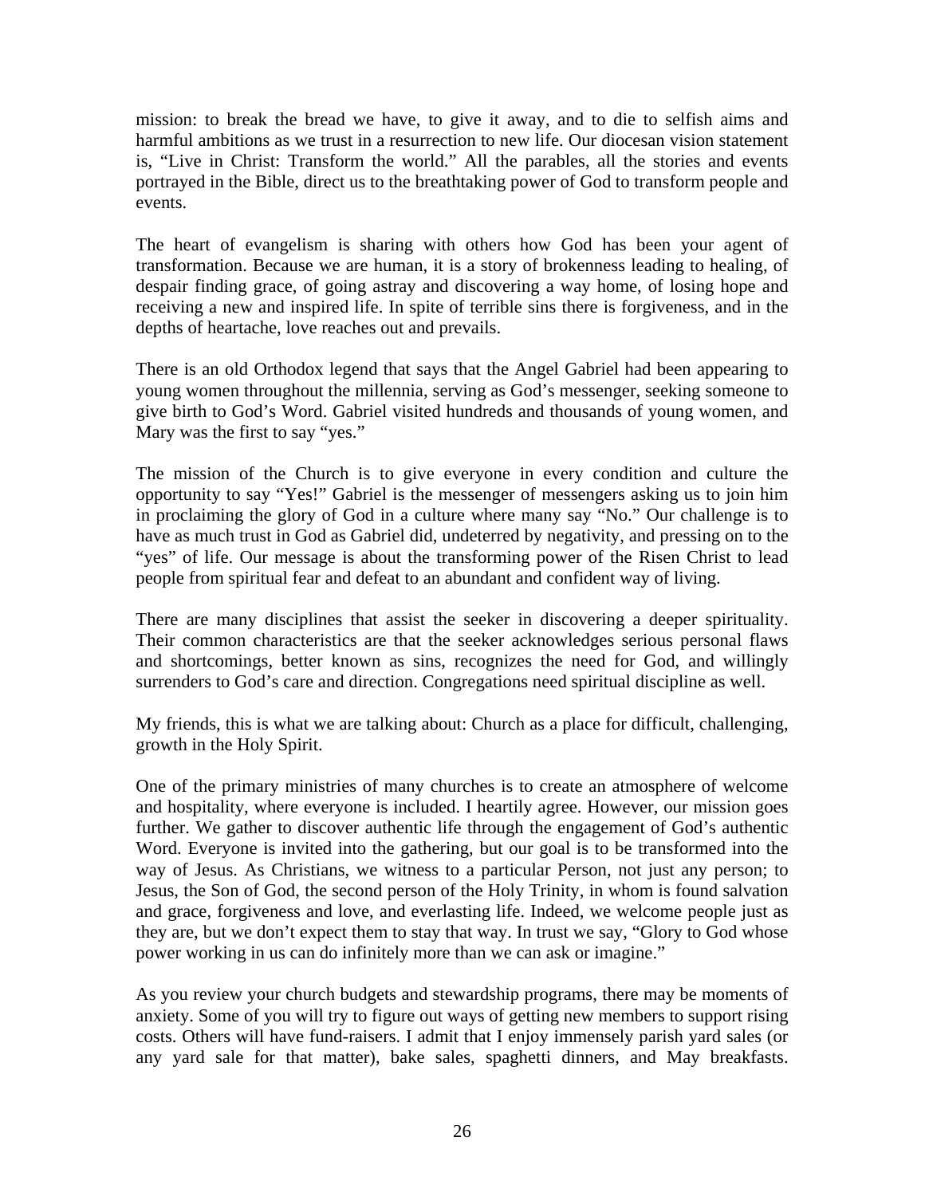mission: to break the bread we have, to give it away, and to die to selfish aims and harmful ambitions as we trust in a resurrection to new life. Our diocesan vision statement is, "Live in Christ: Transform the world." All the parables, all the stories and events portrayed in the Bible, direct us to the breathtaking power of God to transform people and events.

The heart of evangelism is sharing with others how God has been your agent of transformation. Because we are human, it is a story of brokenness leading to healing, of despair finding grace, of going astray and discovering a way home, of losing hope and receiving a new and inspired life. In spite of terrible sins there is forgiveness, and in the depths of heartache, love reaches out and prevails.

There is an old Orthodox legend that says that the Angel Gabriel had been appearing to young women throughout the millennia, serving as God's messenger, seeking someone to give birth to God's Word. Gabriel visited hundreds and thousands of young women, and Mary was the first to say "yes."

The mission of the Church is to give everyone in every condition and culture the opportunity to say "Yes!" Gabriel is the messenger of messengers asking us to join him in proclaiming the glory of God in a culture where many say "No." Our challenge is to have as much trust in God as Gabriel did, undeterred by negativity, and pressing on to the "yes" of life. Our message is about the transforming power of the Risen Christ to lead people from spiritual fear and defeat to an abundant and confident way of living.

There are many disciplines that assist the seeker in discovering a deeper spirituality. Their common characteristics are that the seeker acknowledges serious personal flaws and shortcomings, better known as sins, recognizes the need for God, and willingly surrenders to God's care and direction. Congregations need spiritual discipline as well.

My friends, this is what we are talking about: Church as a place for difficult, challenging, growth in the Holy Spirit.

One of the primary ministries of many churches is to create an atmosphere of welcome and hospitality, where everyone is included. I heartily agree. However, our mission goes further. We gather to discover authentic life through the engagement of God's authentic Word. Everyone is invited into the gathering, but our goal is to be transformed into the way of Jesus. As Christians, we witness to a particular Person, not just any person; to Jesus, the Son of God, the second person of the Holy Trinity, in whom is found salvation and grace, forgiveness and love, and everlasting life. Indeed, we welcome people just as they are, but we don't expect them to stay that way. In trust we say, "Glory to God whose power working in us can do infinitely more than we can ask or imagine."

As you review your church budgets and stewardship programs, there may be moments of anxiety. Some of you will try to figure out ways of getting new members to support rising costs. Others will have fund-raisers. I admit that I enjoy immensely parish yard sales (or any yard sale for that matter), bake sales, spaghetti dinners, and May breakfasts.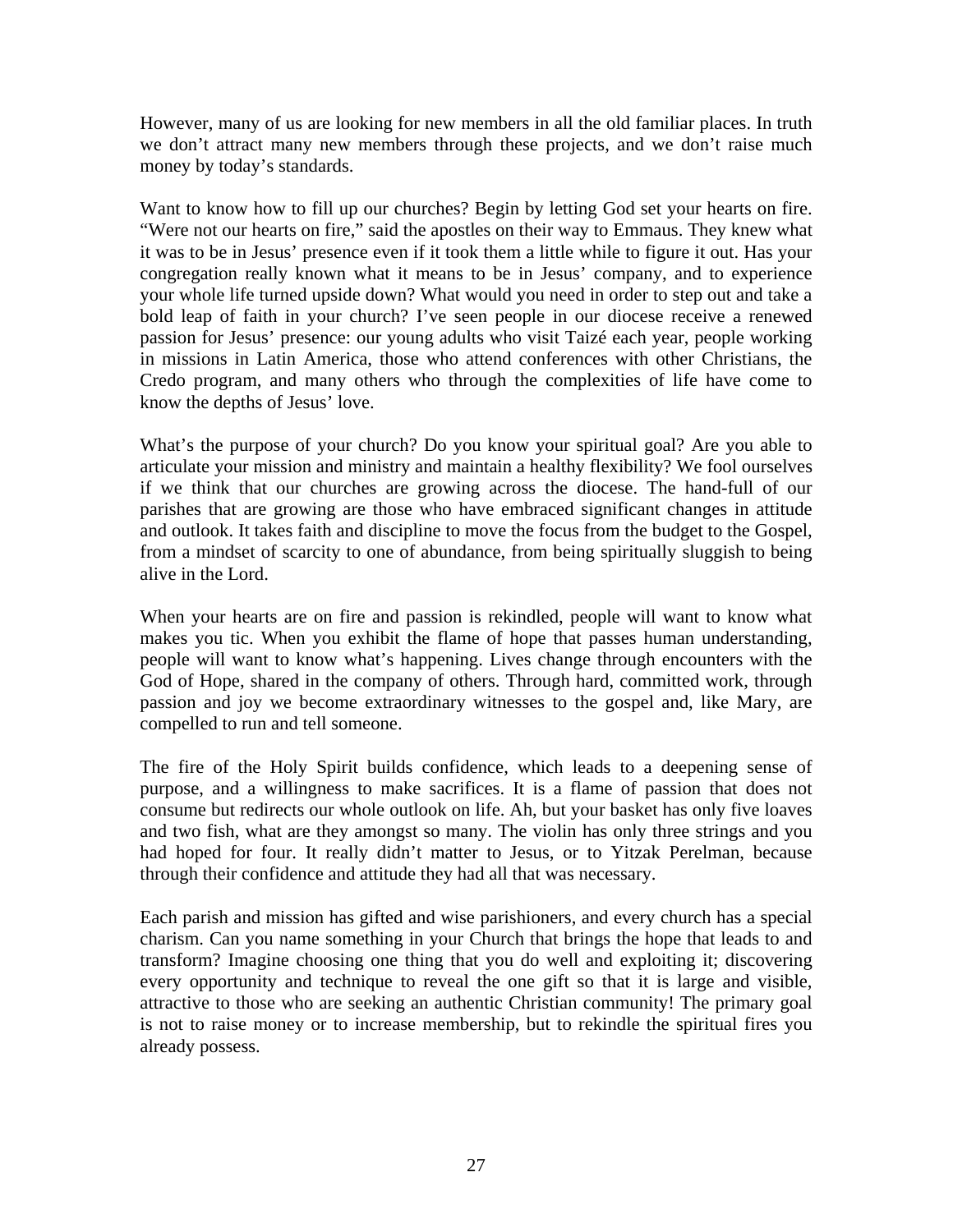However, many of us are looking for new members in all the old familiar places. In truth we don't attract many new members through these projects, and we don't raise much money by today's standards.

Want to know how to fill up our churches? Begin by letting God set your hearts on fire. "Were not our hearts on fire," said the apostles on their way to Emmaus. They knew what it was to be in Jesus' presence even if it took them a little while to figure it out. Has your congregation really known what it means to be in Jesus' company, and to experience your whole life turned upside down? What would you need in order to step out and take a bold leap of faith in your church? I've seen people in our diocese receive a renewed passion for Jesus' presence: our young adults who visit Taizé each year, people working in missions in Latin America, those who attend conferences with other Christians, the Credo program, and many others who through the complexities of life have come to know the depths of Jesus' love.

What's the purpose of your church? Do you know your spiritual goal? Are you able to articulate your mission and ministry and maintain a healthy flexibility? We fool ourselves if we think that our churches are growing across the diocese. The hand-full of our parishes that are growing are those who have embraced significant changes in attitude and outlook. It takes faith and discipline to move the focus from the budget to the Gospel, from a mindset of scarcity to one of abundance, from being spiritually sluggish to being alive in the Lord.

When your hearts are on fire and passion is rekindled, people will want to know what makes you tic. When you exhibit the flame of hope that passes human understanding, people will want to know what's happening. Lives change through encounters with the God of Hope, shared in the company of others. Through hard, committed work, through passion and joy we become extraordinary witnesses to the gospel and, like Mary, are compelled to run and tell someone.

The fire of the Holy Spirit builds confidence, which leads to a deepening sense of purpose, and a willingness to make sacrifices. It is a flame of passion that does not consume but redirects our whole outlook on life. Ah, but your basket has only five loaves and two fish, what are they amongst so many. The violin has only three strings and you had hoped for four. It really didn't matter to Jesus, or to Yitzak Perelman, because through their confidence and attitude they had all that was necessary.

Each parish and mission has gifted and wise parishioners, and every church has a special charism. Can you name something in your Church that brings the hope that leads to and transform? Imagine choosing one thing that you do well and exploiting it; discovering every opportunity and technique to reveal the one gift so that it is large and visible, attractive to those who are seeking an authentic Christian community! The primary goal is not to raise money or to increase membership, but to rekindle the spiritual fires you already possess.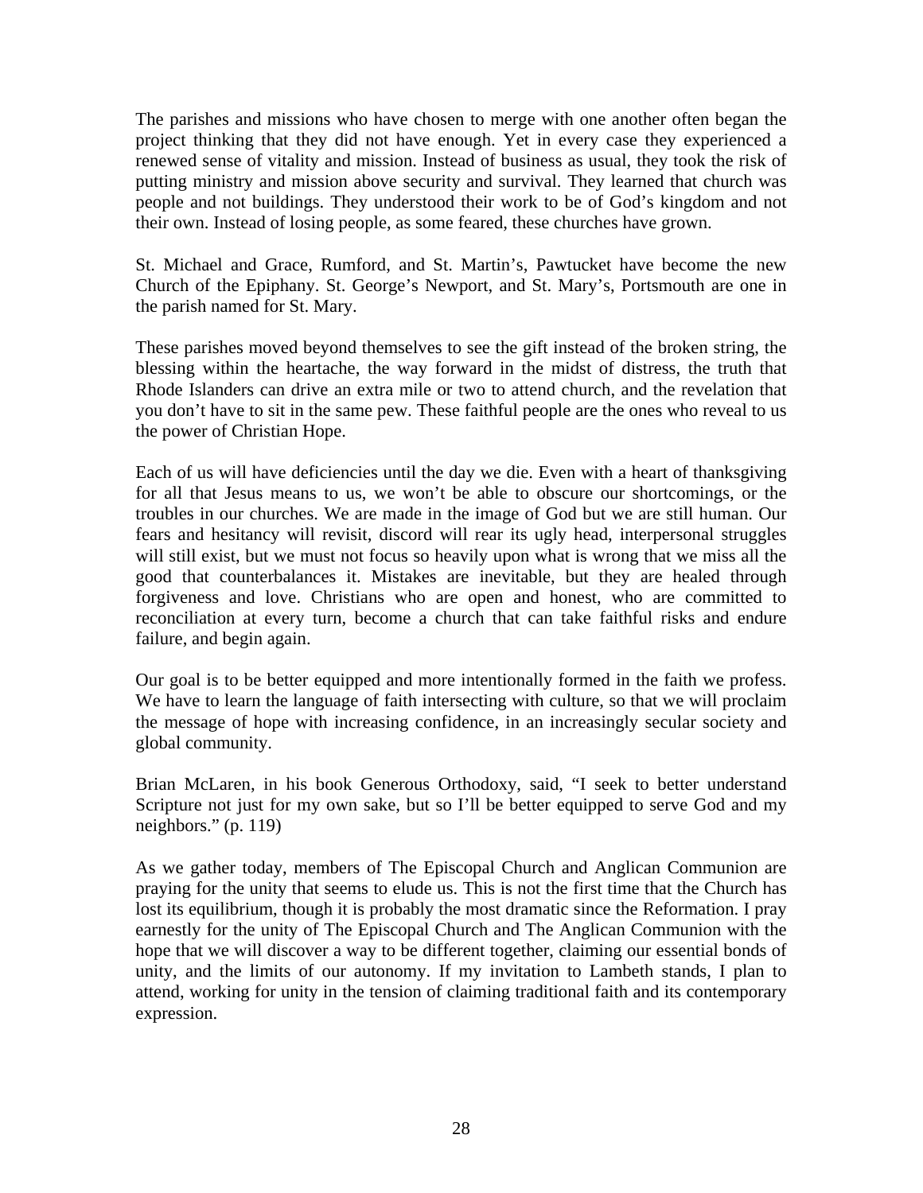The parishes and missions who have chosen to merge with one another often began the project thinking that they did not have enough. Yet in every case they experienced a renewed sense of vitality and mission. Instead of business as usual, they took the risk of putting ministry and mission above security and survival. They learned that church was people and not buildings. They understood their work to be of God's kingdom and not their own. Instead of losing people, as some feared, these churches have grown.

St. Michael and Grace, Rumford, and St. Martin's, Pawtucket have become the new Church of the Epiphany. St. George's Newport, and St. Mary's, Portsmouth are one in the parish named for St. Mary.

These parishes moved beyond themselves to see the gift instead of the broken string, the blessing within the heartache, the way forward in the midst of distress, the truth that Rhode Islanders can drive an extra mile or two to attend church, and the revelation that you don't have to sit in the same pew. These faithful people are the ones who reveal to us the power of Christian Hope.

Each of us will have deficiencies until the day we die. Even with a heart of thanksgiving for all that Jesus means to us, we won't be able to obscure our shortcomings, or the troubles in our churches. We are made in the image of God but we are still human. Our fears and hesitancy will revisit, discord will rear its ugly head, interpersonal struggles will still exist, but we must not focus so heavily upon what is wrong that we miss all the good that counterbalances it. Mistakes are inevitable, but they are healed through forgiveness and love. Christians who are open and honest, who are committed to reconciliation at every turn, become a church that can take faithful risks and endure failure, and begin again.

Our goal is to be better equipped and more intentionally formed in the faith we profess. We have to learn the language of faith intersecting with culture, so that we will proclaim the message of hope with increasing confidence, in an increasingly secular society and global community.

Brian McLaren, in his book Generous Orthodoxy, said, "I seek to better understand Scripture not just for my own sake, but so I'll be better equipped to serve God and my neighbors." (p. 119)

As we gather today, members of The Episcopal Church and Anglican Communion are praying for the unity that seems to elude us. This is not the first time that the Church has lost its equilibrium, though it is probably the most dramatic since the Reformation. I pray earnestly for the unity of The Episcopal Church and The Anglican Communion with the hope that we will discover a way to be different together, claiming our essential bonds of unity, and the limits of our autonomy. If my invitation to Lambeth stands, I plan to attend, working for unity in the tension of claiming traditional faith and its contemporary expression.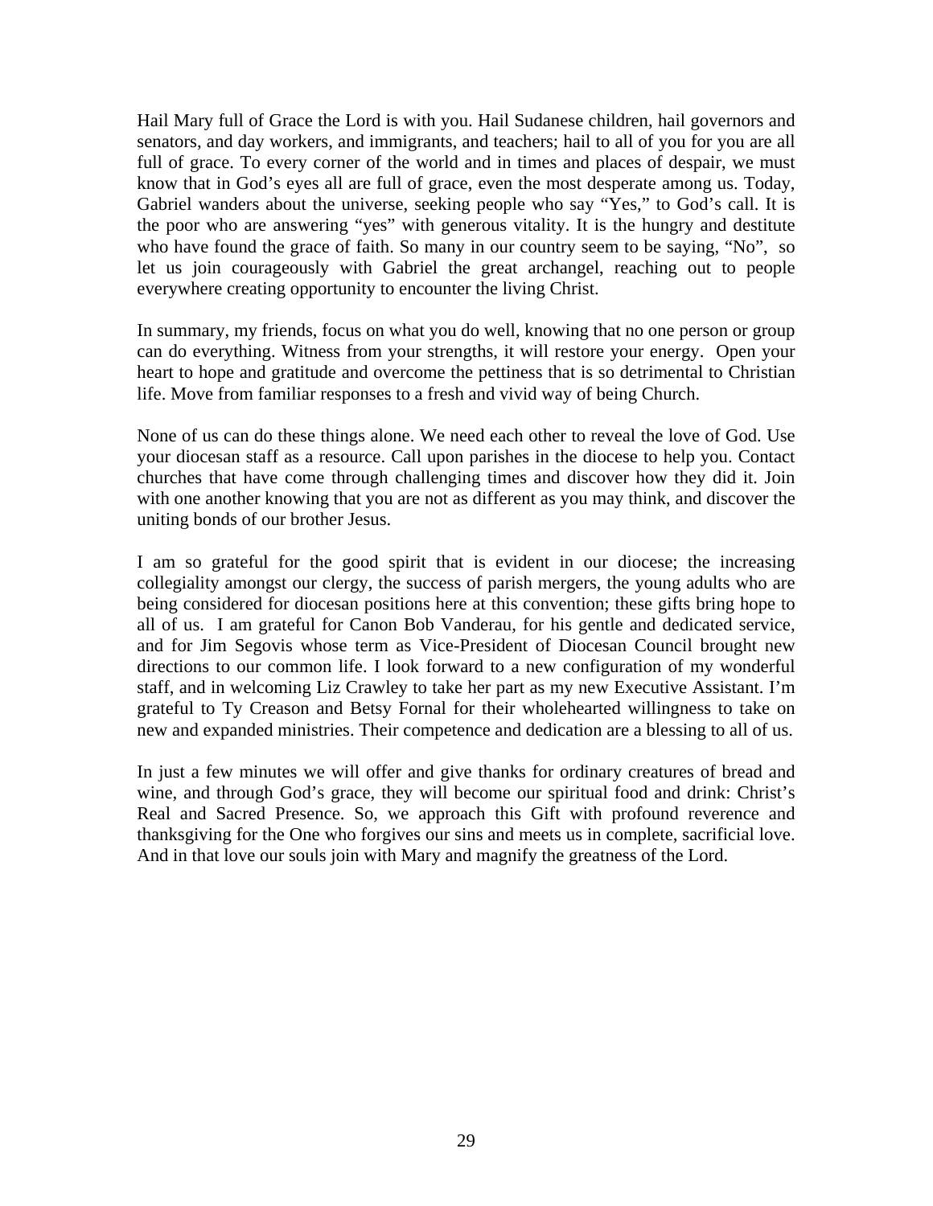Hail Mary full of Grace the Lord is with you. Hail Sudanese children, hail governors and senators, and day workers, and immigrants, and teachers; hail to all of you for you are all full of grace. To every corner of the world and in times and places of despair, we must know that in God's eyes all are full of grace, even the most desperate among us. Today, Gabriel wanders about the universe, seeking people who say "Yes," to God's call. It is the poor who are answering "yes" with generous vitality. It is the hungry and destitute who have found the grace of faith. So many in our country seem to be saying, "No", so let us join courageously with Gabriel the great archangel, reaching out to people everywhere creating opportunity to encounter the living Christ.

In summary, my friends, focus on what you do well, knowing that no one person or group can do everything. Witness from your strengths, it will restore your energy. Open your heart to hope and gratitude and overcome the pettiness that is so detrimental to Christian life. Move from familiar responses to a fresh and vivid way of being Church.

None of us can do these things alone. We need each other to reveal the love of God. Use your diocesan staff as a resource. Call upon parishes in the diocese to help you. Contact churches that have come through challenging times and discover how they did it. Join with one another knowing that you are not as different as you may think, and discover the uniting bonds of our brother Jesus.

I am so grateful for the good spirit that is evident in our diocese; the increasing collegiality amongst our clergy, the success of parish mergers, the young adults who are being considered for diocesan positions here at this convention; these gifts bring hope to all of us. I am grateful for Canon Bob Vanderau, for his gentle and dedicated service, and for Jim Segovis whose term as Vice-President of Diocesan Council brought new directions to our common life. I look forward to a new configuration of my wonderful staff, and in welcoming Liz Crawley to take her part as my new Executive Assistant. I'm grateful to Ty Creason and Betsy Fornal for their wholehearted willingness to take on new and expanded ministries. Their competence and dedication are a blessing to all of us.

In just a few minutes we will offer and give thanks for ordinary creatures of bread and wine, and through God's grace, they will become our spiritual food and drink: Christ's Real and Sacred Presence. So, we approach this Gift with profound reverence and thanksgiving for the One who forgives our sins and meets us in complete, sacrificial love. And in that love our souls join with Mary and magnify the greatness of the Lord.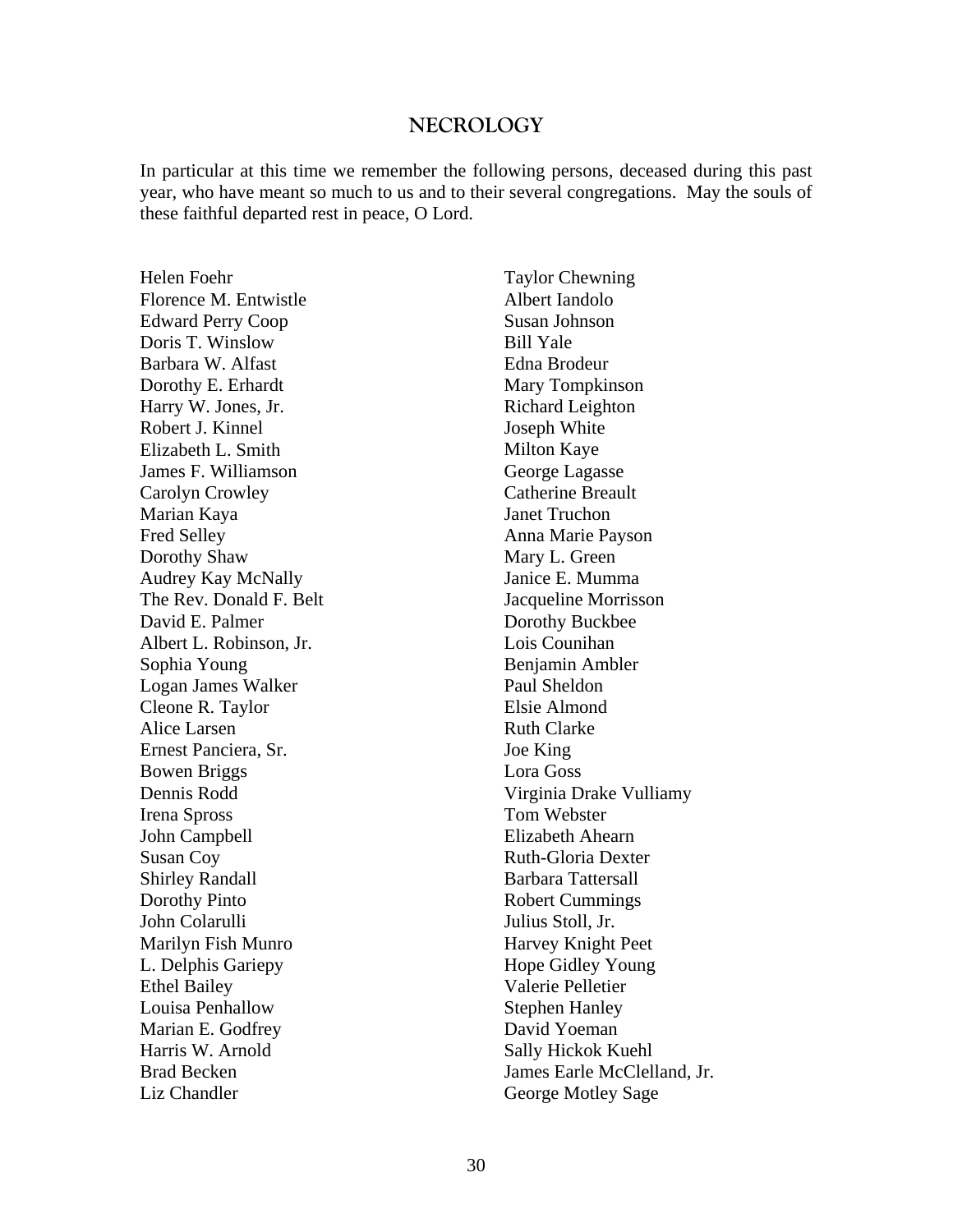## NECROLOGY

In particular at this time we remember the following persons, deceased during this past year, who have meant so much to us and to their several congregations. May the souls of these faithful departed rest in peace, O Lord.

Helen Foehr
Florence M. Entwistle
Edward Perry Coop
Doris T. Winslow
Barbara W. Alfast
Dorothy E. Erhardt
Harry W. Jones, Jr.
Robert J. Kinnel
Elizabeth L. Smith
James F. Williamson
Carolyn Crowley
Marian Kaya
Fred Selley
Dorothy Shaw
Audrey Kay McNally
The Rev. Donald F. Belt
David E. Palmer
Albert L. Robinson, Jr.
Sophia Young
Logan James Walker
Cleone R. Taylor
Alice Larsen
Ernest Panciera, Sr.
Bowen Briggs
Dennis Rodd
Irena Spross
John Campbell
Susan Coy
Shirley Randall
Dorothy Pinto
John Colarulli
Marilyn Fish Munro
L. Delphis Gariepy
Ethel Bailey
Louisa Penhallow
Marian E. Godfrey
Harris W. Arnold
Brad Becken
Liz Chandler
Taylor Chewning
Albert Iandolo
Susan Johnson
Bill Yale
Edna Brodeur
Mary Tompkinson
Richard Leighton
Joseph White
Milton Kaye
George Lagasse
Catherine Breault
Janet Truchon
Anna Marie Payson
Mary L. Green
Janice E. Mumma
Jacqueline Morrisson
Dorothy Buckbee
Lois Counihan
Benjamin Ambler
Paul Sheldon
Elsie Almond
Ruth Clarke
Joe King
Lora Goss
Virginia Drake Vulliamy
Tom Webster
Elizabeth Ahearn
Ruth-Gloria Dexter
Barbara Tattersall
Robert Cummings
Julius Stoll, Jr.
Harvey Knight Peet
Hope Gidley Young
Valerie Pelletier
Stephen Hanley
David Yoeman
Sally Hickok Kuehl
James Earle McClelland, Jr.
George Motley Sage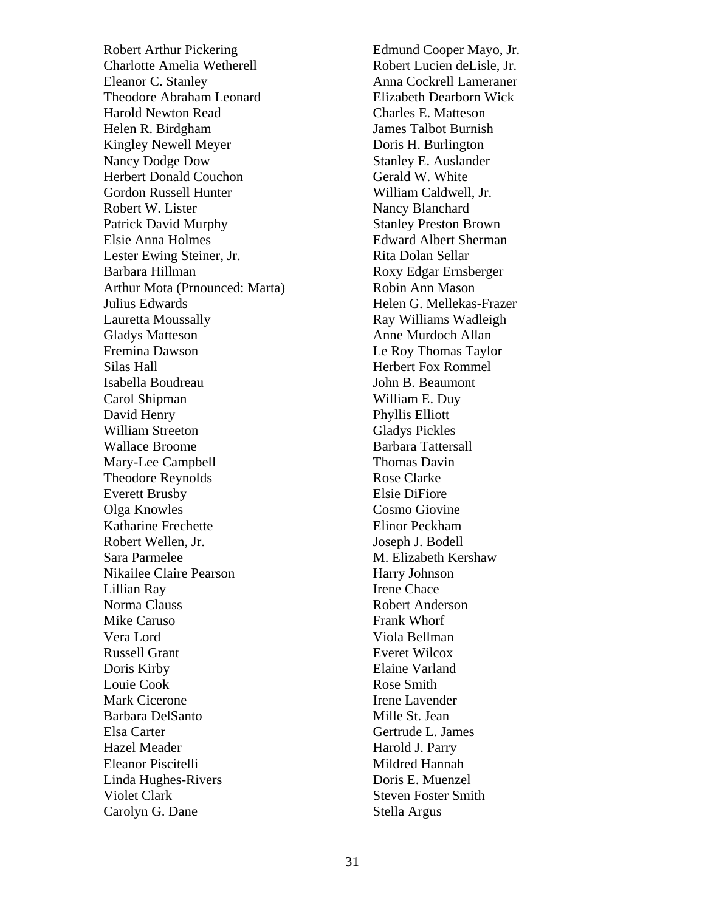Robert Arthur Pickering
Charlotte Amelia Wetherell
Eleanor C. Stanley
Theodore Abraham Leonard
Harold Newton Read
Helen R. Birdgham
Kingley Newell Meyer
Nancy Dodge Dow
Herbert Donald Couchon
Gordon Russell Hunter
Robert W. Lister
Patrick David Murphy
Elsie Anna Holmes
Lester Ewing Steiner, Jr.
Barbara Hillman
Arthur Mota (Prnounced: Marta)
Julius Edwards
Lauretta Moussally
Gladys Matteson
Fremina Dawson
Silas Hall
Isabella Boudreau
Carol Shipman
David Henry
William Streeton
Wallace Broome
Mary-Lee Campbell
Theodore Reynolds
Everett Brusby
Olga Knowles
Katharine Frechette
Robert Wellen, Jr.
Sara Parmelee
Nikailee Claire Pearson
Lillian Ray
Norma Clauss
Mike Caruso
Vera Lord
Russell Grant
Doris Kirby
Louie Cook
Mark Cicerone
Barbara DelSanto
Elsa Carter
Hazel Meader
Eleanor Piscitelli
Linda Hughes-Rivers
Violet Clark
Carolyn G. Dane
Edmund Cooper Mayo, Jr.
Robert Lucien deLisle, Jr.
Anna Cockrell Lameraner
Elizabeth Dearborn Wick
Charles E. Matteson
James Talbot Burnish
Doris H. Burlington
Stanley E. Auslander
Gerald W. White
William Caldwell, Jr.
Nancy Blanchard
Stanley Preston Brown
Edward Albert Sherman
Rita Dolan Sellar
Roxy Edgar Ernsberger
Robin Ann Mason
Helen G. Mellekas-Frazer
Ray Williams Wadleigh
Anne Murdoch Allan
Le Roy Thomas Taylor
Herbert Fox Rommel
John B. Beaumont
William E. Duy
Phyllis Elliott
Gladys Pickles
Barbara Tattersall
Thomas Davin
Rose Clarke
Elsie DiFiore
Cosmo Giovine
Elinor Peckham
Joseph J. Bodell
M. Elizabeth Kershaw
Harry Johnson
Irene Chace
Robert Anderson
Frank Whorf
Viola Bellman
Everet Wilcox
Elaine Varland
Rose Smith
Irene Lavender
Mille St. Jean
Gertrude L. James
Harold J. Parry
Mildred Hannah
Doris E. Muenzel
Steven Foster Smith
Stella Argus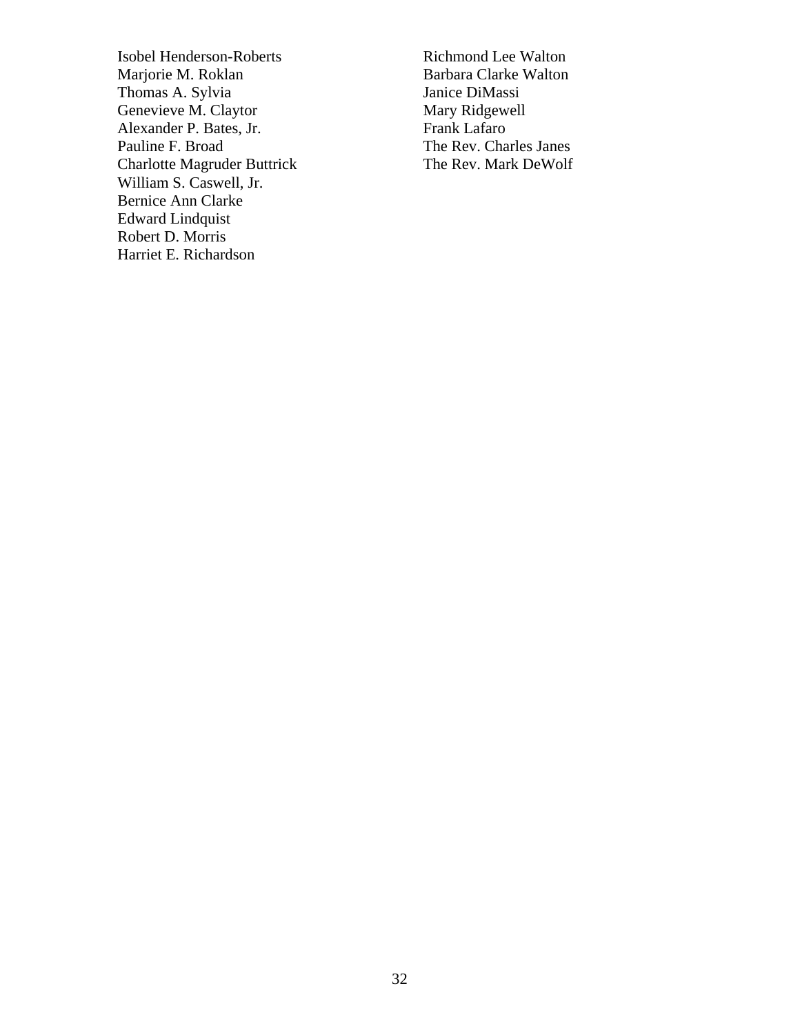Isobel Henderson-Roberts
Marjorie M. Roklan
Thomas A. Sylvia
Genevieve M. Claytor
Alexander P. Bates, Jr.
Pauline F. Broad
Charlotte Magruder Buttrick
William S. Caswell, Jr.
Bernice Ann Clarke
Edward Lindquist
Robert D. Morris
Harriet E. Richardson

Richmond Lee Walton
Barbara Clarke Walton
Janice DiMassi
Mary Ridgewell
Frank Lafaro
The Rev. Charles Janes
The Rev. Mark DeWolf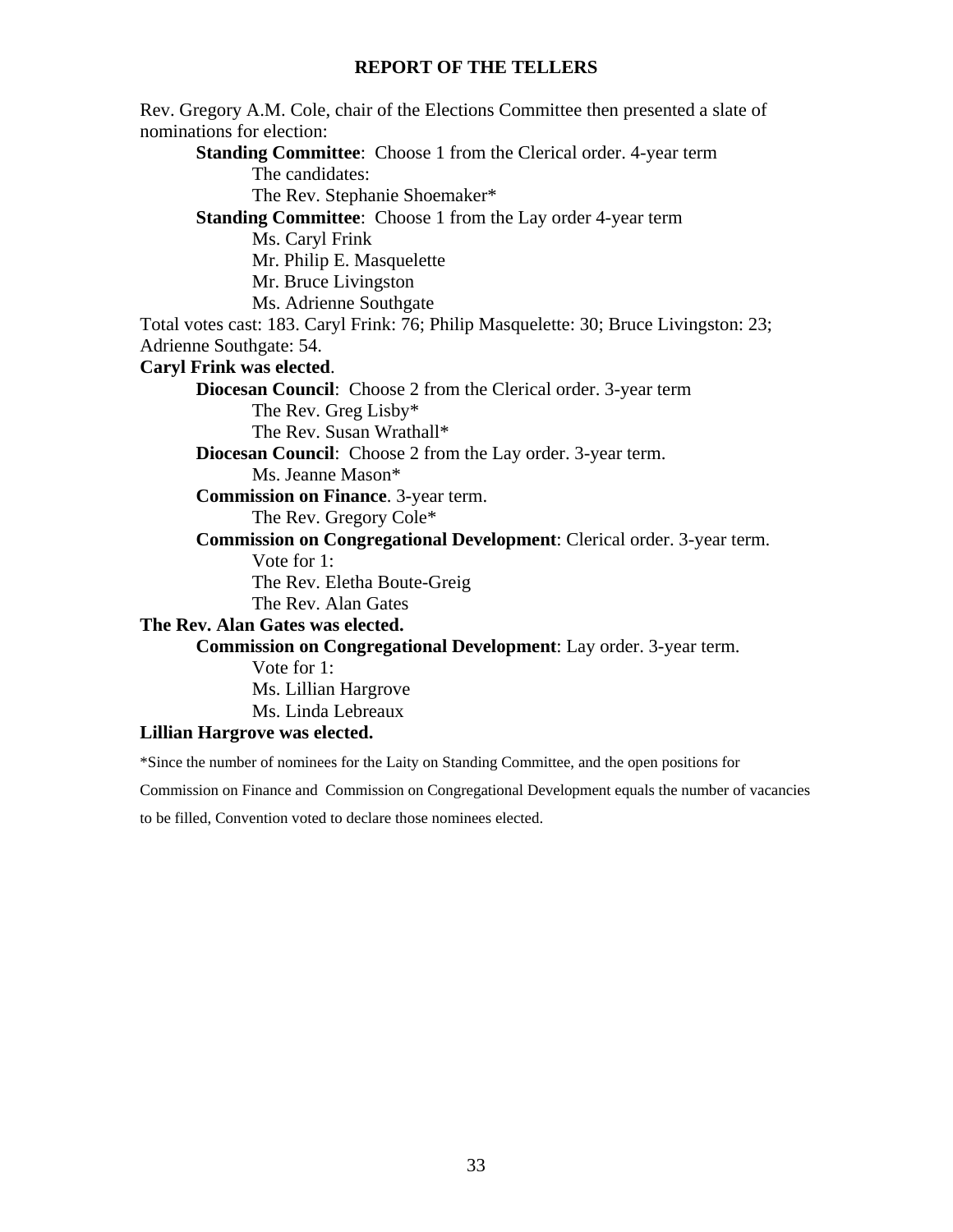## REPORT OF THE TELLERS

Rev. Gregory A.M. Cole, chair of the Elections Committee then presented a slate of nominations for election:

**Standing Committee**: Choose 1 from the Clerical order. 4-year term

The candidates:

The Rev. Stephanie Shoemaker*

**Standing Committee**: Choose 1 from the Lay order 4-year term

Ms. Caryl Frink

Mr. Philip E. Masquelette

Mr. Bruce Livingston

Ms. Adrienne Southgate

Total votes cast: 183. Caryl Frink: 76; Philip Masquelette: 30; Bruce Livingston: 23; Adrienne Southgate: 54.

**Caryl Frink was elected**.

**Diocesan Council**: Choose 2 from the Clerical order. 3-year term

The Rev. Greg Lisby*

The Rev. Susan Wrathall*

**Diocesan Council**: Choose 2 from the Lay order. 3-year term.

Ms. Jeanne Mason*

**Commission on Finance**. 3-year term.

The Rev. Gregory Cole*

**Commission on Congregational Development**: Clerical order. 3-year term.

Vote for 1:

The Rev. Eletha Boute-Greig

The Rev. Alan Gates

**The Rev. Alan Gates was elected.**

**Commission on Congregational Development**: Lay order. 3-year term.

Vote for 1:

Ms. Lillian Hargrove

Ms. Linda Lebreaux

**Lillian Hargrove was elected.**

*Since the number of nominees for the Laity on Standing Committee, and the open positions for Commission on Finance and Commission on Congregational Development equals the number of vacancies to be filled, Convention voted to declare those nominees elected.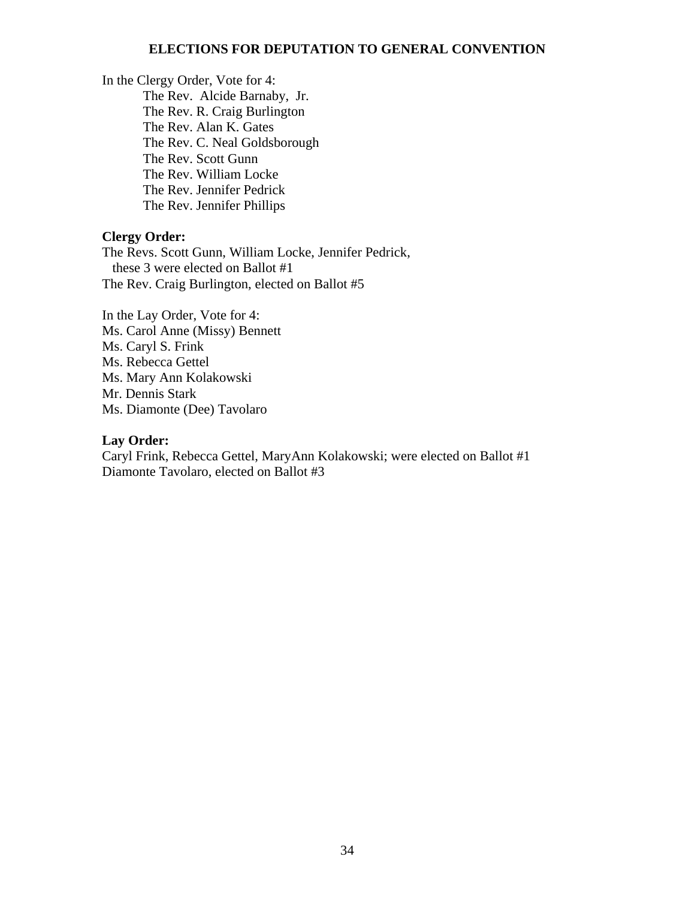## ELECTIONS FOR DEPUTATION TO GENERAL CONVENTION

In the Clergy Order, Vote for 4:

- The Rev. Alcide Barnaby, Jr.
- The Rev. R. Craig Burlington
- The Rev. Alan K. Gates
- The Rev. C. Neal Goldsborough
- The Rev. Scott Gunn
- The Rev. William Locke
- The Rev. Jennifer Pedrick
- The Rev. Jennifer Phillips

**Clergy Order:**

The Revs. Scott Gunn, William Locke, Jennifer Pedrick,
these 3 were elected on Ballot #1
The Rev. Craig Burlington, elected on Ballot #5

In the Lay Order, Vote for 4:

Ms. Carol Anne (Missy) Bennett
Ms. Caryl S. Frink
Ms. Rebecca Gettel
Ms. Mary Ann Kolakowski
Mr. Dennis Stark
Ms. Diamonte (Dee) Tavolaro

**Lay Order:**

Caryl Frink, Rebecca Gettel, MaryAnn Kolakowski; were elected on Ballot #1
Diamonte Tavolaro, elected on Ballot #3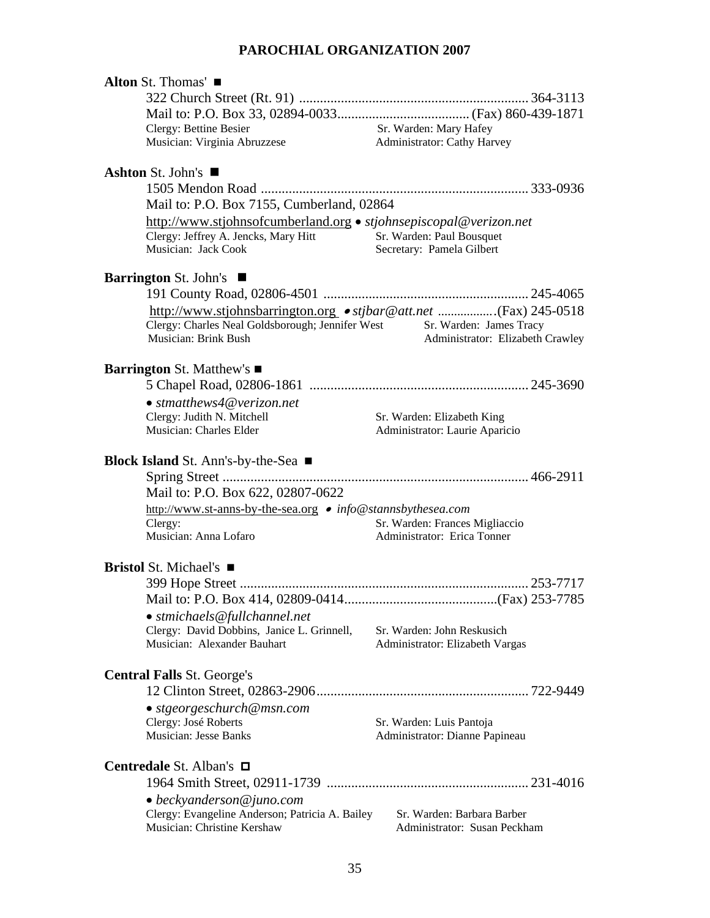# PAROCHIAL ORGANIZATION 2007

**Alton** St. Thomas' ■

322 Church Street (Rt. 91) ..................................................................... 364-3113
Mail to: P.O. Box 33, 02894-0033..................................... (Fax) 860-439-1871
Clergy: Bettine Besier — Sr. Warden: Mary Hafey
Musician: Virginia Abruzzese — Administrator: Cathy Harvey

**Ashton** St. John's ■

1505 Mendon Road ........................................................................... 333-0936
Mail to: P.O. Box 7155, Cumberland, 02864
http://www.stjohnsofcumberland.org • *stjohnsepiscopal@verizon.net*
Clergy: Jeffrey A. Jencks, Mary Hitt — Sr. Warden: Paul Bousquet
Musician: Jack Cook — Secretary: Pamela Gilbert

**Barrington** St. John's ■

191 County Road, 02806-4501 ........................................................... 245-4065
http://www.stjohnsbarrington.org • *stjbar@att.net* ..................(Fax) 245-0518
Clergy: Charles Neal Goldsborough; Jennifer West — Sr. Warden: James Tracy
Musician: Brink Bush — Administrator: Elizabeth Crawley

**Barrington** St. Matthew's ■

5 Chapel Road, 02806-1861 ............................................................... 245-3690
• *stmatthews4@verizon.net*
Clergy: Judith N. Mitchell — Sr. Warden: Elizabeth King
Musician: Charles Elder — Administrator: Laurie Aparicio

**Block Island** St. Ann's-by-the-Sea ■

Spring Street ....................................................................................... 466-2911
Mail to: P.O. Box 622, 02807-0622
http://www.st-anns-by-the-sea.org • *info@stannsbythesea.com*
Clergy: — Sr. Warden: Frances Migliaccio
Musician: Anna Lofaro — Administrator: Erica Tonner

**Bristol** St. Michael's ■

399 Hope Street .................................................................................. 253-7717
Mail to: P.O. Box 414, 02809-0414............................................(Fax) 253-7785
• *stmichaels@fullchannel.net*
Clergy: David Dobbins, Janice L. Grinnell, — Sr. Warden: John Reskusich
Musician: Alexander Bauhart — Administrator: Elizabeth Vargas

**Central Falls** St. George's

12 Clinton Street, 02863-2906............................................................. 722-9449
• *stgeorgeschurch@msn.com*
Clergy: José Roberts — Sr. Warden: Luis Pantoja
Musician: Jesse Banks — Administrator: Dianne Papineau

**Centredale** St. Alban's □

1964 Smith Street, 02911-1739 .......................................................... 231-4016
• *beckyanderson@juno.com*
Clergy: Evangeline Anderson; Patricia A. Bailey — Sr. Warden: Barbara Barber
Musician: Christine Kershaw — Administrator: Susan Peckham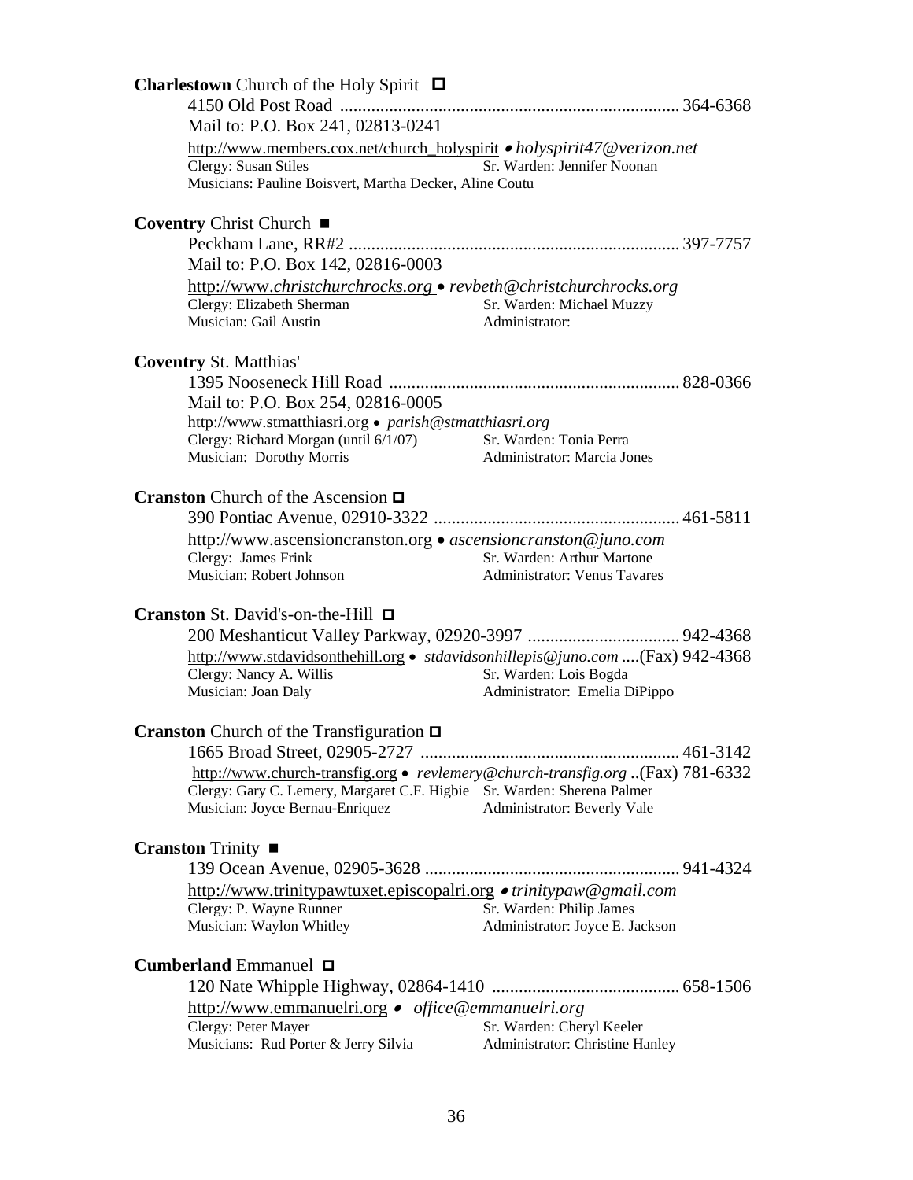**Charlestown** Church of the Holy Spirit □

4150 Old Post Road ............................................................................ 364-6368
Mail to: P.O. Box 241, 02813-0241
http://www.members.cox.net/church_holyspirit • *holyspirit47@verizon.net*
Clergy: Susan Stiles   Sr. Warden: Jennifer Noonan
Musicians: Pauline Boisvert, Martha Decker, Aline Coutu

**Coventry** Christ Church ■

Peckham Lane, RR#2 .......................................................................... 397-7757
Mail to: P.O. Box 142, 02816-0003
http://www.*christchurchrocks.org* • *revbeth@christchurchrocks.org*
Clergy: Elizabeth Sherman   Sr. Warden: Michael Muzzy
Musician: Gail Austin   Administrator:

**Coventry** St. Matthias'

1395 Nooseneck Hill Road ................................................................ 828-0366
Mail to: P.O. Box 254, 02816-0005
http://www.stmatthiasri.org • *parish@stmatthiasri.org*
Clergy: Richard Morgan (until 6/1/07)   Sr. Warden: Tonia Perra
Musician: Dorothy Morris   Administrator: Marcia Jones

**Cranston** Church of the Ascension □

390 Pontiac Avenue, 02910-3322 ...................................................... 461-5811
http://www.ascensioncranston.org • *ascensioncranston@juno.com*
Clergy: James Frink   Sr. Warden: Arthur Martone
Musician: Robert Johnson   Administrator: Venus Tavares

**Cranston** St. David's-on-the-Hill □

200 Meshanticut Valley Parkway, 02920-3997 ................................. 942-4368
http://www.stdavidsonthehill.org • *stdavidsonhillepis@juno.com* ....(Fax) 942-4368
Clergy: Nancy A. Willis   Sr. Warden: Lois Bogda
Musician: Joan Daly   Administrator: Emelia DiPippo

**Cranston** Church of the Transfiguration □

1665 Broad Street, 02905-2727 ......................................................... 461-3142
http://www.church-transfig.org • *revlemery@church-transfig.org* ..(Fax) 781-6332
Clergy: Gary C. Lemery, Margaret C.F. Higbie   Sr. Warden: Sherena Palmer
Musician: Joyce Bernau-Enriquez   Administrator: Beverly Vale

**Cranston** Trinity ■

139 Ocean Avenue, 02905-3628 ........................................................ 941-4324
http://www.trinitypawtuxet.episcopalri.org • *trinitypaw@gmail.com*
Clergy: P. Wayne Runner   Sr. Warden: Philip James
Musician: Waylon Whitley   Administrator: Joyce E. Jackson

**Cumberland** Emmanuel □

120 Nate Whipple Highway, 02864-1410 .......................................... 658-1506
http://www.emmanuelri.org • *office@emmanuelri.org*
Clergy: Peter Mayer   Sr. Warden: Cheryl Keeler
Musicians: Rud Porter & Jerry Silvia   Administrator: Christine Hanley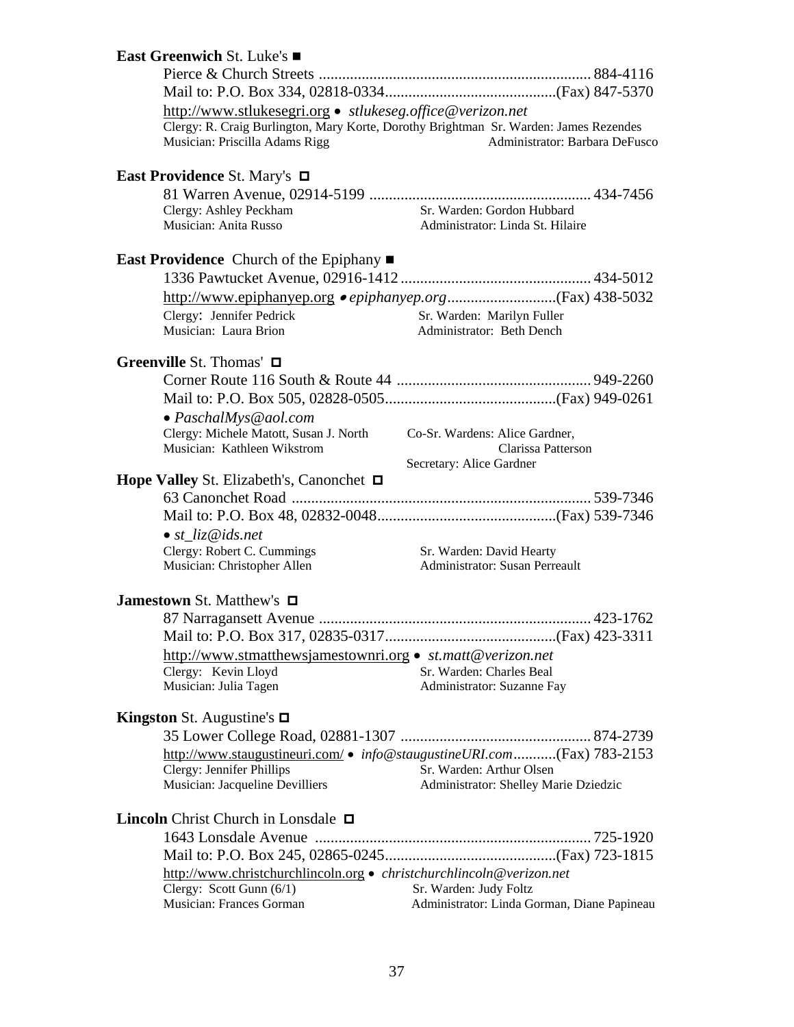**East Greenwich** St. Luke's ■

Pierce & Church Streets ..................................................................... 884-4116
Mail to: P.O. Box 334, 02818-0334............................................(Fax) 847-5370
http://www.stlukesegri.org • *stlukeseg.office@verizon.net*
Clergy: R. Craig Burlington, Mary Korte, Dorothy Brightman Sr. Warden: James Rezendes
Musician: Priscilla Adams Rigg Administrator: Barbara DeFusco

**East Providence** St. Mary's □

81 Warren Avenue, 02914-5199 ......................................................... 434-7456
Clergy: Ashley Peckham Sr. Warden: Gordon Hubbard
Musician: Anita Russo Administrator: Linda St. Hilaire

**East Providence** Church of the Epiphany ■

1336 Pawtucket Avenue, 02916-1412 ................................................ 434-5012
http://www.epiphanyep.org • *epiphanyep.org*............................(Fax) 438-5032
Clergy: Jennifer Pedrick Sr. Warden: Marilyn Fuller
Musician: Laura Brion Administrator: Beth Dench

**Greenville** St. Thomas' □

Corner Route 116 South & Route 44 .................................................. 949-2260
Mail to: P.O. Box 505, 02828-0505............................................(Fax) 949-0261
• *PaschalMys@aol.com*
Clergy: Michele Matott, Susan J. North Co-Sr. Wardens: Alice Gardner, Clarissa Patterson
Musician: Kathleen Wikstrom
Secretary: Alice Gardner

**Hope Valley** St. Elizabeth's, Canonchet □

63 Canonchet Road ............................................................................ 539-7346
Mail to: P.O. Box 48, 02832-0048..............................................(Fax) 539-7346
• *st_liz@ids.net*
Clergy: Robert C. Cummings Sr. Warden: David Hearty
Musician: Christopher Allen Administrator: Susan Perreault

**Jamestown** St. Matthew's □

87 Narragansett Avenue ..................................................................... 423-1762
Mail to: P.O. Box 317, 02835-0317............................................(Fax) 423-3311
http://www.stmatthewsjamestownri.org • *st.matt@verizon.net*
Clergy: Kevin Lloyd Sr. Warden: Charles Beal
Musician: Julia Tagen Administrator: Suzanne Fay

**Kingston** St. Augustine's □

35 Lower College Road, 02881-1307 ................................................. 874-2739
http://www.staugustineuri.com/ • *info@staugustineURI.com*...........(Fax) 783-2153
Clergy: Jennifer Phillips Sr. Warden: Arthur Olsen
Musician: Jacqueline Devilliers Administrator: Shelley Marie Dziedzic

**Lincoln** Christ Church in Lonsdale □

1643 Lonsdale Avenue ....................................................................... 725-1920
Mail to: P.O. Box 245, 02865-0245............................................(Fax) 723-1815
http://www.christchurchlincoln.org • *christchurchlincoln@verizon.net*
Clergy: Scott Gunn (6/1) Sr. Warden: Judy Foltz
Musician: Frances Gorman Administrator: Linda Gorman, Diane Papineau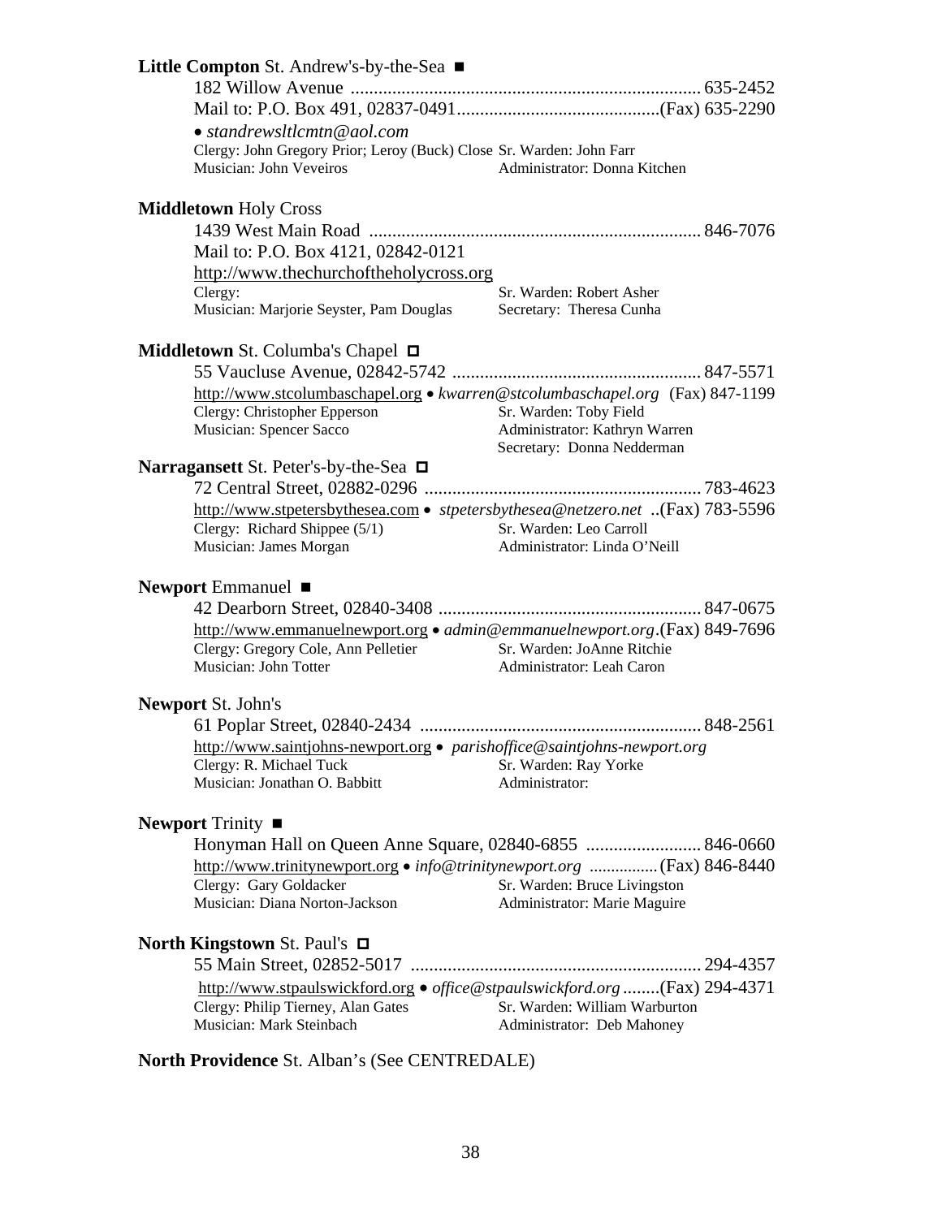**Little Compton** St. Andrew's-by-the-Sea ■

182 Willow Avenue ........................................................................... 635-2452
Mail to: P.O. Box 491, 02837-0491............................................(Fax) 635-2290
• *standrewsltlcmtn@aol.com*
Clergy: John Gregory Prior; Leroy (Buck) Close Sr. Warden: John Farr
Musician: John Veveiros Administrator: Donna Kitchen

**Middletown** Holy Cross

1439 West Main Road ....................................................................... 846-7076
Mail to: P.O. Box 4121, 02842-0121
http://www.thechurchoftheholycross.org
Clergy: Sr. Warden: Robert Asher
Musician: Marjorie Seyster, Pam Douglas Secretary: Theresa Cunha

**Middletown** St. Columba's Chapel □

55 Vaucluse Avenue, 02842-5742 ..................................................... 847-5571
http://www.stcolumbaschapel.org • *kwarren@stcolumbaschapel.org* (Fax) 847-1199
Clergy: Christopher Epperson Sr. Warden: Toby Field
Musician: Spencer Sacco Administrator: Kathryn Warren
Secretary: Donna Nedderman

**Narragansett** St. Peter's-by-the-Sea □

72 Central Street, 02882-0296 ........................................................... 783-4623
http://www.stpetersbythesea.com • *stpetersbythesea@netzero.net* ..(Fax) 783-5596
Clergy: Richard Shippee (5/1) Sr. Warden: Leo Carroll
Musician: James Morgan Administrator: Linda O'Neill

**Newport** Emmanuel ■

42 Dearborn Street, 02840-3408 ........................................................ 847-0675
http://www.emmanuelnewport.org • *admin@emmanuelnewport.org*.(Fax) 849-7696
Clergy: Gregory Cole, Ann Pelletier Sr. Warden: JoAnne Ritchie
Musician: John Totter Administrator: Leah Caron

**Newport** St. John's

61 Poplar Street, 02840-2434 ............................................................ 848-2561
http://www.saintjohns-newport.org • *parishoffice@saintjohns-newport.org*
Clergy: R. Michael Tuck Sr. Warden: Ray Yorke
Musician: Jonathan O. Babbitt Administrator:

**Newport** Trinity ■

Honyman Hall on Queen Anne Square, 02840-6855 ......................... 846-0660
http://www.trinitynewport.org • *info@trinitynewport.org* ................(Fax) 846-8440
Clergy: Gary Goldacker Sr. Warden: Bruce Livingston
Musician: Diana Norton-Jackson Administrator: Marie Maguire

**North Kingstown** St. Paul's □

55 Main Street, 02852-5017 .............................................................. 294-4357
http://www.stpaulswickford.org • *office@stpaulswickford.org* .........(Fax) 294-4371
Clergy: Philip Tierney, Alan Gates Sr. Warden: William Warburton
Musician: Mark Steinbach Administrator: Deb Mahoney

**North Providence** St. Alban's (See CENTREDALE)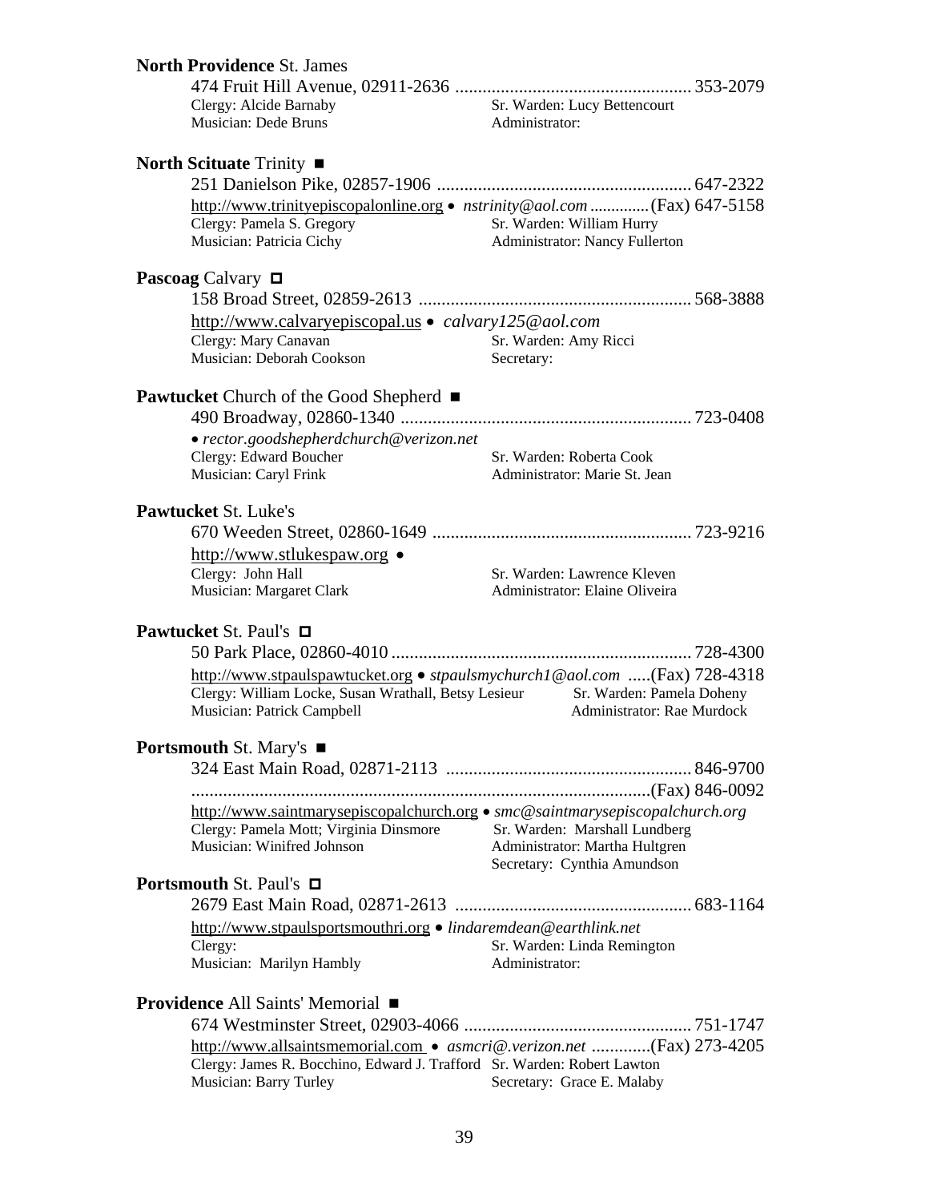**North Providence** St. James

474 Fruit Hill Avenue, 02911-2636 .................................................... 353-2079

Clergy: Alcide Barnaby | Sr. Warden: Lucy Bettencourt
Musician: Dede Bruns | Administrator:

**North Scituate** Trinity ■

251 Danielson Pike, 02857-1906 ........................................................ 647-2322

http://www.trinityepiscopalonline.org • *nstrinity@aol.com* ..............(Fax) 647-5158

Clergy: Pamela S. Gregory | Sr. Warden: William Hurry
Musician: Patricia Cichy | Administrator: Nancy Fullerton

**Pascoag** Calvary □

158 Broad Street, 02859-2613 ........................................................... 568-3888

http://www.calvaryepiscopal.us • *calvary125@aol.com*

Clergy: Mary Canavan | Sr. Warden: Amy Ricci
Musician: Deborah Cookson | Secretary:

**Pawtucket** Church of the Good Shepherd ■

490 Broadway, 02860-1340 ................................................................ 723-0408

• *rector.goodshepherdchurch@verizon.net*

Clergy: Edward Boucher | Sr. Warden: Roberta Cook
Musician: Caryl Frink | Administrator: Marie St. Jean

**Pawtucket** St. Luke's

670 Weeden Street, 02860-1649 ......................................................... 723-9216

http://www.stlukespaw.org •

Clergy: John Hall | Sr. Warden: Lawrence Kleven
Musician: Margaret Clark | Administrator: Elaine Oliveira

**Pawtucket** St. Paul's □

50 Park Place, 02860-4010 .................................................................. 728-4300

http://www.stpaulspawtucket.org • *stpaulsmychurch1@aol.com* .....(Fax) 728-4318

Clergy: William Locke, Susan Wrathall, Betsy Lesieur | Sr. Warden: Pamela Doheny
Musician: Patrick Campbell | Administrator: Rae Murdock

**Portsmouth** St. Mary's ■

324 East Main Road, 02871-2113 ...................................................... 846-9700

.....................................................................................................(Fax) 846-0092

http://www.saintmarysepiscopalchurch.org • *smc@saintmarysepiscopalchurch.org*

Clergy: Pamela Mott; Virginia Dinsmore | Sr. Warden: Marshall Lundberg
Musician: Winifred Johnson | Administrator: Martha Hultgren
Secretary: Cynthia Amundson

**Portsmouth** St. Paul's □

2679 East Main Road, 02871-2613 .................................................... 683-1164

http://www.stpaulsportsmouthri.org • *lindaremdean@earthlink.net*

Clergy: | Sr. Warden: Linda Remington
Musician: Marilyn Hambly | Administrator:

**Providence** All Saints' Memorial ■

674 Westminster Street, 02903-4066 .................................................. 751-1747

http://www.allsaintsmemorial.com • *asmcri@.verizon.net* .............(Fax) 273-4205

Clergy: James R. Bocchino, Edward J. Trafford | Sr. Warden: Robert Lawton
Musician: Barry Turley | Secretary: Grace E. Malaby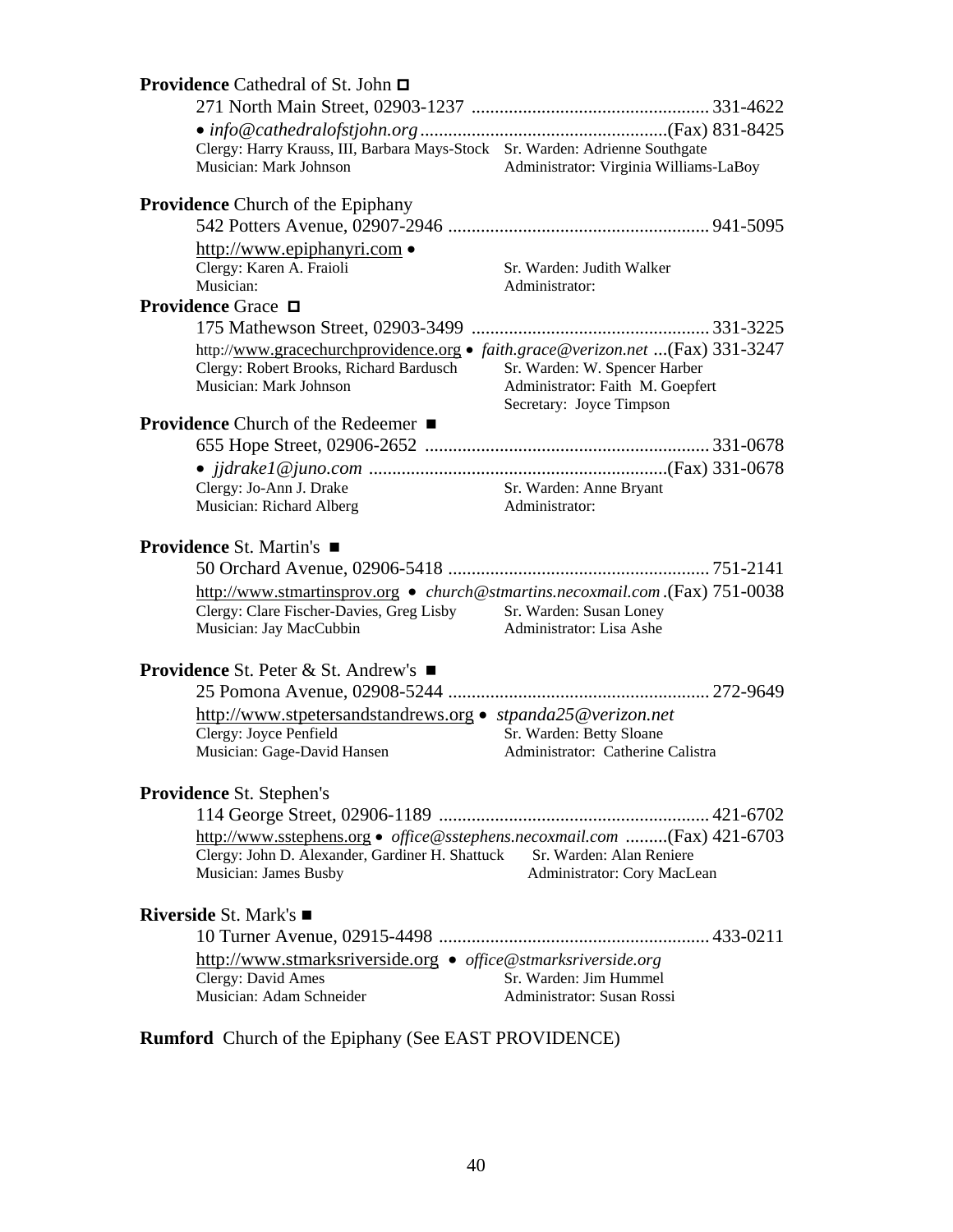**Providence** Cathedral of St. John ◻
271 North Main Street, 02903-1237 .................................................. 331-4622
• *info@cathedralofstjohn.org* .....................................................(Fax) 831-8425
Clergy: Harry Krauss, III, Barbara Mays-Stock — Sr. Warden: Adrienne Southgate
Musician: Mark Johnson — Administrator: Virginia Williams-LaBoy

**Providence** Church of the Epiphany
542 Potters Avenue, 02907-2946 ....................................................... 941-5095
http://www.epiphanyri.com •
Clergy: Karen A. Fraioli — Sr. Warden: Judith Walker
Musician: — Administrator:

**Providence** Grace ◻
175 Mathewson Street, 02903-3499 .................................................. 331-3225
http://www.gracechurchprovidence.org • *faith.grace@verizon.net* ...(Fax) 331-3247
Clergy: Robert Brooks, Richard Bardusch — Sr. Warden: W. Spencer Harber
Musician: Mark Johnson — Administrator: Faith M. Goepfert
Secretary: Joyce Timpson

**Providence** Church of the Redeemer ■
655 Hope Street, 02906-2652 ............................................................ 331-0678
• *jjdrake1@juno.com* ................................................................(Fax) 331-0678
Clergy: Jo-Ann J. Drake — Sr. Warden: Anne Bryant
Musician: Richard Alberg — Administrator:

**Providence** St. Martin's ■
50 Orchard Avenue, 02906-5418 ....................................................... 751-2141
http://www.stmartinsprov.org • *church@stmartins.necoxmail.com* .(Fax) 751-0038
Clergy: Clare Fischer-Davies, Greg Lisby — Sr. Warden: Susan Loney
Musician: Jay MacCubbin — Administrator: Lisa Ashe

**Providence** St. Peter & St. Andrew's ■
25 Pomona Avenue, 02908-5244 ....................................................... 272-9649
http://www.stpetersandstandrews.org • *stpanda25@verizon.net*
Clergy: Joyce Penfield — Sr. Warden: Betty Sloane
Musician: Gage-David Hansen — Administrator: Catherine Calistra

**Providence** St. Stephen's
114 George Street, 02906-1189 ......................................................... 421-6702
http://www.sstephens.org • *office@sstephens.necoxmail.com* .........(Fax) 421-6703
Clergy: John D. Alexander, Gardiner H. Shattuck — Sr. Warden: Alan Reniere
Musician: James Busby — Administrator: Cory MacLean

**Riverside** St. Mark's ■
10 Turner Avenue, 02915-4498 ......................................................... 433-0211
http://www.stmarksriverside.org • *office@stmarksriverside.org*
Clergy: David Ames — Sr. Warden: Jim Hummel
Musician: Adam Schneider — Administrator: Susan Rossi

**Rumford** Church of the Epiphany (See EAST PROVIDENCE)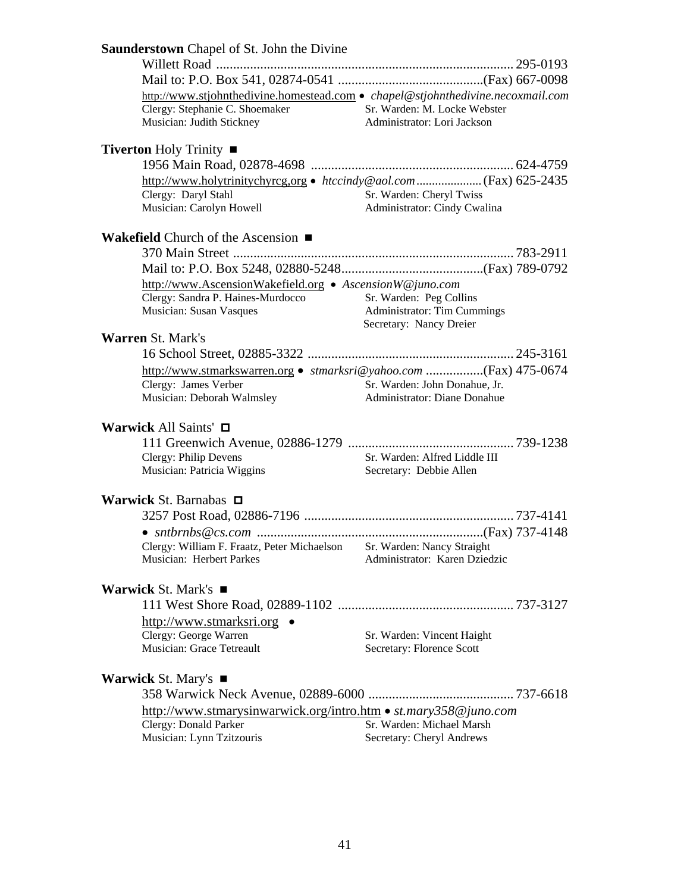**Saunderstown** Chapel of St. John the Divine

Willett Road ........................................................................................ 295-0193
Mail to: P.O. Box 541, 02874-0541 ...........................................(Fax) 667-0098
http://www.stjohnthedivine.homestead.com • *chapel@stjohnthedivine.necoxmail.com*
Clergy: Stephanie C. Shoemaker — Sr. Warden: M. Locke Webster
Musician: Judith Stickney — Administrator: Lori Jackson

**Tiverton** Holy Trinity ■

1956 Main Road, 02878-4698 ............................................................ 624-4759
http://www.holytrinitychyrcg,org • *htccindy@aol.com* ..................... (Fax) 625-2435
Clergy: Daryl Stahl — Sr. Warden: Cheryl Twiss
Musician: Carolyn Howell — Administrator: Cindy Cwalina

**Wakefield** Church of the Ascension ■

370 Main Street ................................................................................... 783-2911
Mail to: P.O. Box 5248, 02880-5248..........................................(Fax) 789-0792
http://www.AscensionWakefield.org • *AscensionW@juno.com*
Clergy: Sandra P. Haines-Murdocco — Sr. Warden: Peg Collins
Musician: Susan Vasques — Administrator: Tim Cummings
Secretary: Nancy Dreier

**Warren** St. Mark's

16 School Street, 02885-3322 ............................................................. 245-3161
http://www.stmarkswarren.org • *stmarksri@yahoo.com* .................(Fax) 475-0674
Clergy: James Verber — Sr. Warden: John Donahue, Jr.
Musician: Deborah Walmsley — Administrator: Diane Donahue

**Warwick** All Saints' □

111 Greenwich Avenue, 02886-1279 ................................................ 739-1238
Clergy: Philip Devens — Sr. Warden: Alfred Liddle III
Musician: Patricia Wiggins — Secretary: Debbie Allen

**Warwick** St. Barnabas □

3257 Post Road, 02886-7196 .............................................................. 737-4141
• *sntbrnbs@cs.com* ..................................................................(Fax) 737-4148
Clergy: William F. Fraatz, Peter Michaelson — Sr. Warden: Nancy Straight
Musician: Herbert Parkes — Administrator: Karen Dziedzic

**Warwick** St. Mark's ■

111 West Shore Road, 02889-1102 .................................................... 737-3127
http://www.stmarksri.org •
Clergy: George Warren — Sr. Warden: Vincent Haight
Musician: Grace Tetreault — Secretary: Florence Scott

**Warwick** St. Mary's ■

358 Warwick Neck Avenue, 02889-6000 ........................................... 737-6618
http://www.stmarysinwarwick.org/intro.htm • *st.mary358@juno.com*
Clergy: Donald Parker — Sr. Warden: Michael Marsh
Musician: Lynn Tzitzouris — Secretary: Cheryl Andrews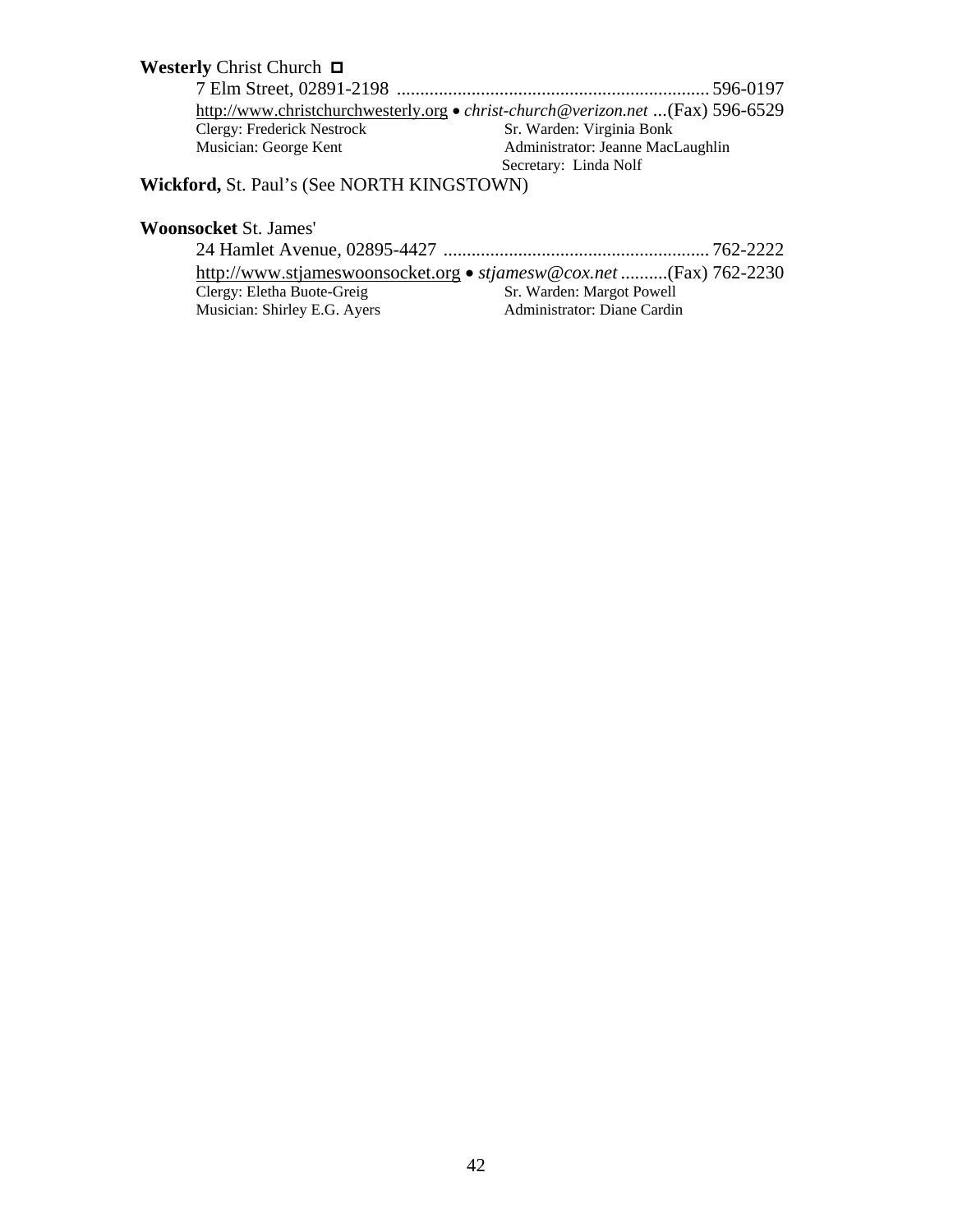**Westerly** Christ Church ◘

7 Elm Street, 02891-2198 .................................................................. 596-0197

http://www.christchurchwesterly.org • *christ-church@verizon.net* ...(Fax) 596-6529

Clergy: Frederick Nestrock
Musician: George Kent
Sr. Warden: Virginia Bonk
Administrator: Jeanne MacLaughlin
Secretary: Linda Nolf

**Wickford,** St. Paul's (See NORTH KINGSTOWN)

**Woonsocket** St. James'

24 Hamlet Avenue, 02895-4427 ......................................................... 762-2222

http://www.stjameswoonsocket.org • *stjamesw@cox.net* ..........(Fax) 762-2230

Clergy: Eletha Buote-Greig
Musician: Shirley E.G. Ayers
Sr. Warden: Margot Powell
Administrator: Diane Cardin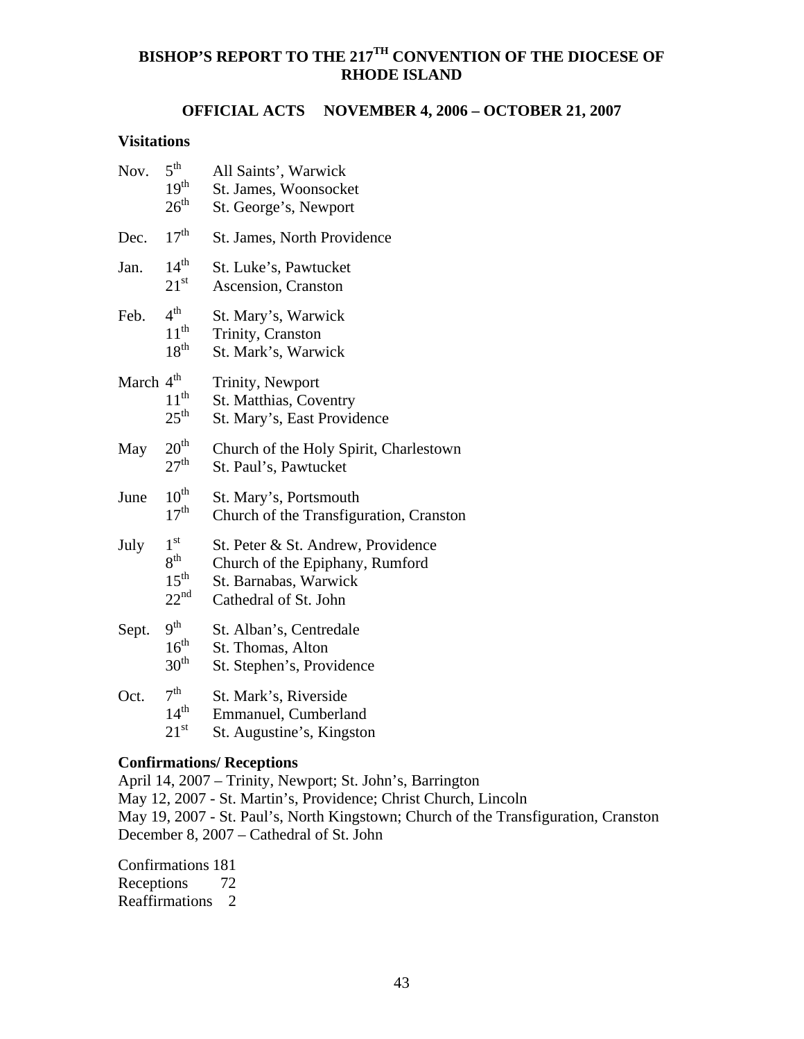# BISHOP'S REPORT TO THE 217TH CONVENTION OF THE DIOCESE OF RHODE ISLAND

## OFFICIAL ACTS NOVEMBER 4, 2006 – OCTOBER 21, 2007

### Visitations

| Month | Day | Parish |
|---|---|---|
| Nov. | 5th | All Saints', Warwick |
| | 19th | St. James, Woonsocket |
| | 26th | St. George's, Newport |
| Dec. | 17th | St. James, North Providence |
| Jan. | 14th | St. Luke's, Pawtucket |
| | 21st | Ascension, Cranston |
| Feb. | 4th | St. Mary's, Warwick |
| | 11th | Trinity, Cranston |
| | 18th | St. Mark's, Warwick |
| March | 4th | Trinity, Newport |
| | 11th | St. Matthias, Coventry |
| | 25th | St. Mary's, East Providence |
| May | 20th | Church of the Holy Spirit, Charlestown |
| | 27th | St. Paul's, Pawtucket |
| June | 10th | St. Mary's, Portsmouth |
| | 17th | Church of the Transfiguration, Cranston |
| July | 1st | St. Peter & St. Andrew, Providence |
| | 8th | Church of the Epiphany, Rumford |
| | 15th | St. Barnabas, Warwick |
| | 22nd | Cathedral of St. John |
| Sept. | 9th | St. Alban's, Centredale |
| | 16th | St. Thomas, Alton |
| | 30th | St. Stephen's, Providence |
| Oct. | 7th | St. Mark's, Riverside |
| | 14th | Emmanuel, Cumberland |
| | 21st | St. Augustine's, Kingston |

### Confirmations/ Receptions

April 14, 2007 – Trinity, Newport; St. John's, Barrington
May 12, 2007 - St. Martin's, Providence; Christ Church, Lincoln
May 19, 2007 - St. Paul's, North Kingstown; Church of the Transfiguration, Cranston
December 8, 2007 – Cathedral of St. John

Confirmations 181
Receptions 72
Reaffirmations 2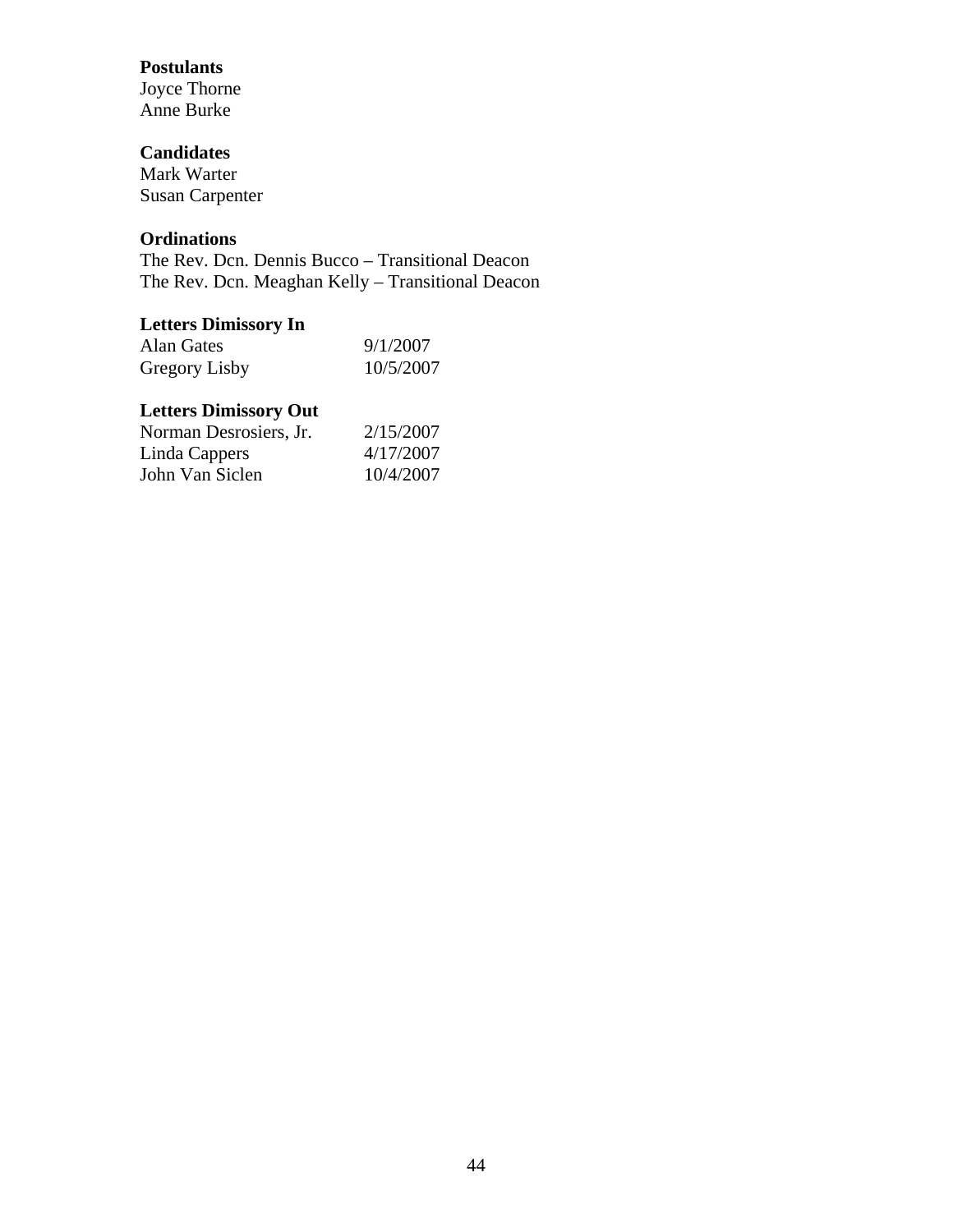**Postulants**
Joyce Thorne
Anne Burke

**Candidates**
Mark Warter
Susan Carpenter

**Ordinations**
The Rev. Dcn. Dennis Bucco – Transitional Deacon
The Rev. Dcn. Meaghan Kelly – Transitional Deacon

**Letters Dimissory In**

| | |
|---|---|
| Alan Gates | 9/1/2007 |
| Gregory Lisby | 10/5/2007 |

**Letters Dimissory Out**

| | |
|---|---|
| Norman Desrosiers, Jr. | 2/15/2007 |
| Linda Cappers | 4/17/2007 |
| John Van Siclen | 10/4/2007 |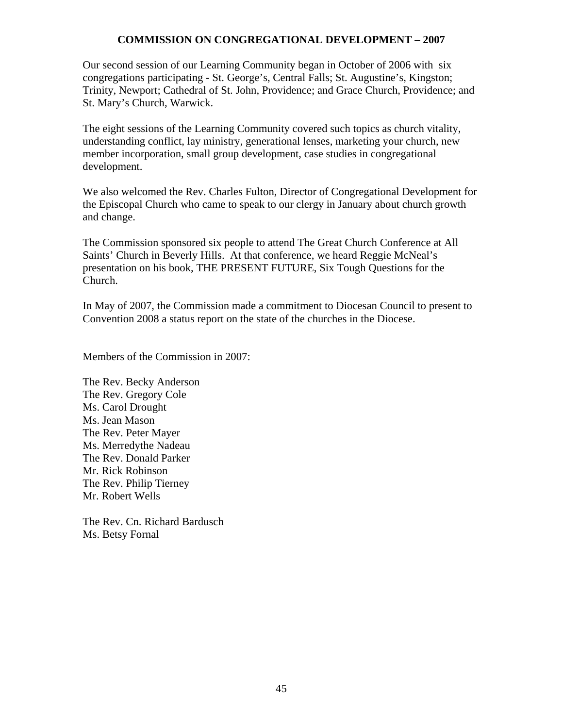## COMMISSION ON CONGREGATIONAL DEVELOPMENT – 2007

Our second session of our Learning Community began in October of 2006 with six congregations participating - St. George's, Central Falls; St. Augustine's, Kingston; Trinity, Newport; Cathedral of St. John, Providence; and Grace Church, Providence; and St. Mary's Church, Warwick.

The eight sessions of the Learning Community covered such topics as church vitality, understanding conflict, lay ministry, generational lenses, marketing your church, new member incorporation, small group development, case studies in congregational development.

We also welcomed the Rev. Charles Fulton, Director of Congregational Development for the Episcopal Church who came to speak to our clergy in January about church growth and change.

The Commission sponsored six people to attend The Great Church Conference at All Saints' Church in Beverly Hills. At that conference, we heard Reggie McNeal's presentation on his book, THE PRESENT FUTURE, Six Tough Questions for the Church.

In May of 2007, the Commission made a commitment to Diocesan Council to present to Convention 2008 a status report on the state of the churches in the Diocese.

Members of the Commission in 2007:

The Rev. Becky Anderson
The Rev. Gregory Cole
Ms. Carol Drought
Ms. Jean Mason
The Rev. Peter Mayer
Ms. Merredythe Nadeau
The Rev. Donald Parker
Mr. Rick Robinson
The Rev. Philip Tierney
Mr. Robert Wells

The Rev. Cn. Richard Bardusch
Ms. Betsy Fornal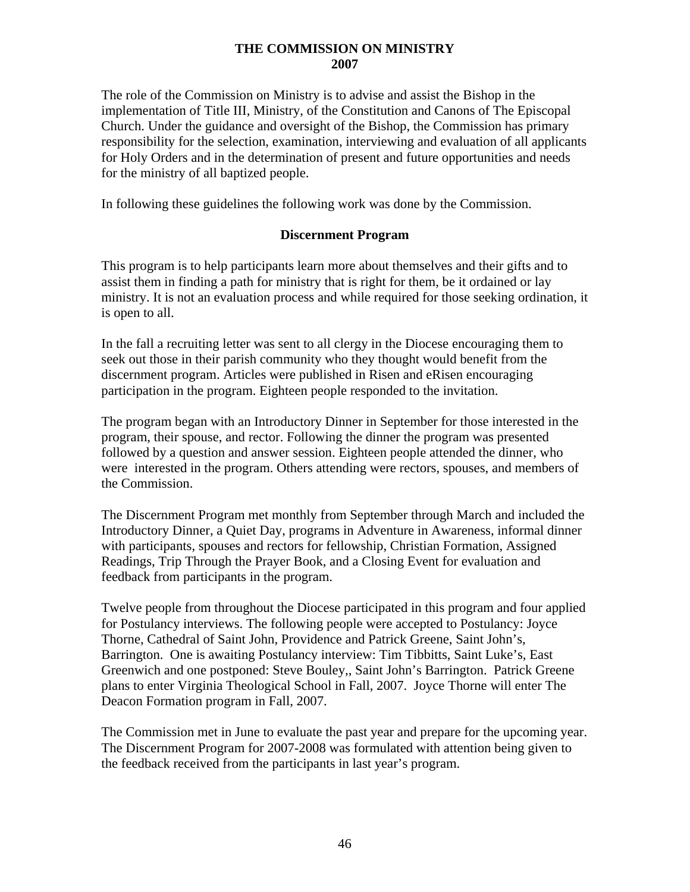# THE COMMISSION ON MINISTRY
# 2007

The role of the Commission on Ministry is to advise and assist the Bishop in the implementation of Title III, Ministry, of the Constitution and Canons of The Episcopal Church. Under the guidance and oversight of the Bishop, the Commission has primary responsibility for the selection, examination, interviewing and evaluation of all applicants for Holy Orders and in the determination of present and future opportunities and needs for the ministry of all baptized people.

In following these guidelines the following work was done by the Commission.

## Discernment Program

This program is to help participants learn more about themselves and their gifts and to assist them in finding a path for ministry that is right for them, be it ordained or lay ministry. It is not an evaluation process and while required for those seeking ordination, it is open to all.

In the fall a recruiting letter was sent to all clergy in the Diocese encouraging them to seek out those in their parish community who they thought would benefit from the discernment program. Articles were published in Risen and eRisen encouraging participation in the program. Eighteen people responded to the invitation.

The program began with an Introductory Dinner in September for those interested in the program, their spouse, and rector. Following the dinner the program was presented followed by a question and answer session. Eighteen people attended the dinner, who were interested in the program. Others attending were rectors, spouses, and members of the Commission.

The Discernment Program met monthly from September through March and included the Introductory Dinner, a Quiet Day, programs in Adventure in Awareness, informal dinner with participants, spouses and rectors for fellowship, Christian Formation, Assigned Readings, Trip Through the Prayer Book, and a Closing Event for evaluation and feedback from participants in the program.

Twelve people from throughout the Diocese participated in this program and four applied for Postulancy interviews. The following people were accepted to Postulancy: Joyce Thorne, Cathedral of Saint John, Providence and Patrick Greene, Saint John's, Barrington. One is awaiting Postulancy interview: Tim Tibbitts, Saint Luke's, East Greenwich and one postponed: Steve Bouley,, Saint John's Barrington. Patrick Greene plans to enter Virginia Theological School in Fall, 2007. Joyce Thorne will enter The Deacon Formation program in Fall, 2007.

The Commission met in June to evaluate the past year and prepare for the upcoming year. The Discernment Program for 2007-2008 was formulated with attention being given to the feedback received from the participants in last year's program.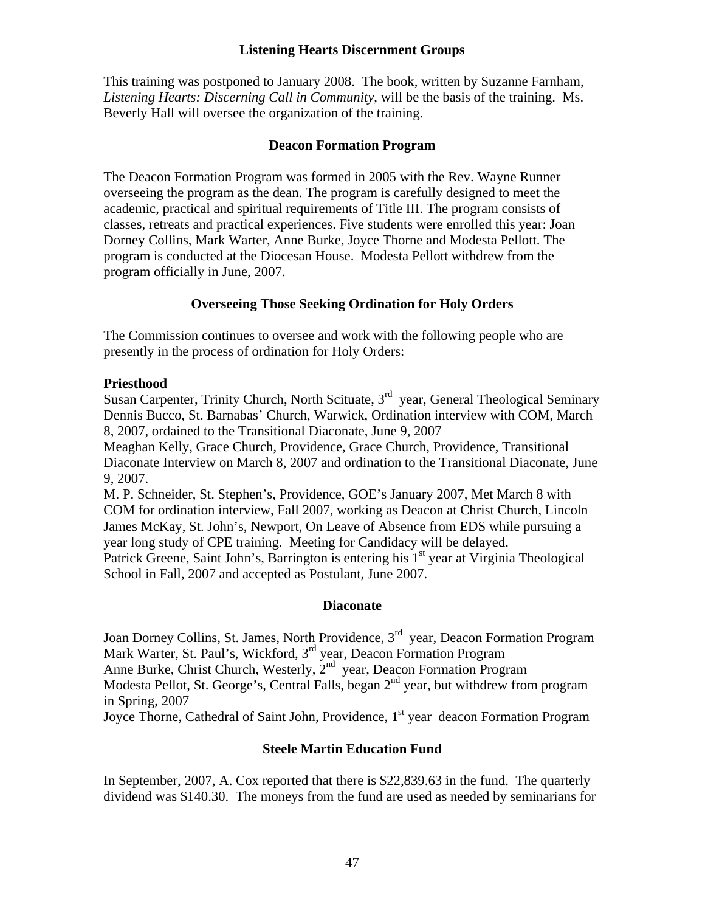## Listening Hearts Discernment Groups

This training was postponed to January 2008. The book, written by Suzanne Farnham, *Listening Hearts: Discerning Call in Community*, will be the basis of the training. Ms. Beverly Hall will oversee the organization of the training.

## Deacon Formation Program

The Deacon Formation Program was formed in 2005 with the Rev. Wayne Runner overseeing the program as the dean. The program is carefully designed to meet the academic, practical and spiritual requirements of Title III. The program consists of classes, retreats and practical experiences. Five students were enrolled this year: Joan Dorney Collins, Mark Warter, Anne Burke, Joyce Thorne and Modesta Pellott. The program is conducted at the Diocesan House. Modesta Pellott withdrew from the program officially in June, 2007.

## Overseeing Those Seeking Ordination for Holy Orders

The Commission continues to oversee and work with the following people who are presently in the process of ordination for Holy Orders:

**Priesthood**

Susan Carpenter, Trinity Church, North Scituate, 3rd year, General Theological Seminary
Dennis Bucco, St. Barnabas' Church, Warwick, Ordination interview with COM, March 8, 2007, ordained to the Transitional Diaconate, June 9, 2007
Meaghan Kelly, Grace Church, Providence, Grace Church, Providence, Transitional Diaconate Interview on March 8, 2007 and ordination to the Transitional Diaconate, June 9, 2007.
M. P. Schneider, St. Stephen's, Providence, GOE's January 2007, Met March 8 with COM for ordination interview, Fall 2007, working as Deacon at Christ Church, Lincoln
James McKay, St. John's, Newport, On Leave of Absence from EDS while pursuing a year long study of CPE training. Meeting for Candidacy will be delayed.
Patrick Greene, Saint John's, Barrington is entering his 1st year at Virginia Theological School in Fall, 2007 and accepted as Postulant, June 2007.

## Diaconate

Joan Dorney Collins, St. James, North Providence, 3rd year, Deacon Formation Program
Mark Warter, St. Paul's, Wickford, 3rd year, Deacon Formation Program
Anne Burke, Christ Church, Westerly, 2nd year, Deacon Formation Program
Modesta Pellot, St. George's, Central Falls, began 2nd year, but withdrew from program in Spring, 2007
Joyce Thorne, Cathedral of Saint John, Providence, 1st year deacon Formation Program

## Steele Martin Education Fund

In September, 2007, A. Cox reported that there is $22,839.63 in the fund. The quarterly dividend was $140.30. The moneys from the fund are used as needed by seminarians for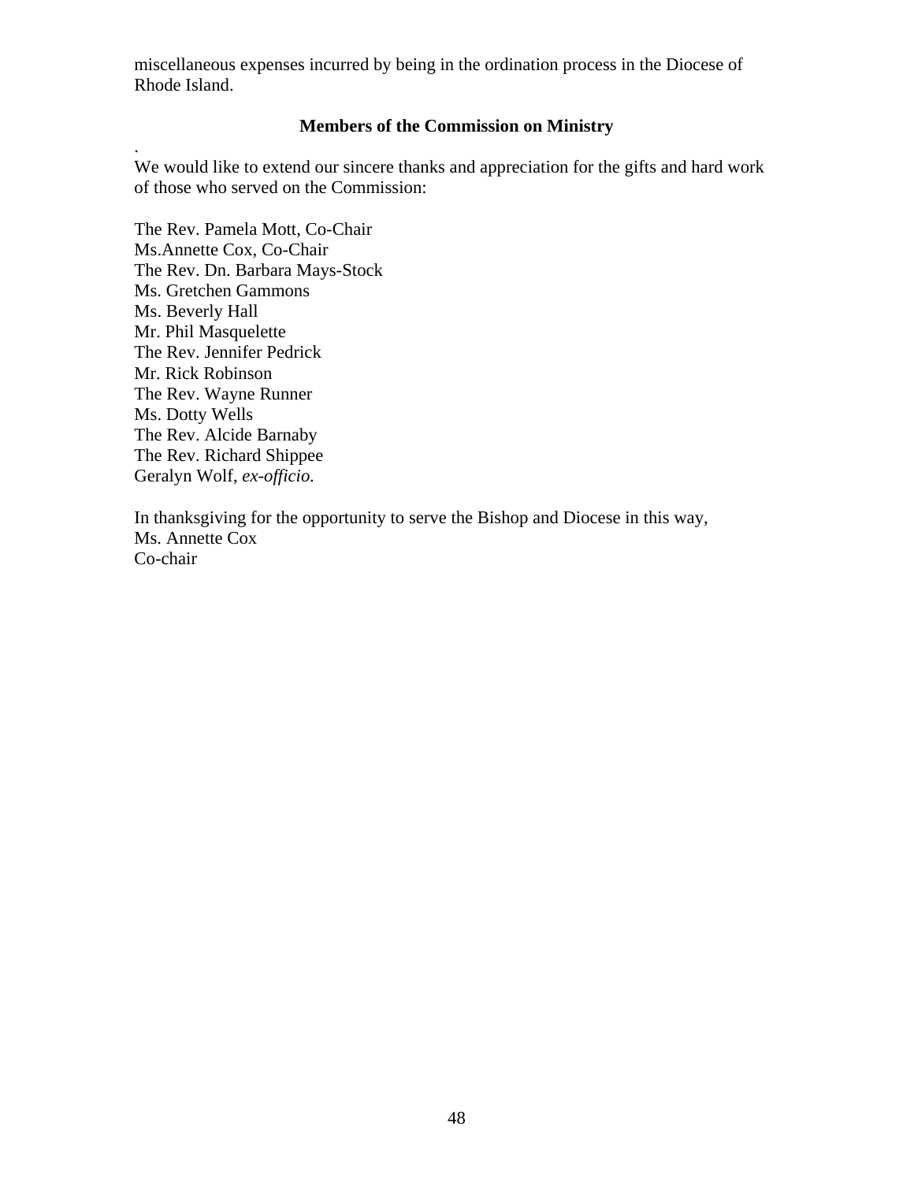miscellaneous expenses incurred by being in the ordination process in the Diocese of Rhode Island.

### Members of the Commission on Ministry

.
We would like to extend our sincere thanks and appreciation for the gifts and hard work of those who served on the Commission:

The Rev. Pamela Mott, Co-Chair
Ms.Annette Cox, Co-Chair
The Rev. Dn. Barbara Mays-Stock
Ms. Gretchen Gammons
Ms. Beverly Hall
Mr. Phil Masquelette
The Rev. Jennifer Pedrick
Mr. Rick Robinson
The Rev. Wayne Runner
Ms. Dotty Wells
The Rev. Alcide Barnaby
The Rev. Richard Shippee
Geralyn Wolf, *ex-officio.*

In thanksgiving for the opportunity to serve the Bishop and Diocese in this way,
Ms. Annette Cox
Co-chair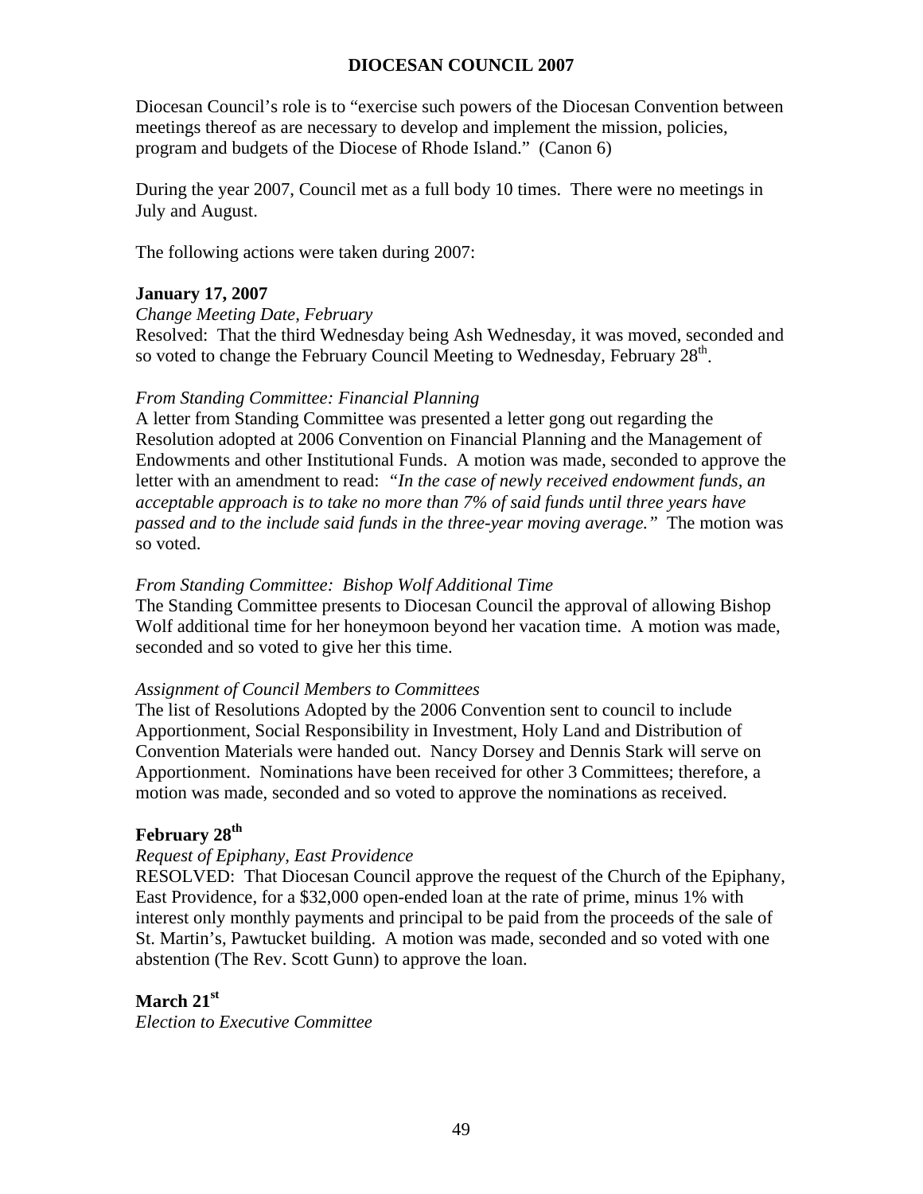# DIOCESAN COUNCIL 2007

Diocesan Council's role is to "exercise such powers of the Diocesan Convention between meetings thereof as are necessary to develop and implement the mission, policies, program and budgets of the Diocese of Rhode Island." (Canon 6)

During the year 2007, Council met as a full body 10 times. There were no meetings in July and August.

The following actions were taken during 2007:

**January 17, 2007**

*Change Meeting Date, February*

Resolved: That the third Wednesday being Ash Wednesday, it was moved, seconded and so voted to change the February Council Meeting to Wednesday, February 28th.

*From Standing Committee: Financial Planning*

A letter from Standing Committee was presented a letter gong out regarding the Resolution adopted at 2006 Convention on Financial Planning and the Management of Endowments and other Institutional Funds. A motion was made, seconded to approve the letter with an amendment to read: *"In the case of newly received endowment funds, an acceptable approach is to take no more than 7% of said funds until three years have passed and to the include said funds in the three-year moving average."* The motion was so voted.

*From Standing Committee: Bishop Wolf Additional Time*

The Standing Committee presents to Diocesan Council the approval of allowing Bishop Wolf additional time for her honeymoon beyond her vacation time. A motion was made, seconded and so voted to give her this time.

*Assignment of Council Members to Committees*

The list of Resolutions Adopted by the 2006 Convention sent to council to include Apportionment, Social Responsibility in Investment, Holy Land and Distribution of Convention Materials were handed out. Nancy Dorsey and Dennis Stark will serve on Apportionment. Nominations have been received for other 3 Committees; therefore, a motion was made, seconded and so voted to approve the nominations as received.

**February 28th**

*Request of Epiphany, East Providence*

RESOLVED: That Diocesan Council approve the request of the Church of the Epiphany, East Providence, for a $32,000 open-ended loan at the rate of prime, minus 1% with interest only monthly payments and principal to be paid from the proceeds of the sale of St. Martin's, Pawtucket building. A motion was made, seconded and so voted with one abstention (The Rev. Scott Gunn) to approve the loan.

**March 21st**

*Election to Executive Committee*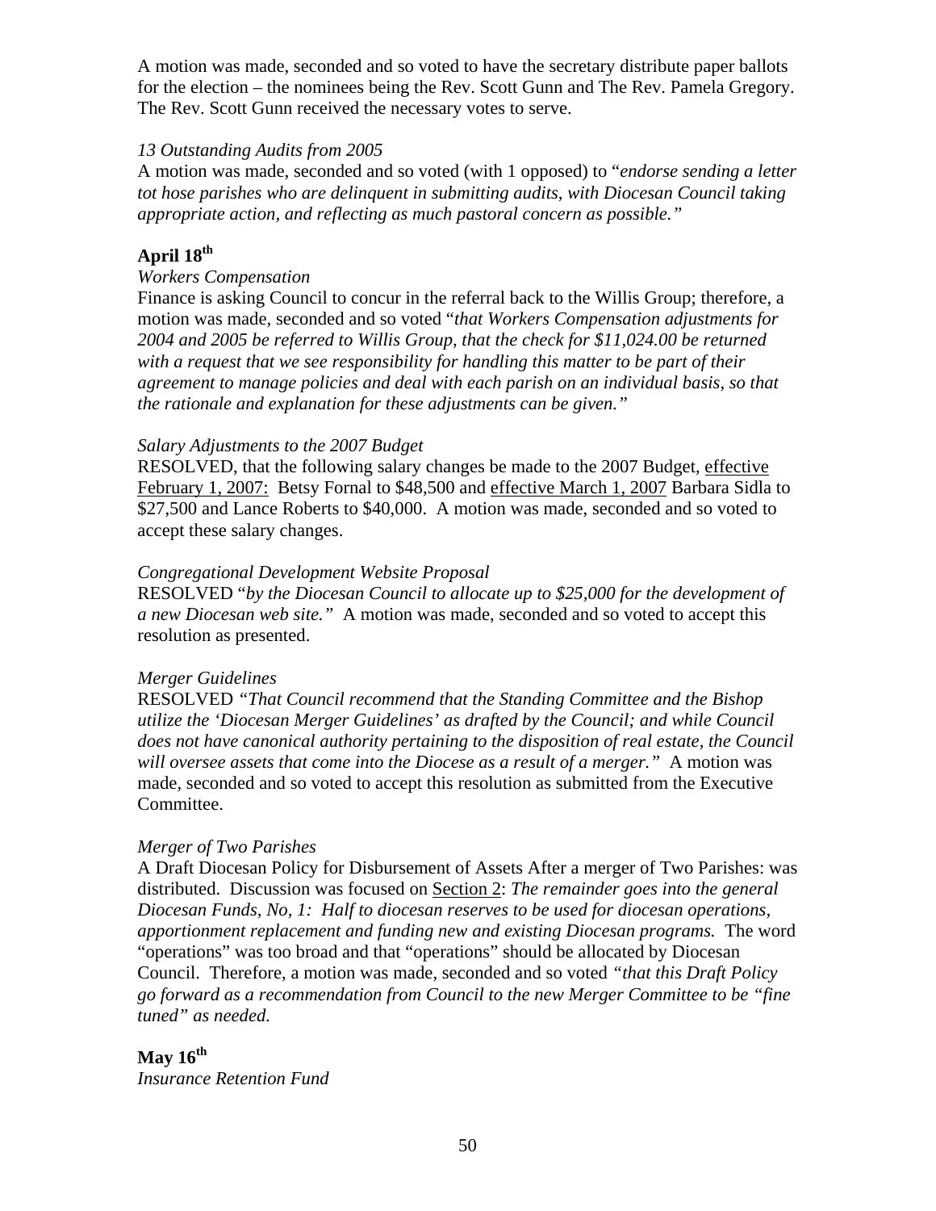A motion was made, seconded and so voted to have the secretary distribute paper ballots for the election – the nominees being the Rev. Scott Gunn and The Rev. Pamela Gregory. The Rev. Scott Gunn received the necessary votes to serve.

*13 Outstanding Audits from 2005*
A motion was made, seconded and so voted (with 1 opposed) to "*endorse sending a letter tot hose parishes who are delinquent in submitting audits, with Diocesan Council taking appropriate action, and reflecting as much pastoral concern as possible."*

**April 18th**

*Workers Compensation*
Finance is asking Council to concur in the referral back to the Willis Group; therefore, a motion was made, seconded and so voted "*that Workers Compensation adjustments for 2004 and 2005 be referred to Willis Group, that the check for $11,024.00 be returned with a request that we see responsibility for handling this matter to be part of their agreement to manage policies and deal with each parish on an individual basis, so that the rationale and explanation for these adjustments can be given."*

*Salary Adjustments to the 2007 Budget*
RESOLVED, that the following salary changes be made to the 2007 Budget, <u>effective February 1, 2007:</u> Betsy Fornal to $48,500 and <u>effective March 1, 2007</u> Barbara Sidla to $27,500 and Lance Roberts to $40,000. A motion was made, seconded and so voted to accept these salary changes.

*Congregational Development Website Proposal*
RESOLVED "*by the Diocesan Council to allocate up to $25,000 for the development of a new Diocesan web site."* A motion was made, seconded and so voted to accept this resolution as presented.

*Merger Guidelines*
RESOLVED *"That Council recommend that the Standing Committee and the Bishop utilize the 'Diocesan Merger Guidelines' as drafted by the Council; and while Council does not have canonical authority pertaining to the disposition of real estate, the Council will oversee assets that come into the Diocese as a result of a merger."* A motion was made, seconded and so voted to accept this resolution as submitted from the Executive Committee.

*Merger of Two Parishes*
A Draft Diocesan Policy for Disbursement of Assets After a merger of Two Parishes: was distributed. Discussion was focused on <u>Section 2</u>: *The remainder goes into the general Diocesan Funds, No, 1: Half to diocesan reserves to be used for diocesan operations, apportionment replacement and funding new and existing Diocesan programs.* The word "operations" was too broad and that "operations" should be allocated by Diocesan Council. Therefore, a motion was made, seconded and so voted *"that this Draft Policy go forward as a recommendation from Council to the new Merger Committee to be "fine tuned" as needed.*

**May 16th**

*Insurance Retention Fund*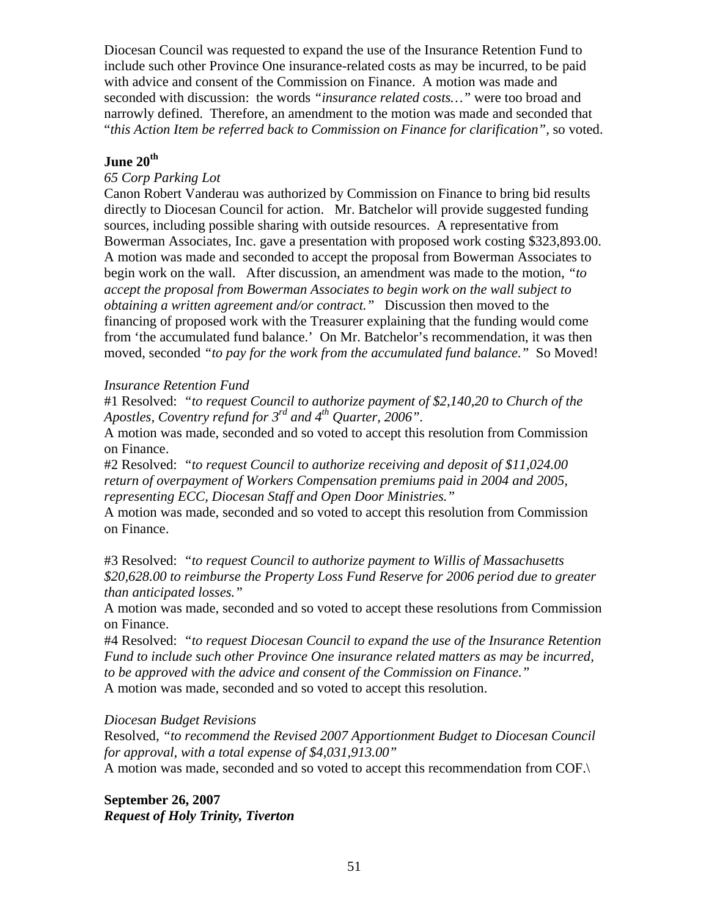Diocesan Council was requested to expand the use of the Insurance Retention Fund to include such other Province One insurance-related costs as may be incurred, to be paid with advice and consent of the Commission on Finance. A motion was made and seconded with discussion: the words *"insurance related costs…"* were too broad and narrowly defined. Therefore, an amendment to the motion was made and seconded that "*this Action Item be referred back to Commission on Finance for clarification"*, so voted.

**June 20th**

*65 Corp Parking Lot*

Canon Robert Vanderau was authorized by Commission on Finance to bring bid results directly to Diocesan Council for action. Mr. Batchelor will provide suggested funding sources, including possible sharing with outside resources. A representative from Bowerman Associates, Inc. gave a presentation with proposed work costing $323,893.00. A motion was made and seconded to accept the proposal from Bowerman Associates to begin work on the wall. After discussion, an amendment was made to the motion, *"to accept the proposal from Bowerman Associates to begin work on the wall subject to obtaining a written agreement and/or contract."* Discussion then moved to the financing of proposed work with the Treasurer explaining that the funding would come from 'the accumulated fund balance.' On Mr. Batchelor's recommendation, it was then moved, seconded *"to pay for the work from the accumulated fund balance."* So Moved!

*Insurance Retention Fund*

#1 Resolved: *"to request Council to authorize payment of $2,140,20 to Church of the Apostles, Coventry refund for 3rd and 4th Quarter, 2006"*.

A motion was made, seconded and so voted to accept this resolution from Commission on Finance.

#2 Resolved: *"to request Council to authorize receiving and deposit of $11,024.00 return of overpayment of Workers Compensation premiums paid in 2004 and 2005, representing ECC, Diocesan Staff and Open Door Ministries."*

A motion was made, seconded and so voted to accept this resolution from Commission on Finance.

#3 Resolved: *"to request Council to authorize payment to Willis of Massachusetts $20,628.00 to reimburse the Property Loss Fund Reserve for 2006 period due to greater than anticipated losses."*

A motion was made, seconded and so voted to accept these resolutions from Commission on Finance.

#4 Resolved: *"to request Diocesan Council to expand the use of the Insurance Retention Fund to include such other Province One insurance related matters as may be incurred, to be approved with the advice and consent of the Commission on Finance."*

A motion was made, seconded and so voted to accept this resolution.

*Diocesan Budget Revisions*

Resolved, *"to recommend the Revised 2007 Apportionment Budget to Diocesan Council for approval, with a total expense of $4,031,913.00"*

A motion was made, seconded and so voted to accept this recommendation from COF.\

**September 26, 2007**

***Request of Holy Trinity, Tiverton***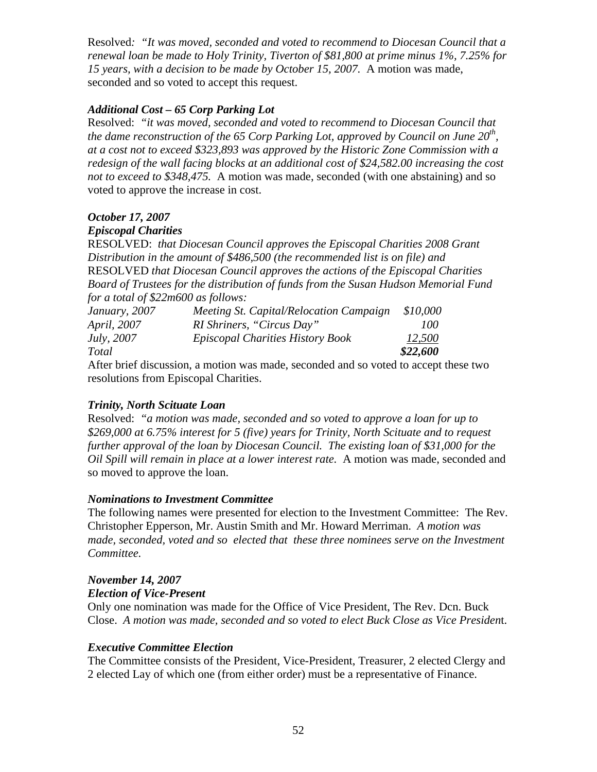Resolved*: "It was moved, seconded and voted to recommend to Diocesan Council that a renewal loan be made to Holy Trinity, Tiverton of $81,800 at prime minus 1%, 7.25% for 15 years, with a decision to be made by October 15, 2007*. A motion was made, seconded and so voted to accept this request.

***Additional Cost – 65 Corp Parking Lot***

Resolved: *"it was moved, seconded and voted to recommend to Diocesan Council that the dame reconstruction of the 65 Corp Parking Lot, approved by Council on June 20th, at a cost not to exceed $323,893 was approved by the Historic Zone Commission with a redesign of the wall facing blocks at an additional cost of $24,582.00 increasing the cost not to exceed to $348,475.* A motion was made, seconded (with one abstaining) and so voted to approve the increase in cost.

***October 17, 2007***

***Episcopal Charities***

RESOLVED: *that Diocesan Council approves the Episcopal Charities 2008 Grant Distribution in the amount of $486,500 (the recommended list is on file) and* RESOLVED *that Diocesan Council approves the actions of the Episcopal Charities Board of Trustees for the distribution of funds from the Susan Hudson Memorial Fund for a total of $22m600 as follows:*

| | | |
|---|---|---|
| *January, 2007* | *Meeting St. Capital/Relocation Campaign* | *$10,000* |
| *April, 2007* | *RI Shriners, "Circus Day"* | *100* |
| *July, 2007* | *Episcopal Charities History Book* | *12,500* |
| *Total* | | ***$22,600*** |

After brief discussion, a motion was made, seconded and so voted to accept these two resolutions from Episcopal Charities.

***Trinity, North Scituate Loan***

Resolved: *"a motion was made, seconded and so voted to approve a loan for up to $269,000 at 6.75% interest for 5 (five) years for Trinity, North Scituate and to request further approval of the loan by Diocesan Council. The existing loan of $31,000 for the Oil Spill will remain in place at a lower interest rate.* A motion was made, seconded and so moved to approve the loan.

***Nominations to Investment Committee***

The following names were presented for election to the Investment Committee: The Rev. Christopher Epperson, Mr. Austin Smith and Mr. Howard Merriman. *A motion was made, seconded, voted and so elected that these three nominees serve on the Investment Committee.*

***November 14, 2007***

***Election of Vice-Present***

Only one nomination was made for the Office of Vice President, The Rev. Dcn. Buck Close. *A motion was made, seconded and so voted to elect Buck Close as Vice Presiden*t.

***Executive Committee Election***

The Committee consists of the President, Vice-President, Treasurer, 2 elected Clergy and 2 elected Lay of which one (from either order) must be a representative of Finance.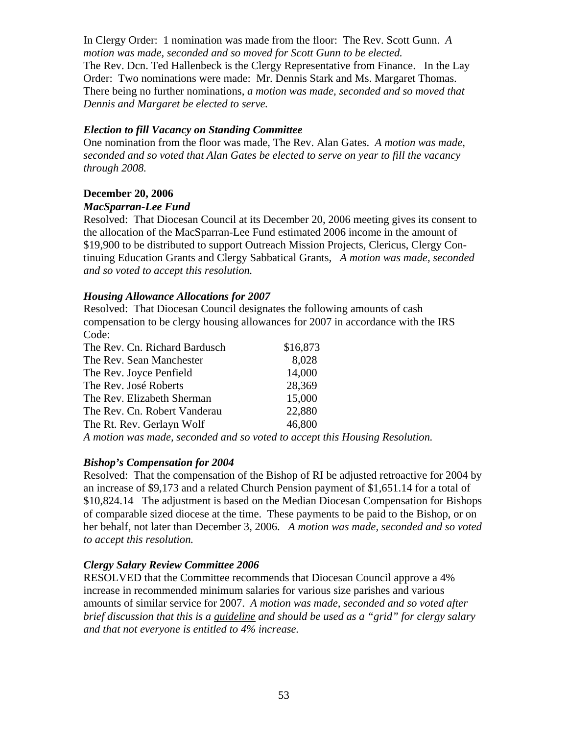In Clergy Order: 1 nomination was made from the floor: The Rev. Scott Gunn. *A motion was made, seconded and so moved for Scott Gunn to be elected.*
The Rev. Dcn. Ted Hallenbeck is the Clergy Representative from Finance. In the Lay Order: Two nominations were made: Mr. Dennis Stark and Ms. Margaret Thomas. There being no further nominations, *a motion was made, seconded and so moved that Dennis and Margaret be elected to serve.*

***Election to fill Vacancy on Standing Committee***

One nomination from the floor was made, The Rev. Alan Gates. *A motion was made, seconded and so voted that Alan Gates be elected to serve on year to fill the vacancy through 2008.*

**December 20, 2006**

***MacSparran-Lee Fund***

Resolved: That Diocesan Council at its December 20, 2006 meeting gives its consent to the allocation of the MacSparran-Lee Fund estimated 2006 income in the amount of $19,900 to be distributed to support Outreach Mission Projects, Clericus, Clergy Continuing Education Grants and Clergy Sabbatical Grants, *A motion was made, seconded and so voted to accept this resolution.*

***Housing Allowance Allocations for 2007***

Resolved: That Diocesan Council designates the following amounts of cash compensation to be clergy housing allowances for 2007 in accordance with the IRS Code:

| | |
|---|---|
| The Rev. Cn. Richard Bardusch | $16,873 |
| The Rev. Sean Manchester | 8,028 |
| The Rev. Joyce Penfield | 14,000 |
| The Rev. José Roberts | 28,369 |
| The Rev. Elizabeth Sherman | 15,000 |
| The Rev. Cn. Robert Vanderau | 22,880 |
| The Rt. Rev. Gerlayn Wolf | 46,800 |

*A motion was made, seconded and so voted to accept this Housing Resolution.*

***Bishop's Compensation for 2004***

Resolved: That the compensation of the Bishop of RI be adjusted retroactive for 2004 by an increase of $9,173 and a related Church Pension payment of $1,651.14 for a total of $10,824.14 The adjustment is based on the Median Diocesan Compensation for Bishops of comparable sized diocese at the time. These payments to be paid to the Bishop, or on her behalf, not later than December 3, 2006. *A motion was made, seconded and so voted to accept this resolution.*

***Clergy Salary Review Committee 2006***

RESOLVED that the Committee recommends that Diocesan Council approve a 4% increase in recommended minimum salaries for various size parishes and various amounts of similar service for 2007. *A motion was made, seconded and so voted after brief discussion that this is a <u>guideline</u> and should be used as a "grid" for clergy salary and that not everyone is entitled to 4% increase.*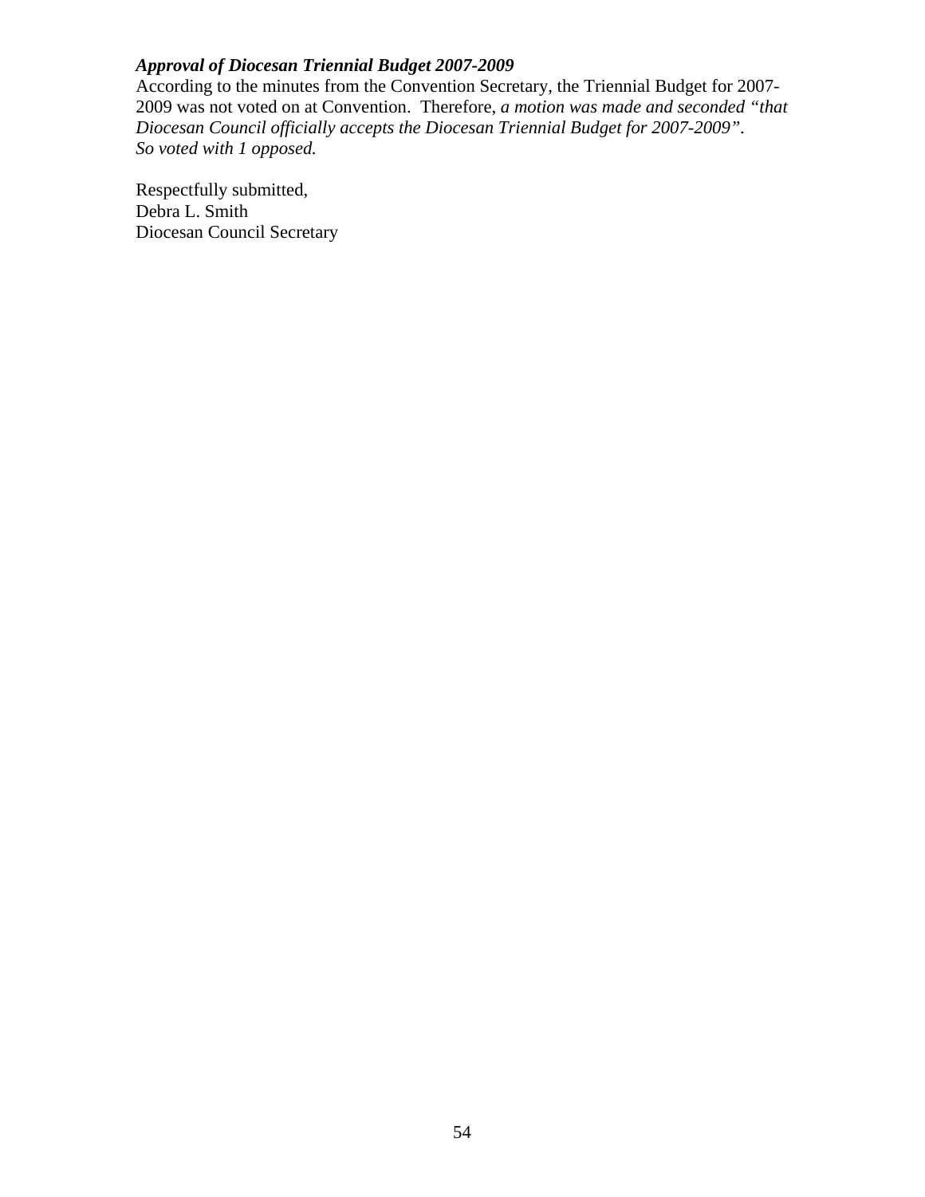***Approval of Diocesan Triennial Budget 2007-2009***

According to the minutes from the Convention Secretary, the Triennial Budget for 2007-2009 was not voted on at Convention. Therefore, *a motion was made and seconded "that Diocesan Council officially accepts the Diocesan Triennial Budget for 2007-2009".*
*So voted with 1 opposed.*

Respectfully submitted,
Debra L. Smith
Diocesan Council Secretary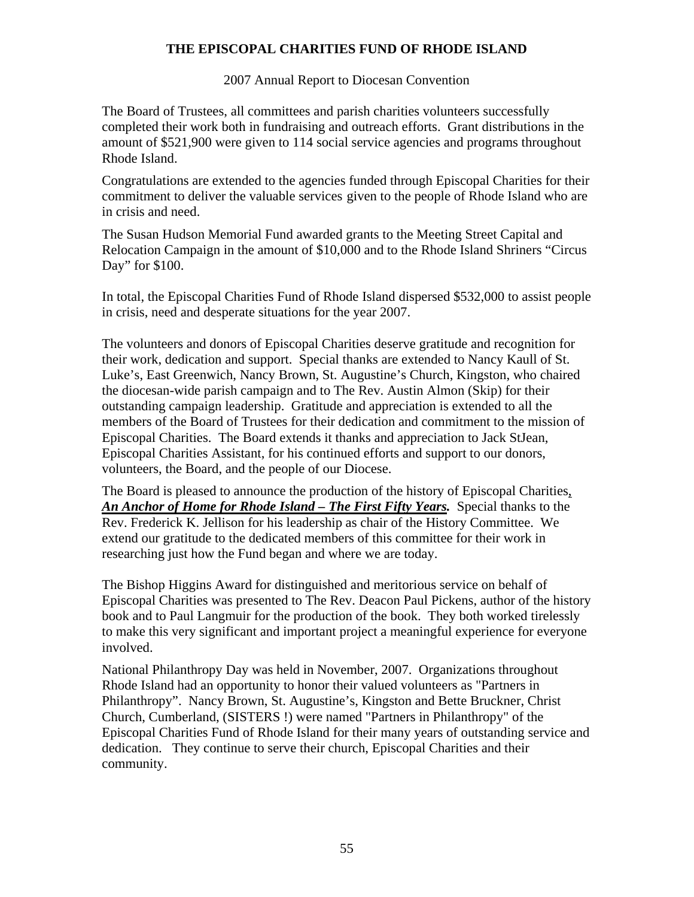# THE EPISCOPAL CHARITIES FUND OF RHODE ISLAND

2007 Annual Report to Diocesan Convention

The Board of Trustees, all committees and parish charities volunteers successfully completed their work both in fundraising and outreach efforts. Grant distributions in the amount of $521,900 were given to 114 social service agencies and programs throughout Rhode Island.

Congratulations are extended to the agencies funded through Episcopal Charities for their commitment to deliver the valuable services given to the people of Rhode Island who are in crisis and need.

The Susan Hudson Memorial Fund awarded grants to the Meeting Street Capital and Relocation Campaign in the amount of $10,000 and to the Rhode Island Shriners "Circus Day" for $100.

In total, the Episcopal Charities Fund of Rhode Island dispersed $532,000 to assist people in crisis, need and desperate situations for the year 2007.

The volunteers and donors of Episcopal Charities deserve gratitude and recognition for their work, dedication and support. Special thanks are extended to Nancy Kaull of St. Luke's, East Greenwich, Nancy Brown, St. Augustine's Church, Kingston, who chaired the diocesan-wide parish campaign and to The Rev. Austin Almon (Skip) for their outstanding campaign leadership. Gratitude and appreciation is extended to all the members of the Board of Trustees for their dedication and commitment to the mission of Episcopal Charities. The Board extends it thanks and appreciation to Jack StJean, Episcopal Charities Assistant, for his continued efforts and support to our donors, volunteers, the Board, and the people of our Diocese.

The Board is pleased to announce the production of the history of Episcopal Charities, ***An Anchor of Home for Rhode Island – The First Fifty Years.*** Special thanks to the Rev. Frederick K. Jellison for his leadership as chair of the History Committee. We extend our gratitude to the dedicated members of this committee for their work in researching just how the Fund began and where we are today.

The Bishop Higgins Award for distinguished and meritorious service on behalf of Episcopal Charities was presented to The Rev. Deacon Paul Pickens, author of the history book and to Paul Langmuir for the production of the book. They both worked tirelessly to make this very significant and important project a meaningful experience for everyone involved.

National Philanthropy Day was held in November, 2007. Organizations throughout Rhode Island had an opportunity to honor their valued volunteers as "Partners in Philanthropy". Nancy Brown, St. Augustine's, Kingston and Bette Bruckner, Christ Church, Cumberland, (SISTERS !) were named "Partners in Philanthropy" of the Episcopal Charities Fund of Rhode Island for their many years of outstanding service and dedication. They continue to serve their church, Episcopal Charities and their community.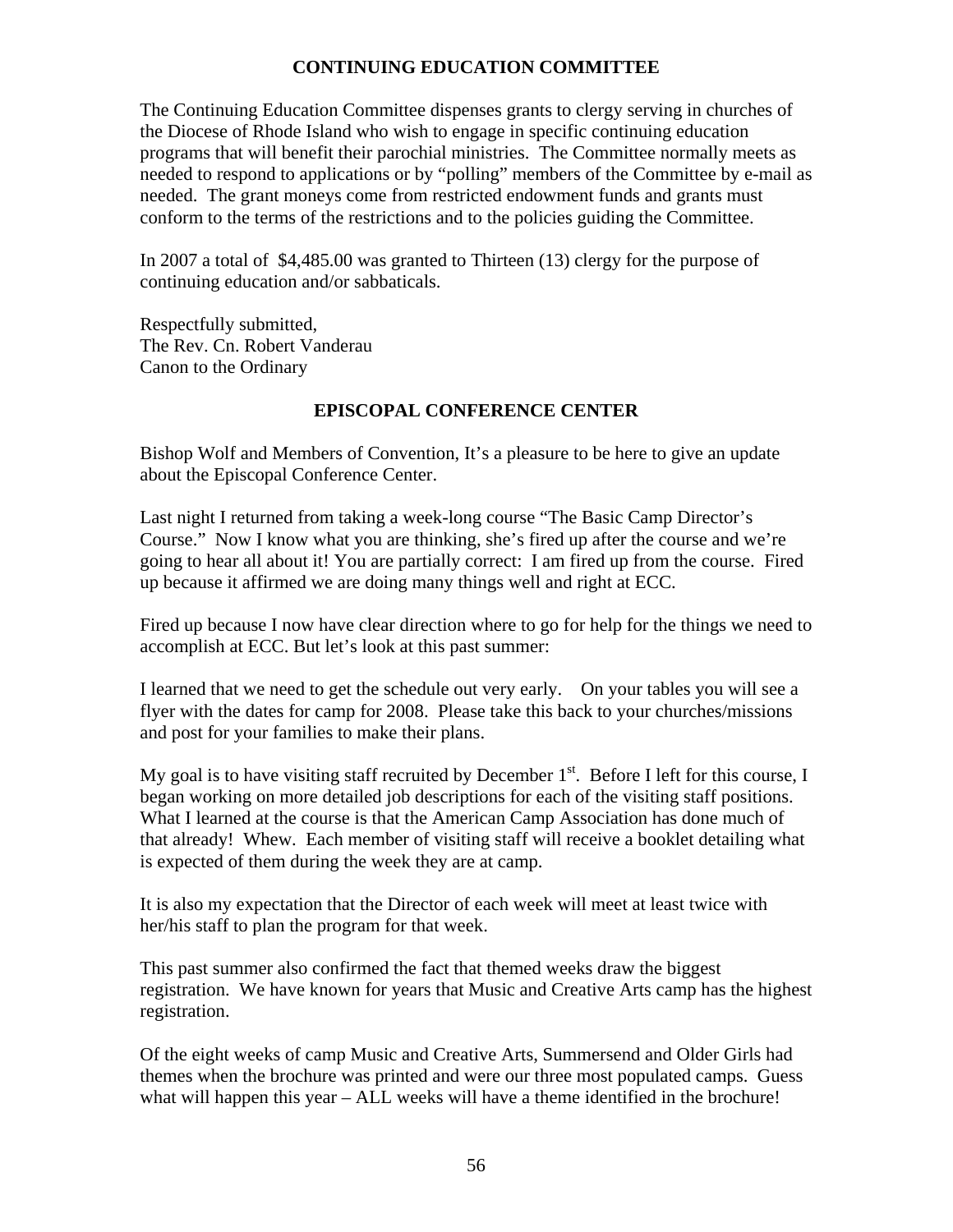## CONTINUING EDUCATION COMMITTEE

The Continuing Education Committee dispenses grants to clergy serving in churches of the Diocese of Rhode Island who wish to engage in specific continuing education programs that will benefit their parochial ministries. The Committee normally meets as needed to respond to applications or by "polling" members of the Committee by e-mail as needed. The grant moneys come from restricted endowment funds and grants must conform to the terms of the restrictions and to the policies guiding the Committee.

In 2007 a total of $4,485.00 was granted to Thirteen (13) clergy for the purpose of continuing education and/or sabbaticals.

Respectfully submitted,
The Rev. Cn. Robert Vanderau
Canon to the Ordinary

## EPISCOPAL CONFERENCE CENTER

Bishop Wolf and Members of Convention, It's a pleasure to be here to give an update about the Episcopal Conference Center.

Last night I returned from taking a week-long course "The Basic Camp Director's Course." Now I know what you are thinking, she's fired up after the course and we're going to hear all about it! You are partially correct: I am fired up from the course. Fired up because it affirmed we are doing many things well and right at ECC.

Fired up because I now have clear direction where to go for help for the things we need to accomplish at ECC. But let's look at this past summer:

I learned that we need to get the schedule out very early. On your tables you will see a flyer with the dates for camp for 2008. Please take this back to your churches/missions and post for your families to make their plans.

My goal is to have visiting staff recruited by December 1st. Before I left for this course, I began working on more detailed job descriptions for each of the visiting staff positions. What I learned at the course is that the American Camp Association has done much of that already! Whew. Each member of visiting staff will receive a booklet detailing what is expected of them during the week they are at camp.

It is also my expectation that the Director of each week will meet at least twice with her/his staff to plan the program for that week.

This past summer also confirmed the fact that themed weeks draw the biggest registration. We have known for years that Music and Creative Arts camp has the highest registration.

Of the eight weeks of camp Music and Creative Arts, Summersend and Older Girls had themes when the brochure was printed and were our three most populated camps. Guess what will happen this year – ALL weeks will have a theme identified in the brochure!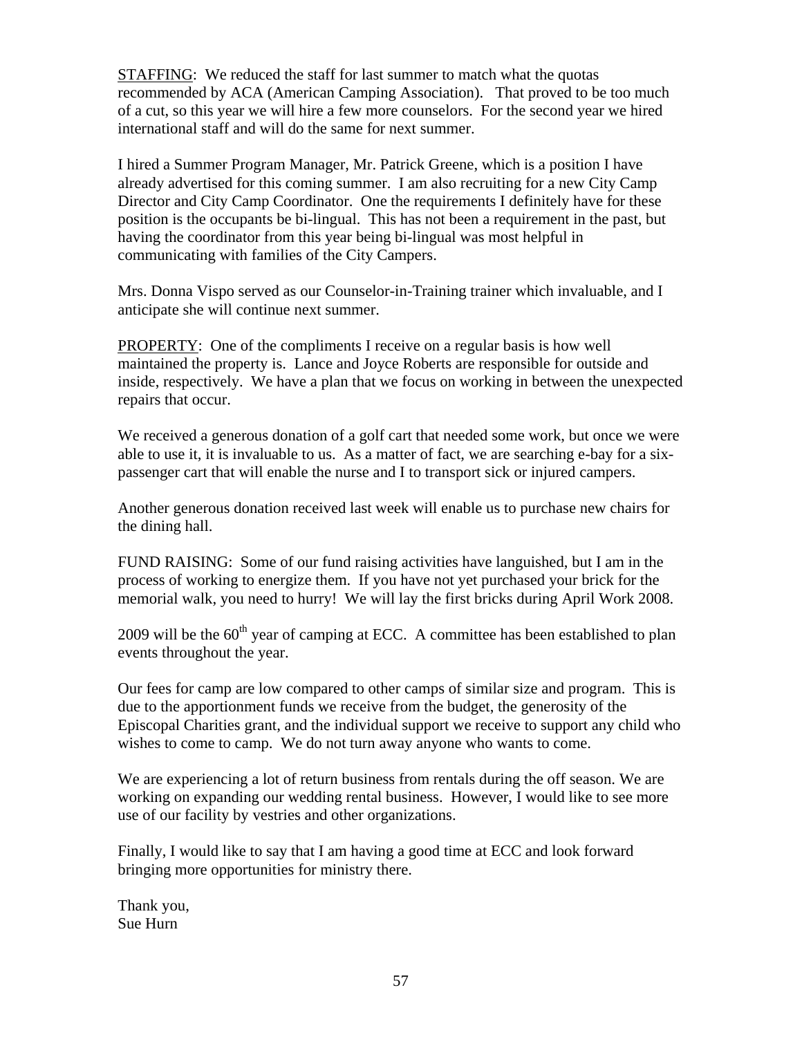<u>STAFFING</u>: We reduced the staff for last summer to match what the quotas recommended by ACA (American Camping Association). That proved to be too much of a cut, so this year we will hire a few more counselors. For the second year we hired international staff and will do the same for next summer.

I hired a Summer Program Manager, Mr. Patrick Greene, which is a position I have already advertised for this coming summer. I am also recruiting for a new City Camp Director and City Camp Coordinator. One the requirements I definitely have for these position is the occupants be bi-lingual. This has not been a requirement in the past, but having the coordinator from this year being bi-lingual was most helpful in communicating with families of the City Campers.

Mrs. Donna Vispo served as our Counselor-in-Training trainer which invaluable, and I anticipate she will continue next summer.

<u>PROPERTY</u>: One of the compliments I receive on a regular basis is how well maintained the property is. Lance and Joyce Roberts are responsible for outside and inside, respectively. We have a plan that we focus on working in between the unexpected repairs that occur.

We received a generous donation of a golf cart that needed some work, but once we were able to use it, it is invaluable to us. As a matter of fact, we are searching e-bay for a six-passenger cart that will enable the nurse and I to transport sick or injured campers.

Another generous donation received last week will enable us to purchase new chairs for the dining hall.

FUND RAISING: Some of our fund raising activities have languished, but I am in the process of working to energize them. If you have not yet purchased your brick for the memorial walk, you need to hurry! We will lay the first bricks during April Work 2008.

2009 will be the 60th year of camping at ECC. A committee has been established to plan events throughout the year.

Our fees for camp are low compared to other camps of similar size and program. This is due to the apportionment funds we receive from the budget, the generosity of the Episcopal Charities grant, and the individual support we receive to support any child who wishes to come to camp. We do not turn away anyone who wants to come.

We are experiencing a lot of return business from rentals during the off season. We are working on expanding our wedding rental business. However, I would like to see more use of our facility by vestries and other organizations.

Finally, I would like to say that I am having a good time at ECC and look forward bringing more opportunities for ministry there.

Thank you,
Sue Hurn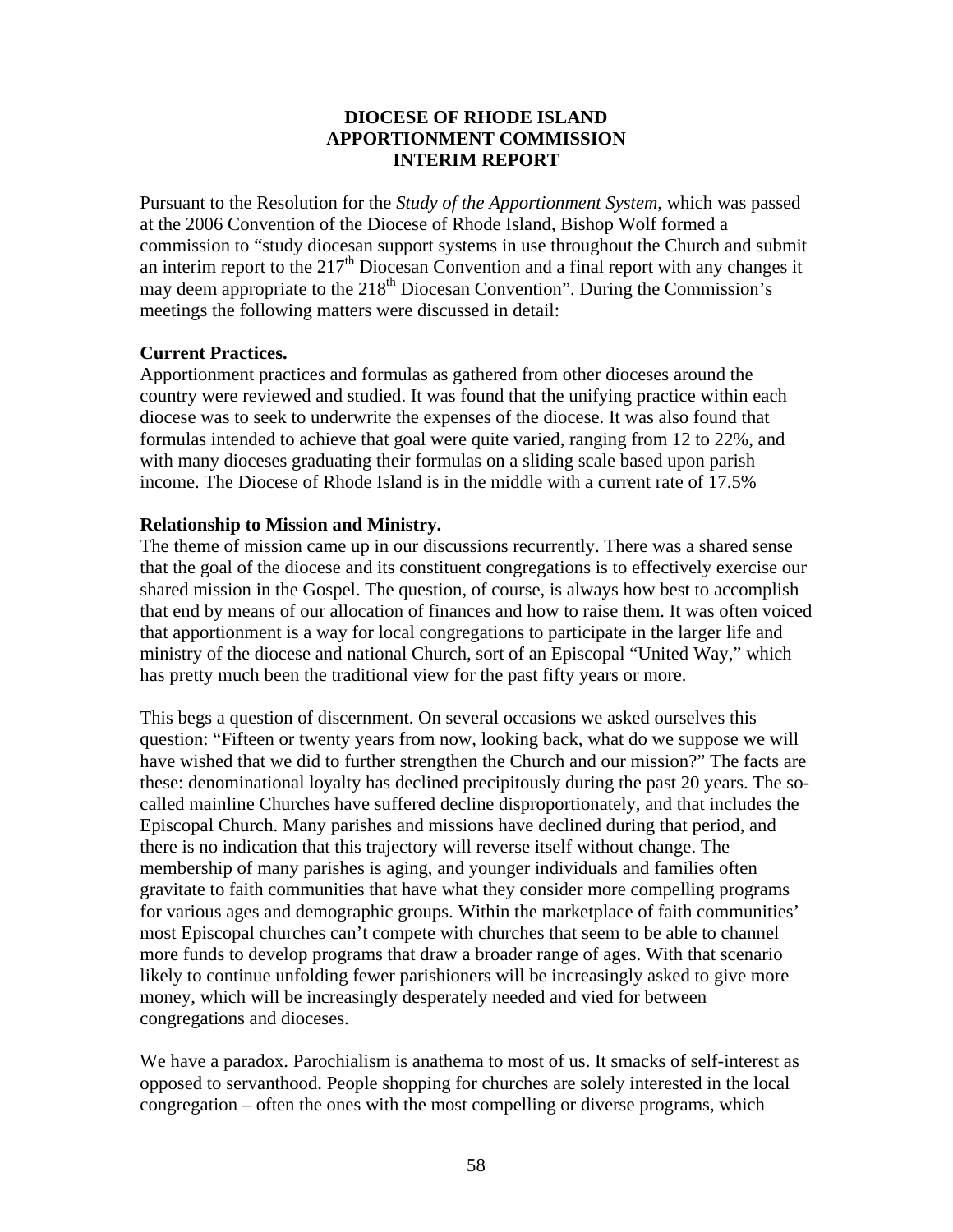**DIOCESE OF RHODE ISLAND**
**APPORTIONMENT COMMISSION**
**INTERIM REPORT**

Pursuant to the Resolution for the *Study of the Apportionment System*, which was passed at the 2006 Convention of the Diocese of Rhode Island, Bishop Wolf formed a commission to "study diocesan support systems in use throughout the Church and submit an interim report to the 217th Diocesan Convention and a final report with any changes it may deem appropriate to the 218th Diocesan Convention". During the Commission's meetings the following matters were discussed in detail:

**Current Practices.**
Apportionment practices and formulas as gathered from other dioceses around the country were reviewed and studied. It was found that the unifying practice within each diocese was to seek to underwrite the expenses of the diocese. It was also found that formulas intended to achieve that goal were quite varied, ranging from 12 to 22%, and with many dioceses graduating their formulas on a sliding scale based upon parish income. The Diocese of Rhode Island is in the middle with a current rate of 17.5%

**Relationship to Mission and Ministry.**
The theme of mission came up in our discussions recurrently. There was a shared sense that the goal of the diocese and its constituent congregations is to effectively exercise our shared mission in the Gospel. The question, of course, is always how best to accomplish that end by means of our allocation of finances and how to raise them. It was often voiced that apportionment is a way for local congregations to participate in the larger life and ministry of the diocese and national Church, sort of an Episcopal "United Way," which has pretty much been the traditional view for the past fifty years or more.

This begs a question of discernment. On several occasions we asked ourselves this question: "Fifteen or twenty years from now, looking back, what do we suppose we will have wished that we did to further strengthen the Church and our mission?" The facts are these: denominational loyalty has declined precipitously during the past 20 years. The so-called mainline Churches have suffered decline disproportionately, and that includes the Episcopal Church. Many parishes and missions have declined during that period, and there is no indication that this trajectory will reverse itself without change. The membership of many parishes is aging, and younger individuals and families often gravitate to faith communities that have what they consider more compelling programs for various ages and demographic groups. Within the marketplace of faith communities' most Episcopal churches can't compete with churches that seem to be able to channel more funds to develop programs that draw a broader range of ages. With that scenario likely to continue unfolding fewer parishioners will be increasingly asked to give more money, which will be increasingly desperately needed and vied for between congregations and dioceses.

We have a paradox. Parochialism is anathema to most of us. It smacks of self-interest as opposed to servanthood. People shopping for churches are solely interested in the local congregation – often the ones with the most compelling or diverse programs, which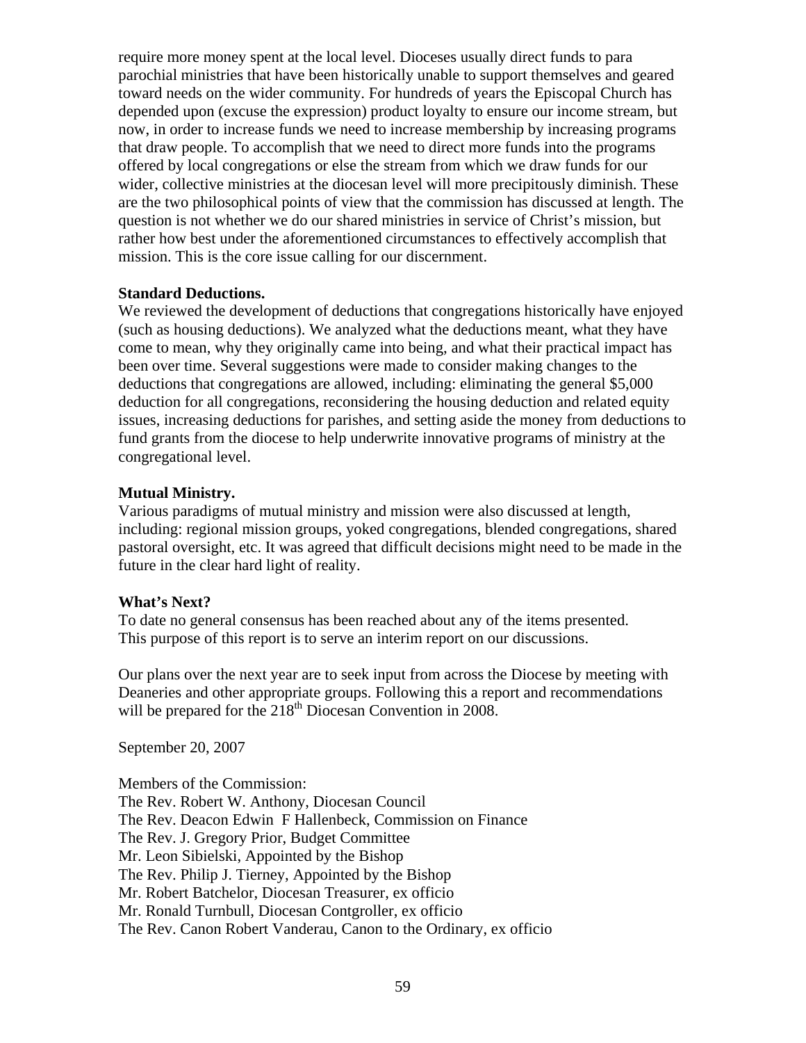require more money spent at the local level. Dioceses usually direct funds to para parochial ministries that have been historically unable to support themselves and geared toward needs on the wider community. For hundreds of years the Episcopal Church has depended upon (excuse the expression) product loyalty to ensure our income stream, but now, in order to increase funds we need to increase membership by increasing programs that draw people. To accomplish that we need to direct more funds into the programs offered by local congregations or else the stream from which we draw funds for our wider, collective ministries at the diocesan level will more precipitously diminish. These are the two philosophical points of view that the commission has discussed at length. The question is not whether we do our shared ministries in service of Christ's mission, but rather how best under the aforementioned circumstances to effectively accomplish that mission. This is the core issue calling for our discernment.

**Standard Deductions.**

We reviewed the development of deductions that congregations historically have enjoyed (such as housing deductions). We analyzed what the deductions meant, what they have come to mean, why they originally came into being, and what their practical impact has been over time. Several suggestions were made to consider making changes to the deductions that congregations are allowed, including: eliminating the general $5,000 deduction for all congregations, reconsidering the housing deduction and related equity issues, increasing deductions for parishes, and setting aside the money from deductions to fund grants from the diocese to help underwrite innovative programs of ministry at the congregational level.

**Mutual Ministry.**

Various paradigms of mutual ministry and mission were also discussed at length, including: regional mission groups, yoked congregations, blended congregations, shared pastoral oversight, etc. It was agreed that difficult decisions might need to be made in the future in the clear hard light of reality.

**What's Next?**

To date no general consensus has been reached about any of the items presented. This purpose of this report is to serve an interim report on our discussions.

Our plans over the next year are to seek input from across the Diocese by meeting with Deaneries and other appropriate groups. Following this a report and recommendations will be prepared for the 218th Diocesan Convention in 2008.

September 20, 2007

Members of the Commission:
The Rev. Robert W. Anthony, Diocesan Council
The Rev. Deacon Edwin F Hallenbeck, Commission on Finance
The Rev. J. Gregory Prior, Budget Committee
Mr. Leon Sibielski, Appointed by the Bishop
The Rev. Philip J. Tierney, Appointed by the Bishop
Mr. Robert Batchelor, Diocesan Treasurer, ex officio
Mr. Ronald Turnbull, Diocesan Contgroller, ex officio
The Rev. Canon Robert Vanderau, Canon to the Ordinary, ex officio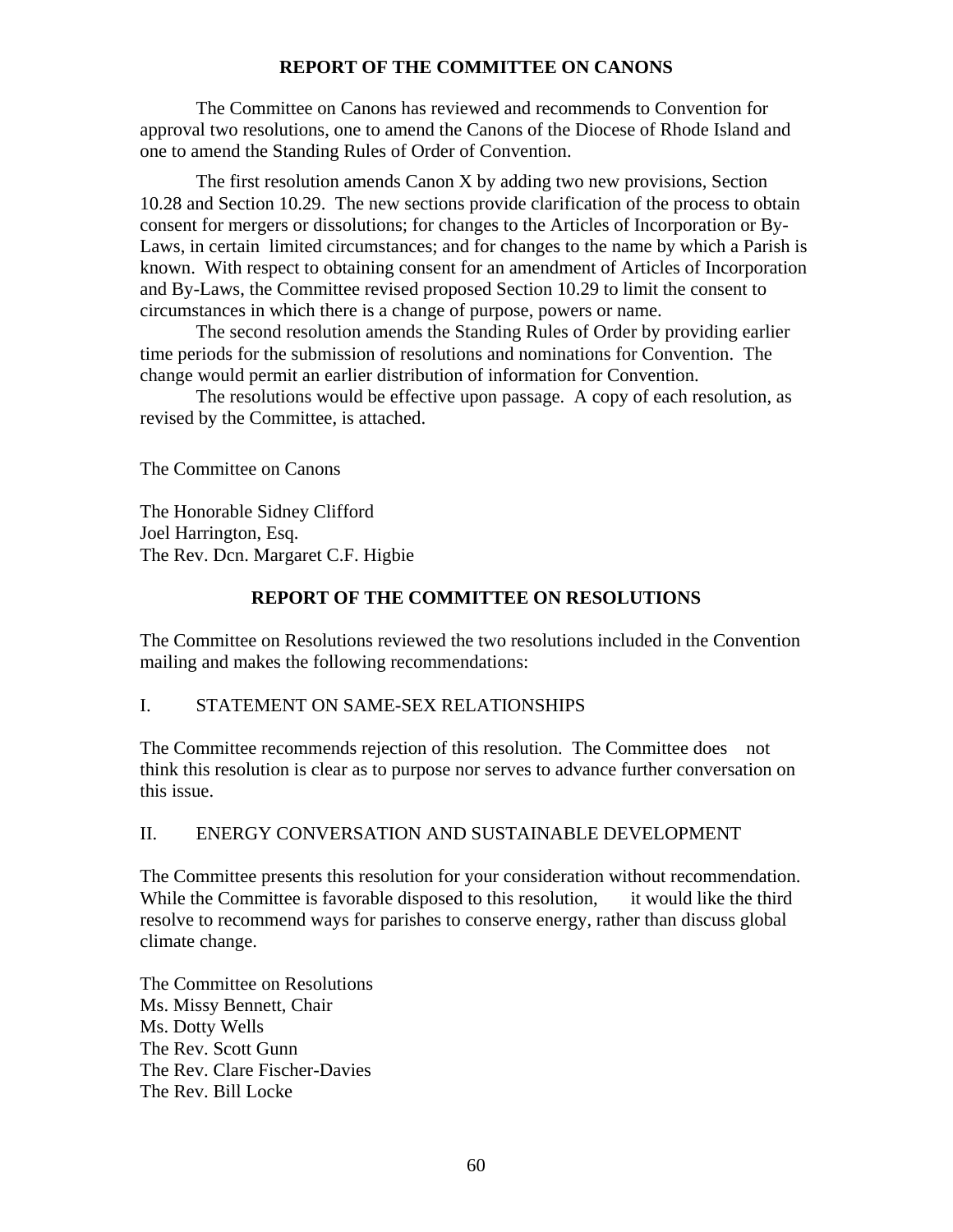## REPORT OF THE COMMITTEE ON CANONS

The Committee on Canons has reviewed and recommends to Convention for approval two resolutions, one to amend the Canons of the Diocese of Rhode Island and one to amend the Standing Rules of Order of Convention.

The first resolution amends Canon X by adding two new provisions, Section 10.28 and Section 10.29. The new sections provide clarification of the process to obtain consent for mergers or dissolutions; for changes to the Articles of Incorporation or By-Laws, in certain limited circumstances; and for changes to the name by which a Parish is known. With respect to obtaining consent for an amendment of Articles of Incorporation and By-Laws, the Committee revised proposed Section 10.29 to limit the consent to circumstances in which there is a change of purpose, powers or name.

The second resolution amends the Standing Rules of Order by providing earlier time periods for the submission of resolutions and nominations for Convention. The change would permit an earlier distribution of information for Convention.

The resolutions would be effective upon passage. A copy of each resolution, as revised by the Committee, is attached.

The Committee on Canons

The Honorable Sidney Clifford
Joel Harrington, Esq.
The Rev. Dcn. Margaret C.F. Higbie

## REPORT OF THE COMMITTEE ON RESOLUTIONS

The Committee on Resolutions reviewed the two resolutions included in the Convention mailing and makes the following recommendations:

I. STATEMENT ON SAME-SEX RELATIONSHIPS

The Committee recommends rejection of this resolution. The Committee does not think this resolution is clear as to purpose nor serves to advance further conversation on this issue.

II. ENERGY CONVERSATION AND SUSTAINABLE DEVELOPMENT

The Committee presents this resolution for your consideration without recommendation. While the Committee is favorable disposed to this resolution, it would like the third resolve to recommend ways for parishes to conserve energy, rather than discuss global climate change.

The Committee on Resolutions
Ms. Missy Bennett, Chair
Ms. Dotty Wells
The Rev. Scott Gunn
The Rev. Clare Fischer-Davies
The Rev. Bill Locke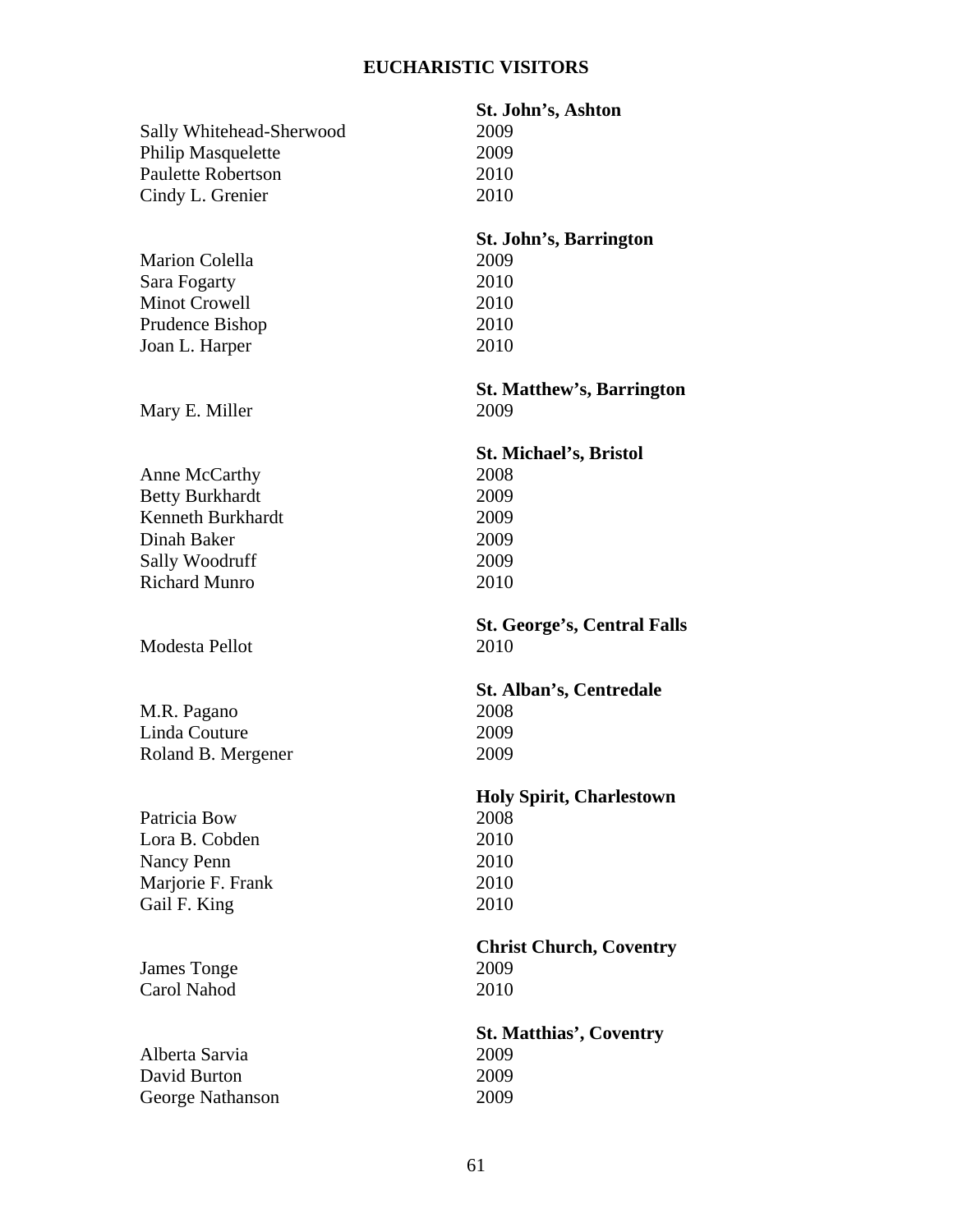# EUCHARISTIC VISITORS

| | **St. John's, Ashton** |
|---|---|
| Sally Whitehead-Sherwood | 2009 |
| Philip Masquelette | 2009 |
| Paulette Robertson | 2010 |
| Cindy L. Grenier | 2010 |

| | **St. John's, Barrington** |
|---|---|
| Marion Colella | 2009 |
| Sara Fogarty | 2010 |
| Minot Crowell | 2010 |
| Prudence Bishop | 2010 |
| Joan L. Harper | 2010 |

| | **St. Matthew's, Barrington** |
|---|---|
| Mary E. Miller | 2009 |

| | **St. Michael's, Bristol** |
|---|---|
| Anne McCarthy | 2008 |
| Betty Burkhardt | 2009 |
| Kenneth Burkhardt | 2009 |
| Dinah Baker | 2009 |
| Sally Woodruff | 2009 |
| Richard Munro | 2010 |

| | **St. George's, Central Falls** |
|---|---|
| Modesta Pellot | 2010 |

| | **St. Alban's, Centredale** |
|---|---|
| M.R. Pagano | 2008 |
| Linda Couture | 2009 |
| Roland B. Mergener | 2009 |

| | **Holy Spirit, Charlestown** |
|---|---|
| Patricia Bow | 2008 |
| Lora B. Cobden | 2010 |
| Nancy Penn | 2010 |
| Marjorie F. Frank | 2010 |
| Gail F. King | 2010 |

| | **Christ Church, Coventry** |
|---|---|
| James Tonge | 2009 |
| Carol Nahod | 2010 |

| | **St. Matthias', Coventry** |
|---|---|
| Alberta Sarvia | 2009 |
| David Burton | 2009 |
| George Nathanson | 2009 |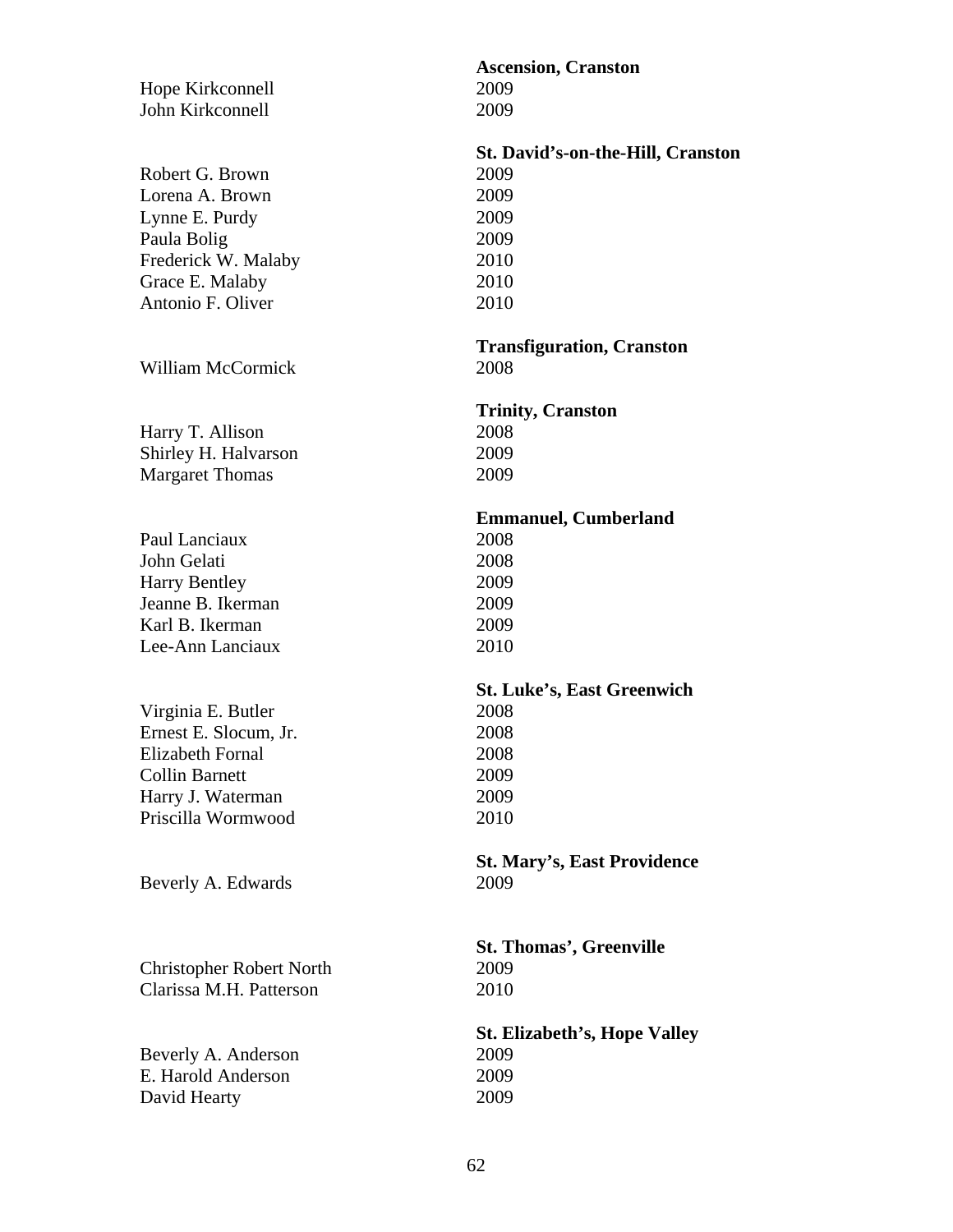| | **Ascension, Cranston** |
|---|---|
| Hope Kirkconnell | 2009 |
| John Kirkconnell | 2009 |
| | **St. David's-on-the-Hill, Cranston** |
| Robert G. Brown | 2009 |
| Lorena A. Brown | 2009 |
| Lynne E. Purdy | 2009 |
| Paula Bolig | 2009 |
| Frederick W. Malaby | 2010 |
| Grace E. Malaby | 2010 |
| Antonio F. Oliver | 2010 |
| | **Transfiguration, Cranston** |
| William McCormick | 2008 |
| | **Trinity, Cranston** |
| Harry T. Allison | 2008 |
| Shirley H. Halvarson | 2009 |
| Margaret Thomas | 2009 |
| | **Emmanuel, Cumberland** |
| Paul Lanciaux | 2008 |
| John Gelati | 2008 |
| Harry Bentley | 2009 |
| Jeanne B. Ikerman | 2009 |
| Karl B. Ikerman | 2009 |
| Lee-Ann Lanciaux | 2010 |
| | **St. Luke's, East Greenwich** |
| Virginia E. Butler | 2008 |
| Ernest E. Slocum, Jr. | 2008 |
| Elizabeth Fornal | 2008 |
| Collin Barnett | 2009 |
| Harry J. Waterman | 2009 |
| Priscilla Wormwood | 2010 |
| | **St. Mary's, East Providence** |
| Beverly A. Edwards | 2009 |
| | **St. Thomas', Greenville** |
| Christopher Robert North | 2009 |
| Clarissa M.H. Patterson | 2010 |
| | **St. Elizabeth's, Hope Valley** |
| Beverly A. Anderson | 2009 |
| E. Harold Anderson | 2009 |
| David Hearty | 2009 |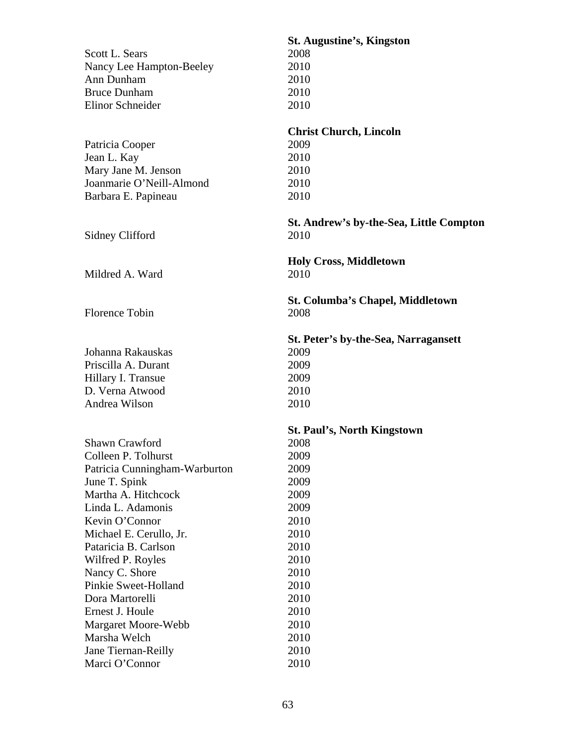**St. Augustine's, Kingston**

| | |
|---|---|
| Scott L. Sears | 2008 |
| Nancy Lee Hampton-Beeley | 2010 |
| Ann Dunham | 2010 |
| Bruce Dunham | 2010 |
| Elinor Schneider | 2010 |

**Christ Church, Lincoln**

| | |
|---|---|
| Patricia Cooper | 2009 |
| Jean L. Kay | 2010 |
| Mary Jane M. Jenson | 2010 |
| Joanmarie O'Neill-Almond | 2010 |
| Barbara E. Papineau | 2010 |

**St. Andrew's by-the-Sea, Little Compton**

| | |
|---|---|
| Sidney Clifford | 2010 |

**Holy Cross, Middletown**

| | |
|---|---|
| Mildred A. Ward | 2010 |

**St. Columba's Chapel, Middletown**

| | |
|---|---|
| Florence Tobin | 2008 |

**St. Peter's by-the-Sea, Narragansett**

| | |
|---|---|
| Johanna Rakauskas | 2009 |
| Priscilla A. Durant | 2009 |
| Hillary I. Transue | 2009 |
| D. Verna Atwood | 2010 |
| Andrea Wilson | 2010 |

**St. Paul's, North Kingstown**

| | |
|---|---|
| Shawn Crawford | 2008 |
| Colleen P. Tolhurst | 2009 |
| Patricia Cunningham-Warburton | 2009 |
| June T. Spink | 2009 |
| Martha A. Hitchcock | 2009 |
| Linda L. Adamonis | 2009 |
| Kevin O'Connor | 2010 |
| Michael E. Cerullo, Jr. | 2010 |
| Pataricia B. Carlson | 2010 |
| Wilfred P. Royles | 2010 |
| Nancy C. Shore | 2010 |
| Pinkie Sweet-Holland | 2010 |
| Dora Martorelli | 2010 |
| Ernest J. Houle | 2010 |
| Margaret Moore-Webb | 2010 |
| Marsha Welch | 2010 |
| Jane Tiernan-Reilly | 2010 |
| Marci O'Connor | 2010 |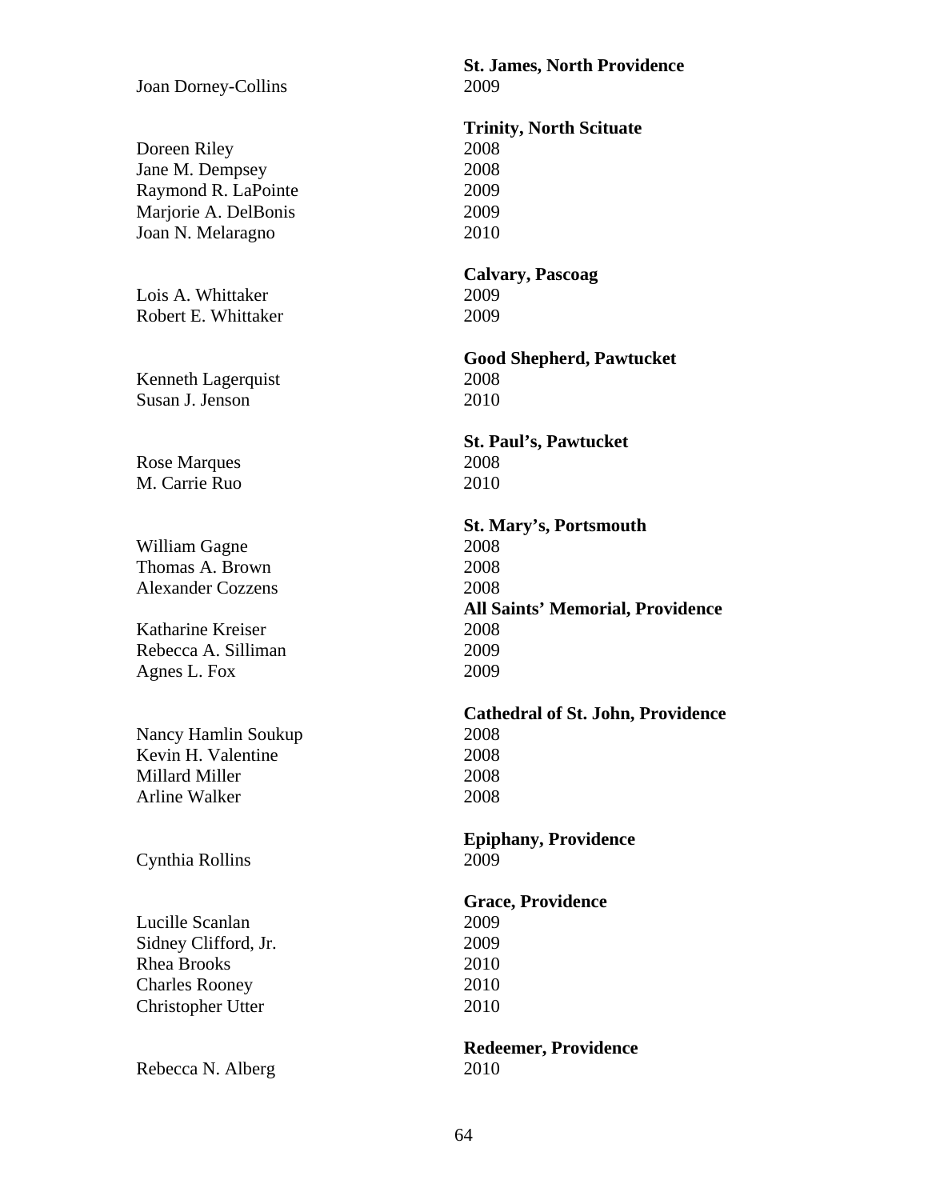**St. James, North Providence**

| | |
|---|---|
| Joan Dorney-Collins | 2009 |

**Trinity, North Scituate**

| | |
|---|---|
| Doreen Riley | 2008 |
| Jane M. Dempsey | 2008 |
| Raymond R. LaPointe | 2009 |
| Marjorie A. DelBonis | 2009 |
| Joan N. Melaragno | 2010 |

**Calvary, Pascoag**

| | |
|---|---|
| Lois A. Whittaker | 2009 |
| Robert E. Whittaker | 2009 |

**Good Shepherd, Pawtucket**

| | |
|---|---|
| Kenneth Lagerquist | 2008 |
| Susan J. Jenson | 2010 |

**St. Paul's, Pawtucket**

| | |
|---|---|
| Rose Marques | 2008 |
| M. Carrie Ruo | 2010 |

**St. Mary's, Portsmouth**

| | |
|---|---|
| William Gagne | 2008 |
| Thomas A. Brown | 2008 |
| Alexander Cozzens | 2008 |

**All Saints' Memorial, Providence**

| | |
|---|---|
| Katharine Kreiser | 2008 |
| Rebecca A. Silliman | 2009 |
| Agnes L. Fox | 2009 |

**Cathedral of St. John, Providence**

| | |
|---|---|
| Nancy Hamlin Soukup | 2008 |
| Kevin H. Valentine | 2008 |
| Millard Miller | 2008 |
| Arline Walker | 2008 |

**Epiphany, Providence**

| | |
|---|---|
| Cynthia Rollins | 2009 |

**Grace, Providence**

| | |
|---|---|
| Lucille Scanlan | 2009 |
| Sidney Clifford, Jr. | 2009 |
| Rhea Brooks | 2010 |
| Charles Rooney | 2010 |
| Christopher Utter | 2010 |

**Redeemer, Providence**

| | |
|---|---|
| Rebecca N. Alberg | 2010 |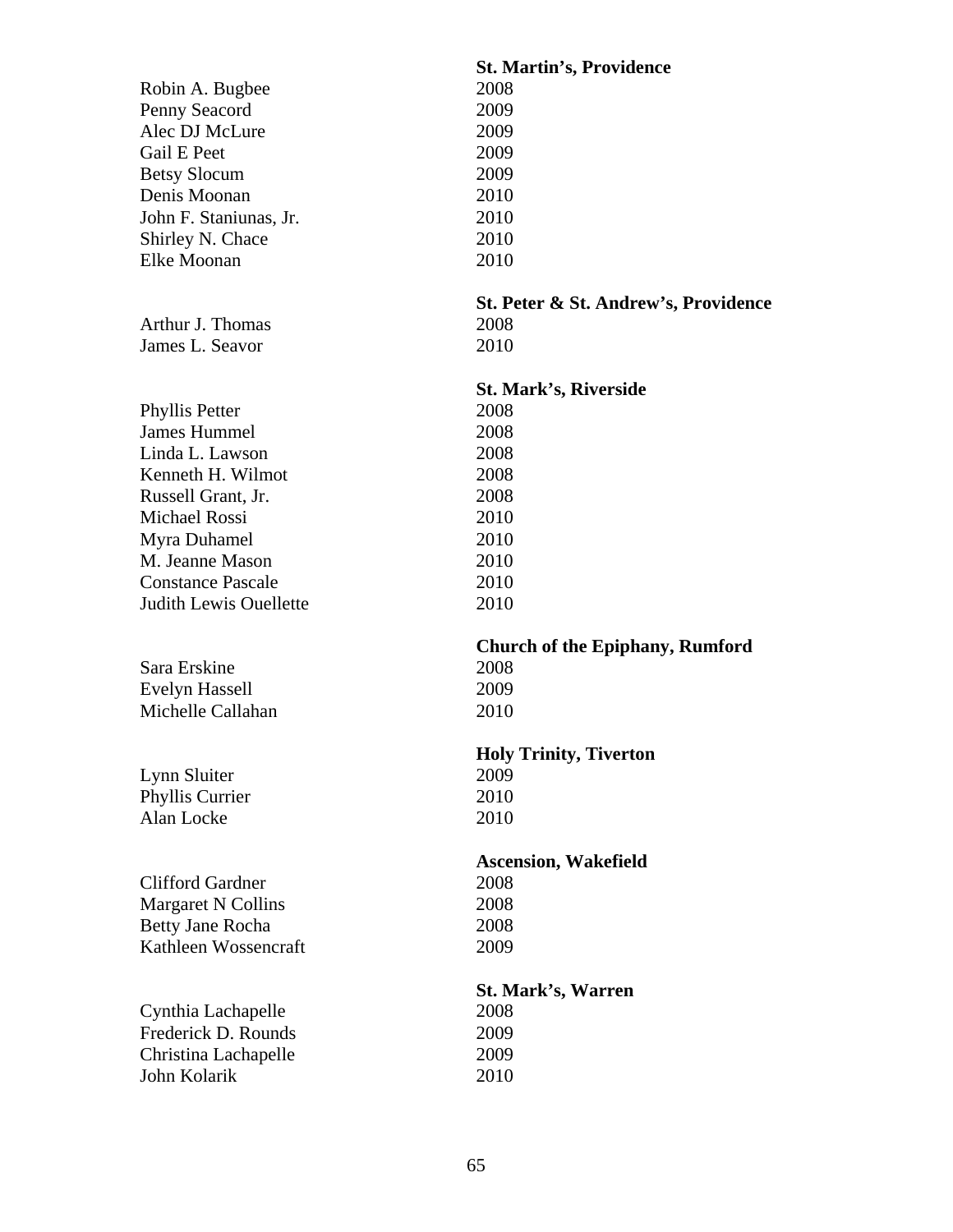**St. Martin's, Providence**

| | |
|---|---|
| Robin A. Bugbee | 2008 |
| Penny Seacord | 2009 |
| Alec DJ McLure | 2009 |
| Gail E Peet | 2009 |
| Betsy Slocum | 2009 |
| Denis Moonan | 2010 |
| John F. Staniunas, Jr. | 2010 |
| Shirley N. Chace | 2010 |
| Elke Moonan | 2010 |

**St. Peter & St. Andrew's, Providence**

| | |
|---|---|
| Arthur J. Thomas | 2008 |
| James L. Seavor | 2010 |

**St. Mark's, Riverside**

| | |
|---|---|
| Phyllis Petter | 2008 |
| James Hummel | 2008 |
| Linda L. Lawson | 2008 |
| Kenneth H. Wilmot | 2008 |
| Russell Grant, Jr. | 2008 |
| Michael Rossi | 2010 |
| Myra Duhamel | 2010 |
| M. Jeanne Mason | 2010 |
| Constance Pascale | 2010 |
| Judith Lewis Ouellette | 2010 |

**Church of the Epiphany, Rumford**

| | |
|---|---|
| Sara Erskine | 2008 |
| Evelyn Hassell | 2009 |
| Michelle Callahan | 2010 |

**Holy Trinity, Tiverton**

| | |
|---|---|
| Lynn Sluiter | 2009 |
| Phyllis Currier | 2010 |
| Alan Locke | 2010 |

**Ascension, Wakefield**

| | |
|---|---|
| Clifford Gardner | 2008 |
| Margaret N Collins | 2008 |
| Betty Jane Rocha | 2008 |
| Kathleen Wossencraft | 2009 |

**St. Mark's, Warren**

| | |
|---|---|
| Cynthia Lachapelle | 2008 |
| Frederick D. Rounds | 2009 |
| Christina Lachapelle | 2009 |
| John Kolarik | 2010 |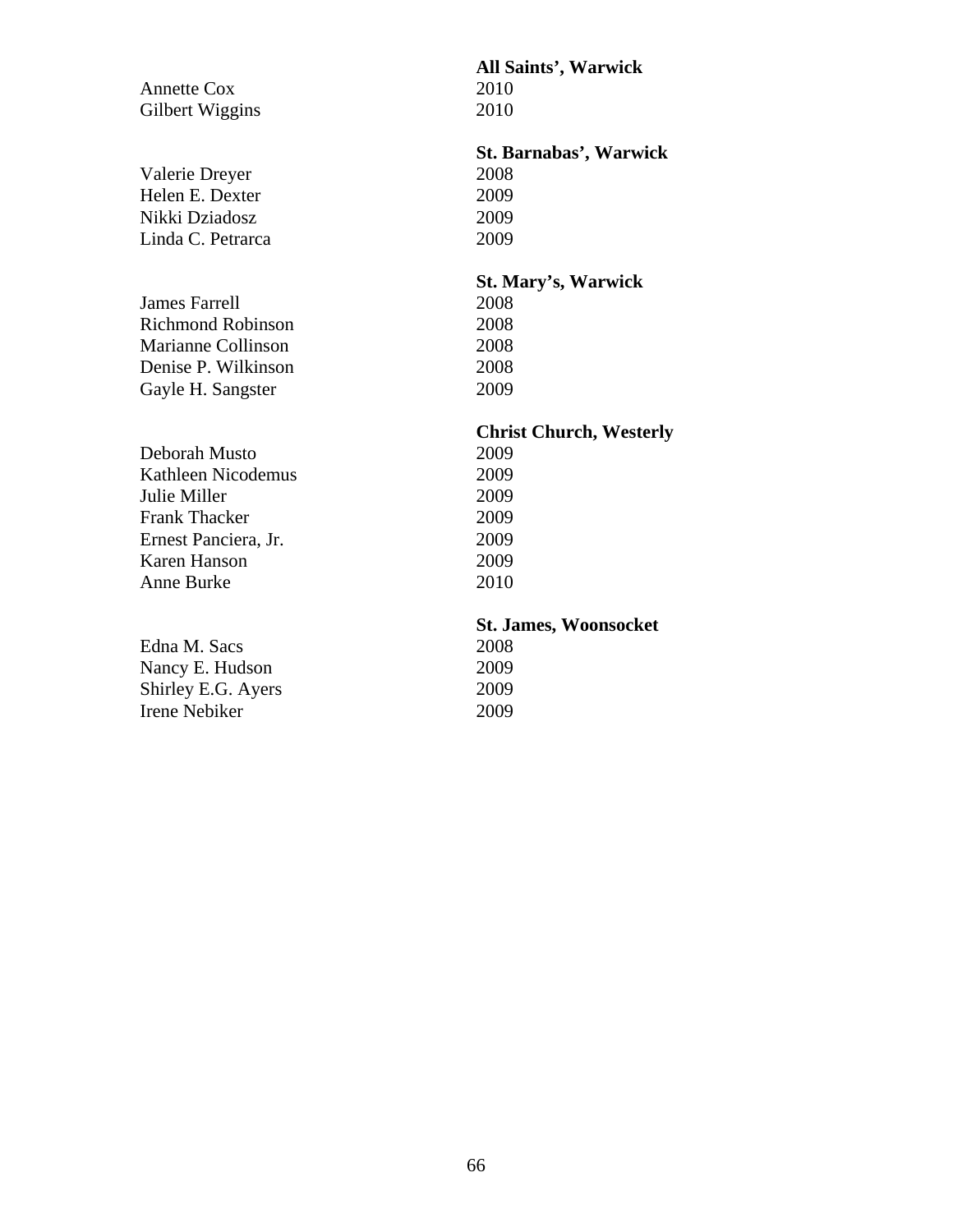**All Saints', Warwick**

| | |
|---|---|
| Annette Cox | 2010 |
| Gilbert Wiggins | 2010 |

**St. Barnabas', Warwick**

| | |
|---|---|
| Valerie Dreyer | 2008 |
| Helen E. Dexter | 2009 |
| Nikki Dziadosz | 2009 |
| Linda C. Petrarca | 2009 |

**St. Mary's, Warwick**

| | |
|---|---|
| James Farrell | 2008 |
| Richmond Robinson | 2008 |
| Marianne Collinson | 2008 |
| Denise P. Wilkinson | 2008 |
| Gayle H. Sangster | 2009 |

**Christ Church, Westerly**

| | |
|---|---|
| Deborah Musto | 2009 |
| Kathleen Nicodemus | 2009 |
| Julie Miller | 2009 |
| Frank Thacker | 2009 |
| Ernest Panciera, Jr. | 2009 |
| Karen Hanson | 2009 |
| Anne Burke | 2010 |

**St. James, Woonsocket**

| | |
|---|---|
| Edna M. Sacs | 2008 |
| Nancy E. Hudson | 2009 |
| Shirley E.G. Ayers | 2009 |
| Irene Nebiker | 2009 |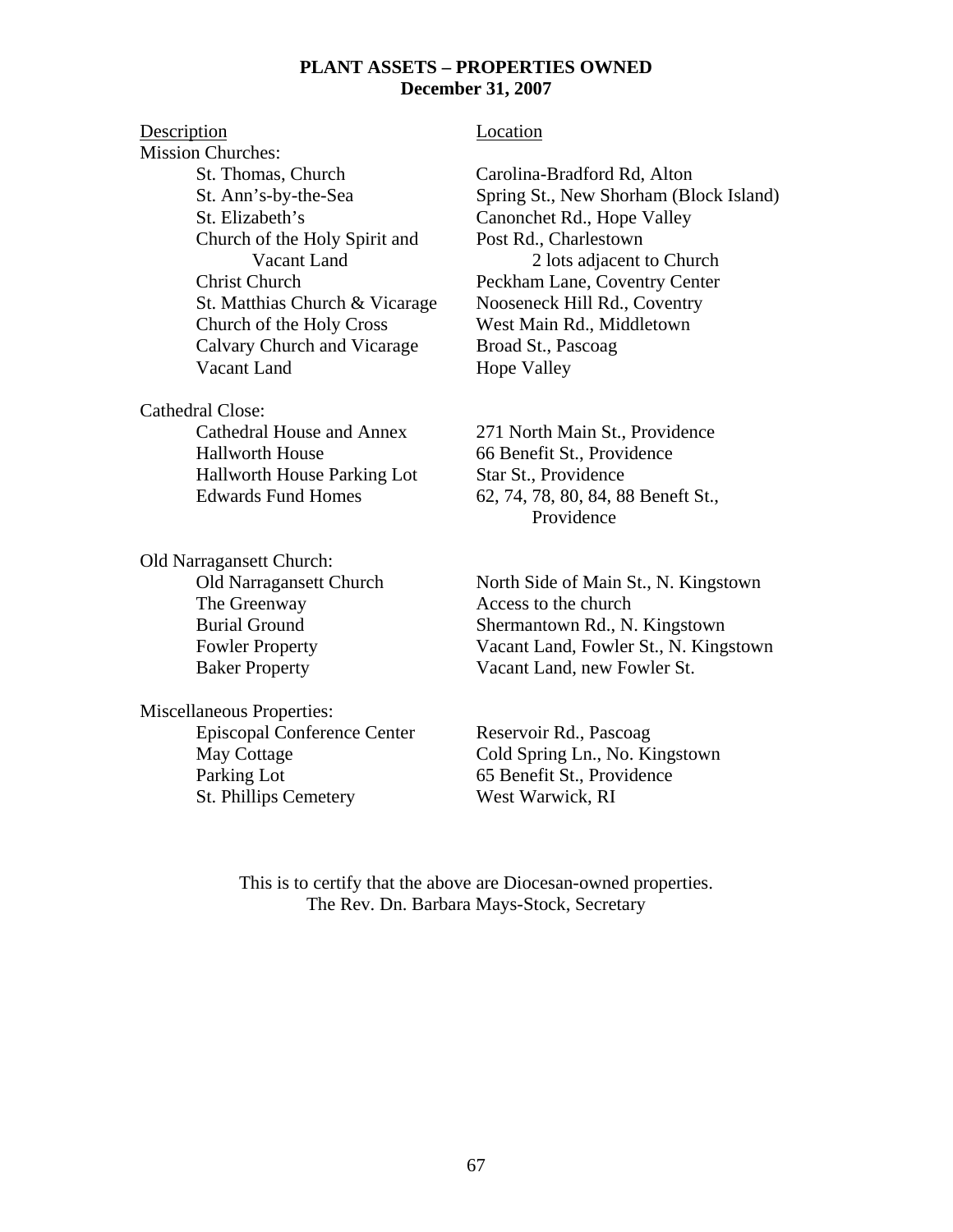**PLANT ASSETS – PROPERTIES OWNED**
**December 31, 2007**

| Description | Location |
|---|---|
| **Mission Churches:** | |
| St. Thomas, Church | Carolina-Bradford Rd, Alton |
| St. Ann's-by-the-Sea | Spring St., New Shorham (Block Island) |
| St. Elizabeth's | Canonchet Rd., Hope Valley |
| Church of the Holy Spirit and Vacant Land | Post Rd., Charlestown; 2 lots adjacent to Church |
| Christ Church | Peckham Lane, Coventry Center |
| St. Matthias Church & Vicarage | Nooseneck Hill Rd., Coventry |
| Church of the Holy Cross | West Main Rd., Middletown |
| Calvary Church and Vicarage | Broad St., Pascoag |
| Vacant Land | Hope Valley |
| **Cathedral Close:** | |
| Cathedral House and Annex | 271 North Main St., Providence |
| Hallworth House | 66 Benefit St., Providence |
| Hallworth House Parking Lot | Star St., Providence |
| Edwards Fund Homes | 62, 74, 78, 80, 84, 88 Beneft St., Providence |
| **Old Narragansett Church:** | |
| Old Narragansett Church | North Side of Main St., N. Kingstown |
| The Greenway | Access to the church |
| Burial Ground | Shermantown Rd., N. Kingstown |
| Fowler Property | Vacant Land, Fowler St., N. Kingstown |
| Baker Property | Vacant Land, new Fowler St. |
| **Miscellaneous Properties:** | |
| Episcopal Conference Center | Reservoir Rd., Pascoag |
| May Cottage | Cold Spring Ln., No. Kingstown |
| Parking Lot | 65 Benefit St., Providence |
| St. Phillips Cemetery | West Warwick, RI |

This is to certify that the above are Diocesan-owned properties.
The Rev. Dn. Barbara Mays-Stock, Secretary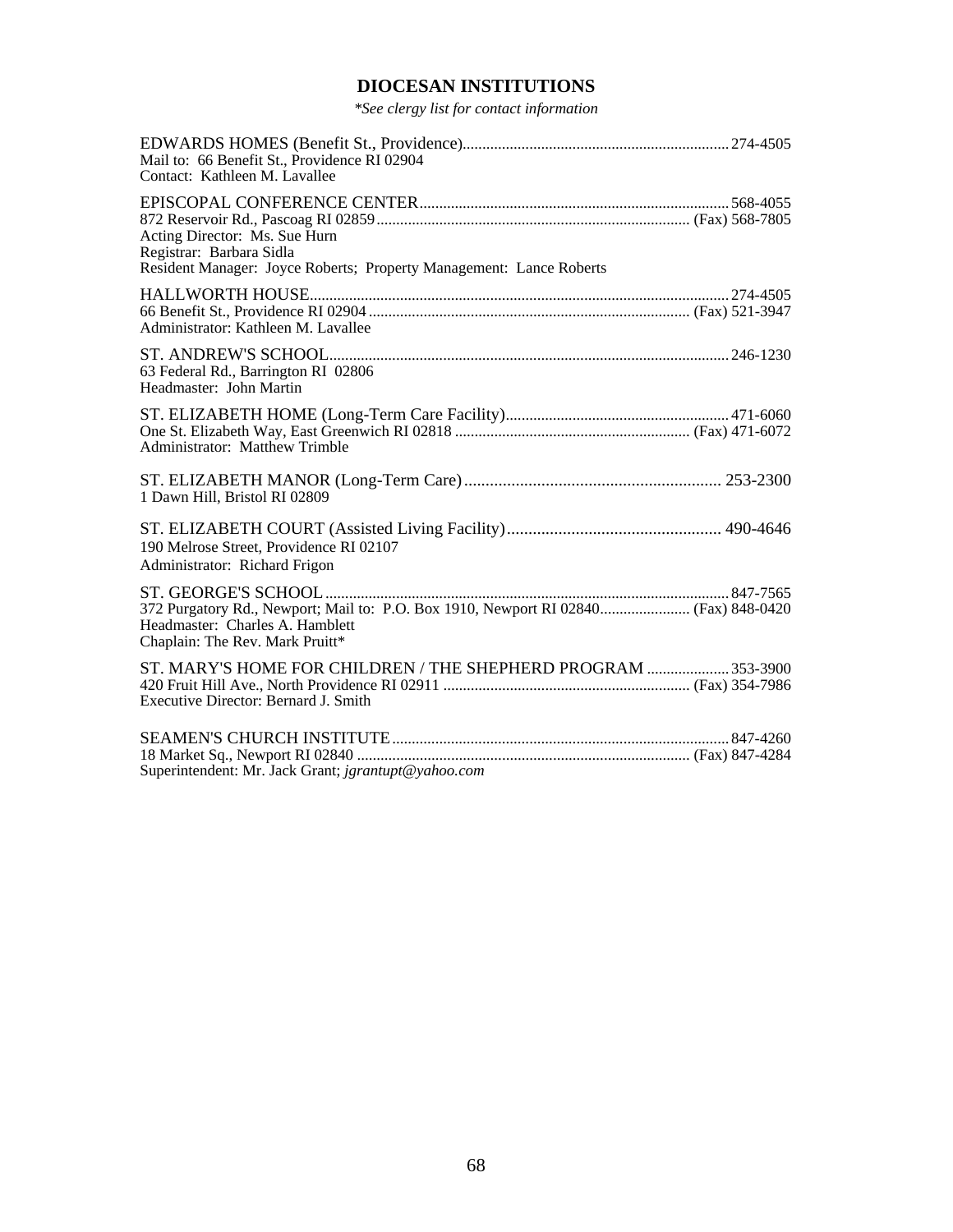## DIOCESAN INSTITUTIONS

*\*See clergy list for contact information*

EDWARDS HOMES (Benefit St., Providence) .......... 274-4505
Mail to: 66 Benefit St., Providence RI 02904
Contact: Kathleen M. Lavallee

EPISCOPAL CONFERENCE CENTER .......... 568-4055
872 Reservoir Rd., Pascoag RI 02859 .......... (Fax) 568-7805
Acting Director: Ms. Sue Hurn
Registrar: Barbara Sidla
Resident Manager: Joyce Roberts; Property Management: Lance Roberts

HALLWORTH HOUSE .......... 274-4505
66 Benefit St., Providence RI 02904 .......... (Fax) 521-3947
Administrator: Kathleen M. Lavallee

ST. ANDREW'S SCHOOL .......... 246-1230
63 Federal Rd., Barrington RI 02806
Headmaster: John Martin

ST. ELIZABETH HOME (Long-Term Care Facility) .......... 471-6060
One St. Elizabeth Way, East Greenwich RI 02818 .......... (Fax) 471-6072
Administrator: Matthew Trimble

ST. ELIZABETH MANOR (Long-Term Care) .......... 253-2300
1 Dawn Hill, Bristol RI 02809

ST. ELIZABETH COURT (Assisted Living Facility) .......... 490-4646
190 Melrose Street, Providence RI 02107
Administrator: Richard Frigon

ST. GEORGE'S SCHOOL .......... 847-7565
372 Purgatory Rd., Newport; Mail to: P.O. Box 1910, Newport RI 02840 .......... (Fax) 848-0420
Headmaster: Charles A. Hamblett
Chaplain: The Rev. Mark Pruitt*

ST. MARY'S HOME FOR CHILDREN / THE SHEPHERD PROGRAM .......... 353-3900
420 Fruit Hill Ave., North Providence RI 02911 .......... (Fax) 354-7986
Executive Director: Bernard J. Smith

SEAMEN'S CHURCH INSTITUTE .......... 847-4260
18 Market Sq., Newport RI 02840 .......... (Fax) 847-4284
Superintendent: Mr. Jack Grant; *jgrantupt@yahoo.com*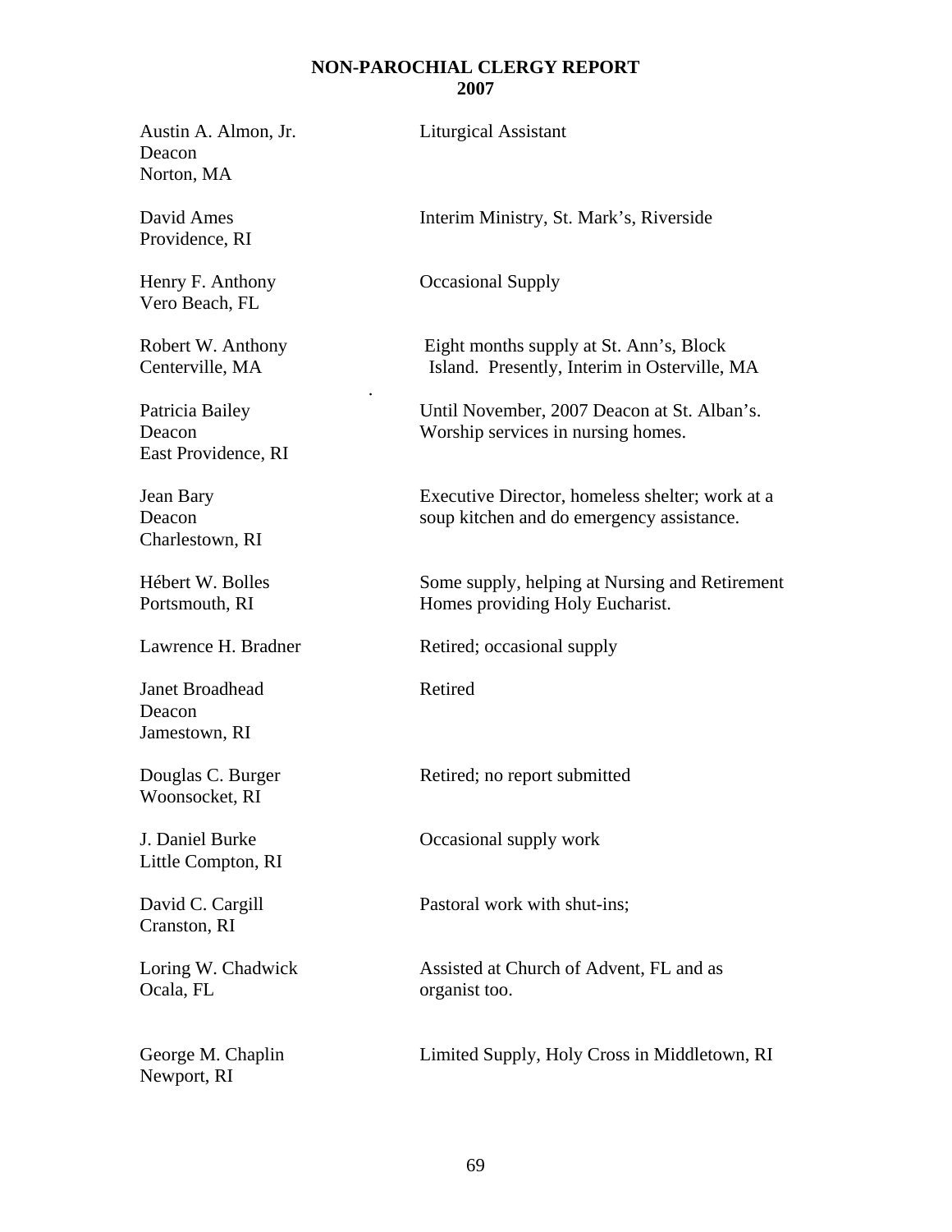# NON-PAROCHIAL CLERGY REPORT
## 2007

| Name / Location | Activity |
|---|---|
| Austin A. Almon, Jr.<br>Deacon<br>Norton, MA | Liturgical Assistant |
| David Ames<br>Providence, RI | Interim Ministry, St. Mark's, Riverside |
| Henry F. Anthony<br>Vero Beach, FL | Occasional Supply |
| Robert W. Anthony<br>Centerville, MA | Eight months supply at St. Ann's, Block Island. Presently, Interim in Osterville, MA |
| Patricia Bailey<br>Deacon<br>East Providence, RI | Until November, 2007 Deacon at St. Alban's. Worship services in nursing homes. |
| Jean Bary<br>Deacon<br>Charlestown, RI | Executive Director, homeless shelter; work at a soup kitchen and do emergency assistance. |
| Hébert W. Bolles<br>Portsmouth, RI | Some supply, helping at Nursing and Retirement Homes providing Holy Eucharist. |
| Lawrence H. Bradner | Retired; occasional supply |
| Janet Broadhead<br>Deacon<br>Jamestown, RI | Retired |
| Douglas C. Burger<br>Woonsocket, RI | Retired; no report submitted |
| J. Daniel Burke<br>Little Compton, RI | Occasional supply work |
| David C. Cargill<br>Cranston, RI | Pastoral work with shut-ins; |
| Loring W. Chadwick<br>Ocala, FL | Assisted at Church of Advent, FL and as organist too. |
| George M. Chaplin<br>Newport, RI | Limited Supply, Holy Cross in Middletown, RI |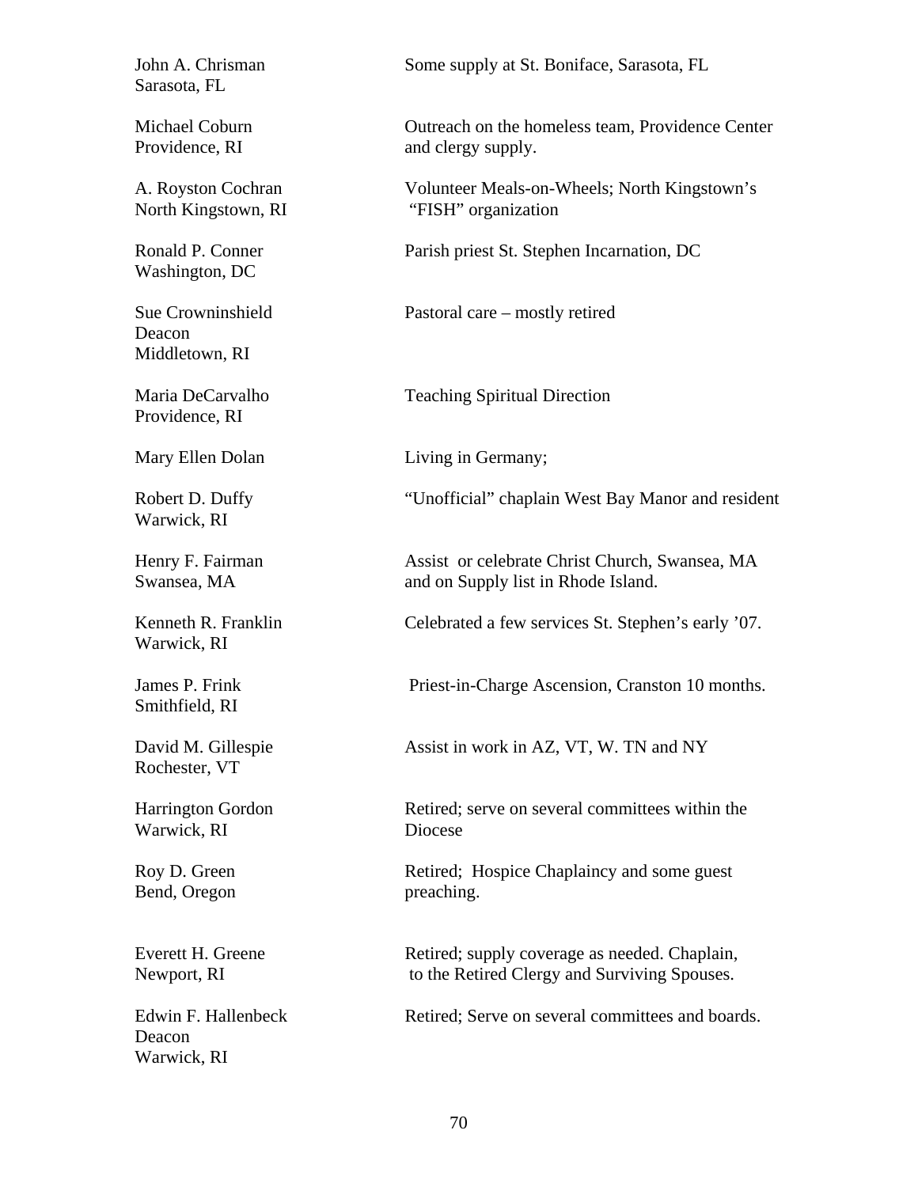| | |
|---|---|
| John A. Chrisman<br>Sarasota, FL | Some supply at St. Boniface, Sarasota, FL |
| Michael Coburn<br>Providence, RI | Outreach on the homeless team, Providence Center and clergy supply. |
| A. Royston Cochran<br>North Kingstown, RI | Volunteer Meals-on-Wheels; North Kingstown's "FISH" organization |
| Ronald P. Conner<br>Washington, DC | Parish priest St. Stephen Incarnation, DC |
| Sue Crowninshield<br>Deacon<br>Middletown, RI | Pastoral care – mostly retired |
| Maria DeCarvalho<br>Providence, RI | Teaching Spiritual Direction |
| Mary Ellen Dolan | Living in Germany; |
| Robert D. Duffy<br>Warwick, RI | "Unofficial" chaplain West Bay Manor and resident |
| Henry F. Fairman<br>Swansea, MA | Assist or celebrate Christ Church, Swansea, MA and on Supply list in Rhode Island. |
| Kenneth R. Franklin<br>Warwick, RI | Celebrated a few services St. Stephen's early '07. |
| James P. Frink<br>Smithfield, RI | Priest-in-Charge Ascension, Cranston 10 months. |
| David M. Gillespie<br>Rochester, VT | Assist in work in AZ, VT, W. TN and NY |
| Harrington Gordon<br>Warwick, RI | Retired; serve on several committees within the Diocese |
| Roy D. Green<br>Bend, Oregon | Retired; Hospice Chaplaincy and some guest preaching. |
| Everett H. Greene<br>Newport, RI | Retired; supply coverage as needed. Chaplain, to the Retired Clergy and Surviving Spouses. |
| Edwin F. Hallenbeck<br>Deacon<br>Warwick, RI | Retired; Serve on several committees and boards. |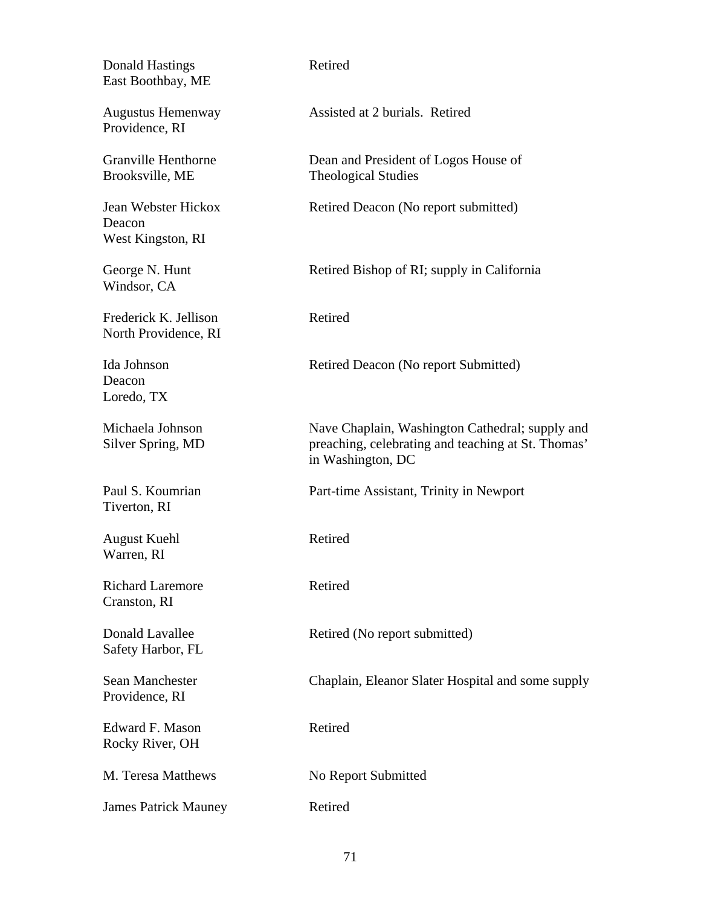| | |
|---|---|
| Donald Hastings<br>East Boothbay, ME | Retired |
| Augustus Hemenway<br>Providence, RI | Assisted at 2 burials. Retired |
| Granville Henthorne<br>Brooksville, ME | Dean and President of Logos House of Theological Studies |
| Jean Webster Hickox<br>Deacon<br>West Kingston, RI | Retired Deacon (No report submitted) |
| George N. Hunt<br>Windsor, CA | Retired Bishop of RI; supply in California |
| Frederick K. Jellison<br>North Providence, RI | Retired |
| Ida Johnson<br>Deacon<br>Loredo, TX | Retired Deacon (No report Submitted) |
| Michaela Johnson<br>Silver Spring, MD | Nave Chaplain, Washington Cathedral; supply and preaching, celebrating and teaching at St. Thomas' in Washington, DC |
| Paul S. Koumrian<br>Tiverton, RI | Part-time Assistant, Trinity in Newport |
| August Kuehl<br>Warren, RI | Retired |
| Richard Laremore<br>Cranston, RI | Retired |
| Donald Lavallee<br>Safety Harbor, FL | Retired (No report submitted) |
| Sean Manchester<br>Providence, RI | Chaplain, Eleanor Slater Hospital and some supply |
| Edward F. Mason<br>Rocky River, OH | Retired |
| M. Teresa Matthews | No Report Submitted |
| James Patrick Mauney | Retired |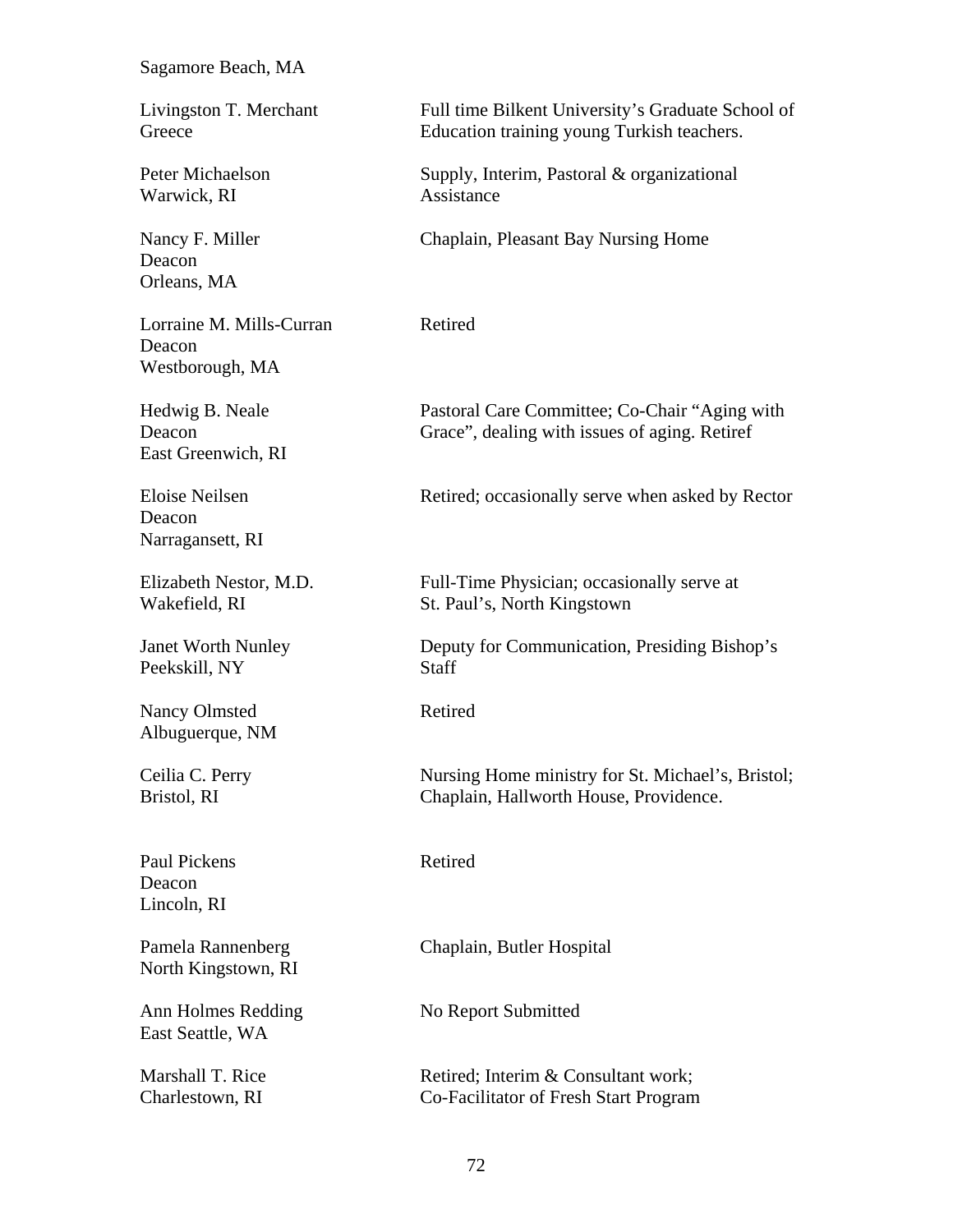Sagamore Beach, MA

| | |
|---|---|
| Livingston T. Merchant<br>Greece | Full time Bilkent University's Graduate School of Education training young Turkish teachers. |
| Peter Michaelson<br>Warwick, RI | Supply, Interim, Pastoral & organizational Assistance |
| Nancy F. Miller<br>Deacon<br>Orleans, MA | Chaplain, Pleasant Bay Nursing Home |
| Lorraine M. Mills-Curran<br>Deacon<br>Westborough, MA | Retired |
| Hedwig B. Neale<br>Deacon<br>East Greenwich, RI | Pastoral Care Committee; Co-Chair "Aging with Grace", dealing with issues of aging. Retiref |
| Eloise Neilsen<br>Deacon<br>Narragansett, RI | Retired; occasionally serve when asked by Rector |
| Elizabeth Nestor, M.D.<br>Wakefield, RI | Full-Time Physician; occasionally serve at St. Paul's, North Kingstown |
| Janet Worth Nunley<br>Peekskill, NY | Deputy for Communication, Presiding Bishop's Staff |
| Nancy Olmsted<br>Albuguerque, NM | Retired |
| Ceilia C. Perry<br>Bristol, RI | Nursing Home ministry for St. Michael's, Bristol; Chaplain, Hallworth House, Providence. |
| Paul Pickens<br>Deacon<br>Lincoln, RI | Retired |
| Pamela Rannenberg<br>North Kingstown, RI | Chaplain, Butler Hospital |
| Ann Holmes Redding<br>East Seattle, WA | No Report Submitted |
| Marshall T. Rice<br>Charlestown, RI | Retired; Interim & Consultant work; Co-Facilitator of Fresh Start Program |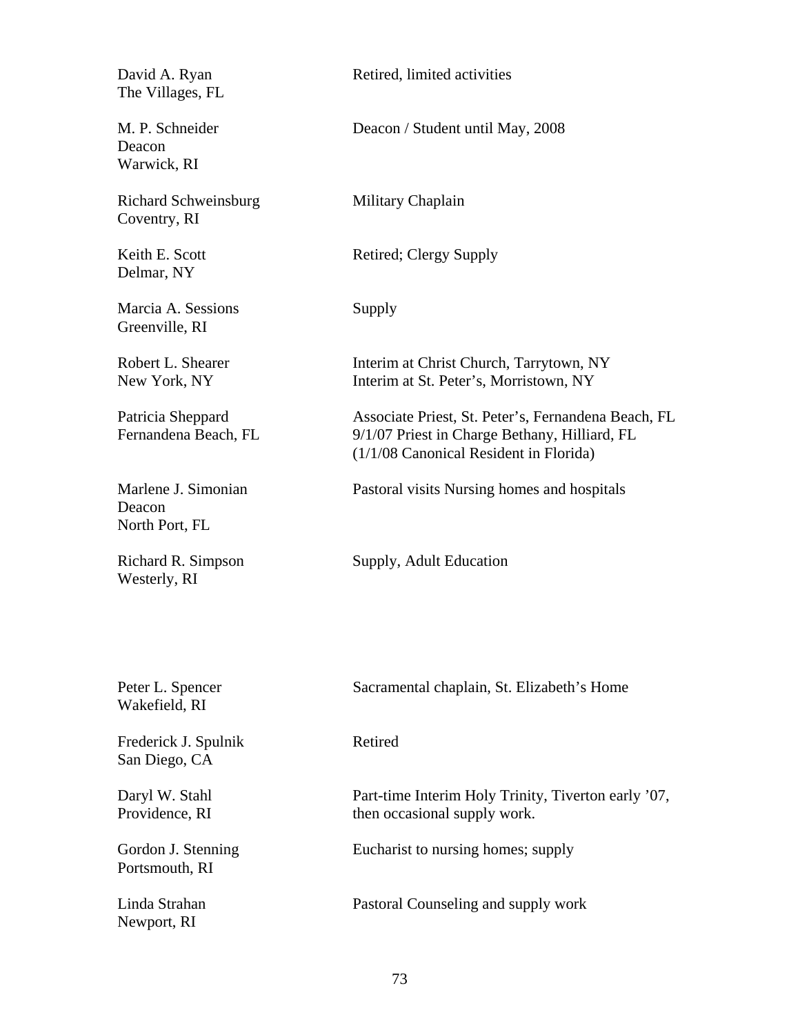| | |
|---|---|
| David A. Ryan<br>The Villages, FL | Retired, limited activities |
| M. P. Schneider<br>Deacon<br>Warwick, RI | Deacon / Student until May, 2008 |
| Richard Schweinsburg<br>Coventry, RI | Military Chaplain |
| Keith E. Scott<br>Delmar, NY | Retired; Clergy Supply |
| Marcia A. Sessions<br>Greenville, RI | Supply |
| Robert L. Shearer<br>New York, NY | Interim at Christ Church, Tarrytown, NY<br>Interim at St. Peter's, Morristown, NY |
| Patricia Sheppard<br>Fernandena Beach, FL | Associate Priest, St. Peter's, Fernandena Beach, FL<br>9/1/07 Priest in Charge Bethany, Hilliard, FL<br>(1/1/08 Canonical Resident in Florida) |
| Marlene J. Simonian<br>Deacon<br>North Port, FL | Pastoral visits Nursing homes and hospitals |
| Richard R. Simpson<br>Westerly, RI | Supply, Adult Education |
| Peter L. Spencer<br>Wakefield, RI | Sacramental chaplain, St. Elizabeth's Home |
| Frederick J. Spulnik<br>San Diego, CA | Retired |
| Daryl W. Stahl<br>Providence, RI | Part-time Interim Holy Trinity, Tiverton early '07, then occasional supply work. |
| Gordon J. Stenning<br>Portsmouth, RI | Eucharist to nursing homes; supply |
| Linda Strahan<br>Newport, RI | Pastoral Counseling and supply work |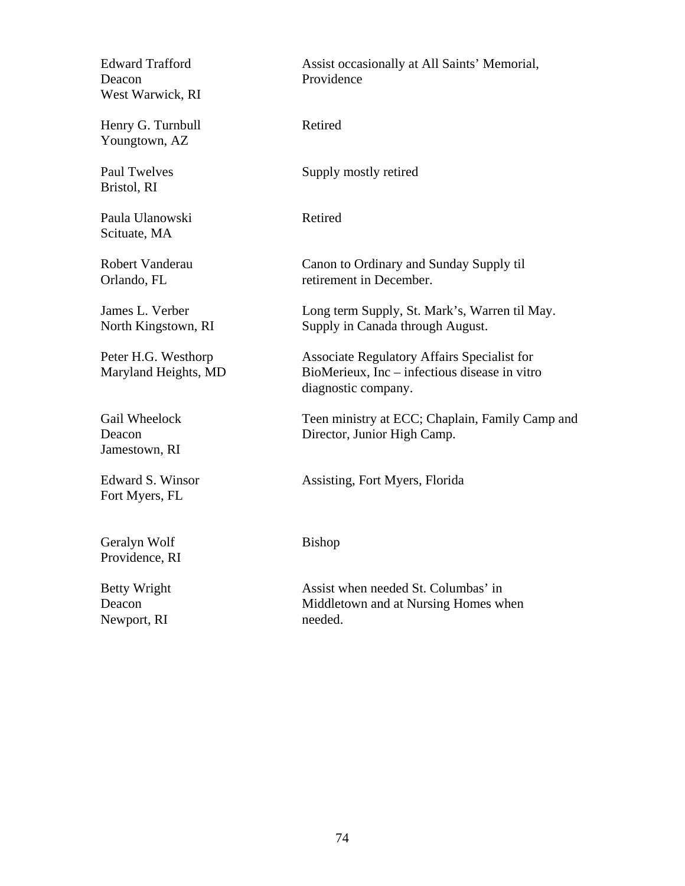| | |
|---|---|
| Edward Trafford<br>Deacon<br>West Warwick, RI | Assist occasionally at All Saints' Memorial, Providence |
| Henry G. Turnbull<br>Youngtown, AZ | Retired |
| Paul Twelves<br>Bristol, RI | Supply mostly retired |
| Paula Ulanowski<br>Scituate, MA | Retired |
| Robert Vanderau<br>Orlando, FL | Canon to Ordinary and Sunday Supply til retirement in December. |
| James L. Verber<br>North Kingstown, RI | Long term Supply, St. Mark's, Warren til May. Supply in Canada through August. |
| Peter H.G. Westhorp<br>Maryland Heights, MD | Associate Regulatory Affairs Specialist for BioMerieux, Inc – infectious disease in vitro diagnostic company. |
| Gail Wheelock<br>Deacon<br>Jamestown, RI | Teen ministry at ECC; Chaplain, Family Camp and Director, Junior High Camp. |
| Edward S. Winsor<br>Fort Myers, FL | Assisting, Fort Myers, Florida |
| Geralyn Wolf<br>Providence, RI | Bishop |
| Betty Wright<br>Deacon<br>Newport, RI | Assist when needed St. Columbas' in Middletown and at Nursing Homes when needed. |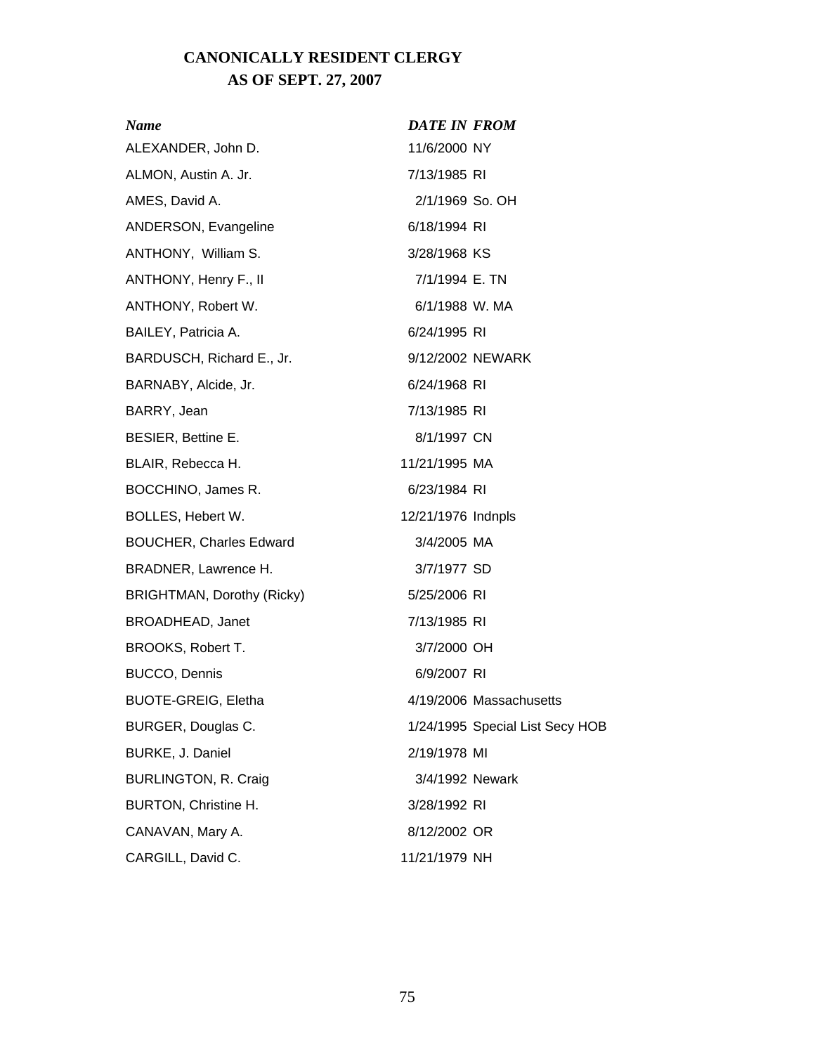# CANONICALLY RESIDENT CLERGY
## AS OF SEPT. 27, 2007

| *Name* | *DATE IN* | *FROM* |
|---|---|---|
| ALEXANDER, John D. | 11/6/2000 | NY |
| ALMON, Austin A. Jr. | 7/13/1985 | RI |
| AMES, David A. | 2/1/1969 | So. OH |
| ANDERSON, Evangeline | 6/18/1994 | RI |
| ANTHONY, William S. | 3/28/1968 | KS |
| ANTHONY, Henry F., II | 7/1/1994 | E. TN |
| ANTHONY, Robert W. | 6/1/1988 | W. MA |
| BAILEY, Patricia A. | 6/24/1995 | RI |
| BARDUSCH, Richard E., Jr. | 9/12/2002 | NEWARK |
| BARNABY, Alcide, Jr. | 6/24/1968 | RI |
| BARRY, Jean | 7/13/1985 | RI |
| BESIER, Bettine E. | 8/1/1997 | CN |
| BLAIR, Rebecca H. | 11/21/1995 | MA |
| BOCCHINO, James R. | 6/23/1984 | RI |
| BOLLES, Hebert W. | 12/21/1976 | Indnpls |
| BOUCHER, Charles Edward | 3/4/2005 | MA |
| BRADNER, Lawrence H. | 3/7/1977 | SD |
| BRIGHTMAN, Dorothy (Ricky) | 5/25/2006 | RI |
| BROADHEAD, Janet | 7/13/1985 | RI |
| BROOKS, Robert T. | 3/7/2000 | OH |
| BUCCO, Dennis | 6/9/2007 | RI |
| BUOTE-GREIG, Eletha | 4/19/2006 | Massachusetts |
| BURGER, Douglas C. | 1/24/1995 | Special List Secy HOB |
| BURKE, J. Daniel | 2/19/1978 | MI |
| BURLINGTON, R. Craig | 3/4/1992 | Newark |
| BURTON, Christine H. | 3/28/1992 | RI |
| CANAVAN, Mary A. | 8/12/2002 | OR |
| CARGILL, David C. | 11/21/1979 | NH |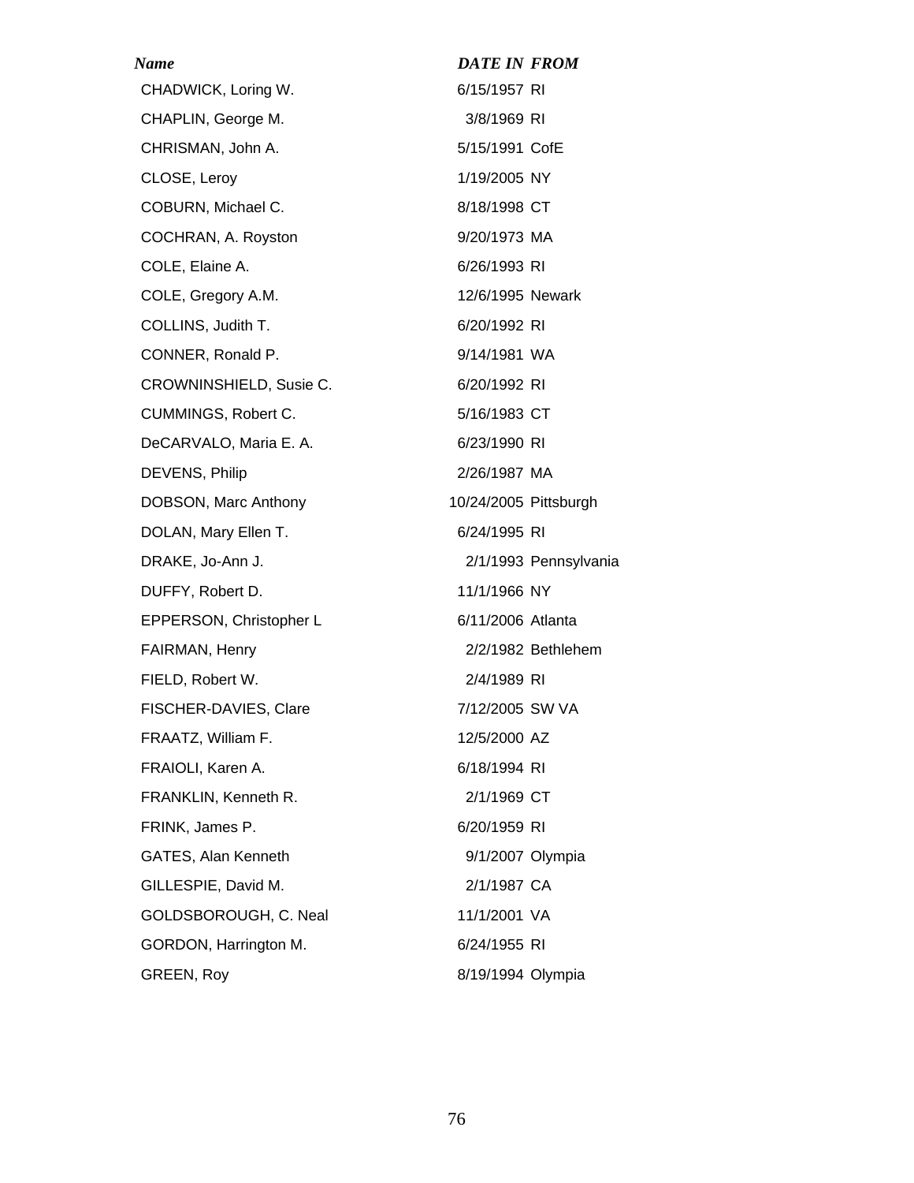| *Name* | *DATE IN* | *FROM* |
|---|---|---|
| CHADWICK, Loring W. | 6/15/1957 | RI |
| CHAPLIN, George M. | 3/8/1969 | RI |
| CHRISMAN, John A. | 5/15/1991 | CofE |
| CLOSE, Leroy | 1/19/2005 | NY |
| COBURN, Michael C. | 8/18/1998 | CT |
| COCHRAN, A. Royston | 9/20/1973 | MA |
| COLE, Elaine A. | 6/26/1993 | RI |
| COLE, Gregory A.M. | 12/6/1995 | Newark |
| COLLINS, Judith T. | 6/20/1992 | RI |
| CONNER, Ronald P. | 9/14/1981 | WA |
| CROWNINSHIELD, Susie C. | 6/20/1992 | RI |
| CUMMINGS, Robert C. | 5/16/1983 | CT |
| DeCARVALO, Maria E. A. | 6/23/1990 | RI |
| DEVENS, Philip | 2/26/1987 | MA |
| DOBSON, Marc Anthony | 10/24/2005 | Pittsburgh |
| DOLAN, Mary Ellen T. | 6/24/1995 | RI |
| DRAKE, Jo-Ann J. | 2/1/1993 | Pennsylvania |
| DUFFY, Robert D. | 11/1/1966 | NY |
| EPPERSON, Christopher L | 6/11/2006 | Atlanta |
| FAIRMAN, Henry | 2/2/1982 | Bethlehem |
| FIELD, Robert W. | 2/4/1989 | RI |
| FISCHER-DAVIES, Clare | 7/12/2005 | SW VA |
| FRAATZ, William F. | 12/5/2000 | AZ |
| FRAIOLI, Karen A. | 6/18/1994 | RI |
| FRANKLIN, Kenneth R. | 2/1/1969 | CT |
| FRINK, James P. | 6/20/1959 | RI |
| GATES, Alan Kenneth | 9/1/2007 | Olympia |
| GILLESPIE, David M. | 2/1/1987 | CA |
| GOLDSBOROUGH, C. Neal | 11/1/2001 | VA |
| GORDON, Harrington M. | 6/24/1955 | RI |
| GREEN, Roy | 8/19/1994 | Olympia |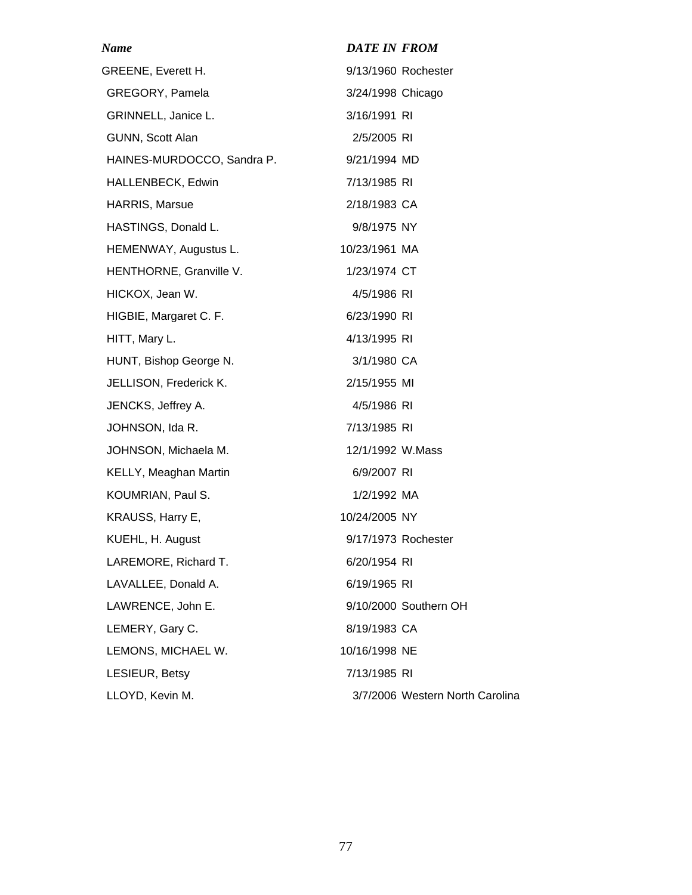| *Name* | *DATE IN* | *FROM* |
|---|---|---|
| GREENE, Everett H. | 9/13/1960 | Rochester |
| GREGORY, Pamela | 3/24/1998 | Chicago |
| GRINNELL, Janice L. | 3/16/1991 | RI |
| GUNN, Scott Alan | 2/5/2005 | RI |
| HAINES-MURDOCCO, Sandra P. | 9/21/1994 | MD |
| HALLENBECK, Edwin | 7/13/1985 | RI |
| HARRIS, Marsue | 2/18/1983 | CA |
| HASTINGS, Donald L. | 9/8/1975 | NY |
| HEMENWAY, Augustus L. | 10/23/1961 | MA |
| HENTHORNE, Granville V. | 1/23/1974 | CT |
| HICKOX, Jean W. | 4/5/1986 | RI |
| HIGBIE, Margaret C. F. | 6/23/1990 | RI |
| HITT, Mary L. | 4/13/1995 | RI |
| HUNT, Bishop George N. | 3/1/1980 | CA |
| JELLISON, Frederick K. | 2/15/1955 | MI |
| JENCKS, Jeffrey A. | 4/5/1986 | RI |
| JOHNSON, Ida R. | 7/13/1985 | RI |
| JOHNSON, Michaela M. | 12/1/1992 | W.Mass |
| KELLY, Meaghan Martin | 6/9/2007 | RI |
| KOUMRIAN, Paul S. | 1/2/1992 | MA |
| KRAUSS, Harry E, | 10/24/2005 | NY |
| KUEHL, H. August | 9/17/1973 | Rochester |
| LAREMORE, Richard T. | 6/20/1954 | RI |
| LAVALLEE, Donald A. | 6/19/1965 | RI |
| LAWRENCE, John E. | 9/10/2000 | Southern OH |
| LEMERY, Gary C. | 8/19/1983 | CA |
| LEMONS, MICHAEL W. | 10/16/1998 | NE |
| LESIEUR, Betsy | 7/13/1985 | RI |
| LLOYD, Kevin M. | 3/7/2006 | Western North Carolina |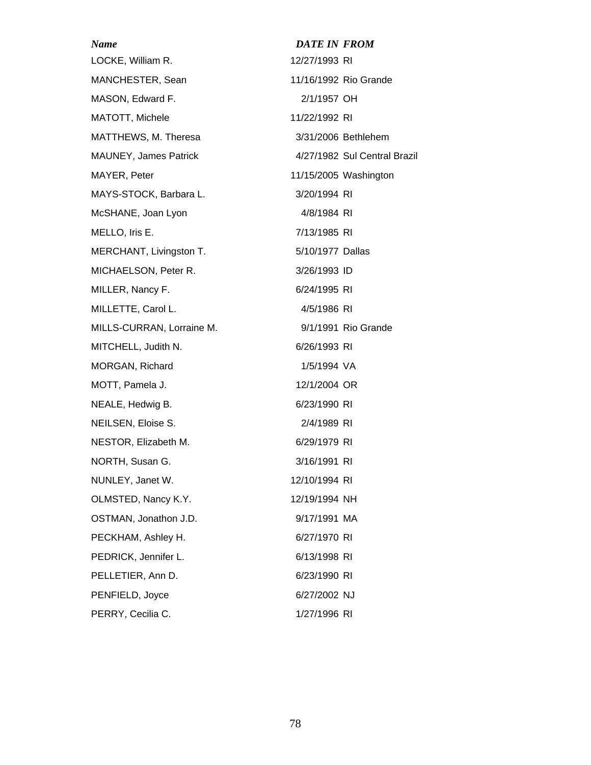| *Name* | *DATE IN* | *FROM* |
|---|---|---|
| LOCKE, William R. | 12/27/1993 | RI |
| MANCHESTER, Sean | 11/16/1992 | Rio Grande |
| MASON, Edward F. | 2/1/1957 | OH |
| MATOTT, Michele | 11/22/1992 | RI |
| MATTHEWS, M. Theresa | 3/31/2006 | Bethlehem |
| MAUNEY, James Patrick | 4/27/1982 | Sul Central Brazil |
| MAYER, Peter | 11/15/2005 | Washington |
| MAYS-STOCK, Barbara L. | 3/20/1994 | RI |
| McSHANE, Joan Lyon | 4/8/1984 | RI |
| MELLO, Iris E. | 7/13/1985 | RI |
| MERCHANT, Livingston T. | 5/10/1977 | Dallas |
| MICHAELSON, Peter R. | 3/26/1993 | ID |
| MILLER, Nancy F. | 6/24/1995 | RI |
| MILLETTE, Carol L. | 4/5/1986 | RI |
| MILLS-CURRAN, Lorraine M. | 9/1/1991 | Rio Grande |
| MITCHELL, Judith N. | 6/26/1993 | RI |
| MORGAN, Richard | 1/5/1994 | VA |
| MOTT, Pamela J. | 12/1/2004 | OR |
| NEALE, Hedwig B. | 6/23/1990 | RI |
| NEILSEN, Eloise S. | 2/4/1989 | RI |
| NESTOR, Elizabeth M. | 6/29/1979 | RI |
| NORTH, Susan G. | 3/16/1991 | RI |
| NUNLEY, Janet W. | 12/10/1994 | RI |
| OLMSTED, Nancy K.Y. | 12/19/1994 | NH |
| OSTMAN, Jonathon J.D. | 9/17/1991 | MA |
| PECKHAM, Ashley H. | 6/27/1970 | RI |
| PEDRICK, Jennifer L. | 6/13/1998 | RI |
| PELLETIER, Ann D. | 6/23/1990 | RI |
| PENFIELD, Joyce | 6/27/2002 | NJ |
| PERRY, Cecilia C. | 1/27/1996 | RI |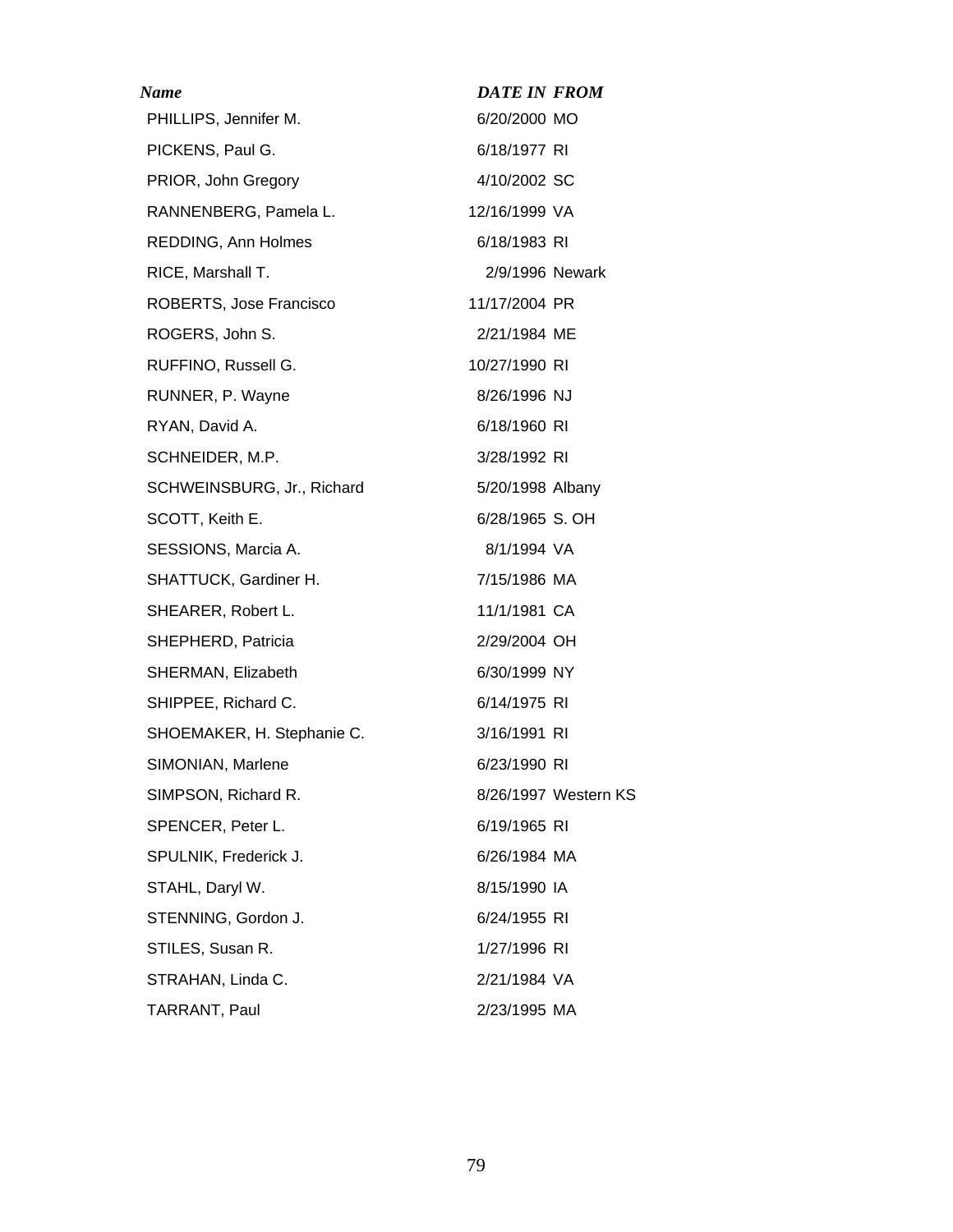| *Name* | *DATE IN* | *FROM* |
|---|---|---|
| PHILLIPS, Jennifer M. | 6/20/2000 | MO |
| PICKENS, Paul G. | 6/18/1977 | RI |
| PRIOR, John Gregory | 4/10/2002 | SC |
| RANNENBERG, Pamela L. | 12/16/1999 | VA |
| REDDING, Ann Holmes | 6/18/1983 | RI |
| RICE, Marshall T. | 2/9/1996 | Newark |
| ROBERTS, Jose Francisco | 11/17/2004 | PR |
| ROGERS, John S. | 2/21/1984 | ME |
| RUFFINO, Russell G. | 10/27/1990 | RI |
| RUNNER, P. Wayne | 8/26/1996 | NJ |
| RYAN, David A. | 6/18/1960 | RI |
| SCHNEIDER, M.P. | 3/28/1992 | RI |
| SCHWEINSBURG, Jr., Richard | 5/20/1998 | Albany |
| SCOTT, Keith E. | 6/28/1965 | S. OH |
| SESSIONS, Marcia A. | 8/1/1994 | VA |
| SHATTUCK, Gardiner H. | 7/15/1986 | MA |
| SHEARER, Robert L. | 11/1/1981 | CA |
| SHEPHERD, Patricia | 2/29/2004 | OH |
| SHERMAN, Elizabeth | 6/30/1999 | NY |
| SHIPPEE, Richard C. | 6/14/1975 | RI |
| SHOEMAKER, H. Stephanie C. | 3/16/1991 | RI |
| SIMONIAN, Marlene | 6/23/1990 | RI |
| SIMPSON, Richard R. | 8/26/1997 | Western KS |
| SPENCER, Peter L. | 6/19/1965 | RI |
| SPULNIK, Frederick J. | 6/26/1984 | MA |
| STAHL, Daryl W. | 8/15/1990 | IA |
| STENNING, Gordon J. | 6/24/1955 | RI |
| STILES, Susan R. | 1/27/1996 | RI |
| STRAHAN, Linda C. | 2/21/1984 | VA |
| TARRANT, Paul | 2/23/1995 | MA |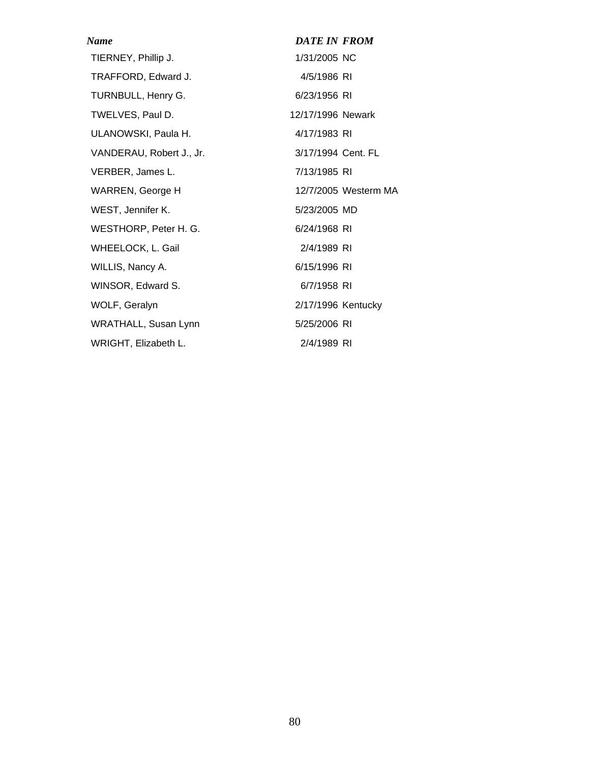| *Name* | *DATE IN* | *FROM* |
|---|---|---|
| TIERNEY, Phillip J. | 1/31/2005 | NC |
| TRAFFORD, Edward J. | 4/5/1986 | RI |
| TURNBULL, Henry G. | 6/23/1956 | RI |
| TWELVES, Paul D. | 12/17/1996 | Newark |
| ULANOWSKI, Paula H. | 4/17/1983 | RI |
| VANDERAU, Robert J., Jr. | 3/17/1994 | Cent. FL |
| VERBER, James L. | 7/13/1985 | RI |
| WARREN, George H | 12/7/2005 | Westerm MA |
| WEST, Jennifer K. | 5/23/2005 | MD |
| WESTHORP, Peter H. G. | 6/24/1968 | RI |
| WHEELOCK, L. Gail | 2/4/1989 | RI |
| WILLIS, Nancy A. | 6/15/1996 | RI |
| WINSOR, Edward S. | 6/7/1958 | RI |
| WOLF, Geralyn | 2/17/1996 | Kentucky |
| WRATHALL, Susan Lynn | 5/25/2006 | RI |
| WRIGHT, Elizabeth L. | 2/4/1989 | RI |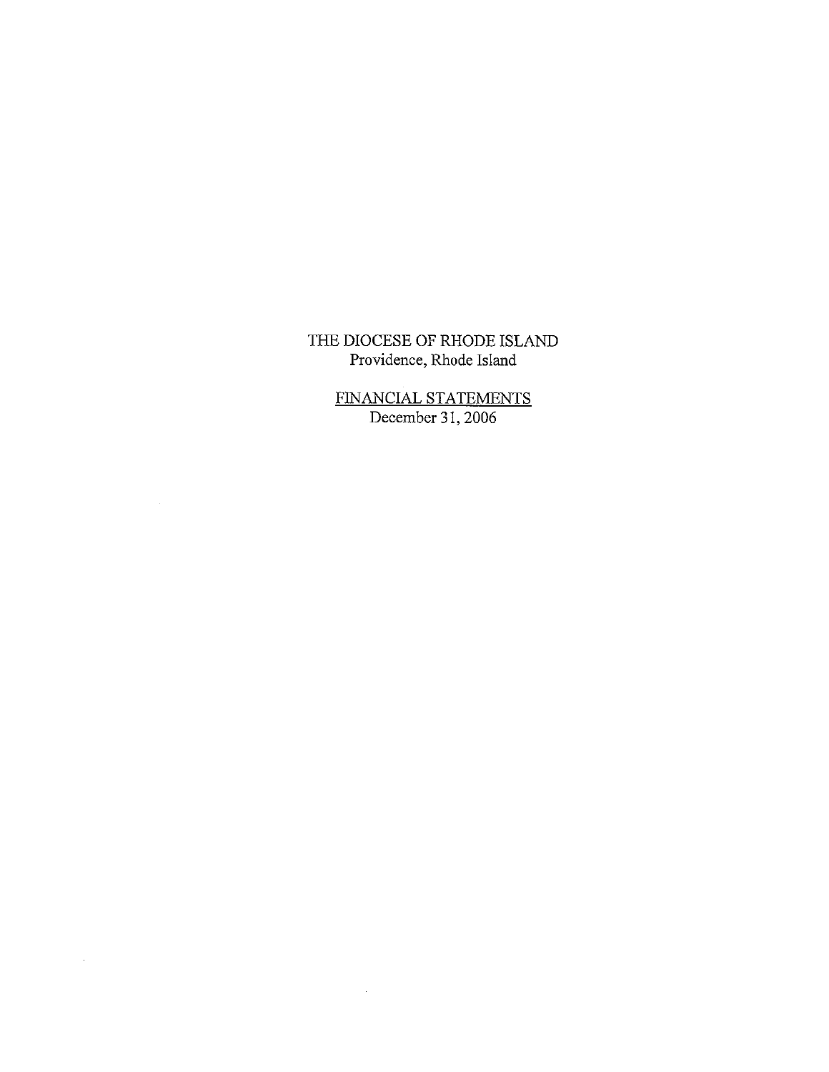THE DIOCESE OF RHODE ISLAND
Providence, Rhode Island

FINANCIAL STATEMENTS
December 31, 2006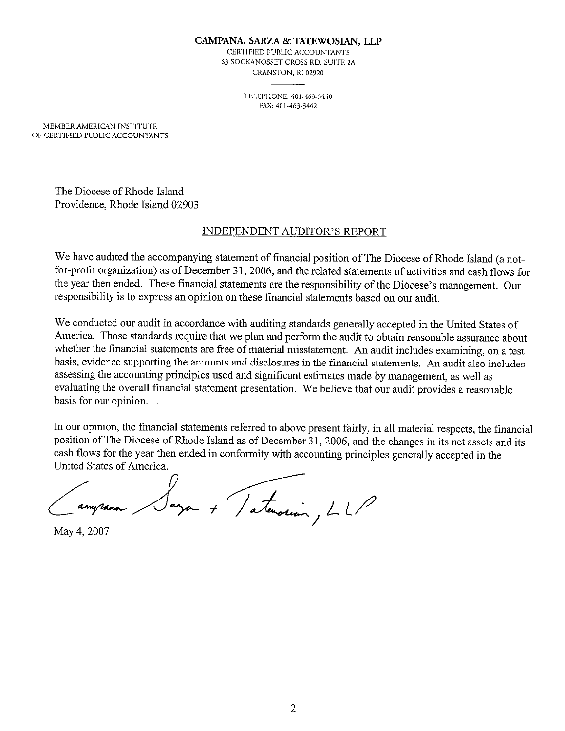**CAMPANA, SARZA & TATEWOSIAN, LLP**
CERTIFIED PUBLIC ACCOUNTANTS
63 SOCKANOSSET CROSS RD. SUITE 2A
CRANSTON, RI 02920

TELEPHONE: 401-463-3440
FAX: 401-463-3442

MEMBER AMERICAN INSTITUTE
OF CERTIFIED PUBLIC ACCOUNTANTS

The Diocese of Rhode Island
Providence, Rhode Island 02903

## INDEPENDENT AUDITOR'S REPORT

We have audited the accompanying statement of financial position of The Diocese of Rhode Island (a not-for-profit organization) as of December 31, 2006, and the related statements of activities and cash flows for the year then ended. These financial statements are the responsibility of the Diocese's management. Our responsibility is to express an opinion on these financial statements based on our audit.

We conducted our audit in accordance with auditing standards generally accepted in the United States of America. Those standards require that we plan and perform the audit to obtain reasonable assurance about whether the financial statements are free of material misstatement. An audit includes examining, on a test basis, evidence supporting the amounts and disclosures in the financial statements. An audit also includes assessing the accounting principles used and significant estimates made by management, as well as evaluating the overall financial statement presentation. We believe that our audit provides a reasonable basis for our opinion.

In our opinion, the financial statements referred to above present fairly, in all material respects, the financial position of The Diocese of Rhode Island as of December 31, 2006, and the changes in its net assets and its cash flows for the year then ended in conformity with accounting principles generally accepted in the United States of America.

Campana, Sarza + Tatewosian, LLP

May 4, 2007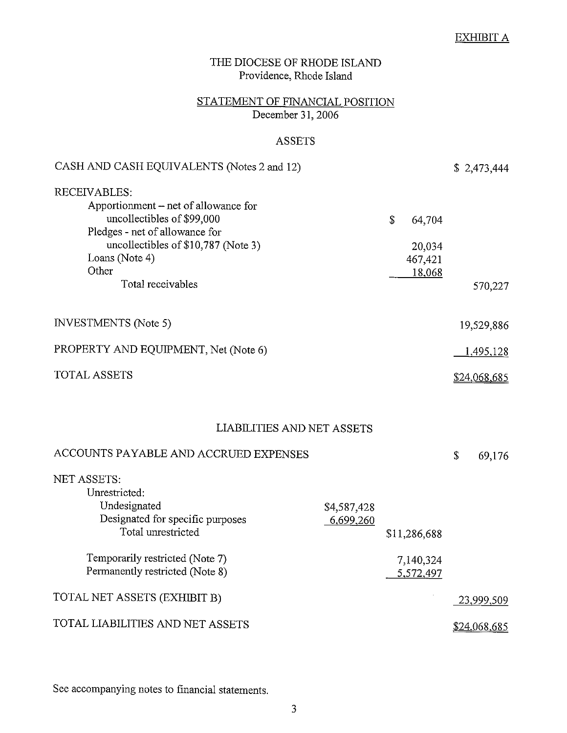EXHIBIT A

# THE DIOCESE OF RHODE ISLAND
Providence, Rhode Island

## STATEMENT OF FINANCIAL POSITION
December 31, 2006

### ASSETS

| | | | |
|---|---|---|---|
| CASH AND CASH EQUIVALENTS (Notes 2 and 12) | | | $ 2,473,444 |
| RECEIVABLES: | | | |
| Apportionment – net of allowance for uncollectibles of $99,000 | | $ 64,704 | |
| Pledges - net of allowance for uncollectibles of $10,787 (Note 3) | | 20,034 | |
| Loans (Note 4) | | 467,421 | |
| Other | | 18,068 | |
| Total receivables | | | 570,227 |
| INVESTMENTS (Note 5) | | | 19,529,886 |
| PROPERTY AND EQUIPMENT, Net (Note 6) | | | 1,495,128 |
| TOTAL ASSETS | | | $24,068,685 |

### LIABILITIES AND NET ASSETS

| | | | |
|---|---|---|---|
| ACCOUNTS PAYABLE AND ACCRUED EXPENSES | | | $ 69,176 |
| NET ASSETS: | | | |
| Unrestricted: | | | |
| Undesignated | $4,587,428 | | |
| Designated for specific purposes | 6,699,260 | | |
| Total unrestricted | | $11,286,688 | |
| Temporarily restricted (Note 7) | | 7,140,324 | |
| Permanently restricted (Note 8) | | 5,572,497 | |
| TOTAL NET ASSETS (EXHIBIT B) | | | 23,999,509 |
| TOTAL LIABILITIES AND NET ASSETS | | | $24,068,685 |

See accompanying notes to financial statements.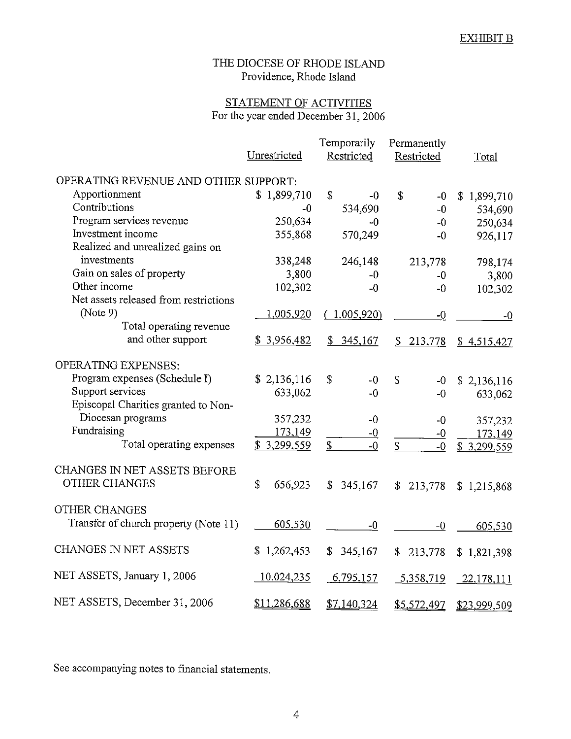EXHIBIT B

# THE DIOCESE OF RHODE ISLAND

Providence, Rhode Island

## STATEMENT OF ACTIVITIES

For the year ended December 31, 2006

| | Unrestricted | Temporarily Restricted | Permanently Restricted | Total |
|---|---|---|---|---|
| OPERATING REVENUE AND OTHER SUPPORT: | | | | |
| Apportionment | $ 1,899,710 | $ -0 | $ -0 | $ 1,899,710 |
| Contributions | -0 | 534,690 | -0 | 534,690 |
| Program services revenue | 250,634 | -0 | -0 | 250,634 |
| Investment income | 355,868 | 570,249 | -0 | 926,117 |
| Realized and unrealized gains on investments | 338,248 | 246,148 | 213,778 | 798,174 |
| Gain on sales of property | 3,800 | -0 | -0 | 3,800 |
| Other income | 102,302 | -0 | -0 | 102,302 |
| Net assets released from restrictions (Note 9) | 1,005,920 | ( 1,005,920) | -0 | -0 |
| Total operating revenue and other support | $ 3,956,482 | $ 345,167 | $ 213,778 | $ 4,515,427 |
| OPERATING EXPENSES: | | | | |
| Program expenses (Schedule I) | $ 2,136,116 | $ -0 | $ -0 | $ 2,136,116 |
| Support services | 633,062 | -0 | -0 | 633,062 |
| Episcopal Charities granted to Non-Diocesan programs | 357,232 | -0 | -0 | 357,232 |
| Fundraising | 173,149 | -0 | -0 | 173,149 |
| Total operating expenses | $ 3,299,559 | $ -0 | $ -0 | $ 3,299,559 |
| CHANGES IN NET ASSETS BEFORE OTHER CHANGES | $ 656,923 | $ 345,167 | $ 213,778 | $ 1,215,868 |
| OTHER CHANGES | | | | |
| Transfer of church property (Note 11) | 605,530 | -0 | -0 | 605,530 |
| CHANGES IN NET ASSETS | $ 1,262,453 | $ 345,167 | $ 213,778 | $ 1,821,398 |
| NET ASSETS, January 1, 2006 | 10,024,235 | 6,795,157 | 5,358,719 | 22,178,111 |
| NET ASSETS, December 31, 2006 | $11,286,688 | $7,140,324 | $5,572,497 | $23,999,509 |

See accompanying notes to financial statements.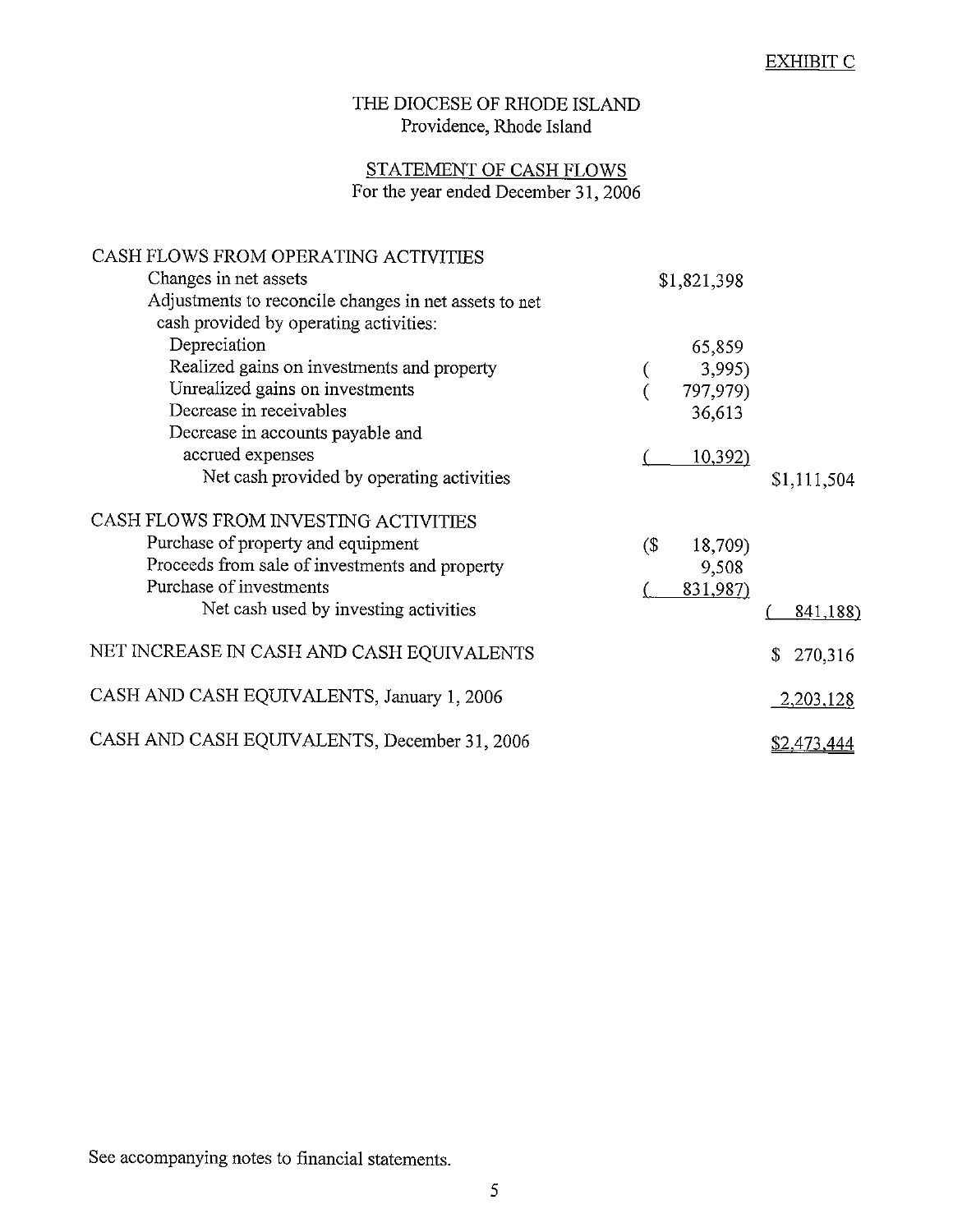EXHIBIT C

# THE DIOCESE OF RHODE ISLAND
Providence, Rhode Island

## STATEMENT OF CASH FLOWS
For the year ended December 31, 2006

| | | |
|---|---|---|
| CASH FLOWS FROM OPERATING ACTIVITIES | | |
| Changes in net assets | $1,821,398 | |
| Adjustments to reconcile changes in net assets to net cash provided by operating activities: | | |
| Depreciation | 65,859 | |
| Realized gains on investments and property | ( 3,995) | |
| Unrealized gains on investments | ( 797,979) | |
| Decrease in receivables | 36,613 | |
| Decrease in accounts payable and accrued expenses | ( 10,392) | |
| Net cash provided by operating activities | | $1,111,504 |
| CASH FLOWS FROM INVESTING ACTIVITIES | | |
| Purchase of property and equipment | ($ 18,709) | |
| Proceeds from sale of investments and property | 9,508 | |
| Purchase of investments | ( 831,987) | |
| Net cash used by investing activities | | ( 841,188) |
| NET INCREASE IN CASH AND CASH EQUIVALENTS | | $ 270,316 |
| CASH AND CASH EQUIVALENTS, January 1, 2006 | | 2,203,128 |
| CASH AND CASH EQUIVALENTS, December 31, 2006 | | $2,473,444 |

See accompanying notes to financial statements.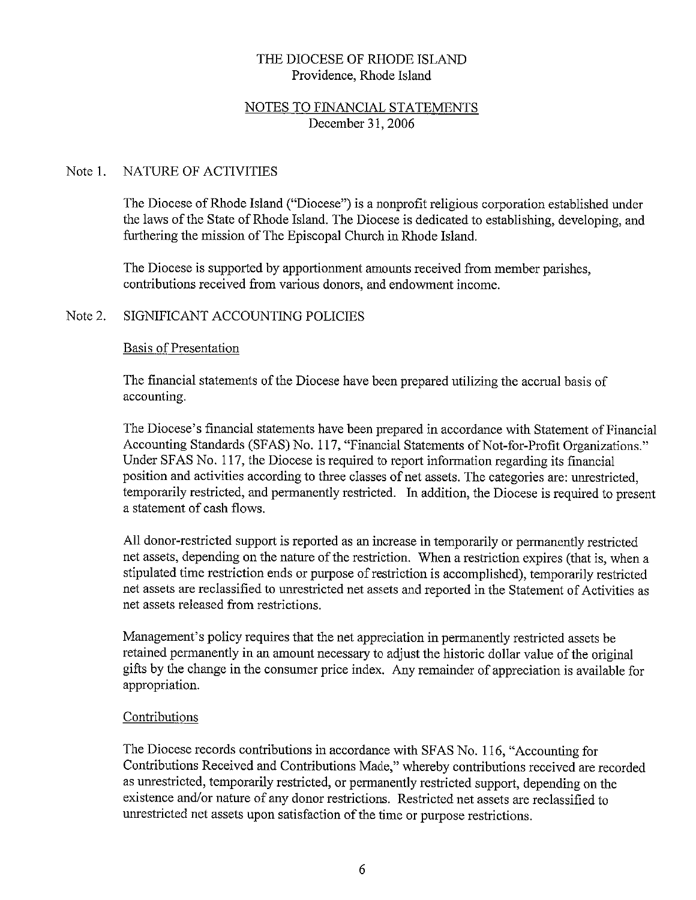# THE DIOCESE OF RHODE ISLAND
Providence, Rhode Island

## NOTES TO FINANCIAL STATEMENTS
December 31, 2006

### Note 1. NATURE OF ACTIVITIES

The Diocese of Rhode Island ("Diocese") is a nonprofit religious corporation established under the laws of the State of Rhode Island. The Diocese is dedicated to establishing, developing, and furthering the mission of The Episcopal Church in Rhode Island.

The Diocese is supported by apportionment amounts received from member parishes, contributions received from various donors, and endowment income.

### Note 2. SIGNIFICANT ACCOUNTING POLICIES

Basis of Presentation

The financial statements of the Diocese have been prepared utilizing the accrual basis of accounting.

The Diocese's financial statements have been prepared in accordance with Statement of Financial Accounting Standards (SFAS) No. 117, "Financial Statements of Not-for-Profit Organizations." Under SFAS No. 117, the Diocese is required to report information regarding its financial position and activities according to three classes of net assets. The categories are: unrestricted, temporarily restricted, and permanently restricted. In addition, the Diocese is required to present a statement of cash flows.

All donor-restricted support is reported as an increase in temporarily or permanently restricted net assets, depending on the nature of the restriction. When a restriction expires (that is, when a stipulated time restriction ends or purpose of restriction is accomplished), temporarily restricted net assets are reclassified to unrestricted net assets and reported in the Statement of Activities as net assets released from restrictions.

Management's policy requires that the net appreciation in permanently restricted assets be retained permanently in an amount necessary to adjust the historic dollar value of the original gifts by the change in the consumer price index. Any remainder of appreciation is available for appropriation.

Contributions

The Diocese records contributions in accordance with SFAS No. 116, "Accounting for Contributions Received and Contributions Made," whereby contributions received are recorded as unrestricted, temporarily restricted, or permanently restricted support, depending on the existence and/or nature of any donor restrictions. Restricted net assets are reclassified to unrestricted net assets upon satisfaction of the time or purpose restrictions.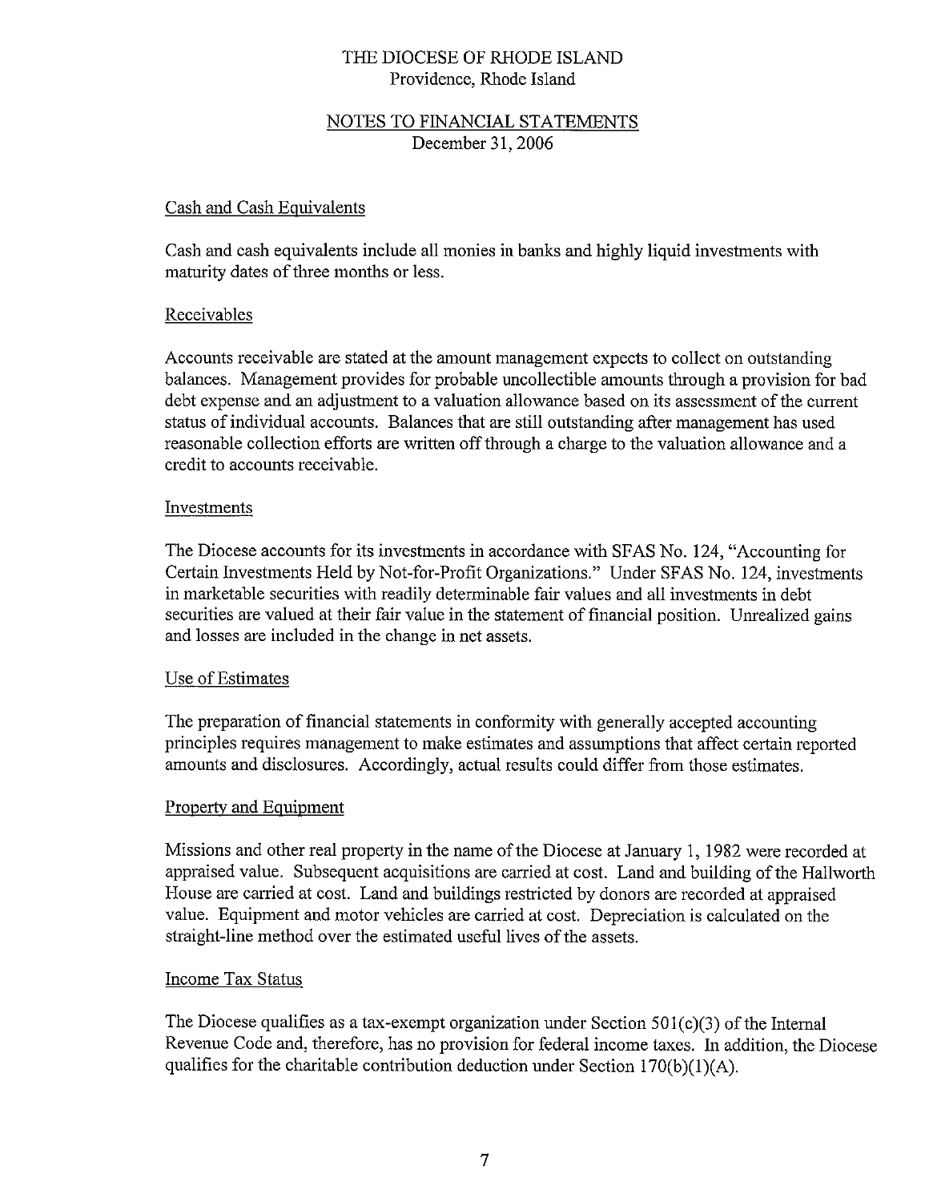THE DIOCESE OF RHODE ISLAND
Providence, Rhode Island

NOTES TO FINANCIAL STATEMENTS
December 31, 2006

## Cash and Cash Equivalents

Cash and cash equivalents include all monies in banks and highly liquid investments with maturity dates of three months or less.

## Receivables

Accounts receivable are stated at the amount management expects to collect on outstanding balances. Management provides for probable uncollectible amounts through a provision for bad debt expense and an adjustment to a valuation allowance based on its assessment of the current status of individual accounts. Balances that are still outstanding after management has used reasonable collection efforts are written off through a charge to the valuation allowance and a credit to accounts receivable.

## Investments

The Diocese accounts for its investments in accordance with SFAS No. 124, "Accounting for Certain Investments Held by Not-for-Profit Organizations." Under SFAS No. 124, investments in marketable securities with readily determinable fair values and all investments in debt securities are valued at their fair value in the statement of financial position. Unrealized gains and losses are included in the change in net assets.

## Use of Estimates

The preparation of financial statements in conformity with generally accepted accounting principles requires management to make estimates and assumptions that affect certain reported amounts and disclosures. Accordingly, actual results could differ from those estimates.

## Property and Equipment

Missions and other real property in the name of the Diocese at January 1, 1982 were recorded at appraised value. Subsequent acquisitions are carried at cost. Land and building of the Hallworth House are carried at cost. Land and buildings restricted by donors are recorded at appraised value. Equipment and motor vehicles are carried at cost. Depreciation is calculated on the straight-line method over the estimated useful lives of the assets.

## Income Tax Status

The Diocese qualifies as a tax-exempt organization under Section 501(c)(3) of the Internal Revenue Code and, therefore, has no provision for federal income taxes. In addition, the Diocese qualifies for the charitable contribution deduction under Section 170(b)(1)(A).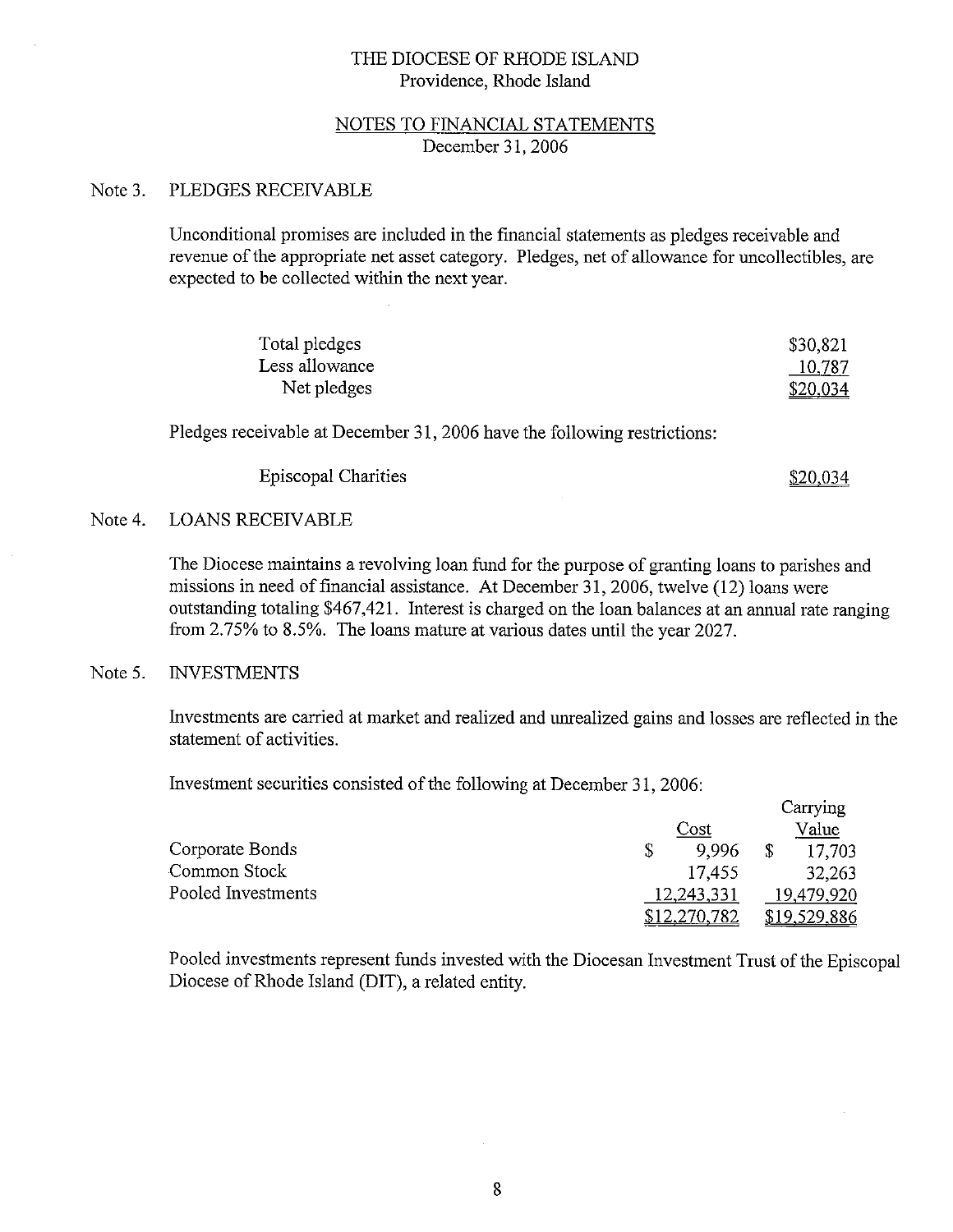# THE DIOCESE OF RHODE ISLAND
Providence, Rhode Island

## NOTES TO FINANCIAL STATEMENTS
December 31, 2006

### Note 3. PLEDGES RECEIVABLE

Unconditional promises are included in the financial statements as pledges receivable and revenue of the appropriate net asset category. Pledges, net of allowance for uncollectibles, are expected to be collected within the next year.

| | |
|---|---|
| Total pledges | $30,821 |
| Less allowance | 10,787 |
| Net pledges | $20,034 |

Pledges receivable at December 31, 2006 have the following restrictions:

| | |
|---|---|
| Episcopal Charities | $20,034 |

### Note 4. LOANS RECEIVABLE

The Diocese maintains a revolving loan fund for the purpose of granting loans to parishes and missions in need of financial assistance. At December 31, 2006, twelve (12) loans were outstanding totaling $467,421. Interest is charged on the loan balances at an annual rate ranging from 2.75% to 8.5%. The loans mature at various dates until the year 2027.

### Note 5. INVESTMENTS

Investments are carried at market and realized and unrealized gains and losses are reflected in the statement of activities.

Investment securities consisted of the following at December 31, 2006:

| | Cost | Carrying Value |
|---|---|---|
| Corporate Bonds | $ 9,996 | $ 17,703 |
| Common Stock | 17,455 | 32,263 |
| Pooled Investments | 12,243,331 | 19,479,920 |
| | $12,270,782 | $19,529,886 |

Pooled investments represent funds invested with the Diocesan Investment Trust of the Episcopal Diocese of Rhode Island (DIT), a related entity.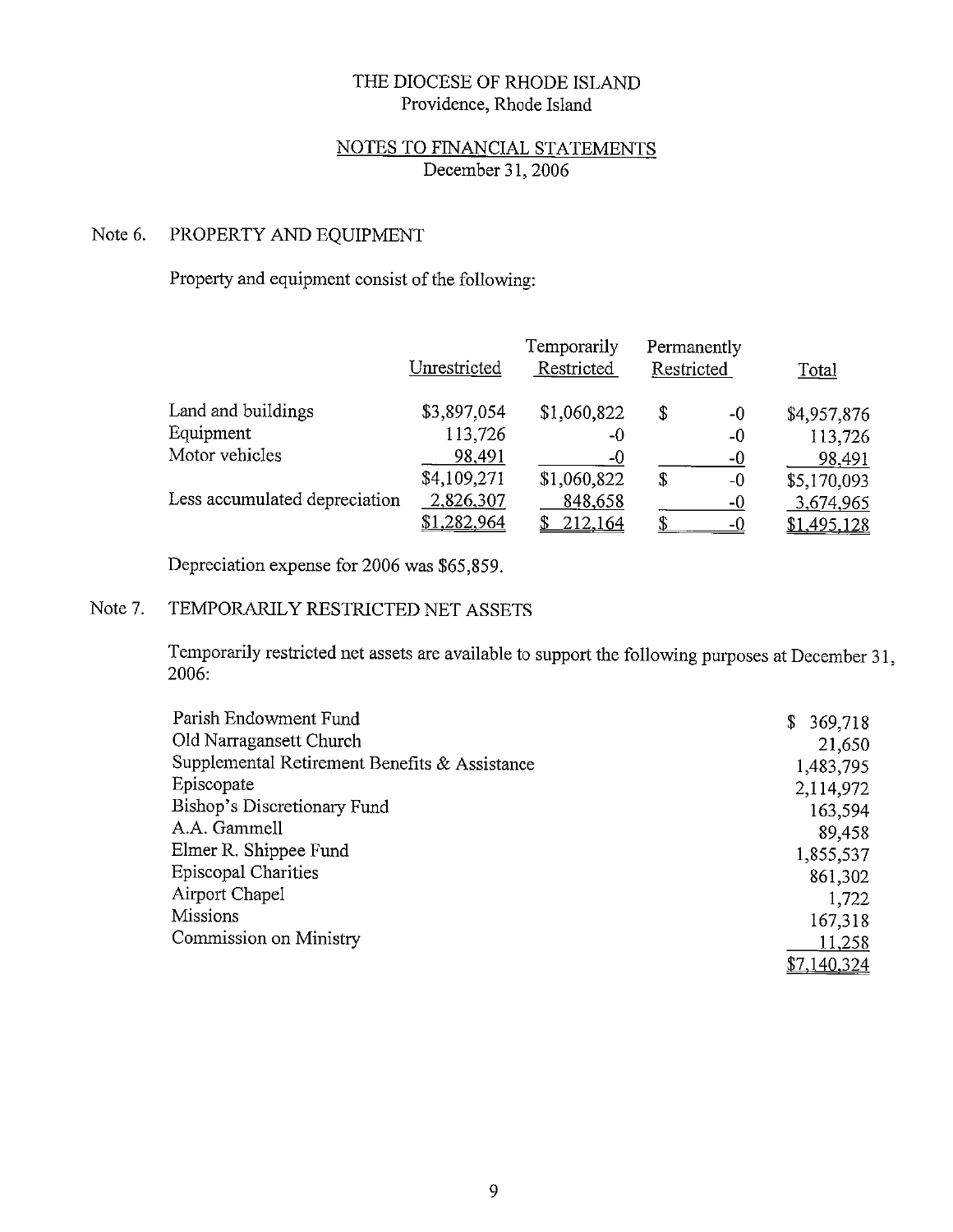THE DIOCESE OF RHODE ISLAND
Providence, Rhode Island

NOTES TO FINANCIAL STATEMENTS
December 31, 2006

## Note 6. PROPERTY AND EQUIPMENT

Property and equipment consist of the following:

| | Unrestricted | Temporarily Restricted | Permanently Restricted | Total |
|---|---|---|---|---|
| Land and buildings | $3,897,054 | $1,060,822 | $ -0 | $4,957,876 |
| Equipment | 113,726 | -0 | -0 | 113,726 |
| Motor vehicles | 98,491 | -0 | -0 | 98,491 |
| | $4,109,271 | $1,060,822 | $ -0 | $5,170,093 |
| Less accumulated depreciation | 2,826,307 | 848,658 | -0 | 3,674,965 |
| | $1,282,964 | $ 212,164 | $ -0 | $1,495,128 |

Depreciation expense for 2006 was $65,859.

## Note 7. TEMPORARILY RESTRICTED NET ASSETS

Temporarily restricted net assets are available to support the following purposes at December 31, 2006:

| | |
|---|---|
| Parish Endowment Fund | $ 369,718 |
| Old Narragansett Church | 21,650 |
| Supplemental Retirement Benefits & Assistance | 1,483,795 |
| Episcopate | 2,114,972 |
| Bishop's Discretionary Fund | 163,594 |
| A.A. Gammell | 89,458 |
| Elmer R. Shippee Fund | 1,855,537 |
| Episcopal Charities | 861,302 |
| Airport Chapel | 1,722 |
| Missions | 167,318 |
| Commission on Ministry | 11,258 |
| | $7,140,324 |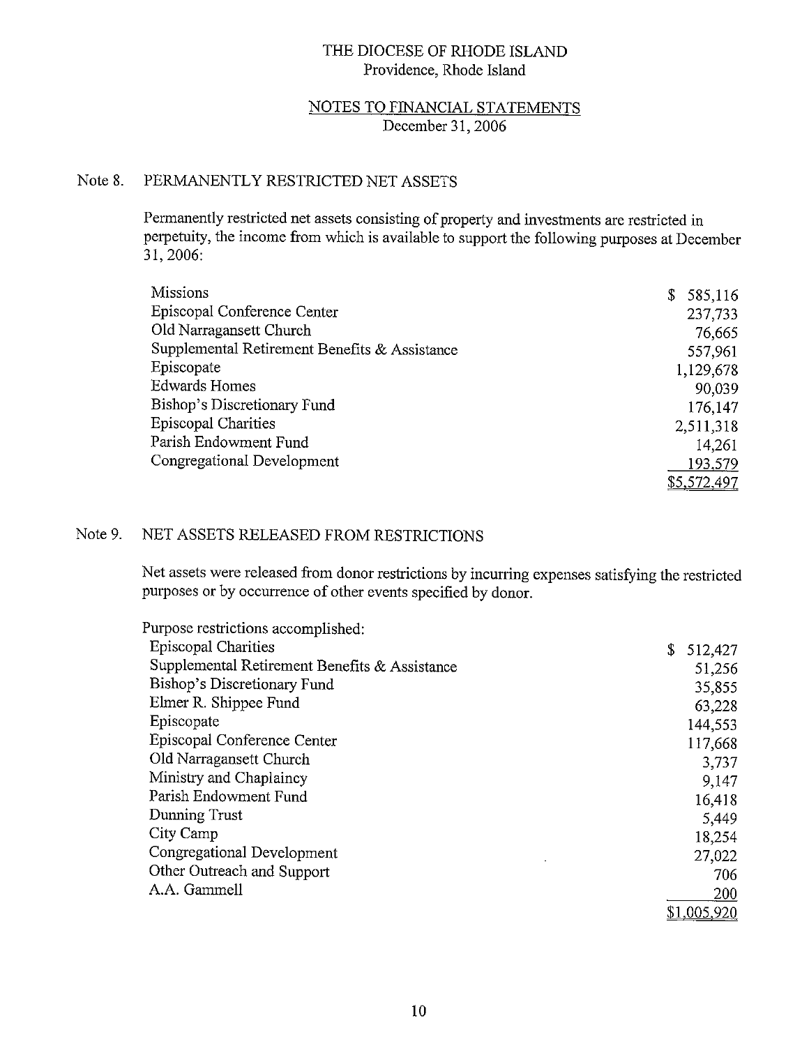THE DIOCESE OF RHODE ISLAND
Providence, Rhode Island

NOTES TO FINANCIAL STATEMENTS
December 31, 2006

## Note 8. PERMANENTLY RESTRICTED NET ASSETS

Permanently restricted net assets consisting of property and investments are restricted in perpetuity, the income from which is available to support the following purposes at December 31, 2006:

| | |
|---|---|
| Missions | $ 585,116 |
| Episcopal Conference Center | 237,733 |
| Old Narragansett Church | 76,665 |
| Supplemental Retirement Benefits & Assistance | 557,961 |
| Episcopate | 1,129,678 |
| Edwards Homes | 90,039 |
| Bishop's Discretionary Fund | 176,147 |
| Episcopal Charities | 2,511,318 |
| Parish Endowment Fund | 14,261 |
| Congregational Development | 193,579 |
| | $5,572,497 |

## Note 9. NET ASSETS RELEASED FROM RESTRICTIONS

Net assets were released from donor restrictions by incurring expenses satisfying the restricted purposes or by occurrence of other events specified by donor.

| | |
|---|---|
| Purpose restrictions accomplished: | |
| Episcopal Charities | $ 512,427 |
| Supplemental Retirement Benefits & Assistance | 51,256 |
| Bishop's Discretionary Fund | 35,855 |
| Elmer R. Shippee Fund | 63,228 |
| Episcopate | 144,553 |
| Episcopal Conference Center | 117,668 |
| Old Narragansett Church | 3,737 |
| Ministry and Chaplaincy | 9,147 |
| Parish Endowment Fund | 16,418 |
| Dunning Trust | 5,449 |
| City Camp | 18,254 |
| Congregational Development | 27,022 |
| Other Outreach and Support | 706 |
| A.A. Gammell | 200 |
| | $1,005,920 |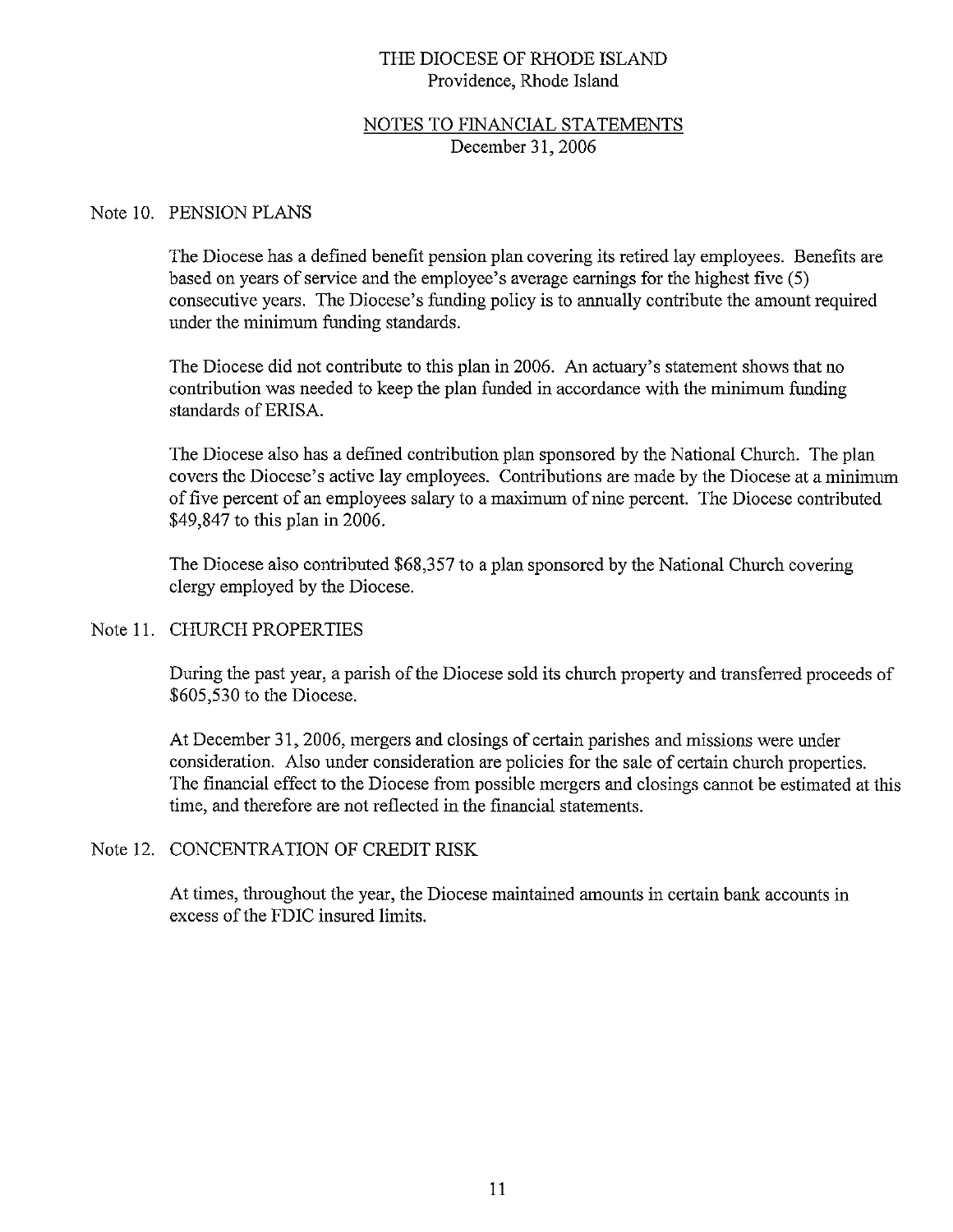THE DIOCESE OF RHODE ISLAND
Providence, Rhode Island

NOTES TO FINANCIAL STATEMENTS
December 31, 2006

## Note 10. PENSION PLANS

The Diocese has a defined benefit pension plan covering its retired lay employees. Benefits are based on years of service and the employee's average earnings for the highest five (5) consecutive years. The Diocese's funding policy is to annually contribute the amount required under the minimum funding standards.

The Diocese did not contribute to this plan in 2006. An actuary's statement shows that no contribution was needed to keep the plan funded in accordance with the minimum funding standards of ERISA.

The Diocese also has a defined contribution plan sponsored by the National Church. The plan covers the Diocese's active lay employees. Contributions are made by the Diocese at a minimum of five percent of an employees salary to a maximum of nine percent. The Diocese contributed $49,847 to this plan in 2006.

The Diocese also contributed $68,357 to a plan sponsored by the National Church covering clergy employed by the Diocese.

## Note 11. CHURCH PROPERTIES

During the past year, a parish of the Diocese sold its church property and transferred proceeds of $605,530 to the Diocese.

At December 31, 2006, mergers and closings of certain parishes and missions were under consideration. Also under consideration are policies for the sale of certain church properties. The financial effect to the Diocese from possible mergers and closings cannot be estimated at this time, and therefore are not reflected in the financial statements.

## Note 12. CONCENTRATION OF CREDIT RISK

At times, throughout the year, the Diocese maintained amounts in certain bank accounts in excess of the FDIC insured limits.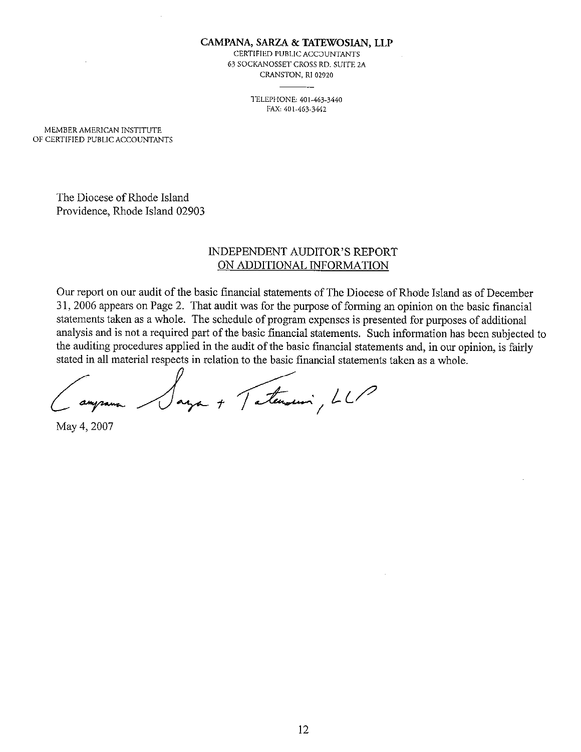**CAMPANA, SARZA & TATEWOSIAN, LLP**

CERTIFIED PUBLIC ACCOUNTANTS
63 SOCKANOSSET CROSS RD. SUITE 2A
CRANSTON, RI 02920

TELEPHONE: 401-463-3440
FAX: 401-463-3442

MEMBER AMERICAN INSTITUTE
OF CERTIFIED PUBLIC ACCOUNTANTS

The Diocese of Rhode Island
Providence, Rhode Island 02903

## INDEPENDENT AUDITOR'S REPORT ON ADDITIONAL INFORMATION

Our report on our audit of the basic financial statements of The Diocese of Rhode Island as of December 31, 2006 appears on Page 2. That audit was for the purpose of forming an opinion on the basic financial statements taken as a whole. The schedule of program expenses is presented for purposes of additional analysis and is not a required part of the basic financial statements. Such information has been subjected to the auditing procedures applied in the audit of the basic financial statements and, in our opinion, is fairly stated in all material respects in relation to the basic financial statements taken as a whole.

Campana Sarza + Tatewosian, LLP

May 4, 2007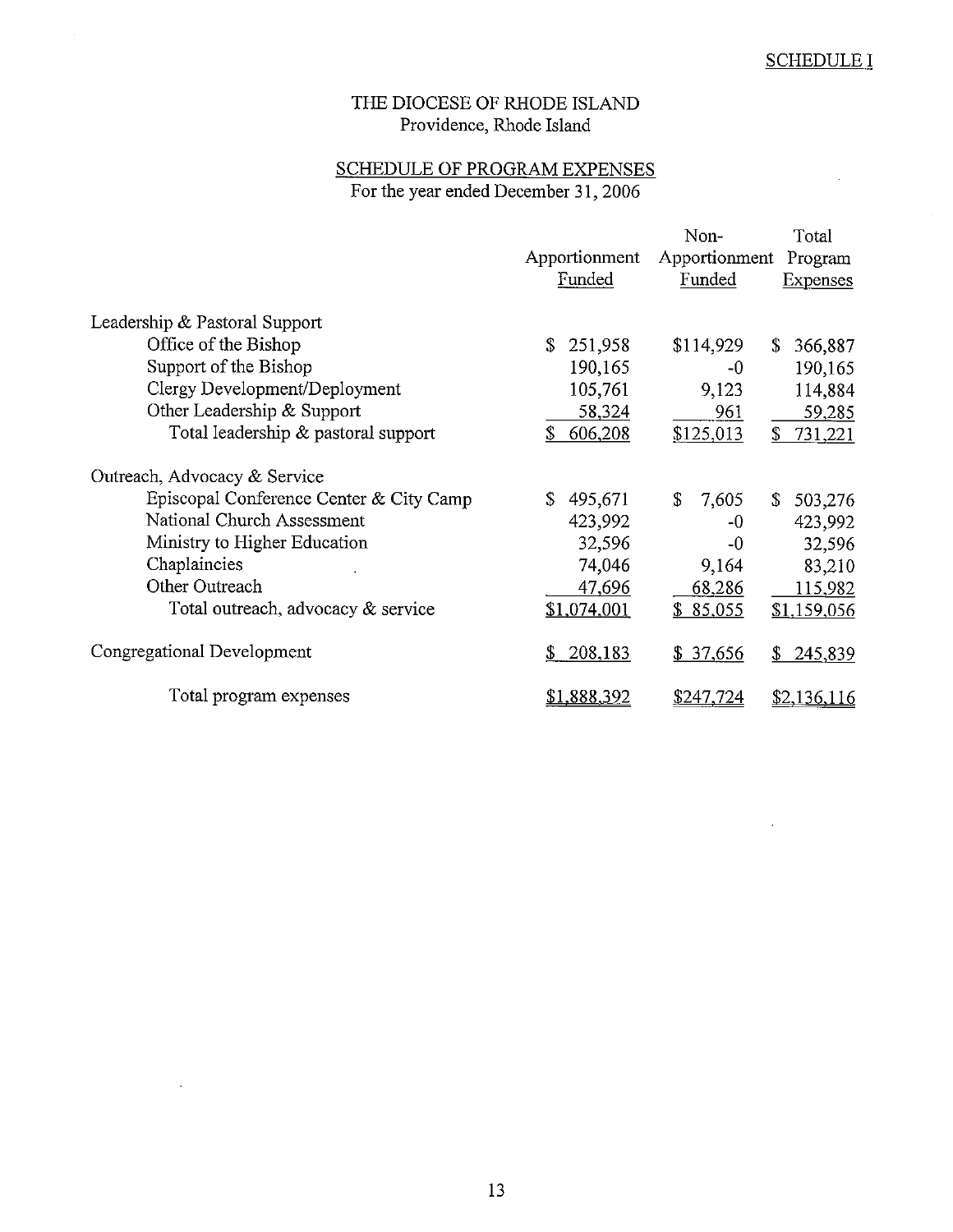SCHEDULE I

# THE DIOCESE OF RHODE ISLAND
Providence, Rhode Island

## SCHEDULE OF PROGRAM EXPENSES
For the year ended December 31, 2006

| | Apportionment Funded | Non-Apportionment Funded | Total Program Expenses |
|---|---|---|---|
| Leadership & Pastoral Support | | | |
| Office of the Bishop | $ 251,958 | $114,929 | $ 366,887 |
| Support of the Bishop | 190,165 | -0 | 190,165 |
| Clergy Development/Deployment | 105,761 | 9,123 | 114,884 |
| Other Leadership & Support | 58,324 | 961 | 59,285 |
| Total leadership & pastoral support | $ 606,208 | $125,013 | $ 731,221 |
| Outreach, Advocacy & Service | | | |
| Episcopal Conference Center & City Camp | $ 495,671 | $ 7,605 | $ 503,276 |
| National Church Assessment | 423,992 | -0 | 423,992 |
| Ministry to Higher Education | 32,596 | -0 | 32,596 |
| Chaplaincies | 74,046 | 9,164 | 83,210 |
| Other Outreach | 47,696 | 68,286 | 115,982 |
| Total outreach, advocacy & service | $1,074,001 | $ 85,055 | $1,159,056 |
| Congregational Development | $ 208,183 | $ 37,656 | $ 245,839 |
| Total program expenses | $1,888,392 | $247,724 | $2,136,116 |